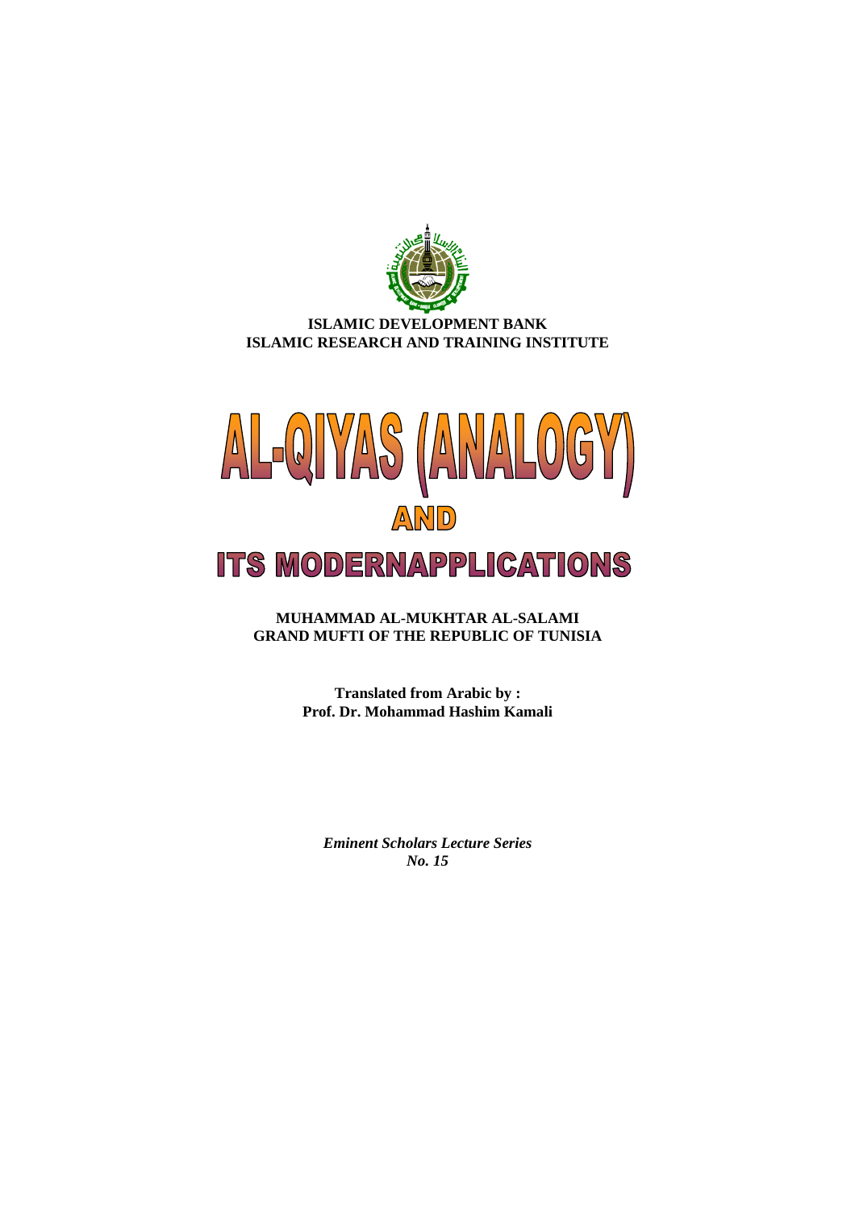ISLAMIC DEVELOPMENT BANK
ISLAMIC RESEARCH AND TRAINING INSTITUTE

# AL-QIYAS (ANALOGY) AND ITS MODERNAPPLICATIONS

**MUHAMMAD AL-MUKHTAR AL-SALAMI**
**GRAND MUFTI OF THE REPUBLIC OF TUNISIA**

**Translated from Arabic by :**
**Prof. Dr. Mohammad Hashim Kamali**

***Eminent Scholars Lecture Series***
***No. 15***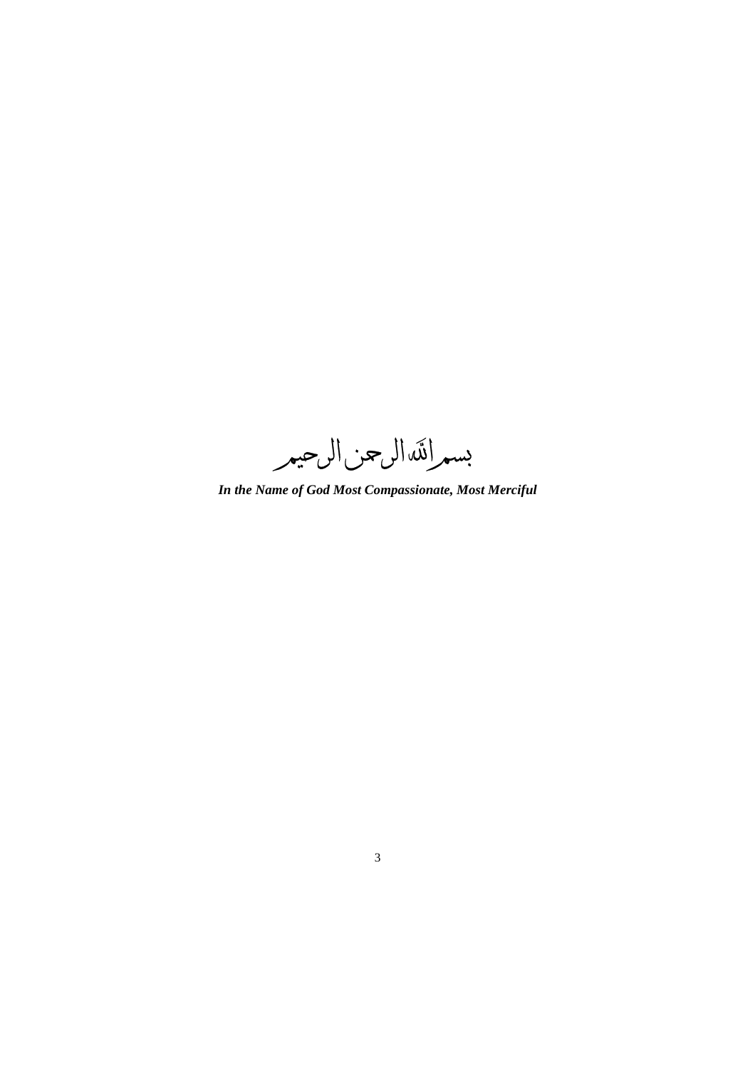بسم الله الرحمن الرحيم

***In the Name of God Most Compassionate, Most Merciful***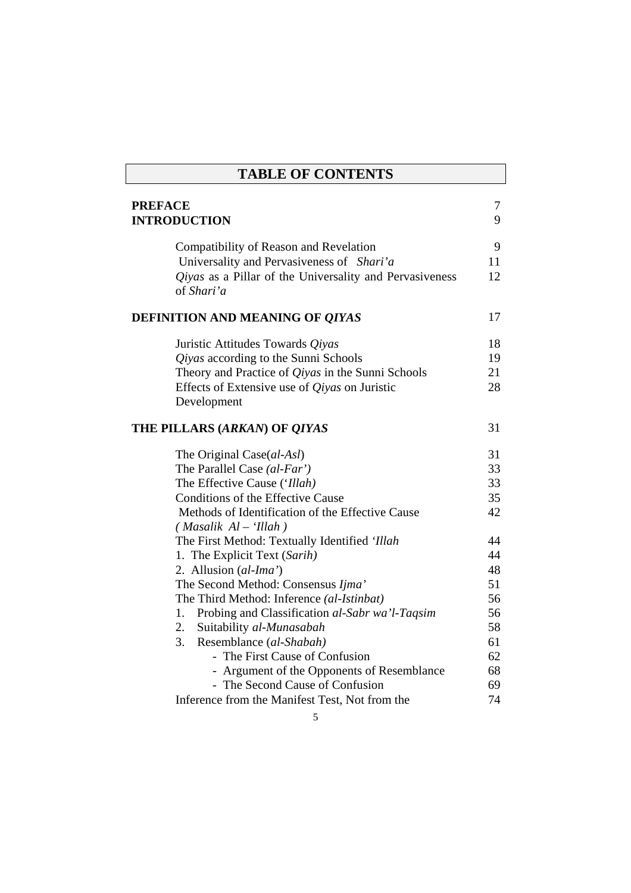# TABLE OF CONTENTS

| | |
|---|---|
| **PREFACE** | 7 |
| **INTRODUCTION** | 9 |
| Compatibility of Reason and Revelation | 9 |
| Universality and Pervasiveness of *Shari'a* | 11 |
| *Qiyas* as a Pillar of the Universality and Pervasiveness of *Shari'a* | 12 |
| **DEFINITION AND MEANING OF *QIYAS*** | 17 |
| Juristic Attitudes Towards *Qiyas* | 18 |
| *Qiyas* according to the Sunni Schools | 19 |
| Theory and Practice of *Qiyas* in the Sunni Schools | 21 |
| Effects of Extensive use of *Qiyas* on Juristic Development | 28 |
| **THE PILLARS (*ARKAN*) OF *QIYAS*** | 31 |
| The Original Case(*al-Asl*) | 31 |
| The Parallel Case *(al-Far')* | 33 |
| The Effective Cause (*'Illah)* | 33 |
| Conditions of the Effective Cause | 35 |
| Methods of Identification of the Effective Cause *( Masalik Al – 'Illah )* | 42 |
| The First Method: Textually Identified *'Illah* | 44 |
| 1. The Explicit Text (*Sarih)* | 44 |
| 2. Allusion (*al-Ima'*) | 48 |
| The Second Method: Consensus *Ijma'* | 51 |
| The Third Method: Inference *(al-Istinbat)* | 56 |
| 1. Probing and Classification *al-Sabr wa'l-Taqsim* | 56 |
| 2. Suitability *al-Munasabah* | 58 |
| 3. Resemblance (*al-Shabah)* | 61 |
| - The First Cause of Confusion | 62 |
| - Argument of the Opponents of Resemblance | 68 |
| - The Second Cause of Confusion | 69 |
| Inference from the Manifest Test, Not from the | 74 |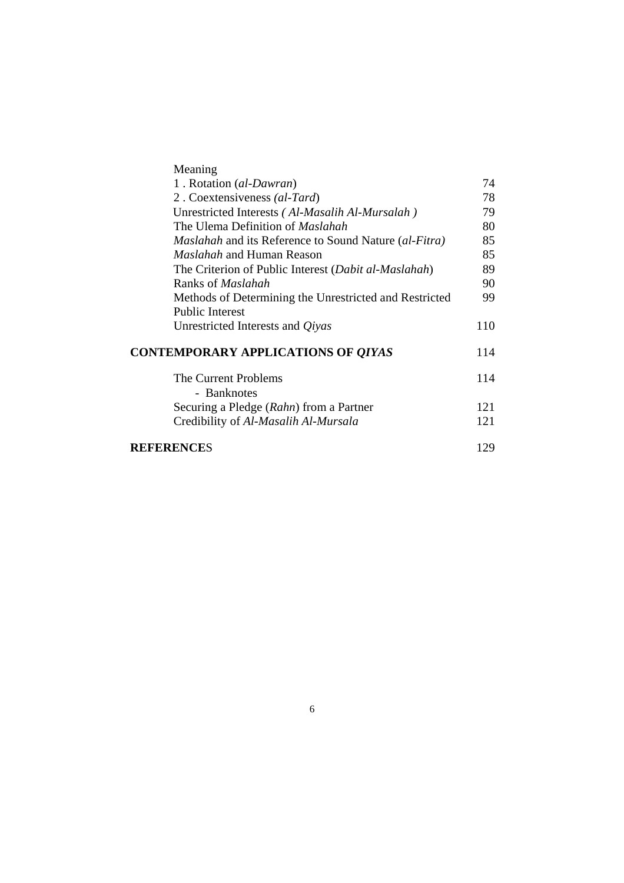| | |
|---|---|
| Meaning | |
| 1 . Rotation (*al-Dawran*) | 74 |
| 2 . Coextensiveness *(al-Tard*) | 78 |
| Unrestricted Interests *( Al-Masalih Al-Mursalah )* | 79 |
| The Ulema Definition of *Maslahah* | 80 |
| *Maslahah* and its Reference to Sound Nature (*al-Fitra)* | 85 |
| *Maslahah* and Human Reason | 85 |
| The Criterion of Public Interest (*Dabit al-Maslahah*) | 89 |
| Ranks of *Maslahah* | 90 |
| Methods of Determining the Unrestricted and Restricted Public Interest | 99 |
| Unrestricted Interests and *Qiyas* | 110 |
| **CONTEMPORARY APPLICATIONS OF *QIYAS*** | 114 |
| The Current Problems | 114 |
| - Banknotes | |
| Securing a Pledge (*Rahn*) from a Partner | 121 |
| Credibility of *Al-Masalih Al-Mursala* | 121 |
| **REFERENCE**S | 129 |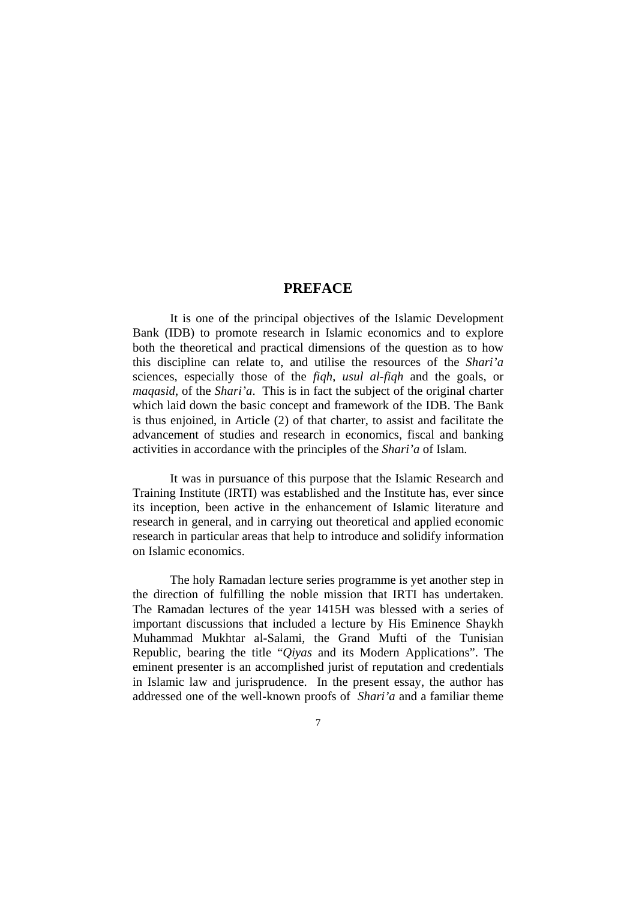# PREFACE

It is one of the principal objectives of the Islamic Development Bank (IDB) to promote research in Islamic economics and to explore both the theoretical and practical dimensions of the question as to how this discipline can relate to, and utilise the resources of the *Shari'a* sciences, especially those of the *fiqh*, *usul al-fiqh* and the goals, or *maqasid*, of the *Shari'a*. This is in fact the subject of the original charter which laid down the basic concept and framework of the IDB. The Bank is thus enjoined, in Article (2) of that charter, to assist and facilitate the advancement of studies and research in economics, fiscal and banking activities in accordance with the principles of the *Shari'a* of Islam.

It was in pursuance of this purpose that the Islamic Research and Training Institute (IRTI) was established and the Institute has, ever since its inception, been active in the enhancement of Islamic literature and research in general, and in carrying out theoretical and applied economic research in particular areas that help to introduce and solidify information on Islamic economics.

The holy Ramadan lecture series programme is yet another step in the direction of fulfilling the noble mission that IRTI has undertaken. The Ramadan lectures of the year 1415H was blessed with a series of important discussions that included a lecture by His Eminence Shaykh Muhammad Mukhtar al-Salami, the Grand Mufti of the Tunisian Republic, bearing the title "*Qiyas* and its Modern Applications". The eminent presenter is an accomplished jurist of reputation and credentials in Islamic law and jurisprudence. In the present essay, the author has addressed one of the well-known proofs of *Shari'a* and a familiar theme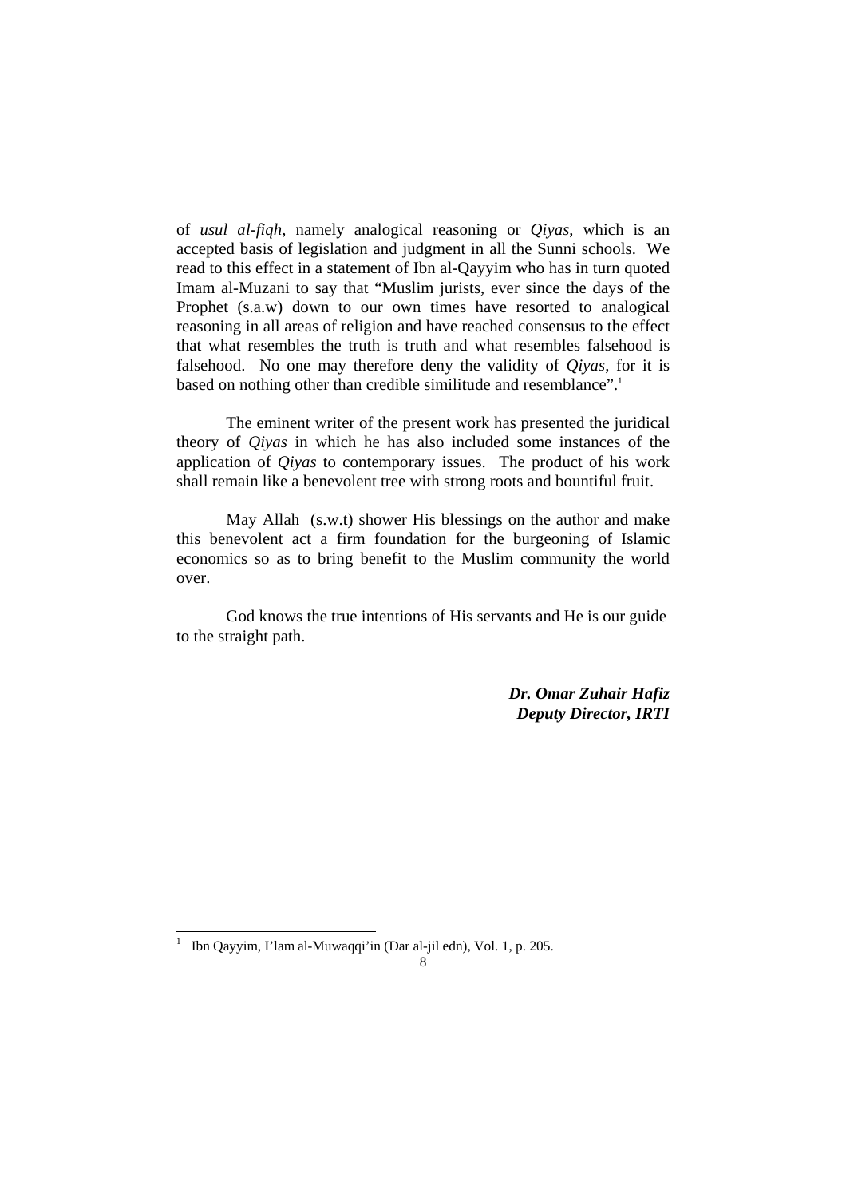of *usul al-fiqh*, namely analogical reasoning or *Qiyas*, which is an accepted basis of legislation and judgment in all the Sunni schools. We read to this effect in a statement of Ibn al-Qayyim who has in turn quoted Imam al-Muzani to say that "Muslim jurists, ever since the days of the Prophet (s.a.w) down to our own times have resorted to analogical reasoning in all areas of religion and have reached consensus to the effect that what resembles the truth is truth and what resembles falsehood is falsehood. No one may therefore deny the validity of *Qiyas*, for it is based on nothing other than credible similitude and resemblance".[1]

The eminent writer of the present work has presented the juridical theory of *Qiyas* in which he has also included some instances of the application of *Qiyas* to contemporary issues. The product of his work shall remain like a benevolent tree with strong roots and bountiful fruit.

May Allah (s.w.t) shower His blessings on the author and make this benevolent act a firm foundation for the burgeoning of Islamic economics so as to bring benefit to the Muslim community the world over.

God knows the true intentions of His servants and He is our guide to the straight path.

***Dr. Omar Zuhair Hafiz***
***Deputy Director, IRTI***

---

[1] Ibn Qayyim, I'lam al-Muwaqqi'in (Dar al-jil edn), Vol. 1, p. 205.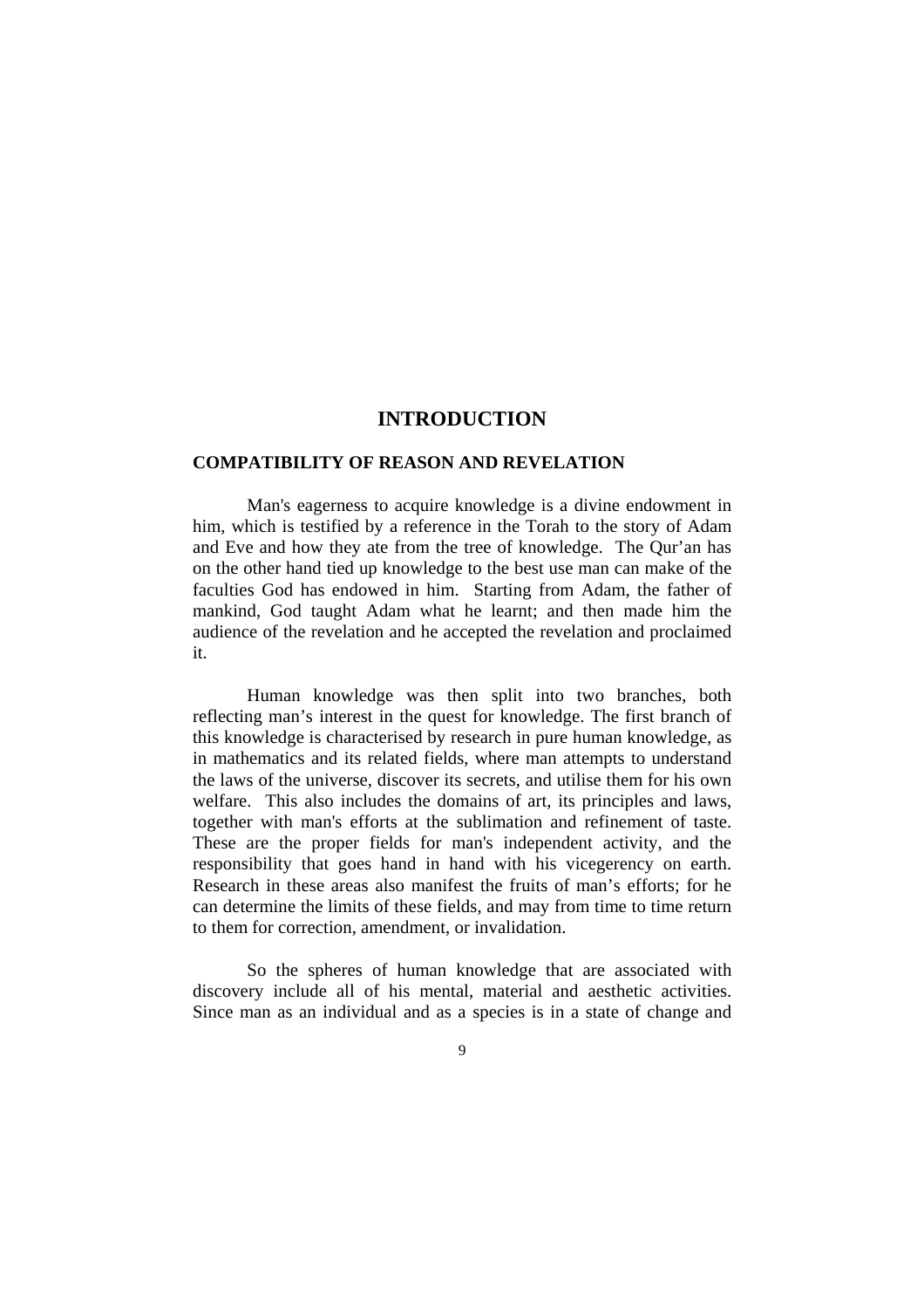# INTRODUCTION

## COMPATIBILITY OF REASON AND REVELATION

Man's eagerness to acquire knowledge is a divine endowment in him, which is testified by a reference in the Torah to the story of Adam and Eve and how they ate from the tree of knowledge. The Qur'an has on the other hand tied up knowledge to the best use man can make of the faculties God has endowed in him. Starting from Adam, the father of mankind, God taught Adam what he learnt; and then made him the audience of the revelation and he accepted the revelation and proclaimed it.

Human knowledge was then split into two branches, both reflecting man's interest in the quest for knowledge. The first branch of this knowledge is characterised by research in pure human knowledge, as in mathematics and its related fields, where man attempts to understand the laws of the universe, discover its secrets, and utilise them for his own welfare. This also includes the domains of art, its principles and laws, together with man's efforts at the sublimation and refinement of taste. These are the proper fields for man's independent activity, and the responsibility that goes hand in hand with his vicegerency on earth. Research in these areas also manifest the fruits of man's efforts; for he can determine the limits of these fields, and may from time to time return to them for correction, amendment, or invalidation.

So the spheres of human knowledge that are associated with discovery include all of his mental, material and aesthetic activities. Since man as an individual and as a species is in a state of change and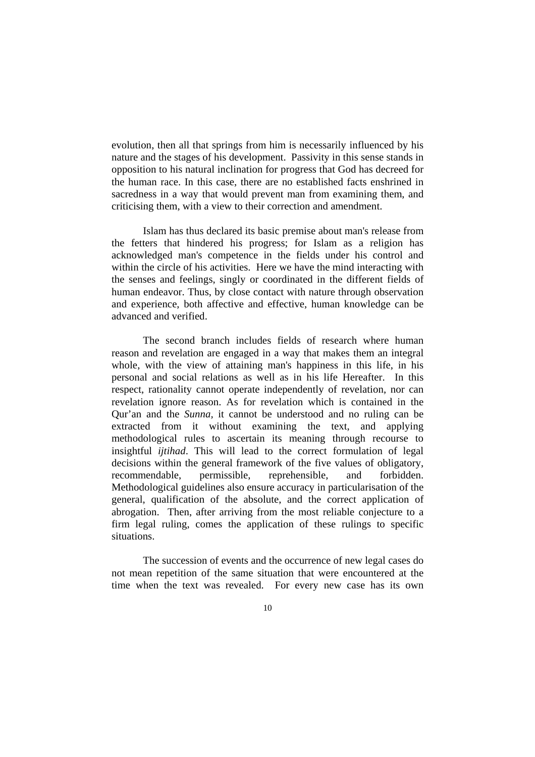evolution, then all that springs from him is necessarily influenced by his nature and the stages of his development. Passivity in this sense stands in opposition to his natural inclination for progress that God has decreed for the human race. In this case, there are no established facts enshrined in sacredness in a way that would prevent man from examining them, and criticising them, with a view to their correction and amendment.

Islam has thus declared its basic premise about man's release from the fetters that hindered his progress; for Islam as a religion has acknowledged man's competence in the fields under his control and within the circle of his activities. Here we have the mind interacting with the senses and feelings, singly or coordinated in the different fields of human endeavor. Thus, by close contact with nature through observation and experience, both affective and effective, human knowledge can be advanced and verified.

The second branch includes fields of research where human reason and revelation are engaged in a way that makes them an integral whole, with the view of attaining man's happiness in this life, in his personal and social relations as well as in his life Hereafter. In this respect, rationality cannot operate independently of revelation, nor can revelation ignore reason. As for revelation which is contained in the Qur'an and the *Sunna*, it cannot be understood and no ruling can be extracted from it without examining the text, and applying methodological rules to ascertain its meaning through recourse to insightful *ijtihad*. This will lead to the correct formulation of legal decisions within the general framework of the five values of obligatory, recommendable, permissible, reprehensible, and forbidden. Methodological guidelines also ensure accuracy in particularisation of the general, qualification of the absolute, and the correct application of abrogation. Then, after arriving from the most reliable conjecture to a firm legal ruling, comes the application of these rulings to specific situations.

The succession of events and the occurrence of new legal cases do not mean repetition of the same situation that were encountered at the time when the text was revealed. For every new case has its own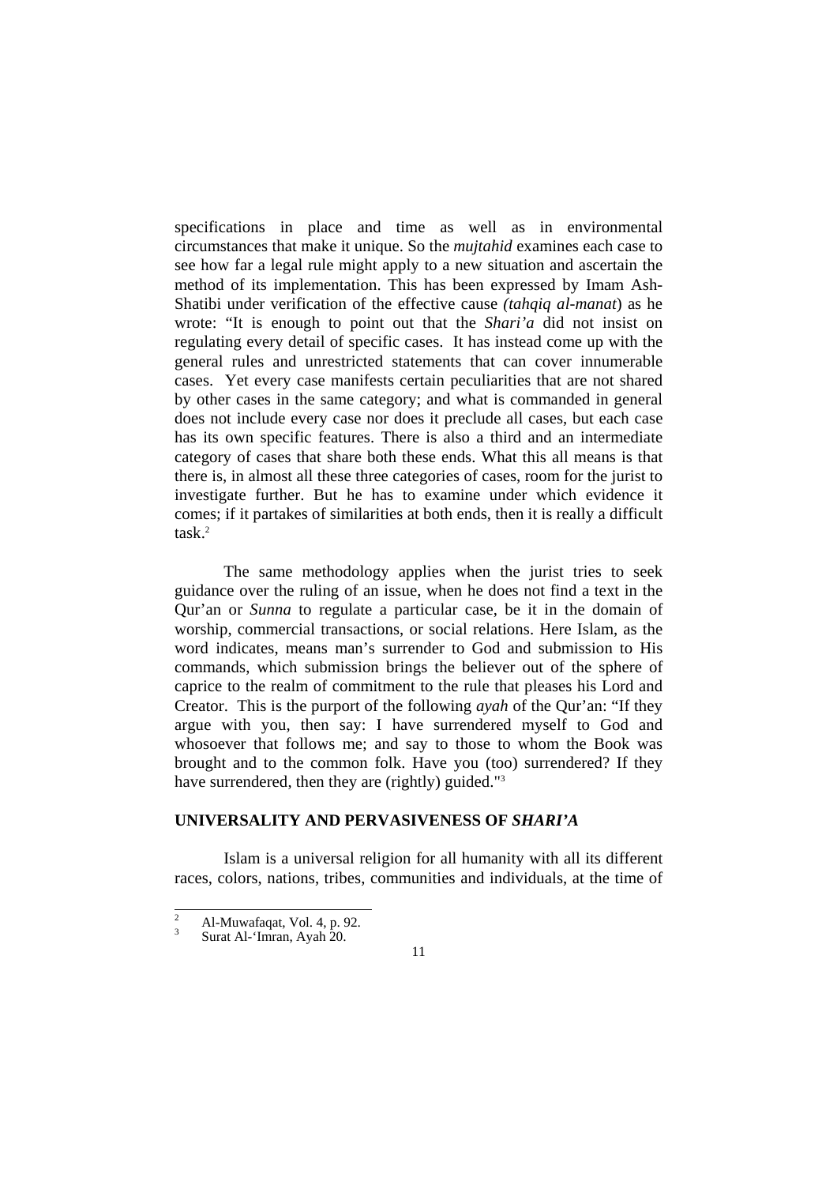specifications in place and time as well as in environmental circumstances that make it unique. So the *mujtahid* examines each case to see how far a legal rule might apply to a new situation and ascertain the method of its implementation. This has been expressed by Imam Ash-Shatibi under verification of the effective cause *(tahqiq al-manat*) as he wrote: "It is enough to point out that the *Shari'a* did not insist on regulating every detail of specific cases. It has instead come up with the general rules and unrestricted statements that can cover innumerable cases. Yet every case manifests certain peculiarities that are not shared by other cases in the same category; and what is commanded in general does not include every case nor does it preclude all cases, but each case has its own specific features. There is also a third and an intermediate category of cases that share both these ends. What this all means is that there is, in almost all these three categories of cases, room for the jurist to investigate further. But he has to examine under which evidence it comes; if it partakes of similarities at both ends, then it is really a difficult task.[2]

The same methodology applies when the jurist tries to seek guidance over the ruling of an issue, when he does not find a text in the Qur'an or *Sunna* to regulate a particular case, be it in the domain of worship, commercial transactions, or social relations. Here Islam, as the word indicates, means man's surrender to God and submission to His commands, which submission brings the believer out of the sphere of caprice to the realm of commitment to the rule that pleases his Lord and Creator. This is the purport of the following *ayah* of the Qur'an: "If they argue with you, then say: I have surrendered myself to God and whosoever that follows me; and say to those to whom the Book was brought and to the common folk. Have you (too) surrendered? If they have surrendered, then they are (rightly) guided."[3]

## UNIVERSALITY AND PERVASIVENESS OF *SHARI'A*

Islam is a universal religion for all humanity with all its different races, colors, nations, tribes, communities and individuals, at the time of

---

[2] Al-Muwafaqat, Vol. 4, p. 92.

[3] Surat Al-'Imran, Ayah 20.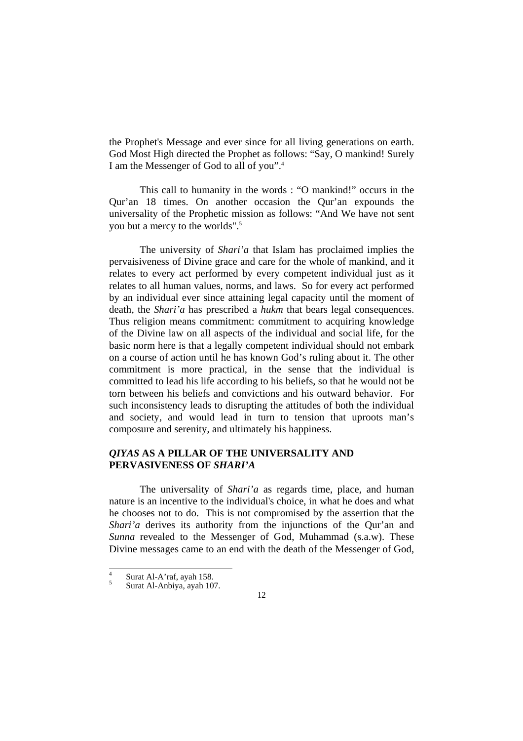the Prophet's Message and ever since for all living generations on earth. God Most High directed the Prophet as follows: "Say, O mankind! Surely I am the Messenger of God to all of you".[4]

This call to humanity in the words : "O mankind!" occurs in the Qur'an 18 times. On another occasion the Qur'an expounds the universality of the Prophetic mission as follows: "And We have not sent you but a mercy to the worlds".[5]

The university of *Shari'a* that Islam has proclaimed implies the pervaisiveness of Divine grace and care for the whole of mankind, and it relates to every act performed by every competent individual just as it relates to all human values, norms, and laws. So for every act performed by an individual ever since attaining legal capacity until the moment of death, the *Shari'a* has prescribed a *hukm* that bears legal consequences. Thus religion means commitment: commitment to acquiring knowledge of the Divine law on all aspects of the individual and social life, for the basic norm here is that a legally competent individual should not embark on a course of action until he has known God's ruling about it. The other commitment is more practical, in the sense that the individual is committed to lead his life according to his beliefs, so that he would not be torn between his beliefs and convictions and his outward behavior. For such inconsistency leads to disrupting the attitudes of both the individual and society, and would lead in turn to tension that uproots man's composure and serenity, and ultimately his happiness.

## *QIYAS* AS A PILLAR OF THE UNIVERSALITY AND PERVASIVENESS OF *SHARI'A*

The universality of *Shari'a* as regards time, place, and human nature is an incentive to the individual's choice, in what he does and what he chooses not to do. This is not compromised by the assertion that the *Shari'a* derives its authority from the injunctions of the Qur'an and *Sunna* revealed to the Messenger of God, Muhammad (s.a.w). These Divine messages came to an end with the death of the Messenger of God,

---

[4] Surat Al-A'raf, ayah 158.

[5] Surat Al-Anbiya, ayah 107.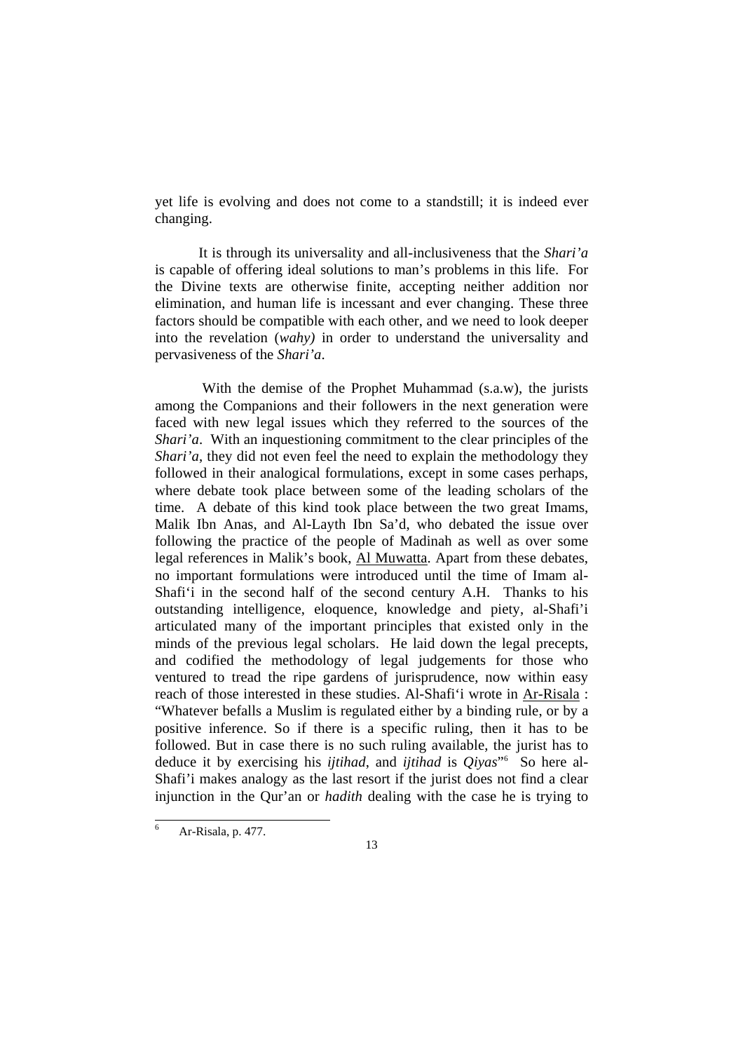yet life is evolving and does not come to a standstill; it is indeed ever changing.

It is through its universality and all-inclusiveness that the *Shari'a* is capable of offering ideal solutions to man's problems in this life. For the Divine texts are otherwise finite, accepting neither addition nor elimination, and human life is incessant and ever changing. These three factors should be compatible with each other, and we need to look deeper into the revelation (*wahy)* in order to understand the universality and pervasiveness of the *Shari'a*.

With the demise of the Prophet Muhammad (s.a.w), the jurists among the Companions and their followers in the next generation were faced with new legal issues which they referred to the sources of the *Shari'a*. With an inquestioning commitment to the clear principles of the *Shari'a*, they did not even feel the need to explain the methodology they followed in their analogical formulations, except in some cases perhaps, where debate took place between some of the leading scholars of the time. A debate of this kind took place between the two great Imams, Malik Ibn Anas, and Al-Layth Ibn Sa'd, who debated the issue over following the practice of the people of Madinah as well as over some legal references in Malik's book, Al Muwatta. Apart from these debates, no important formulations were introduced until the time of Imam al-Shafi'i in the second half of the second century A.H. Thanks to his outstanding intelligence, eloquence, knowledge and piety, al-Shafi'i articulated many of the important principles that existed only in the minds of the previous legal scholars. He laid down the legal precepts, and codified the methodology of legal judgements for those who ventured to tread the ripe gardens of jurisprudence, now within easy reach of those interested in these studies. Al-Shafi'i wrote in Ar-Risala : "Whatever befalls a Muslim is regulated either by a binding rule, or by a positive inference. So if there is a specific ruling, then it has to be followed. But in case there is no such ruling available, the jurist has to deduce it by exercising his *ijtihad*, and *ijtihad* is *Qiyas*"[6] So here al-Shafi'i makes analogy as the last resort if the jurist does not find a clear injunction in the Qur'an or *hadith* dealing with the case he is trying to

[6] Ar-Risala, p. 477.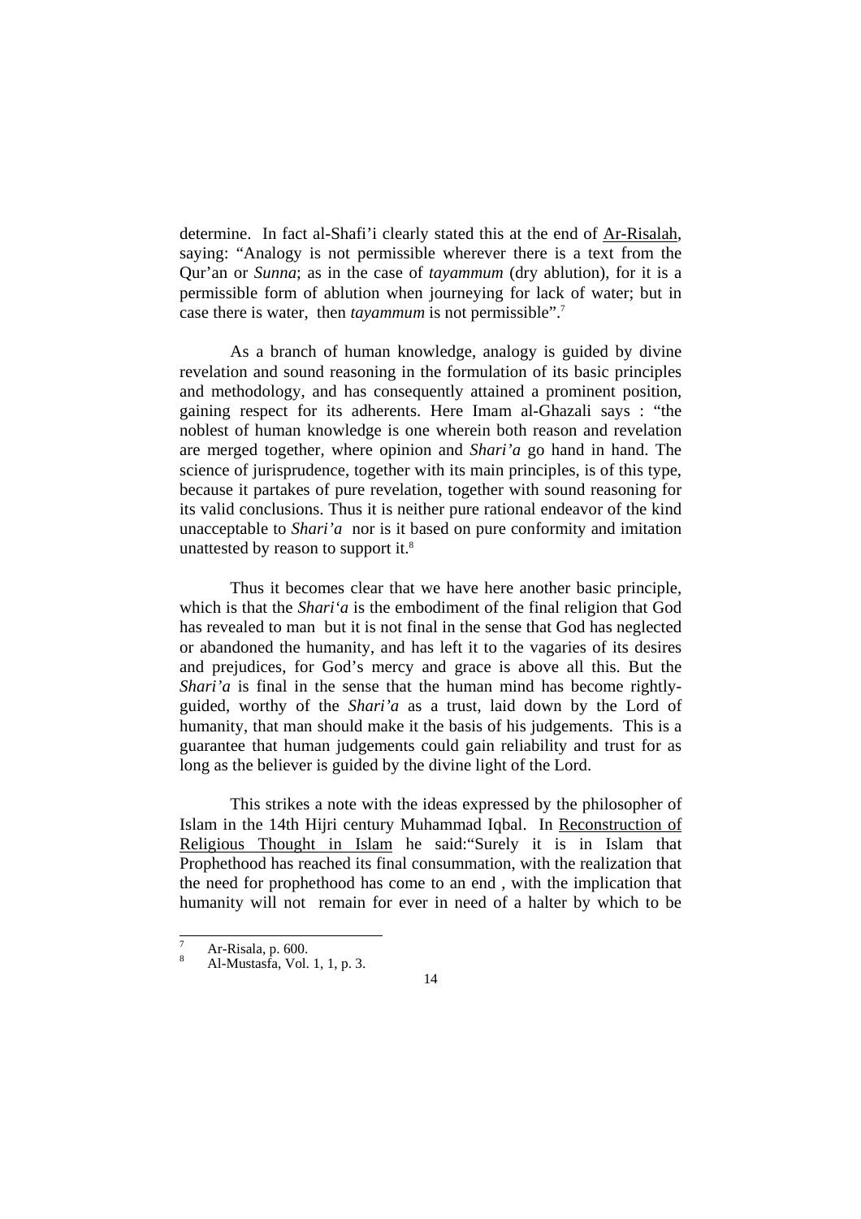determine. In fact al-Shafi'i clearly stated this at the end of Ar-Risalah, saying: "Analogy is not permissible wherever there is a text from the Qur'an or *Sunna*; as in the case of *tayammum* (dry ablution), for it is a permissible form of ablution when journeying for lack of water; but in case there is water, then *tayammum* is not permissible".[7]

As a branch of human knowledge, analogy is guided by divine revelation and sound reasoning in the formulation of its basic principles and methodology, and has consequently attained a prominent position, gaining respect for its adherents. Here Imam al-Ghazali says : "the noblest of human knowledge is one wherein both reason and revelation are merged together, where opinion and *Shari'a* go hand in hand. The science of jurisprudence, together with its main principles, is of this type, because it partakes of pure revelation, together with sound reasoning for its valid conclusions. Thus it is neither pure rational endeavor of the kind unacceptable to *Shari'a* nor is it based on pure conformity and imitation unattested by reason to support it.[8]

Thus it becomes clear that we have here another basic principle, which is that the *Shari'a* is the embodiment of the final religion that God has revealed to man but it is not final in the sense that God has neglected or abandoned the humanity, and has left it to the vagaries of its desires and prejudices, for God's mercy and grace is above all this. But the *Shari'a* is final in the sense that the human mind has become rightly-guided, worthy of the *Shari'a* as a trust, laid down by the Lord of humanity, that man should make it the basis of his judgements. This is a guarantee that human judgements could gain reliability and trust for as long as the believer is guided by the divine light of the Lord.

This strikes a note with the ideas expressed by the philosopher of Islam in the 14th Hijri century Muhammad Iqbal. In Reconstruction of Religious Thought in Islam he said:"Surely it is in Islam that Prophethood has reached its final consummation, with the realization that the need for prophethood has come to an end , with the implication that humanity will not remain for ever in need of a halter by which to be

---

[7] Ar-Risala, p. 600.

[8] Al-Mustasfa, Vol. 1, 1, p. 3.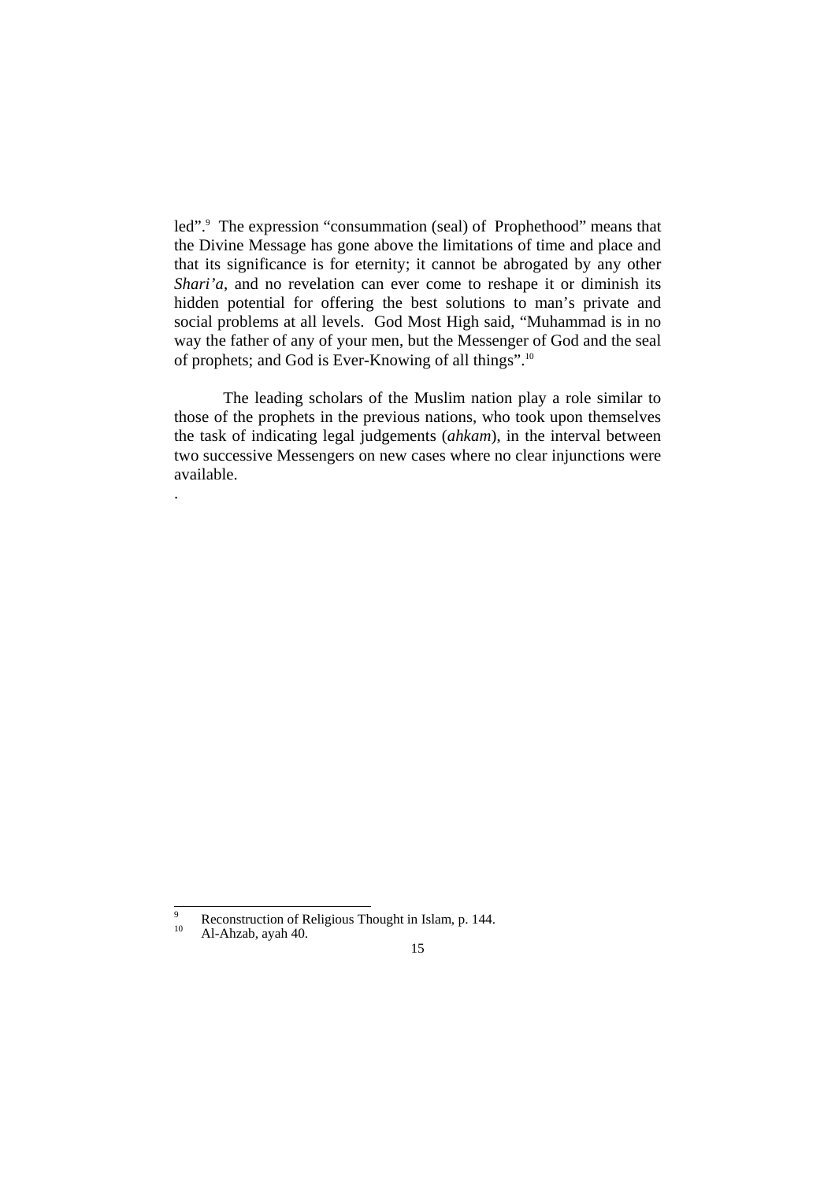led".[9] The expression "consummation (seal) of Prophethood" means that the Divine Message has gone above the limitations of time and place and that its significance is for eternity; it cannot be abrogated by any other *Shari'a*, and no revelation can ever come to reshape it or diminish its hidden potential for offering the best solutions to man's private and social problems at all levels. God Most High said, "Muhammad is in no way the father of any of your men, but the Messenger of God and the seal of prophets; and God is Ever-Knowing of all things".[10]

The leading scholars of the Muslim nation play a role similar to those of the prophets in the previous nations, who took upon themselves the task of indicating legal judgements (*ahkam*), in the interval between two successive Messengers on new cases where no clear injunctions were available.

.

---

[9] Reconstruction of Religious Thought in Islam, p. 144.

[10] Al-Ahzab, ayah 40.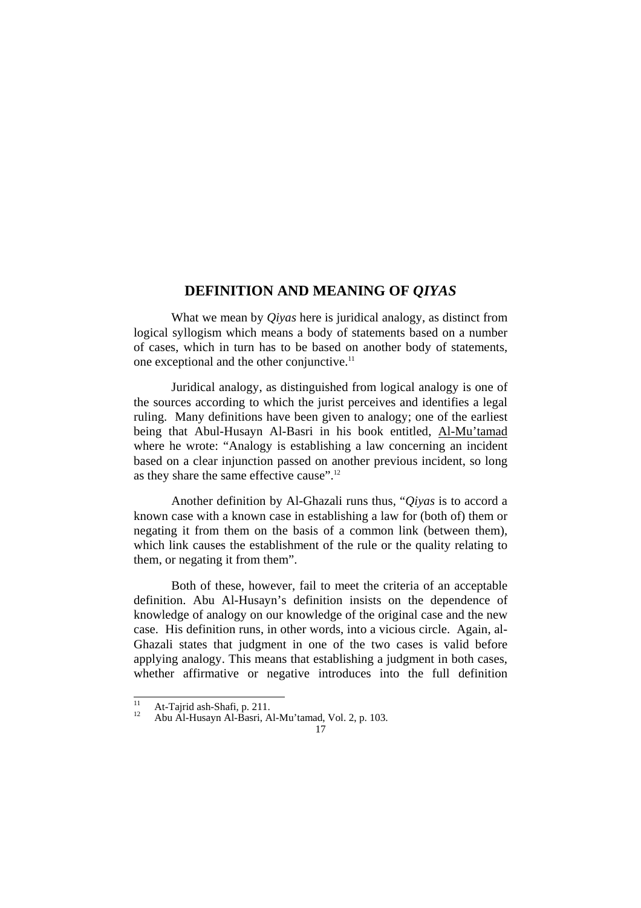## DEFINITION AND MEANING OF *QIYAS*

What we mean by *Qiyas* here is juridical analogy, as distinct from logical syllogism which means a body of statements based on a number of cases, which in turn has to be based on another body of statements, one exceptional and the other conjunctive.[11]

Juridical analogy, as distinguished from logical analogy is one of the sources according to which the jurist perceives and identifies a legal ruling. Many definitions have been given to analogy; one of the earliest being that Abul-Husayn Al-Basri in his book entitled, Al-Mu'tamad where he wrote: "Analogy is establishing a law concerning an incident based on a clear injunction passed on another previous incident, so long as they share the same effective cause".[12]

Another definition by Al-Ghazali runs thus, "*Qiyas* is to accord a known case with a known case in establishing a law for (both of) them or negating it from them on the basis of a common link (between them), which link causes the establishment of the rule or the quality relating to them, or negating it from them".

Both of these, however, fail to meet the criteria of an acceptable definition. Abu Al-Husayn's definition insists on the dependence of knowledge of analogy on our knowledge of the original case and the new case. His definition runs, in other words, into a vicious circle. Again, al-Ghazali states that judgment in one of the two cases is valid before applying analogy. This means that establishing a judgment in both cases, whether affirmative or negative introduces into the full definition

---

[11] At-Tajrid ash-Shafi, p. 211.

[12] Abu Al-Husayn Al-Basri, Al-Mu'tamad, Vol. 2, p. 103.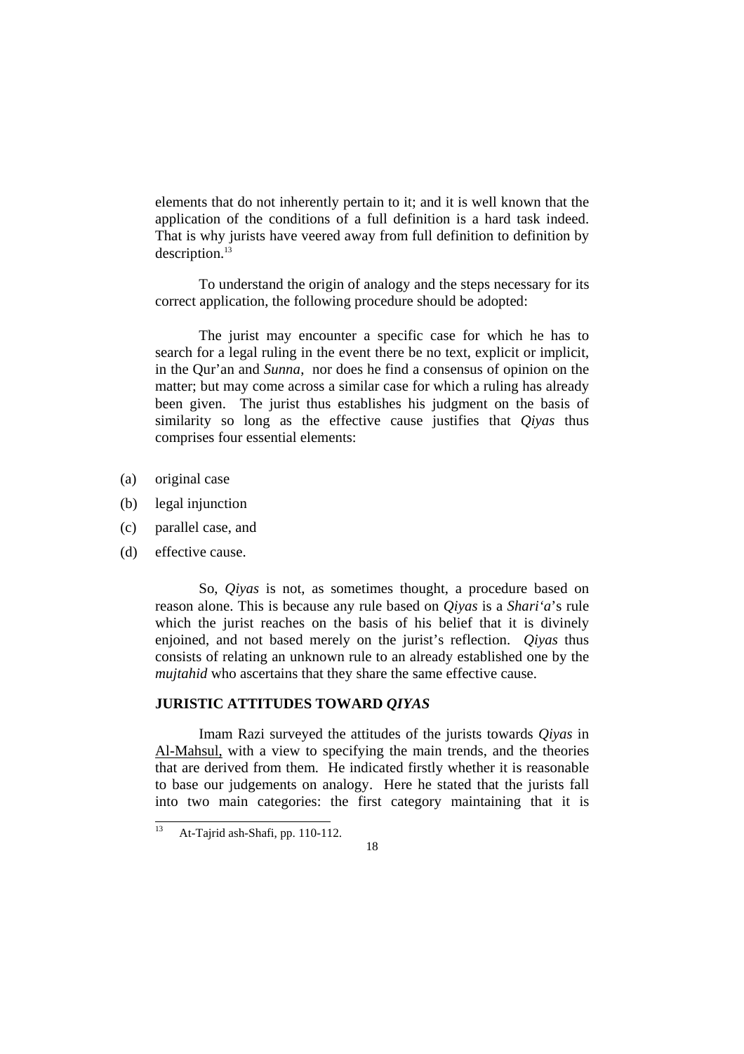elements that do not inherently pertain to it; and it is well known that the application of the conditions of a full definition is a hard task indeed. That is why jurists have veered away from full definition to definition by description.[13]

To understand the origin of analogy and the steps necessary for its correct application, the following procedure should be adopted:

The jurist may encounter a specific case for which he has to search for a legal ruling in the event there be no text, explicit or implicit, in the Qur'an and *Sunna*, nor does he find a consensus of opinion on the matter; but may come across a similar case for which a ruling has already been given. The jurist thus establishes his judgment on the basis of similarity so long as the effective cause justifies that *Qiyas* thus comprises four essential elements:

(a) original case

(b) legal injunction

(c) parallel case, and

(d) effective cause.

So, *Qiyas* is not, as sometimes thought, a procedure based on reason alone. This is because any rule based on *Qiyas* is a *Shari'a*'s rule which the jurist reaches on the basis of his belief that it is divinely enjoined, and not based merely on the jurist's reflection. *Qiyas* thus consists of relating an unknown rule to an already established one by the *mujtahid* who ascertains that they share the same effective cause.

### JURISTIC ATTITUDES TOWARD *QIYAS*

Imam Razi surveyed the attitudes of the jurists towards *Qiyas* in Al-Mahsul, with a view to specifying the main trends, and the theories that are derived from them. He indicated firstly whether it is reasonable to base our judgements on analogy. Here he stated that the jurists fall into two main categories: the first category maintaining that it is

---

[13] At-Tajrid ash-Shafi, pp. 110-112.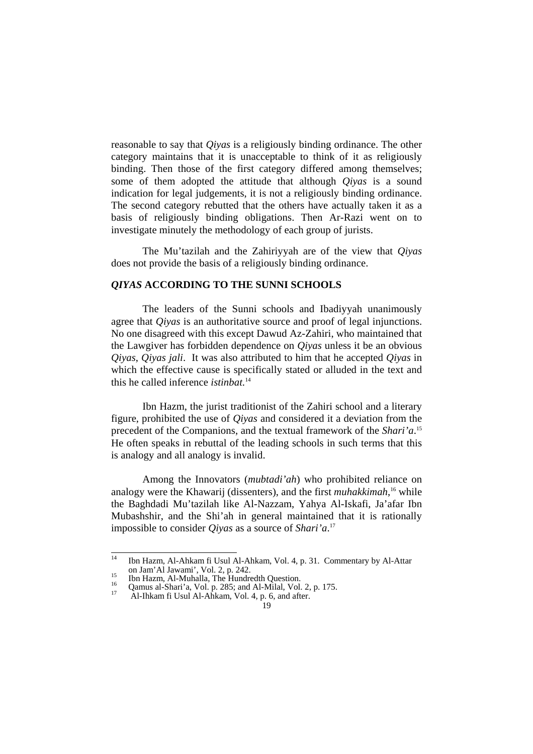reasonable to say that *Qiyas* is a religiously binding ordinance. The other category maintains that it is unacceptable to think of it as religiously binding. Then those of the first category differed among themselves; some of them adopted the attitude that although *Qiyas* is a sound indication for legal judgements, it is not a religiously binding ordinance. The second category rebutted that the others have actually taken it as a basis of religiously binding obligations. Then Ar-Razi went on to investigate minutely the methodology of each group of jurists.

The Mu'tazilah and the Zahiriyyah are of the view that *Qiyas* does not provide the basis of a religiously binding ordinance.

## *QIYAS* ACCORDING TO THE SUNNI SCHOOLS

The leaders of the Sunni schools and Ibadiyyah unanimously agree that *Qiyas* is an authoritative source and proof of legal injunctions. No one disagreed with this except Dawud Az-Zahiri, who maintained that the Lawgiver has forbidden dependence on *Qiyas* unless it be an obvious *Qiyas*, *Qiyas jali*. It was also attributed to him that he accepted *Qiyas* in which the effective cause is specifically stated or alluded in the text and this he called inference *istinbat*.[14]

Ibn Hazm, the jurist traditionist of the Zahiri school and a literary figure, prohibited the use of *Qiyas* and considered it a deviation from the precedent of the Companions, and the textual framework of the *Shari'a*.[15] He often speaks in rebuttal of the leading schools in such terms that this is analogy and all analogy is invalid.

Among the Innovators (*mubtadi'ah*) who prohibited reliance on analogy were the Khawarij (dissenters), and the first *muhakkimah*,[16] while the Baghdadi Mu'tazilah like Al-Nazzam, Yahya Al-Iskafi, Ja'afar Ibn Mubashshir, and the Shi'ah in general maintained that it is rationally impossible to consider *Qiyas* as a source of *Shari'a*.[17]

---

[14] Ibn Hazm, Al-Ahkam fi Usul Al-Ahkam, Vol. 4, p. 31. Commentary by Al-Attar on Jam'Al Jawami', Vol. 2, p. 242.

[15] Ibn Hazm, Al-Muhalla, The Hundredth Question.

[16] Qamus al-Shari'a, Vol. p. 285; and Al-Milal, Vol. 2, p. 175.

[17] Al-Ihkam fi Usul Al-Ahkam, Vol. 4, p. 6, and after.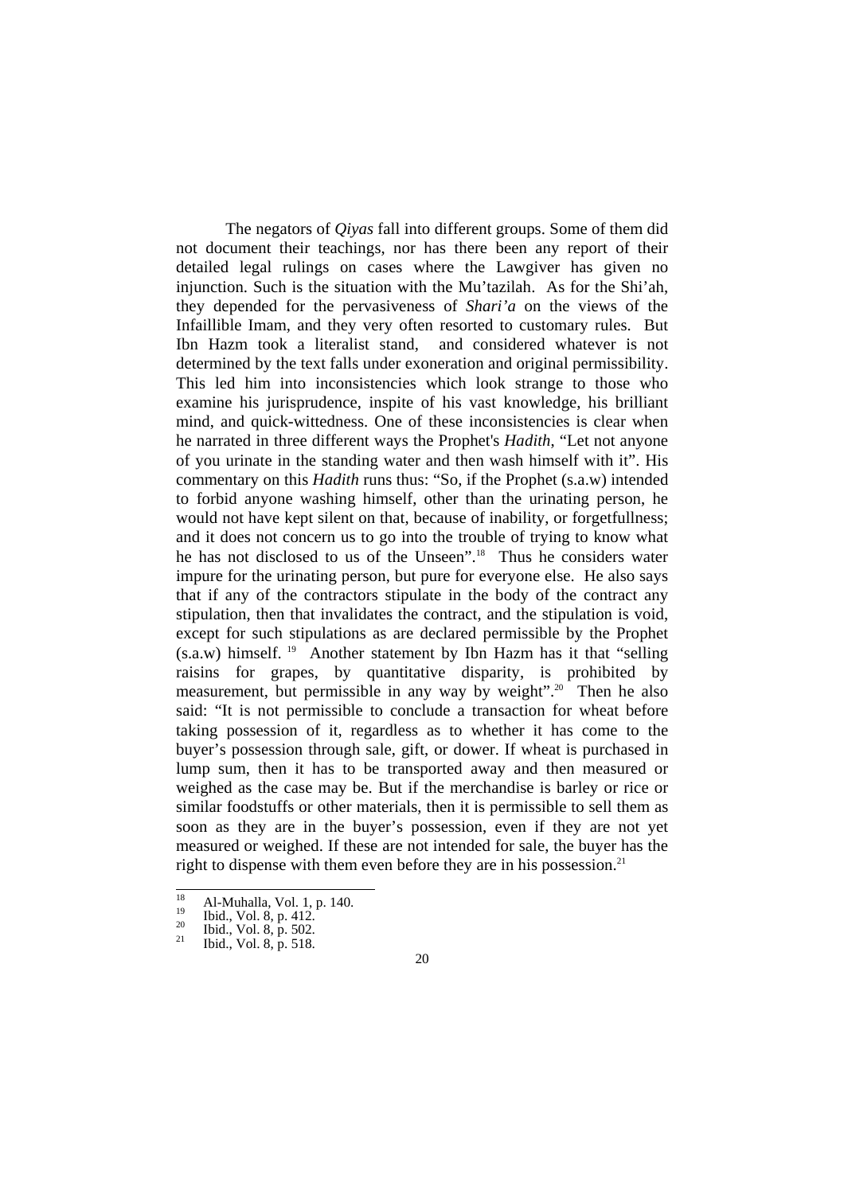The negators of *Qiyas* fall into different groups. Some of them did not document their teachings, nor has there been any report of their detailed legal rulings on cases where the Lawgiver has given no injunction. Such is the situation with the Mu'tazilah. As for the Shi'ah, they depended for the pervasiveness of *Shari'a* on the views of the Infaillible Imam, and they very often resorted to customary rules. But Ibn Hazm took a literalist stand, and considered whatever is not determined by the text falls under exoneration and original permissibility. This led him into inconsistencies which look strange to those who examine his jurisprudence, inspite of his vast knowledge, his brilliant mind, and quick-wittedness. One of these inconsistencies is clear when he narrated in three different ways the Prophet's *Hadith*, "Let not anyone of you urinate in the standing water and then wash himself with it". His commentary on this *Hadith* runs thus: "So, if the Prophet (s.a.w) intended to forbid anyone washing himself, other than the urinating person, he would not have kept silent on that, because of inability, or forgetfullness; and it does not concern us to go into the trouble of trying to know what he has not disclosed to us of the Unseen".[18] Thus he considers water impure for the urinating person, but pure for everyone else. He also says that if any of the contractors stipulate in the body of the contract any stipulation, then that invalidates the contract, and the stipulation is void, except for such stipulations as are declared permissible by the Prophet (s.a.w) himself.[19] Another statement by Ibn Hazm has it that "selling raisins for grapes, by quantitative disparity, is prohibited by measurement, but permissible in any way by weight".[20] Then he also said: "It is not permissible to conclude a transaction for wheat before taking possession of it, regardless as to whether it has come to the buyer's possession through sale, gift, or dower. If wheat is purchased in lump sum, then it has to be transported away and then measured or weighed as the case may be. But if the merchandise is barley or rice or similar foodstuffs or other materials, then it is permissible to sell them as soon as they are in the buyer's possession, even if they are not yet measured or weighed. If these are not intended for sale, the buyer has the right to dispense with them even before they are in his possession.[21]

---

[18] Al-Muhalla, Vol. 1, p. 140.
[19] Ibid., Vol. 8, p. 412.
[20] Ibid., Vol. 8, p. 502.
[21] Ibid., Vol. 8, p. 518.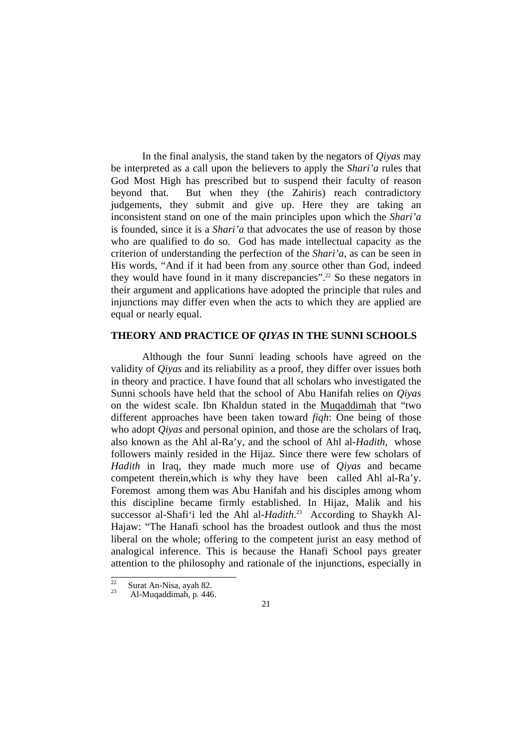In the final analysis, the stand taken by the negators of *Qiyas* may be interpreted as a call upon the believers to apply the *Shari'a* rules that God Most High has prescribed but to suspend their faculty of reason beyond that. But when they (the Zahiris) reach contradictory judgements, they submit and give up. Here they are taking an inconsistent stand on one of the main principles upon which the *Shari'a* is founded, since it is a *Shari'a* that advocates the use of reason by those who are qualified to do so. God has made intellectual capacity as the criterion of understanding the perfection of the *Shari'a*, as can be seen in His words, "And if it had been from any source other than God, indeed they would have found in it many discrepancies".[22] So these negators in their argument and applications have adopted the principle that rules and injunctions may differ even when the acts to which they are applied are equal or nearly equal.

## THEORY AND PRACTICE OF *QIYAS* IN THE SUNNI SCHOOLS

Although the four Sunni leading schools have agreed on the validity of *Qiyas* and its reliability as a proof, they differ over issues both in theory and practice. I have found that all scholars who investigated the Sunni schools have held that the school of Abu Hanifah relies on *Qiyas* on the widest scale. Ibn Khaldun stated in the Muqaddimah that "two different approaches have been taken toward *fiqh*: One being of those who adopt *Qiyas* and personal opinion, and those are the scholars of Iraq, also known as the Ahl al-Ra'y, and the school of Ahl al-*Hadith*, whose followers mainly resided in the Hijaz. Since there were few scholars of *Hadith* in Iraq, they made much more use of *Qiyas* and became competent therein,which is why they have been called Ahl al-Ra'y. Foremost among them was Abu Hanifah and his disciples among whom this discipline became firmly established. In Hijaz, Malik and his successor al-Shafi'i led the Ahl al-*Hadith*.[23] According to Shaykh Al-Hajaw: "The Hanafi school has the broadest outlook and thus the most liberal on the whole; offering to the competent jurist an easy method of analogical inference. This is because the Hanafi School pays greater attention to the philosophy and rationale of the injunctions, especially in

---

[22] Surat An-Nisa, ayah 82.

[23] Al-Muqaddimah, p. 446.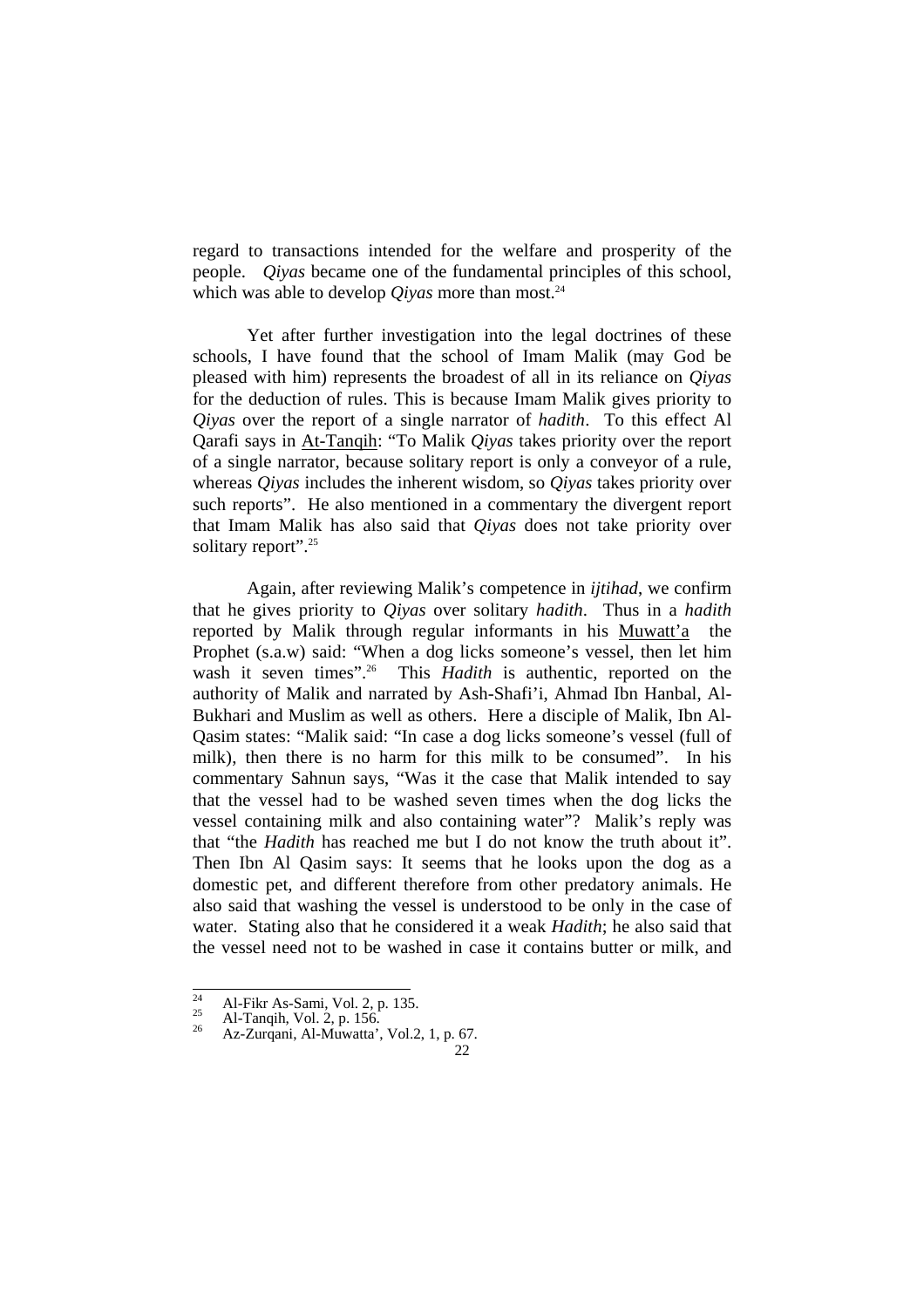regard to transactions intended for the welfare and prosperity of the people. *Qiyas* became one of the fundamental principles of this school, which was able to develop *Qiyas* more than most.[24]

Yet after further investigation into the legal doctrines of these schools, I have found that the school of Imam Malik (may God be pleased with him) represents the broadest of all in its reliance on *Qiyas* for the deduction of rules. This is because Imam Malik gives priority to *Qiyas* over the report of a single narrator of *hadith*. To this effect Al Qarafi says in At-Tanqih: "To Malik *Qiyas* takes priority over the report of a single narrator, because solitary report is only a conveyor of a rule, whereas *Qiyas* includes the inherent wisdom, so *Qiyas* takes priority over such reports". He also mentioned in a commentary the divergent report that Imam Malik has also said that *Qiyas* does not take priority over solitary report".[25]

Again, after reviewing Malik's competence in *ijtihad*, we confirm that he gives priority to *Qiyas* over solitary *hadith*. Thus in a *hadith* reported by Malik through regular informants in his Muwatt'a the Prophet (s.a.w) said: "When a dog licks someone's vessel, then let him wash it seven times".[26] This *Hadith* is authentic, reported on the authority of Malik and narrated by Ash-Shafi'i, Ahmad Ibn Hanbal, Al-Bukhari and Muslim as well as others. Here a disciple of Malik, Ibn Al-Qasim states: "Malik said: "In case a dog licks someone's vessel (full of milk), then there is no harm for this milk to be consumed". In his commentary Sahnun says, "Was it the case that Malik intended to say that the vessel had to be washed seven times when the dog licks the vessel containing milk and also containing water"? Malik's reply was that "the *Hadith* has reached me but I do not know the truth about it". Then Ibn Al Qasim says: It seems that he looks upon the dog as a domestic pet, and different therefore from other predatory animals. He also said that washing the vessel is understood to be only in the case of water. Stating also that he considered it a weak *Hadith*; he also said that the vessel need not to be washed in case it contains butter or milk, and

---

[24] Al-Fikr As-Sami, Vol. 2, p. 135.
[25] Al-Tanqih, Vol. 2, p. 156.
[26] Az-Zurqani, Al-Muwatta', Vol.2, 1, p. 67.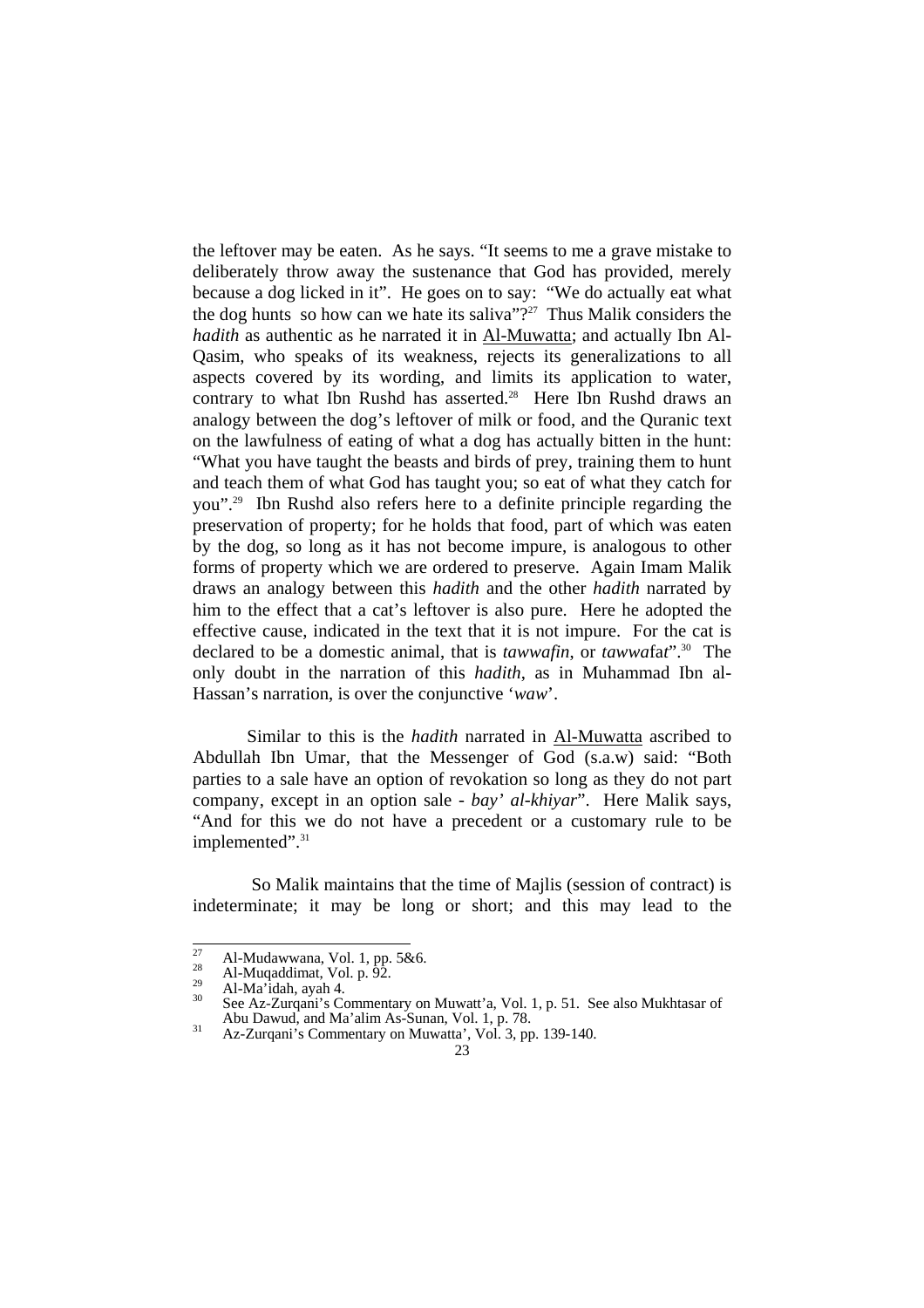the leftover may be eaten. As he says. "It seems to me a grave mistake to deliberately throw away the sustenance that God has provided, merely because a dog licked in it". He goes on to say: "We do actually eat what the dog hunts so how can we hate its saliva"?[27] Thus Malik considers the *hadith* as authentic as he narrated it in Al-Muwatta; and actually Ibn Al-Qasim, who speaks of its weakness, rejects its generalizations to all aspects covered by its wording, and limits its application to water, contrary to what Ibn Rushd has asserted.[28] Here Ibn Rushd draws an analogy between the dog's leftover of milk or food, and the Quranic text on the lawfulness of eating of what a dog has actually bitten in the hunt: "What you have taught the beasts and birds of prey, training them to hunt and teach them of what God has taught you; so eat of what they catch for you".[29] Ibn Rushd also refers here to a definite principle regarding the preservation of property; for he holds that food, part of which was eaten by the dog, so long as it has not become impure, is analogous to other forms of property which we are ordered to preserve. Again Imam Malik draws an analogy between this *hadith* and the other *hadith* narrated by him to the effect that a cat's leftover is also pure. Here he adopted the effective cause, indicated in the text that it is not impure. For the cat is declared to be a domestic animal, that is *tawwafin*, or *tawwa*fa*t*".[30] The only doubt in the narration of this *hadith*, as in Muhammad Ibn al-Hassan's narration, is over the conjunctive '*waw*'.

Similar to this is the *hadith* narrated in Al-Muwatta ascribed to Abdullah Ibn Umar, that the Messenger of God (s.a.w) said: "Both parties to a sale have an option of revokation so long as they do not part company, except in an option sale - *bay' al-khiyar*". Here Malik says, "And for this we do not have a precedent or a customary rule to be implemented".[31]

So Malik maintains that the time of Majlis (session of contract) is indeterminate; it may be long or short; and this may lead to the

---

[27] Al-Mudawwana, Vol. 1, pp. 5&6.
[28] Al-Muqaddimat, Vol. p. 92.
[29] Al-Ma'idah, ayah 4.
[30] See Az-Zurqani's Commentary on Muwatt'a, Vol. 1, p. 51. See also Mukhtasar of Abu Dawud, and Ma'alim As-Sunan, Vol. 1, p. 78.
[31] Az-Zurqani's Commentary on Muwatta', Vol. 3, pp. 139-140.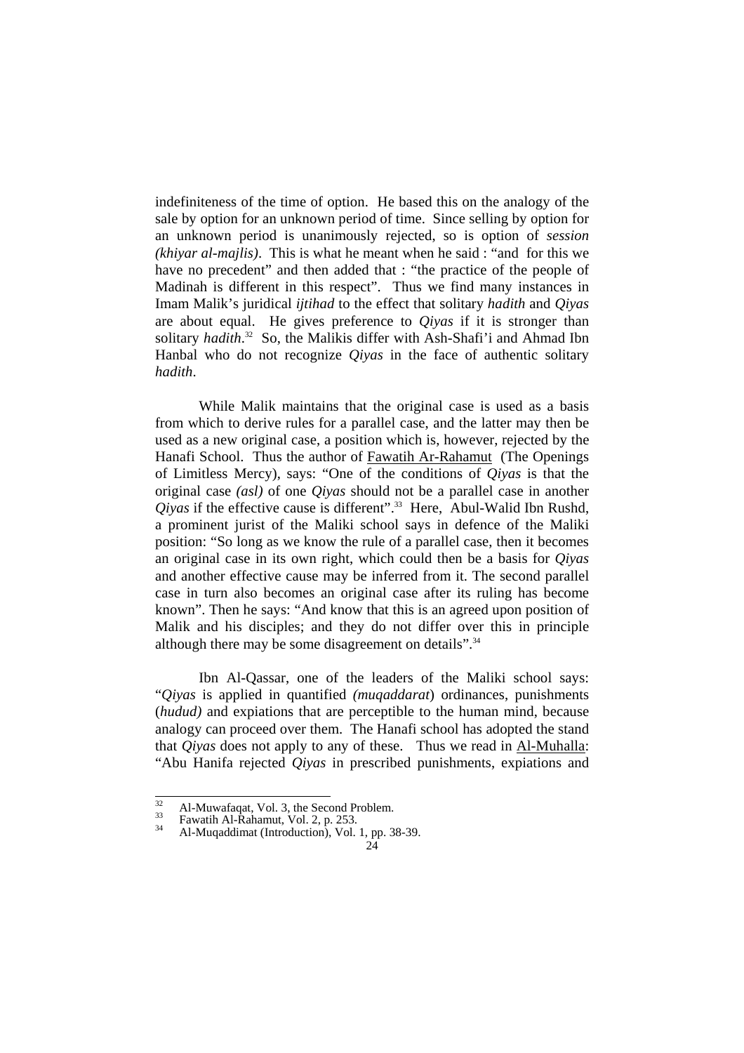indefiniteness of the time of option. He based this on the analogy of the sale by option for an unknown period of time. Since selling by option for an unknown period is unanimously rejected, so is option of *session (khiyar al-majlis)*. This is what he meant when he said : "and for this we have no precedent" and then added that : "the practice of the people of Madinah is different in this respect". Thus we find many instances in Imam Malik's juridical *ijtihad* to the effect that solitary *hadith* and *Qiyas* are about equal. He gives preference to *Qiyas* if it is stronger than solitary *hadith*.[32] So, the Malikis differ with Ash-Shafi'i and Ahmad Ibn Hanbal who do not recognize *Qiyas* in the face of authentic solitary *hadith*.

While Malik maintains that the original case is used as a basis from which to derive rules for a parallel case, and the latter may then be used as a new original case, a position which is, however, rejected by the Hanafi School. Thus the author of Fawatih Ar-Rahamut (The Openings of Limitless Mercy), says: "One of the conditions of *Qiyas* is that the original case *(asl)* of one *Qiyas* should not be a parallel case in another *Qiyas* if the effective cause is different".[33] Here, Abul-Walid Ibn Rushd, a prominent jurist of the Maliki school says in defence of the Maliki position: "So long as we know the rule of a parallel case, then it becomes an original case in its own right, which could then be a basis for *Qiyas* and another effective cause may be inferred from it. The second parallel case in turn also becomes an original case after its ruling has become known". Then he says: "And know that this is an agreed upon position of Malik and his disciples; and they do not differ over this in principle although there may be some disagreement on details".[34]

Ibn Al-Qassar, one of the leaders of the Maliki school says: "*Qiyas* is applied in quantified *(muqaddarat*) ordinances, punishments (*hudud)* and expiations that are perceptible to the human mind, because analogy can proceed over them. The Hanafi school has adopted the stand that *Qiyas* does not apply to any of these. Thus we read in Al-Muhalla: "Abu Hanifa rejected *Qiyas* in prescribed punishments, expiations and

---

[32] Al-Muwafaqat, Vol. 3, the Second Problem.

[33] Fawatih Al-Rahamut, Vol. 2, p. 253.

[34] Al-Muqaddimat (Introduction), Vol. 1, pp. 38-39.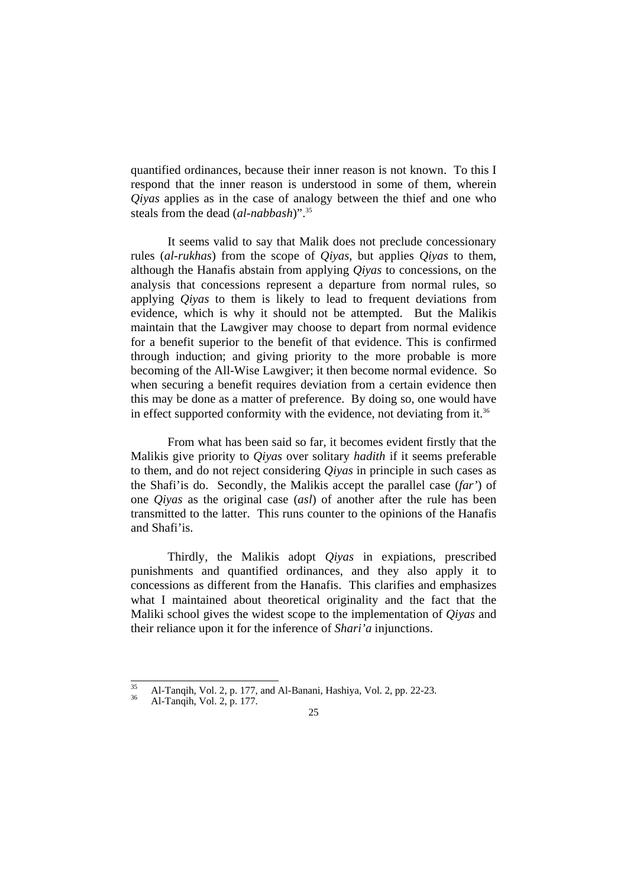quantified ordinances, because their inner reason is not known. To this I respond that the inner reason is understood in some of them, wherein *Qiyas* applies as in the case of analogy between the thief and one who steals from the dead (*al-nabbash*)".[35]

It seems valid to say that Malik does not preclude concessionary rules (*al-rukhas*) from the scope of *Qiyas*, but applies *Qiyas* to them, although the Hanafis abstain from applying *Qiyas* to concessions, on the analysis that concessions represent a departure from normal rules, so applying *Qiyas* to them is likely to lead to frequent deviations from evidence, which is why it should not be attempted. But the Malikis maintain that the Lawgiver may choose to depart from normal evidence for a benefit superior to the benefit of that evidence. This is confirmed through induction; and giving priority to the more probable is more becoming of the All-Wise Lawgiver; it then become normal evidence. So when securing a benefit requires deviation from a certain evidence then this may be done as a matter of preference. By doing so, one would have in effect supported conformity with the evidence, not deviating from it.[36]

From what has been said so far, it becomes evident firstly that the Malikis give priority to *Qiyas* over solitary *hadith* if it seems preferable to them, and do not reject considering *Qiyas* in principle in such cases as the Shafi'is do. Secondly, the Malikis accept the parallel case (*far'*) of one *Qiyas* as the original case (*asl*) of another after the rule has been transmitted to the latter. This runs counter to the opinions of the Hanafis and Shafi'is.

Thirdly, the Malikis adopt *Qiyas* in expiations, prescribed punishments and quantified ordinances, and they also apply it to concessions as different from the Hanafis. This clarifies and emphasizes what I maintained about theoretical originality and the fact that the Maliki school gives the widest scope to the implementation of *Qiyas* and their reliance upon it for the inference of *Shari'a* injunctions.

---

[35] Al-Tanqih, Vol. 2, p. 177, and Al-Banani, Hashiya, Vol. 2, pp. 22-23.

[36] Al-Tanqih, Vol. 2, p. 177.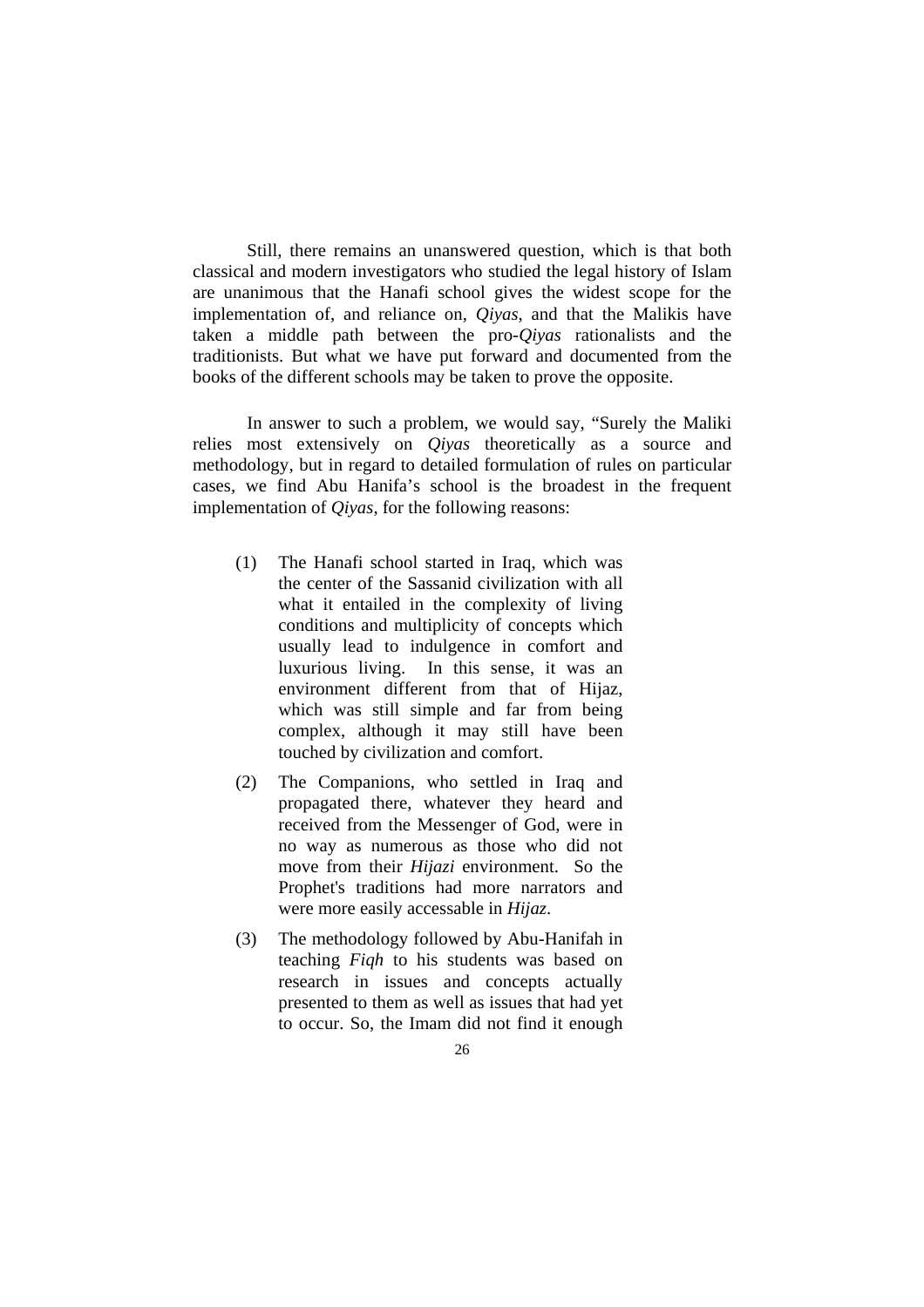Still, there remains an unanswered question, which is that both classical and modern investigators who studied the legal history of Islam are unanimous that the Hanafi school gives the widest scope for the implementation of, and reliance on, *Qiyas*, and that the Malikis have taken a middle path between the pro-*Qiyas* rationalists and the traditionists. But what we have put forward and documented from the books of the different schools may be taken to prove the opposite.

In answer to such a problem, we would say, "Surely the Maliki relies most extensively on *Qiyas* theoretically as a source and methodology, but in regard to detailed formulation of rules on particular cases, we find Abu Hanifa's school is the broadest in the frequent implementation of *Qiyas*, for the following reasons:

(1) The Hanafi school started in Iraq, which was the center of the Sassanid civilization with all what it entailed in the complexity of living conditions and multiplicity of concepts which usually lead to indulgence in comfort and luxurious living. In this sense, it was an environment different from that of Hijaz, which was still simple and far from being complex, although it may still have been touched by civilization and comfort.

(2) The Companions, who settled in Iraq and propagated there, whatever they heard and received from the Messenger of God, were in no way as numerous as those who did not move from their *Hijazi* environment. So the Prophet's traditions had more narrators and were more easily accessable in *Hijaz*.

(3) The methodology followed by Abu-Hanifah in teaching *Fiqh* to his students was based on research in issues and concepts actually presented to them as well as issues that had yet to occur. So, the Imam did not find it enough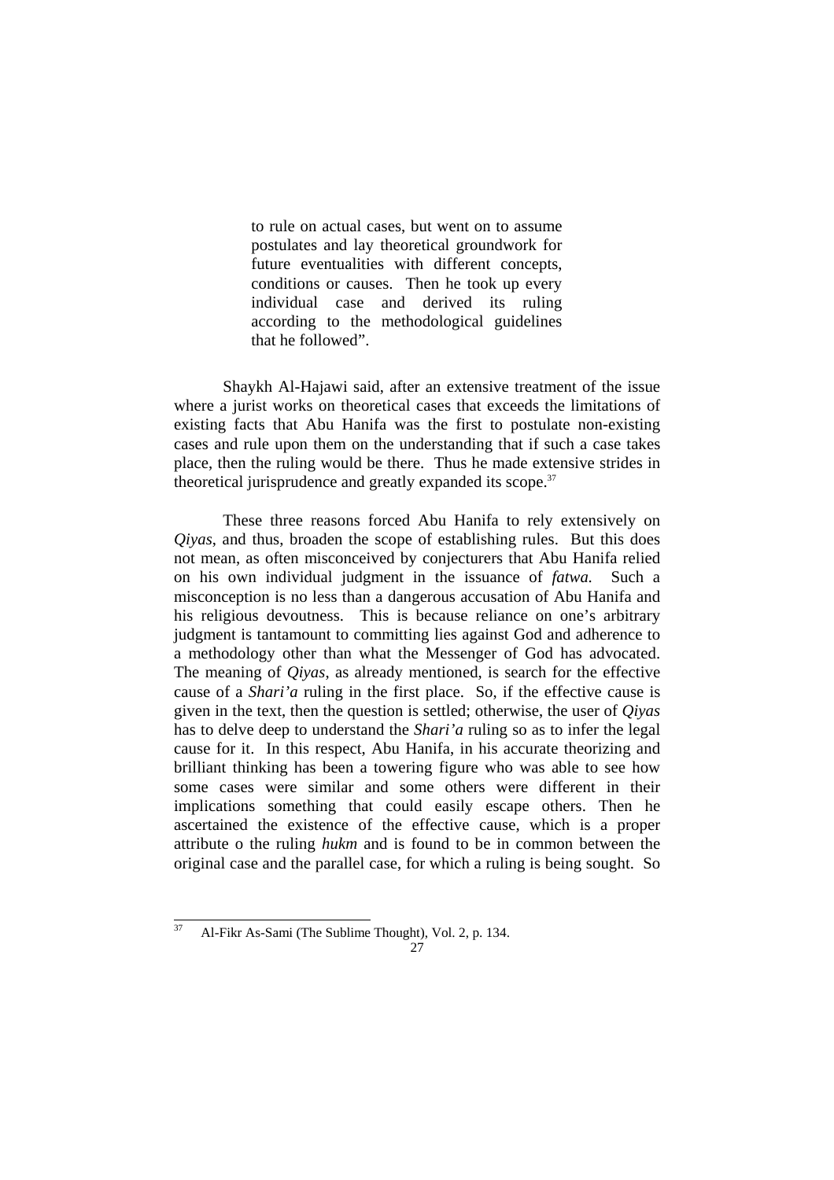> to rule on actual cases, but went on to assume postulates and lay theoretical groundwork for future eventualities with different concepts, conditions or causes. Then he took up every individual case and derived its ruling according to the methodological guidelines that he followed".

Shaykh Al-Hajawi said, after an extensive treatment of the issue where a jurist works on theoretical cases that exceeds the limitations of existing facts that Abu Hanifa was the first to postulate non-existing cases and rule upon them on the understanding that if such a case takes place, then the ruling would be there. Thus he made extensive strides in theoretical jurisprudence and greatly expanded its scope.[37]

These three reasons forced Abu Hanifa to rely extensively on *Qiyas*, and thus, broaden the scope of establishing rules. But this does not mean, as often misconceived by conjecturers that Abu Hanifa relied on his own individual judgment in the issuance of *fatwa.* Such a misconception is no less than a dangerous accusation of Abu Hanifa and his religious devoutness. This is because reliance on one's arbitrary judgment is tantamount to committing lies against God and adherence to a methodology other than what the Messenger of God has advocated. The meaning of *Qiyas*, as already mentioned, is search for the effective cause of a *Shari'a* ruling in the first place. So, if the effective cause is given in the text, then the question is settled; otherwise, the user of *Qiyas* has to delve deep to understand the *Shari'a* ruling so as to infer the legal cause for it. In this respect, Abu Hanifa, in his accurate theorizing and brilliant thinking has been a towering figure who was able to see how some cases were similar and some others were different in their implications something that could easily escape others. Then he ascertained the existence of the effective cause, which is a proper attribute o the ruling *hukm* and is found to be in common between the original case and the parallel case, for which a ruling is being sought. So

---

[37] Al-Fikr As-Sami (The Sublime Thought), Vol. 2, p. 134.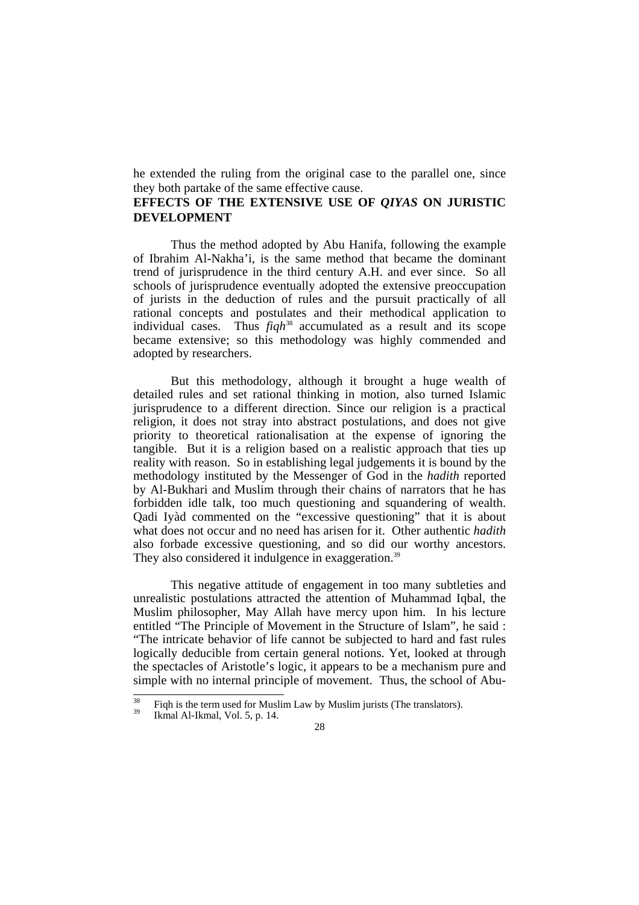he extended the ruling from the original case to the parallel one, since they both partake of the same effective cause.

## EFFECTS OF THE EXTENSIVE USE OF *QIYAS* ON JURISTIC DEVELOPMENT

Thus the method adopted by Abu Hanifa, following the example of Ibrahim Al-Nakha'i, is the same method that became the dominant trend of jurisprudence in the third century A.H. and ever since. So all schools of jurisprudence eventually adopted the extensive preoccupation of jurists in the deduction of rules and the pursuit practically of all rational concepts and postulates and their methodical application to individual cases. Thus *fiqh*[38] accumulated as a result and its scope became extensive; so this methodology was highly commended and adopted by researchers.

But this methodology, although it brought a huge wealth of detailed rules and set rational thinking in motion, also turned Islamic jurisprudence to a different direction. Since our religion is a practical religion, it does not stray into abstract postulations, and does not give priority to theoretical rationalisation at the expense of ignoring the tangible. But it is a religion based on a realistic approach that ties up reality with reason. So in establishing legal judgements it is bound by the methodology instituted by the Messenger of God in the *hadith* reported by Al-Bukhari and Muslim through their chains of narrators that he has forbidden idle talk, too much questioning and squandering of wealth. Qadi Iyàd commented on the "excessive questioning" that it is about what does not occur and no need has arisen for it. Other authentic *hadith* also forbade excessive questioning, and so did our worthy ancestors. They also considered it indulgence in exaggeration.[39]

This negative attitude of engagement in too many subtleties and unrealistic postulations attracted the attention of Muhammad Iqbal, the Muslim philosopher, May Allah have mercy upon him. In his lecture entitled "The Principle of Movement in the Structure of Islam", he said : "The intricate behavior of life cannot be subjected to hard and fast rules logically deducible from certain general notions. Yet, looked at through the spectacles of Aristotle's logic, it appears to be a mechanism pure and simple with no internal principle of movement. Thus, the school of Abu-

---

[38] Fiqh is the term used for Muslim Law by Muslim jurists (The translators).

[39] Ikmal Al-Ikmal, Vol. 5, p. 14.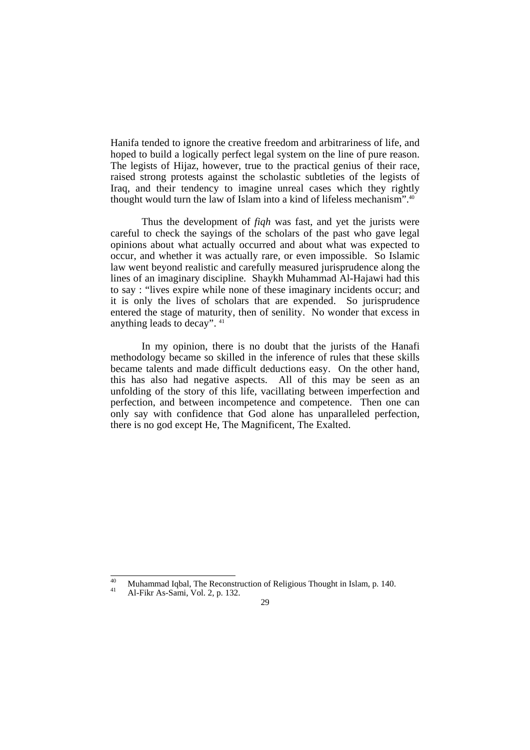Hanifa tended to ignore the creative freedom and arbitrariness of life, and hoped to build a logically perfect legal system on the line of pure reason. The legists of Hijaz, however, true to the practical genius of their race, raised strong protests against the scholastic subtleties of the legists of Iraq, and their tendency to imagine unreal cases which they rightly thought would turn the law of Islam into a kind of lifeless mechanism".[40]

Thus the development of *fiqh* was fast, and yet the jurists were careful to check the sayings of the scholars of the past who gave legal opinions about what actually occurred and about what was expected to occur, and whether it was actually rare, or even impossible. So Islamic law went beyond realistic and carefully measured jurisprudence along the lines of an imaginary discipline. Shaykh Muhammad Al-Hajawi had this to say : "lives expire while none of these imaginary incidents occur; and it is only the lives of scholars that are expended. So jurisprudence entered the stage of maturity, then of senility. No wonder that excess in anything leads to decay". [41]

In my opinion, there is no doubt that the jurists of the Hanafi methodology became so skilled in the inference of rules that these skills became talents and made difficult deductions easy. On the other hand, this has also had negative aspects. All of this may be seen as an unfolding of the story of this life, vacillating between imperfection and perfection, and between incompetence and competence. Then one can only say with confidence that God alone has unparalleled perfection, there is no god except He, The Magnificent, The Exalted.

---

[40] Muhammad Iqbal, The Reconstruction of Religious Thought in Islam, p. 140.

[41] Al-Fikr As-Sami, Vol. 2, p. 132.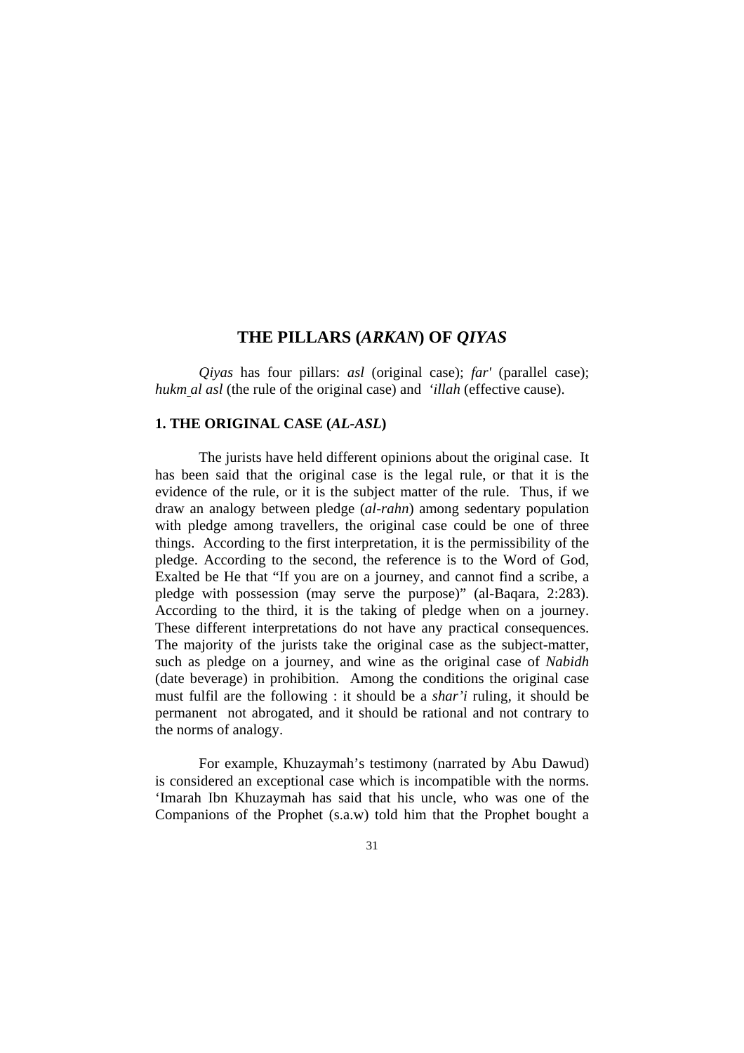# THE PILLARS (*ARKAN*) OF *QIYAS*

*Qiyas* has four pillars: *asl* (original case); *far'* (parallel case); *hukm al asl* (the rule of the original case) and *'illah* (effective cause).

## 1. THE ORIGINAL CASE (*AL-ASL*)

The jurists have held different opinions about the original case. It has been said that the original case is the legal rule, or that it is the evidence of the rule, or it is the subject matter of the rule. Thus, if we draw an analogy between pledge (*al-rahn*) among sedentary population with pledge among travellers, the original case could be one of three things. According to the first interpretation, it is the permissibility of the pledge. According to the second, the reference is to the Word of God, Exalted be He that "If you are on a journey, and cannot find a scribe, a pledge with possession (may serve the purpose)" (al-Baqara, 2:283). According to the third, it is the taking of pledge when on a journey. These different interpretations do not have any practical consequences. The majority of the jurists take the original case as the subject-matter, such as pledge on a journey, and wine as the original case of *Nabidh* (date beverage) in prohibition. Among the conditions the original case must fulfil are the following : it should be a *shar'i* ruling, it should be permanent not abrogated, and it should be rational and not contrary to the norms of analogy.

For example, Khuzaymah's testimony (narrated by Abu Dawud) is considered an exceptional case which is incompatible with the norms. 'Imarah Ibn Khuzaymah has said that his uncle, who was one of the Companions of the Prophet (s.a.w) told him that the Prophet bought a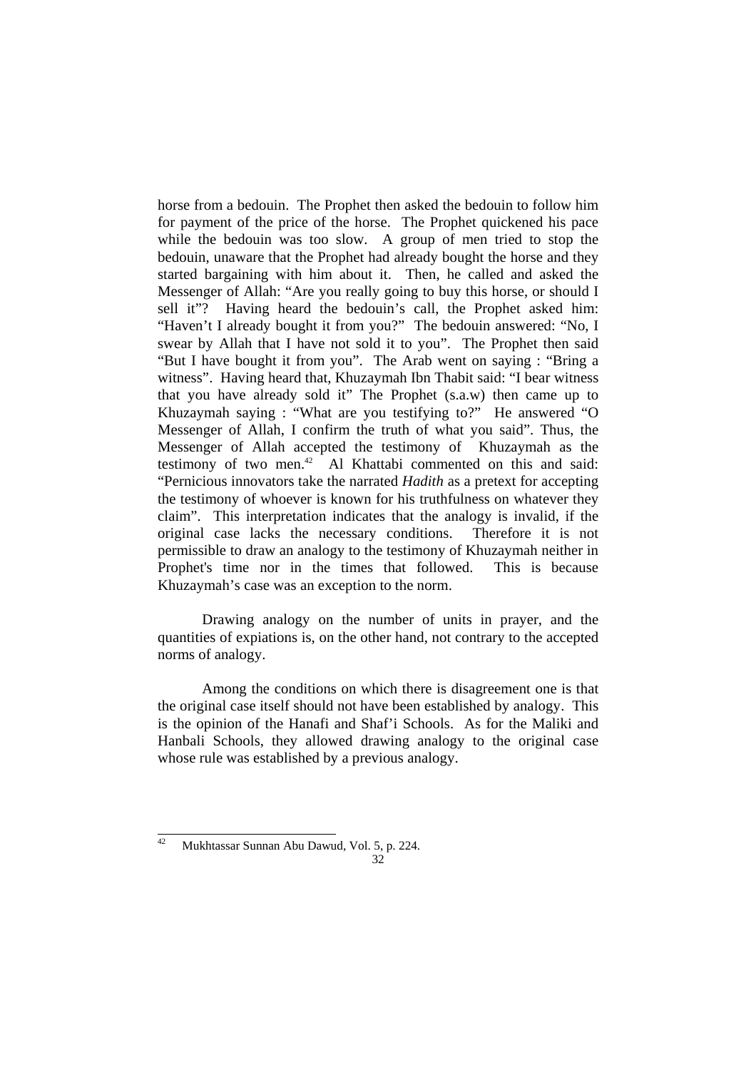horse from a bedouin. The Prophet then asked the bedouin to follow him for payment of the price of the horse. The Prophet quickened his pace while the bedouin was too slow. A group of men tried to stop the bedouin, unaware that the Prophet had already bought the horse and they started bargaining with him about it. Then, he called and asked the Messenger of Allah: "Are you really going to buy this horse, or should I sell it"? Having heard the bedouin's call, the Prophet asked him: "Haven't I already bought it from you?" The bedouin answered: "No, I swear by Allah that I have not sold it to you". The Prophet then said "But I have bought it from you". The Arab went on saying : "Bring a witness". Having heard that, Khuzaymah Ibn Thabit said: "I bear witness that you have already sold it" The Prophet (s.a.w) then came up to Khuzaymah saying : "What are you testifying to?" He answered "O Messenger of Allah, I confirm the truth of what you said". Thus, the Messenger of Allah accepted the testimony of Khuzaymah as the testimony of two men.[42] Al Khattabi commented on this and said: "Pernicious innovators take the narrated *Hadith* as a pretext for accepting the testimony of whoever is known for his truthfulness on whatever they claim". This interpretation indicates that the analogy is invalid, if the original case lacks the necessary conditions. Therefore it is not permissible to draw an analogy to the testimony of Khuzaymah neither in Prophet's time nor in the times that followed. This is because Khuzaymah's case was an exception to the norm.

Drawing analogy on the number of units in prayer, and the quantities of expiations is, on the other hand, not contrary to the accepted norms of analogy.

Among the conditions on which there is disagreement one is that the original case itself should not have been established by analogy. This is the opinion of the Hanafi and Shaf'i Schools. As for the Maliki and Hanbali Schools, they allowed drawing analogy to the original case whose rule was established by a previous analogy.

---

[42] Mukhtassar Sunnan Abu Dawud, Vol. 5, p. 224.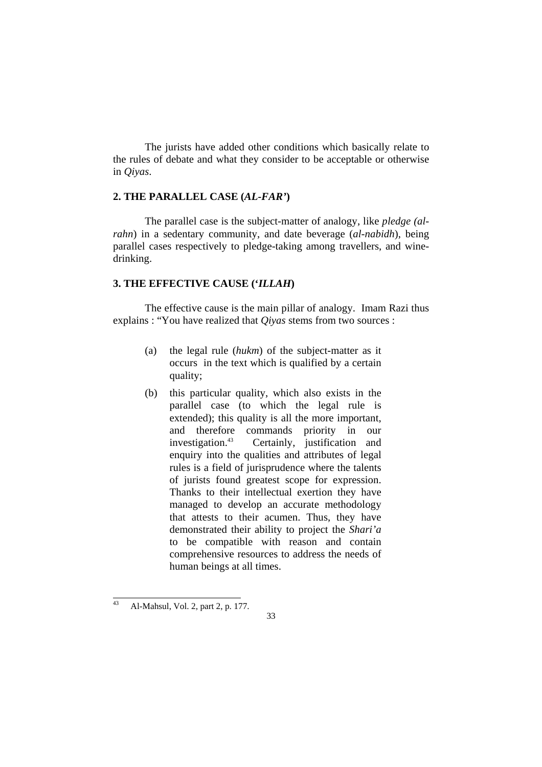The jurists have added other conditions which basically relate to the rules of debate and what they consider to be acceptable or otherwise in *Qiyas*.

## 2. THE PARALLEL CASE (*AL-FAR'*)

The parallel case is the subject-matter of analogy, like *pledge (al-rahn*) in a sedentary community, and date beverage (*al-nabidh*), being parallel cases respectively to pledge-taking among travellers, and wine-drinking.

## 3. THE EFFECTIVE CAUSE (*'ILLAH*)

The effective cause is the main pillar of analogy. Imam Razi thus explains : "You have realized that *Qiyas* stems from two sources :

(a) the legal rule (*hukm*) of the subject-matter as it occurs in the text which is qualified by a certain quality;

(b) this particular quality, which also exists in the parallel case (to which the legal rule is extended); this quality is all the more important, and therefore commands priority in our investigation.[43] Certainly, justification and enquiry into the qualities and attributes of legal rules is a field of jurisprudence where the talents of jurists found greatest scope for expression. Thanks to their intellectual exertion they have managed to develop an accurate methodology that attests to their acumen. Thus, they have demonstrated their ability to project the *Shari'a* to be compatible with reason and contain comprehensive resources to address the needs of human beings at all times.

---

[43] Al-Mahsul, Vol. 2, part 2, p. 177.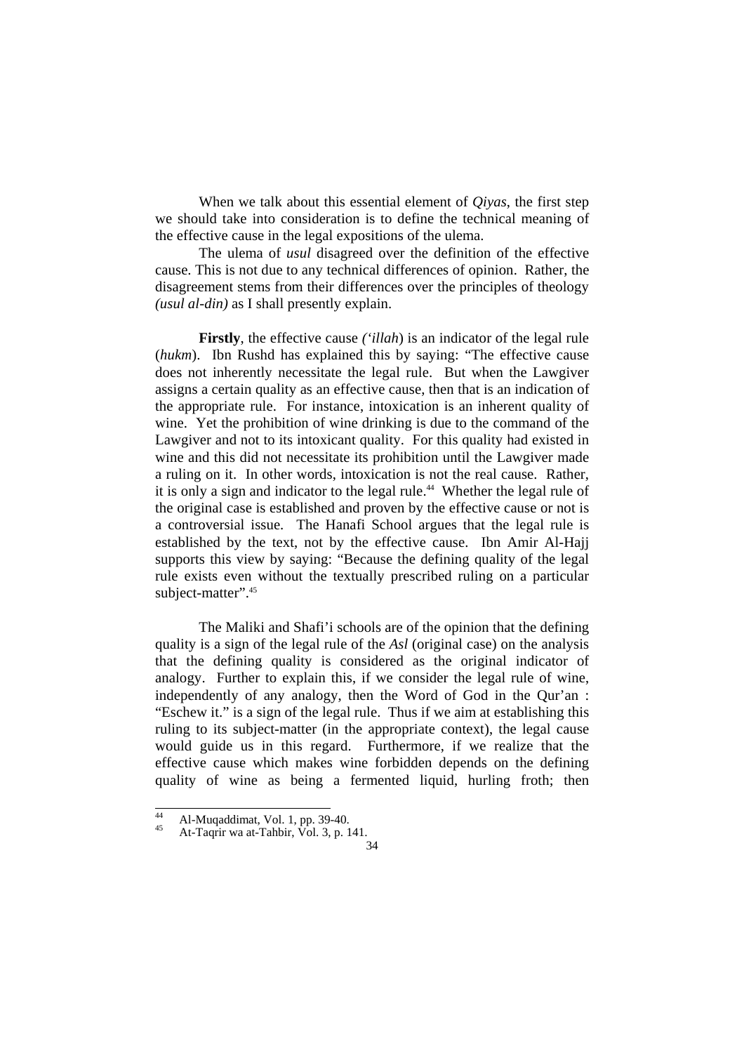When we talk about this essential element of *Qiyas*, the first step we should take into consideration is to define the technical meaning of the effective cause in the legal expositions of the ulema.

The ulema of *usul* disagreed over the definition of the effective cause. This is not due to any technical differences of opinion. Rather, the disagreement stems from their differences over the principles of theology *(usul al-din)* as I shall presently explain.

**Firstly**, the effective cause *('illah*) is an indicator of the legal rule (*hukm*). Ibn Rushd has explained this by saying: "The effective cause does not inherently necessitate the legal rule. But when the Lawgiver assigns a certain quality as an effective cause, then that is an indication of the appropriate rule. For instance, intoxication is an inherent quality of wine. Yet the prohibition of wine drinking is due to the command of the Lawgiver and not to its intoxicant quality. For this quality had existed in wine and this did not necessitate its prohibition until the Lawgiver made a ruling on it. In other words, intoxication is not the real cause. Rather, it is only a sign and indicator to the legal rule.[44] Whether the legal rule of the original case is established and proven by the effective cause or not is a controversial issue. The Hanafi School argues that the legal rule is established by the text, not by the effective cause. Ibn Amir Al-Hajj supports this view by saying: "Because the defining quality of the legal rule exists even without the textually prescribed ruling on a particular subject-matter".[45]

The Maliki and Shafi'i schools are of the opinion that the defining quality is a sign of the legal rule of the *Asl* (original case) on the analysis that the defining quality is considered as the original indicator of analogy. Further to explain this, if we consider the legal rule of wine, independently of any analogy, then the Word of God in the Qur'an : "Eschew it." is a sign of the legal rule. Thus if we aim at establishing this ruling to its subject-matter (in the appropriate context), the legal cause would guide us in this regard. Furthermore, if we realize that the effective cause which makes wine forbidden depends on the defining quality of wine as being a fermented liquid, hurling froth; then

---

[44] Al-Muqaddimat, Vol. 1, pp. 39-40.

[45] At-Taqrir wa at-Tahbir, Vol. 3, p. 141.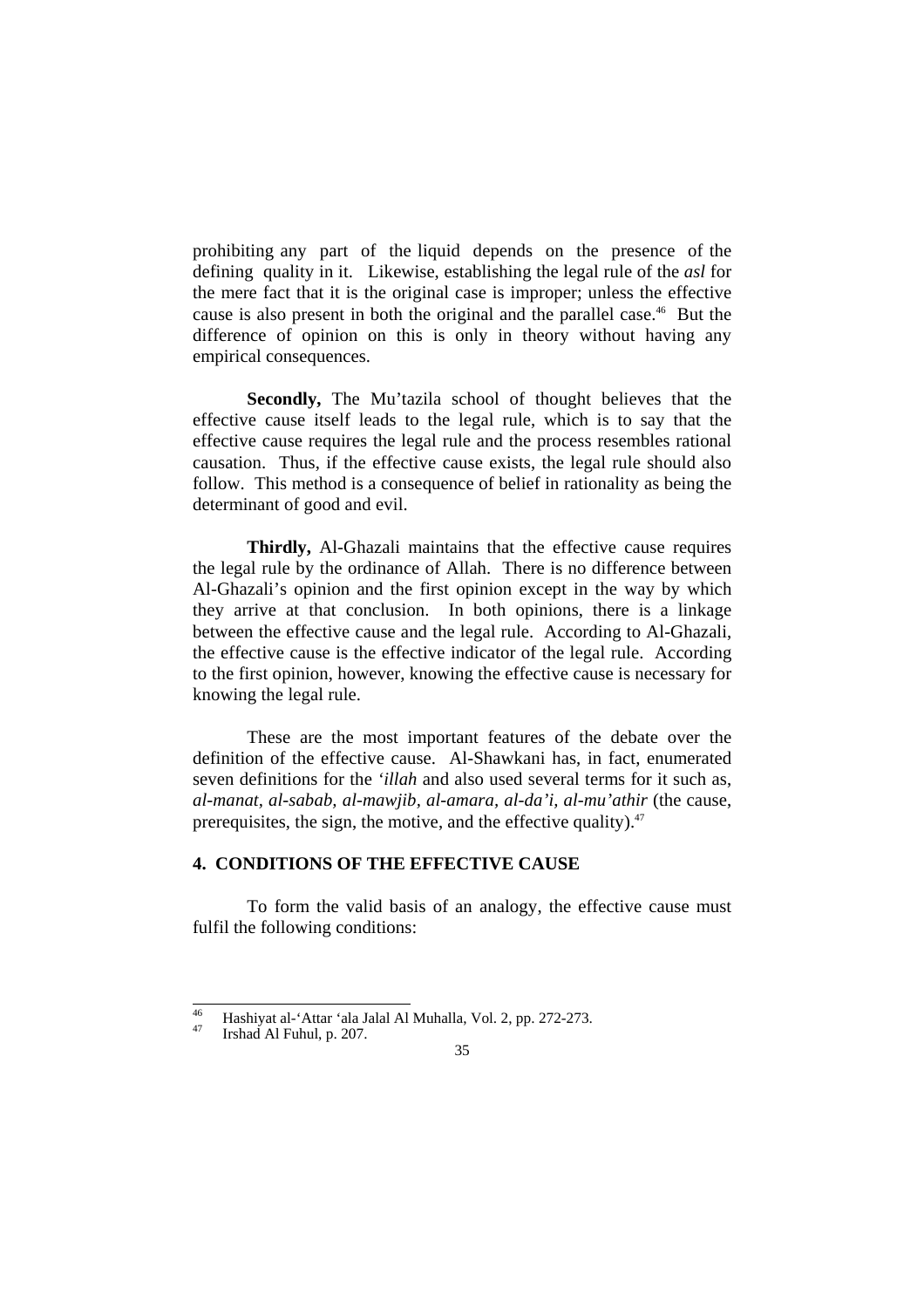prohibiting any part of the liquid depends on the presence of the defining quality in it. Likewise, establishing the legal rule of the *asl* for the mere fact that it is the original case is improper; unless the effective cause is also present in both the original and the parallel case.[46] But the difference of opinion on this is only in theory without having any empirical consequences.

**Secondly,** The Mu'tazila school of thought believes that the effective cause itself leads to the legal rule, which is to say that the effective cause requires the legal rule and the process resembles rational causation. Thus, if the effective cause exists, the legal rule should also follow. This method is a consequence of belief in rationality as being the determinant of good and evil.

**Thirdly,** Al-Ghazali maintains that the effective cause requires the legal rule by the ordinance of Allah. There is no difference between Al-Ghazali's opinion and the first opinion except in the way by which they arrive at that conclusion. In both opinions, there is a linkage between the effective cause and the legal rule. According to Al-Ghazali, the effective cause is the effective indicator of the legal rule. According to the first opinion, however, knowing the effective cause is necessary for knowing the legal rule.

These are the most important features of the debate over the definition of the effective cause. Al-Shawkani has, in fact, enumerated seven definitions for the *'illah* and also used several terms for it such as, *al-manat*, *al-sabab*, *al-mawjib*, *al-amara, al-da'i, al-mu'athir* (the cause, prerequisites, the sign, the motive, and the effective quality).[47]

## 4. CONDITIONS OF THE EFFECTIVE CAUSE

To form the valid basis of an analogy, the effective cause must fulfil the following conditions:

---

[46] Hashiyat al-'Attar 'ala Jalal Al Muhalla, Vol. 2, pp. 272-273.

[47] Irshad Al Fuhul, p. 207.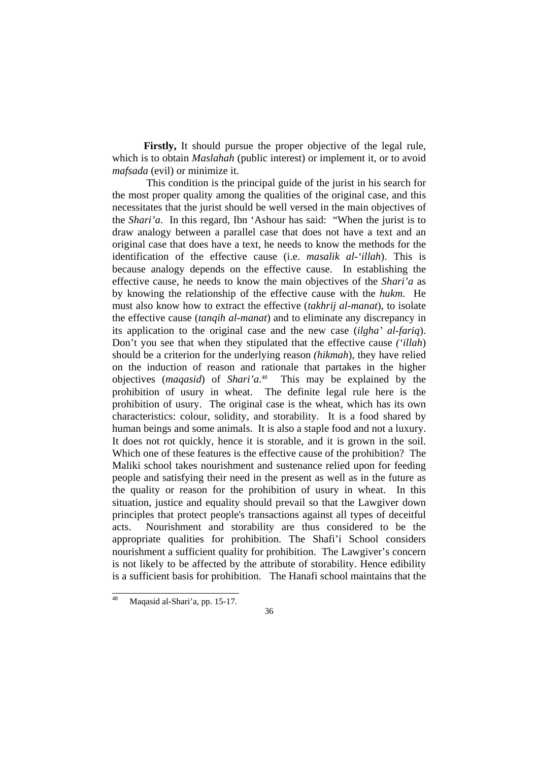**Firstly,** It should pursue the proper objective of the legal rule, which is to obtain *Maslahah* (public interest) or implement it, or to avoid *mafsada* (evil) or minimize it.

This condition is the principal guide of the jurist in his search for the most proper quality among the qualities of the original case, and this necessitates that the jurist should be well versed in the main objectives of the *Shari'a*. In this regard, Ibn 'Ashour has said: "When the jurist is to draw analogy between a parallel case that does not have a text and an original case that does have a text, he needs to know the methods for the identification of the effective cause (i.e. *masalik al-'illah*). This is because analogy depends on the effective cause. In establishing the effective cause, he needs to know the main objectives of the *Shari'a* as by knowing the relationship of the effective cause with the *hukm*. He must also know how to extract the effective (*takhrij al-manat*), to isolate the effective cause (*tanqih al-manat*) and to eliminate any discrepancy in its application to the original case and the new case (*ilgha' al-fariq*). Don't you see that when they stipulated that the effective cause *('illah*) should be a criterion for the underlying reason *(hikmah*), they have relied on the induction of reason and rationale that partakes in the higher objectives (*maqasid*) of *Shari'a*.[48] This may be explained by the prohibition of usury in wheat. The definite legal rule here is the prohibition of usury. The original case is the wheat, which has its own characteristics: colour, solidity, and storability. It is a food shared by human beings and some animals. It is also a staple food and not a luxury. It does not rot quickly, hence it is storable, and it is grown in the soil. Which one of these features is the effective cause of the prohibition? The Maliki school takes nourishment and sustenance relied upon for feeding people and satisfying their need in the present as well as in the future as the quality or reason for the prohibition of usury in wheat. In this situation, justice and equality should prevail so that the Lawgiver down principles that protect people's transactions against all types of deceitful acts. Nourishment and storability are thus considered to be the appropriate qualities for prohibition. The Shafi'i School considers nourishment a sufficient quality for prohibition. The Lawgiver's concern is not likely to be affected by the attribute of storability. Hence edibility is a sufficient basis for prohibition. The Hanafi school maintains that the

---

[48] Maqasid al-Shari'a, pp. 15-17.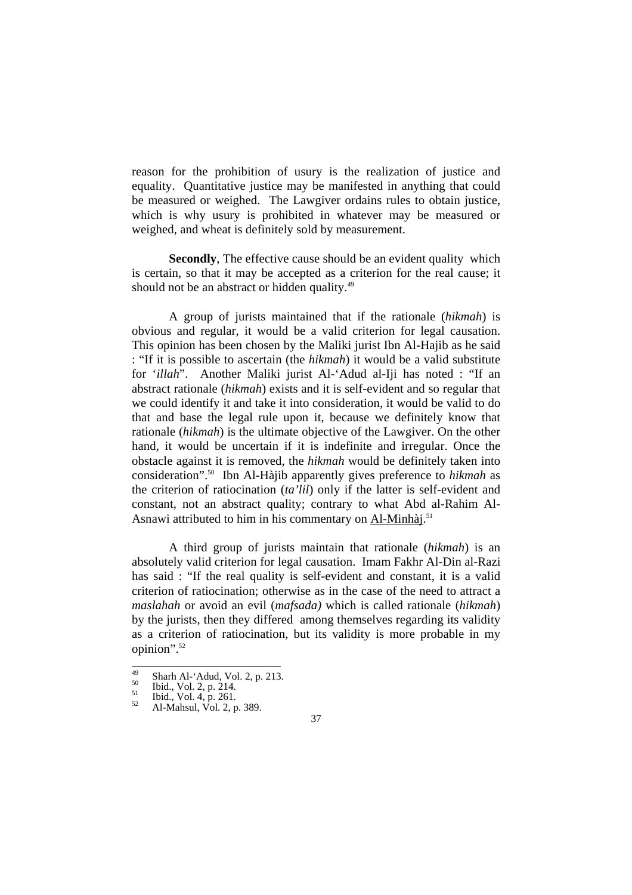reason for the prohibition of usury is the realization of justice and equality. Quantitative justice may be manifested in anything that could be measured or weighed. The Lawgiver ordains rules to obtain justice, which is why usury is prohibited in whatever may be measured or weighed, and wheat is definitely sold by measurement.

**Secondly**, The effective cause should be an evident quality which is certain, so that it may be accepted as a criterion for the real cause; it should not be an abstract or hidden quality.[49]

A group of jurists maintained that if the rationale (*hikmah*) is obvious and regular, it would be a valid criterion for legal causation. This opinion has been chosen by the Maliki jurist Ibn Al-Hajib as he said : "If it is possible to ascertain (the *hikmah*) it would be a valid substitute for '*illah*". Another Maliki jurist Al-'Adud al-Iji has noted : "If an abstract rationale (*hikmah*) exists and it is self-evident and so regular that we could identify it and take it into consideration, it would be valid to do that and base the legal rule upon it, because we definitely know that rationale (*hikmah*) is the ultimate objective of the Lawgiver. On the other hand, it would be uncertain if it is indefinite and irregular. Once the obstacle against it is removed, the *hikmah* would be definitely taken into consideration".[50] Ibn Al-Hàjib apparently gives preference to *hikmah* as the criterion of ratiocination (*ta'lil*) only if the latter is self-evident and constant, not an abstract quality; contrary to what Abd al-Rahim Al-Asnawi attributed to him in his commentary on <u>Al-Minhàj</u>.[51]

A third group of jurists maintain that rationale (*hikmah*) is an absolutely valid criterion for legal causation. Imam Fakhr Al-Din al-Razi has said : "If the real quality is self-evident and constant, it is a valid criterion of ratiocination; otherwise as in the case of the need to attract a *maslahah* or avoid an evil (*mafsada)* which is called rationale (*hikmah*) by the jurists, then they differed among themselves regarding its validity as a criterion of ratiocination, but its validity is more probable in my opinion".[52]

---

[49] Sharh Al-'Adud, Vol. 2, p. 213.
[50] Ibid., Vol. 2, p. 214.
[51] Ibid., Vol. 4, p. 261.
[52] Al-Mahsul, Vol. 2, p. 389.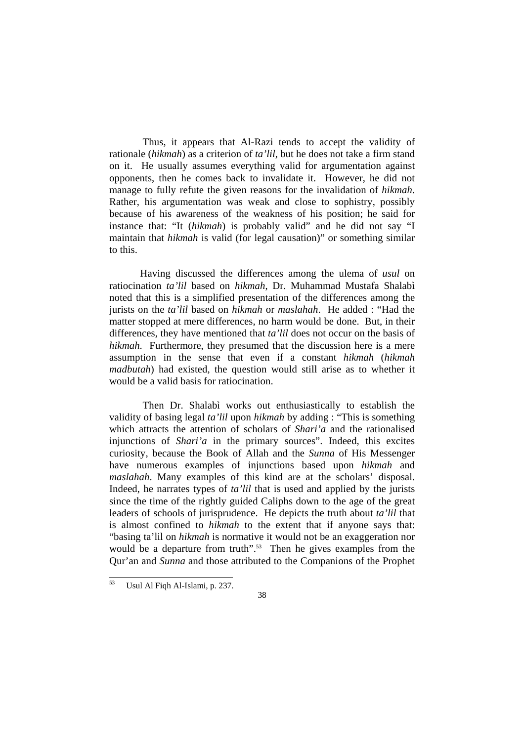Thus, it appears that Al-Razi tends to accept the validity of rationale (*hikmah*) as a criterion of *ta'lil*, but he does not take a firm stand on it. He usually assumes everything valid for argumentation against opponents, then he comes back to invalidate it. However, he did not manage to fully refute the given reasons for the invalidation of *hikmah*. Rather, his argumentation was weak and close to sophistry, possibly because of his awareness of the weakness of his position; he said for instance that: "It (*hikmah*) is probably valid" and he did not say "I maintain that *hikmah* is valid (for legal causation)" or something similar to this.

Having discussed the differences among the ulema of *usul* on ratiocination *ta'lil* based on *hikmah*, Dr. Muhammad Mustafa Shalabì noted that this is a simplified presentation of the differences among the jurists on the *ta'lil* based on *hikmah* or *maslahah*. He added : "Had the matter stopped at mere differences, no harm would be done. But, in their differences, they have mentioned that *ta'lil* does not occur on the basis of *hikmah.* Furthermore, they presumed that the discussion here is a mere assumption in the sense that even if a constant *hikmah* (*hikmah madbutah*) had existed, the question would still arise as to whether it would be a valid basis for ratiocination.

Then Dr. Shalabì works out enthusiastically to establish the validity of basing legal *ta'lil* upon *hikmah* by adding : "This is something which attracts the attention of scholars of *Shari'a* and the rationalised injunctions of *Shari'a* in the primary sources". Indeed, this excites curiosity, because the Book of Allah and the *Sunna* of His Messenger have numerous examples of injunctions based upon *hikmah* and *maslahah*. Many examples of this kind are at the scholars' disposal. Indeed, he narrates types of *ta'lil* that is used and applied by the jurists since the time of the rightly guided Caliphs down to the age of the great leaders of schools of jurisprudence. He depicts the truth about *ta'lil* that is almost confined to *hikmah* to the extent that if anyone says that: "basing ta'lil on *hikmah* is normative it would not be an exaggeration nor would be a departure from truth".[53] Then he gives examples from the Qur'an and *Sunna* and those attributed to the Companions of the Prophet

[53] Usul Al Fiqh Al-Islami, p. 237.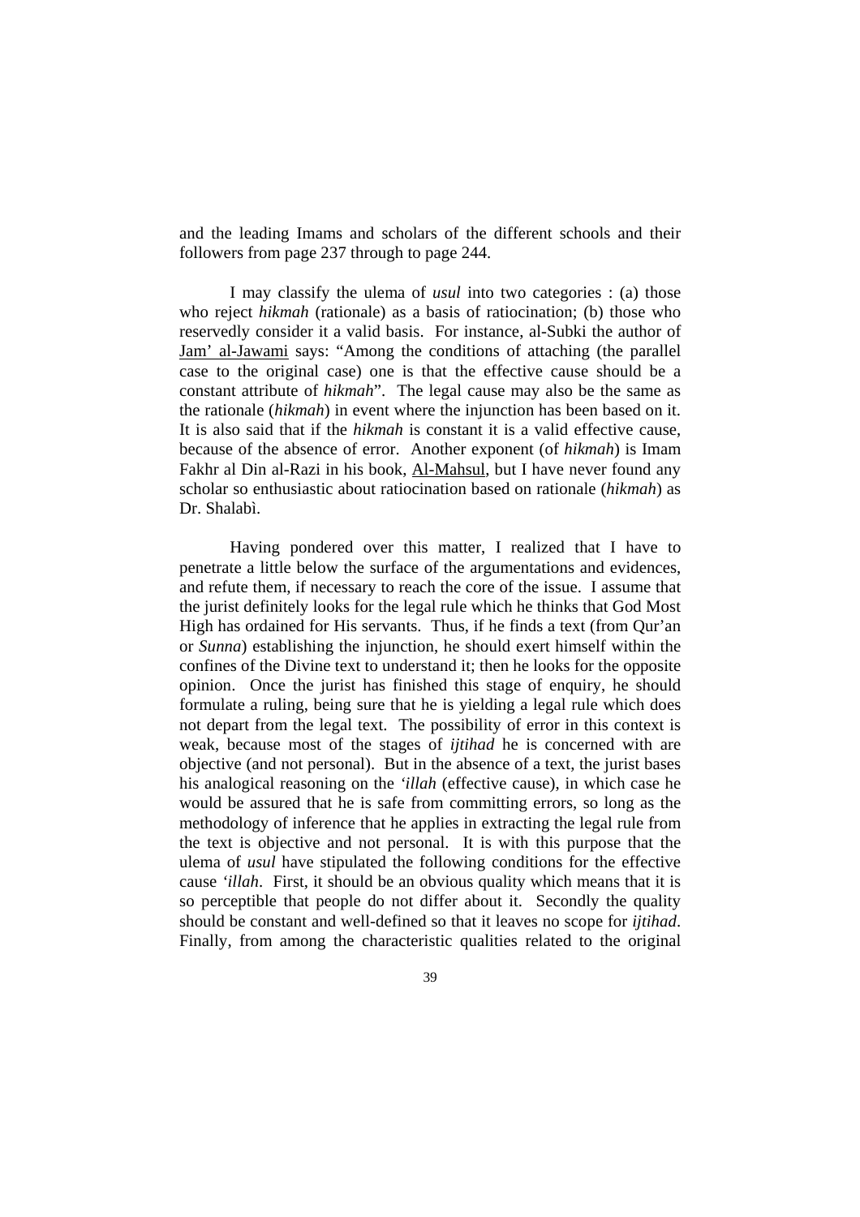and the leading Imams and scholars of the different schools and their followers from page 237 through to page 244.

I may classify the ulema of *usul* into two categories : (a) those who reject *hikmah* (rationale) as a basis of ratiocination; (b) those who reservedly consider it a valid basis. For instance, al-Subki the author of Jam' al-Jawami says: "Among the conditions of attaching (the parallel case to the original case) one is that the effective cause should be a constant attribute of *hikmah*". The legal cause may also be the same as the rationale (*hikmah*) in event where the injunction has been based on it. It is also said that if the *hikmah* is constant it is a valid effective cause, because of the absence of error. Another exponent (of *hikmah*) is Imam Fakhr al Din al-Razi in his book, Al-Mahsul, but I have never found any scholar so enthusiastic about ratiocination based on rationale (*hikmah*) as Dr. Shalabì.

Having pondered over this matter, I realized that I have to penetrate a little below the surface of the argumentations and evidences, and refute them, if necessary to reach the core of the issue. I assume that the jurist definitely looks for the legal rule which he thinks that God Most High has ordained for His servants. Thus, if he finds a text (from Qur'an or *Sunna*) establishing the injunction, he should exert himself within the confines of the Divine text to understand it; then he looks for the opposite opinion. Once the jurist has finished this stage of enquiry, he should formulate a ruling, being sure that he is yielding a legal rule which does not depart from the legal text. The possibility of error in this context is weak, because most of the stages of *ijtihad* he is concerned with are objective (and not personal). But in the absence of a text, the jurist bases his analogical reasoning on the *'illah* (effective cause), in which case he would be assured that he is safe from committing errors, so long as the methodology of inference that he applies in extracting the legal rule from the text is objective and not personal. It is with this purpose that the ulema of *usul* have stipulated the following conditions for the effective cause *'illah*. First, it should be an obvious quality which means that it is so perceptible that people do not differ about it. Secondly the quality should be constant and well-defined so that it leaves no scope for *ijtihad*. Finally, from among the characteristic qualities related to the original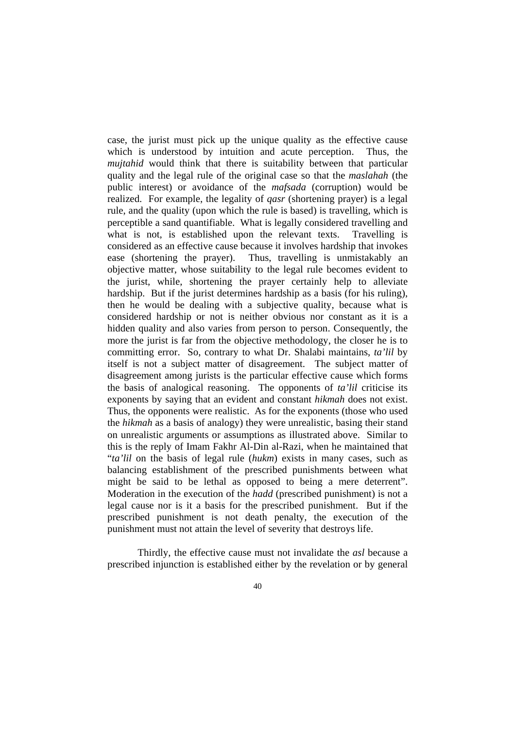case, the jurist must pick up the unique quality as the effective cause which is understood by intuition and acute perception. Thus, the *mujtahid* would think that there is suitability between that particular quality and the legal rule of the original case so that the *maslahah* (the public interest) or avoidance of the *mafsada* (corruption) would be realized. For example, the legality of *qasr* (shortening prayer) is a legal rule, and the quality (upon which the rule is based) is travelling, which is perceptible a sand quantifiable. What is legally considered travelling and what is not, is established upon the relevant texts. Travelling is considered as an effective cause because it involves hardship that invokes ease (shortening the prayer). Thus, travelling is unmistakably an objective matter, whose suitability to the legal rule becomes evident to the jurist, while, shortening the prayer certainly help to alleviate hardship. But if the jurist determines hardship as a basis (for his ruling), then he would be dealing with a subjective quality, because what is considered hardship or not is neither obvious nor constant as it is a hidden quality and also varies from person to person. Consequently, the more the jurist is far from the objective methodology, the closer he is to committing error. So, contrary to what Dr. Shalabi maintains, *ta'lil* by itself is not a subject matter of disagreement. The subject matter of disagreement among jurists is the particular effective cause which forms the basis of analogical reasoning. The opponents of *ta'lil* criticise its exponents by saying that an evident and constant *hikmah* does not exist. Thus, the opponents were realistic. As for the exponents (those who used the *hikmah* as a basis of analogy) they were unrealistic, basing their stand on unrealistic arguments or assumptions as illustrated above. Similar to this is the reply of Imam Fakhr Al-Din al-Razi, when he maintained that "*ta'lil* on the basis of legal rule (*hukm*) exists in many cases, such as balancing establishment of the prescribed punishments between what might be said to be lethal as opposed to being a mere deterrent". Moderation in the execution of the *hadd* (prescribed punishment) is not a legal cause nor is it a basis for the prescribed punishment. But if the prescribed punishment is not death penalty, the execution of the punishment must not attain the level of severity that destroys life.

Thirdly, the effective cause must not invalidate the *asl* because a prescribed injunction is established either by the revelation or by general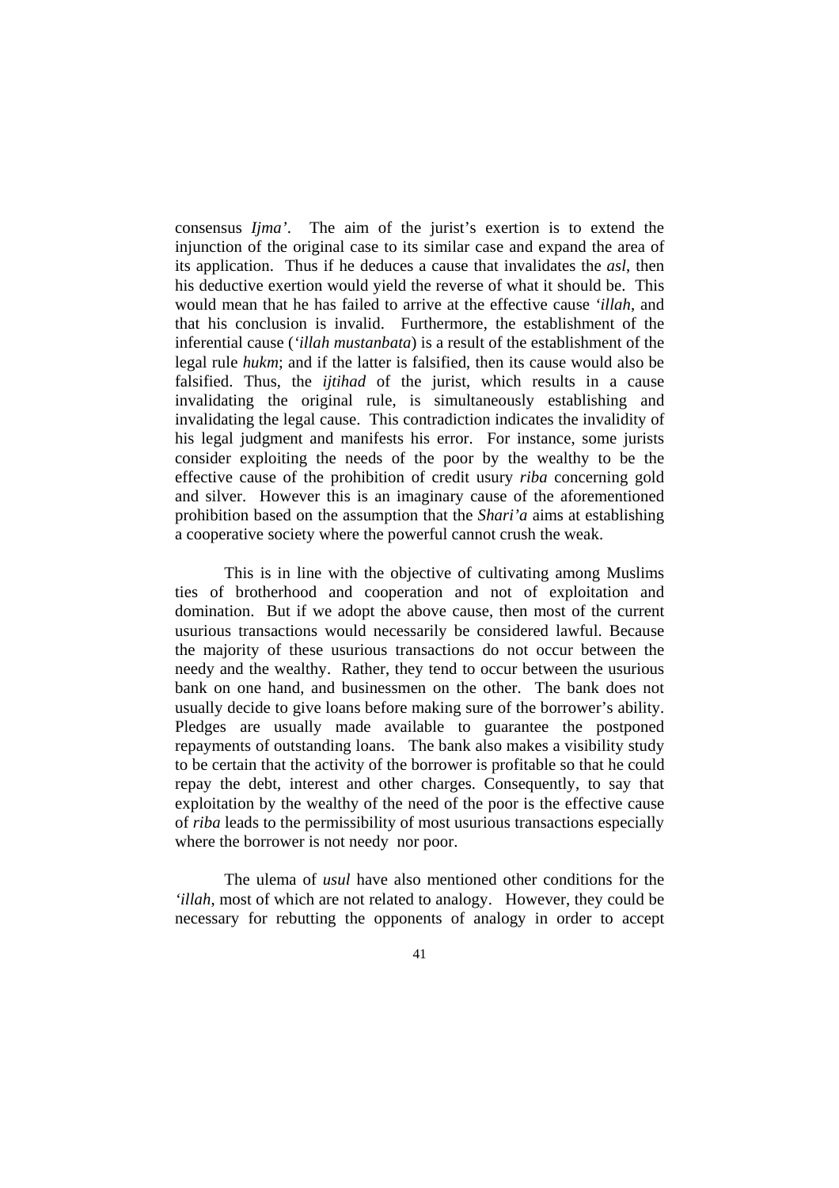consensus *Ijma'*. The aim of the jurist's exertion is to extend the injunction of the original case to its similar case and expand the area of its application. Thus if he deduces a cause that invalidates the *asl*, then his deductive exertion would yield the reverse of what it should be. This would mean that he has failed to arrive at the effective cause *'illah*, and that his conclusion is invalid. Furthermore, the establishment of the inferential cause (*'illah mustanbata*) is a result of the establishment of the legal rule *hukm*; and if the latter is falsified, then its cause would also be falsified. Thus, the *ijtihad* of the jurist, which results in a cause invalidating the original rule, is simultaneously establishing and invalidating the legal cause. This contradiction indicates the invalidity of his legal judgment and manifests his error. For instance, some jurists consider exploiting the needs of the poor by the wealthy to be the effective cause of the prohibition of credit usury *riba* concerning gold and silver. However this is an imaginary cause of the aforementioned prohibition based on the assumption that the *Shari'a* aims at establishing a cooperative society where the powerful cannot crush the weak.

This is in line with the objective of cultivating among Muslims ties of brotherhood and cooperation and not of exploitation and domination. But if we adopt the above cause, then most of the current usurious transactions would necessarily be considered lawful. Because the majority of these usurious transactions do not occur between the needy and the wealthy. Rather, they tend to occur between the usurious bank on one hand, and businessmen on the other. The bank does not usually decide to give loans before making sure of the borrower's ability. Pledges are usually made available to guarantee the postponed repayments of outstanding loans. The bank also makes a visibility study to be certain that the activity of the borrower is profitable so that he could repay the debt, interest and other charges. Consequently, to say that exploitation by the wealthy of the need of the poor is the effective cause of *riba* leads to the permissibility of most usurious transactions especially where the borrower is not needy nor poor.

The ulema of *usul* have also mentioned other conditions for the *'illah*, most of which are not related to analogy. However, they could be necessary for rebutting the opponents of analogy in order to accept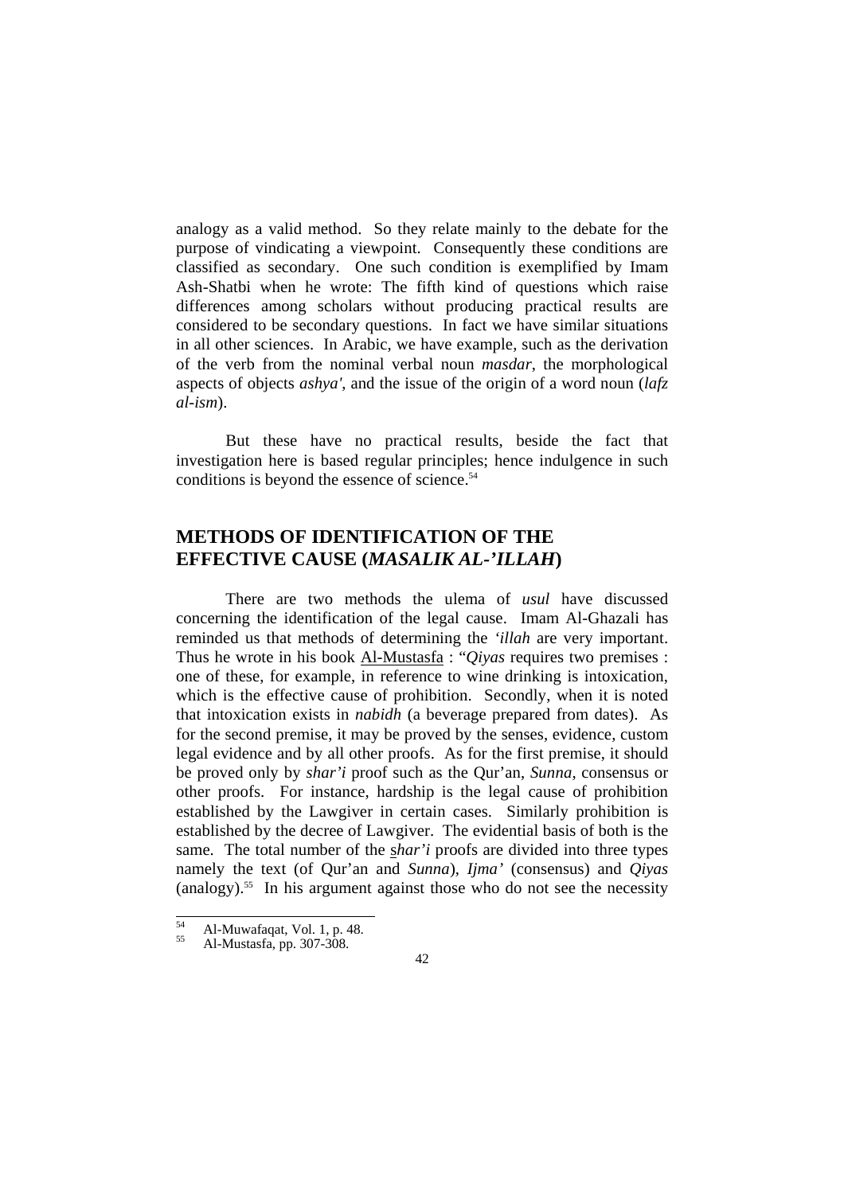analogy as a valid method. So they relate mainly to the debate for the purpose of vindicating a viewpoint. Consequently these conditions are classified as secondary. One such condition is exemplified by Imam Ash-Shatbi when he wrote: The fifth kind of questions which raise differences among scholars without producing practical results are considered to be secondary questions. In fact we have similar situations in all other sciences. In Arabic, we have example, such as the derivation of the verb from the nominal verbal noun *masdar*, the morphological aspects of objects *ashya'*, and the issue of the origin of a word noun (*lafz al-ism*).

But these have no practical results, beside the fact that investigation here is based regular principles; hence indulgence in such conditions is beyond the essence of science.[54]

## METHODS OF IDENTIFICATION OF THE EFFECTIVE CAUSE (*MASALIK AL-'ILLAH*)

There are two methods the ulema of *usul* have discussed concerning the identification of the legal cause. Imam Al-Ghazali has reminded us that methods of determining the *'illah* are very important. Thus he wrote in his book Al-Mustasfa : "*Qiyas* requires two premises : one of these, for example, in reference to wine drinking is intoxication, which is the effective cause of prohibition. Secondly, when it is noted that intoxication exists in *nabidh* (a beverage prepared from dates). As for the second premise, it may be proved by the senses, evidence, custom legal evidence and by all other proofs. As for the first premise, it should be proved only by *shar'i* proof such as the Qur'an, *Sunna*, consensus or other proofs. For instance, hardship is the legal cause of prohibition established by the Lawgiver in certain cases. Similarly prohibition is established by the decree of Lawgiver. The evidential basis of both is the same. The total number of the *shar'i* proofs are divided into three types namely the text (of Qur'an and *Sunna*), *Ijma'* (consensus) and *Qiyas* (analogy).[55] In his argument against those who do not see the necessity

---

[54] Al-Muwafaqat, Vol. 1, p. 48.

[55] Al-Mustasfa, pp. 307-308.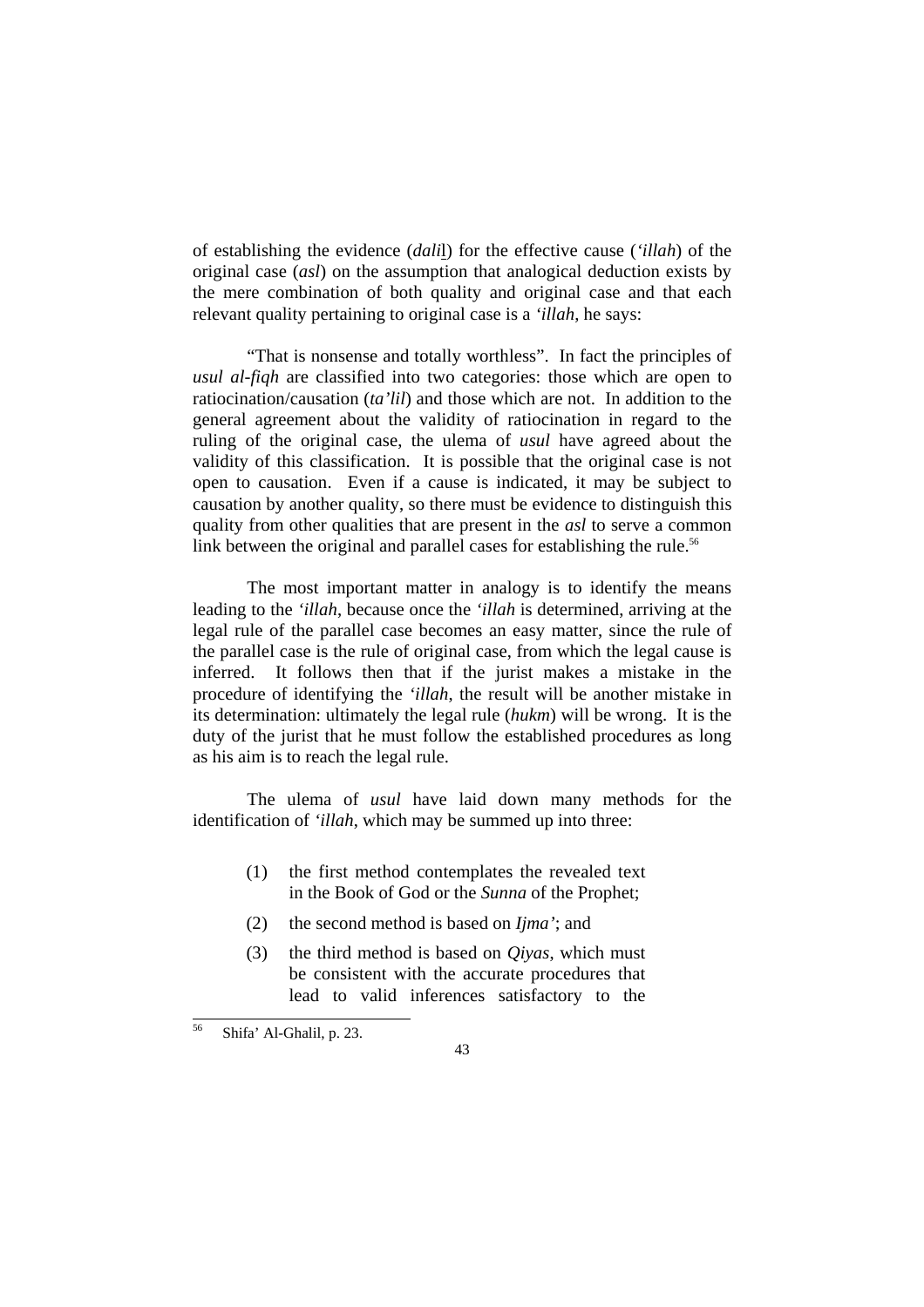of establishing the evidence (*dalil*) for the effective cause (*'illah*) of the original case (*asl*) on the assumption that analogical deduction exists by the mere combination of both quality and original case and that each relevant quality pertaining to original case is a *'illah*, he says:

"That is nonsense and totally worthless". In fact the principles of *usul al-fiqh* are classified into two categories: those which are open to ratiocination/causation (*ta'lil*) and those which are not. In addition to the general agreement about the validity of ratiocination in regard to the ruling of the original case, the ulema of *usul* have agreed about the validity of this classification. It is possible that the original case is not open to causation. Even if a cause is indicated, it may be subject to causation by another quality, so there must be evidence to distinguish this quality from other qualities that are present in the *asl* to serve a common link between the original and parallel cases for establishing the rule.[56]

The most important matter in analogy is to identify the means leading to the *'illah*, because once the *'illah* is determined, arriving at the legal rule of the parallel case becomes an easy matter, since the rule of the parallel case is the rule of original case, from which the legal cause is inferred. It follows then that if the jurist makes a mistake in the procedure of identifying the *'illah*, the result will be another mistake in its determination: ultimately the legal rule (*hukm*) will be wrong. It is the duty of the jurist that he must follow the established procedures as long as his aim is to reach the legal rule.

The ulema of *usul* have laid down many methods for the identification of *'illah*, which may be summed up into three:

(1) the first method contemplates the revealed text in the Book of God or the *Sunna* of the Prophet;

(2) the second method is based on *Ijma'*; and

(3) the third method is based on *Qiyas*, which must be consistent with the accurate procedures that lead to valid inferences satisfactory to the

[56] Shifa' Al-Ghalil, p. 23.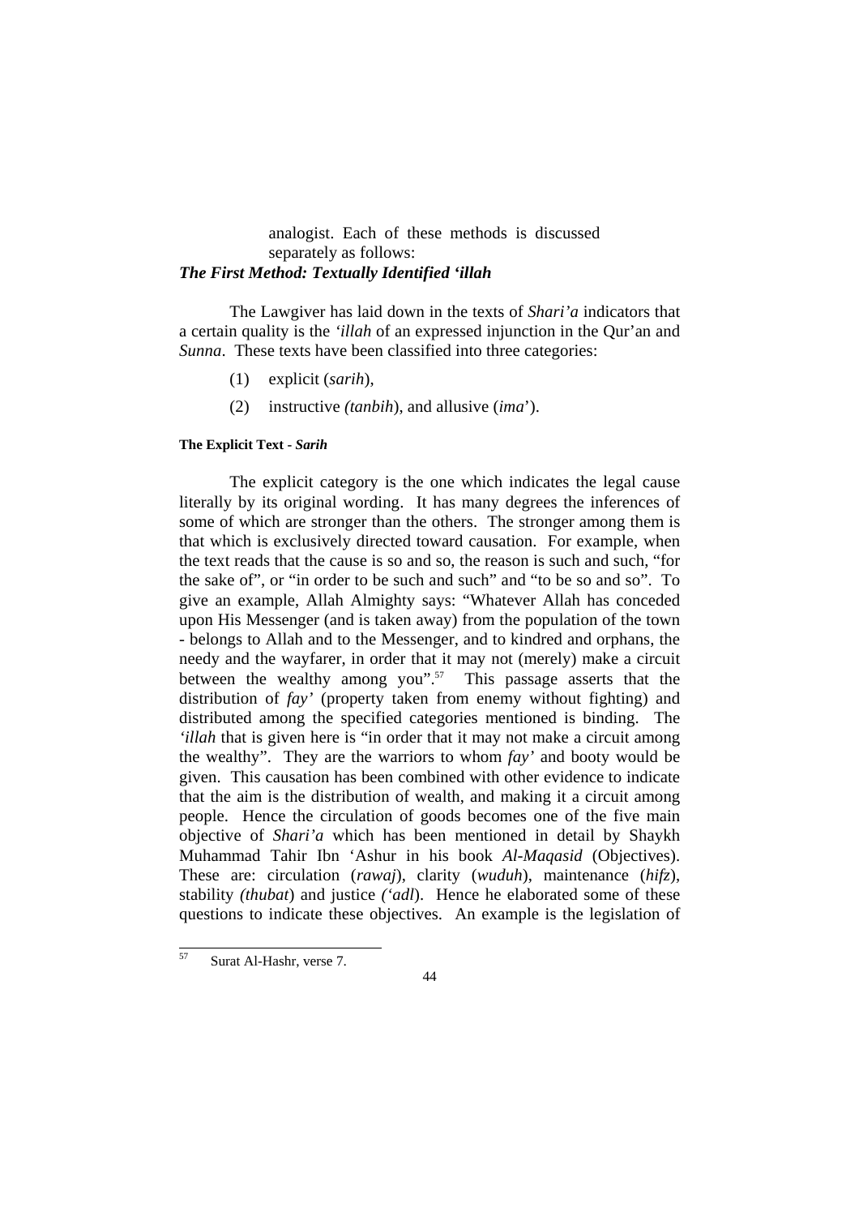analogist. Each of these methods is discussed separately as follows:

***The First Method: Textually Identified 'illah***

The Lawgiver has laid down in the texts of *Shari'a* indicators that a certain quality is the *'illah* of an expressed injunction in the Qur'an and *Sunna*. These texts have been classified into three categories:

(1) explicit (*sarih*),

(2) instructive *(tanbih*), and allusive (*ima*').

**The Explicit Text -** ***Sarih***

The explicit category is the one which indicates the legal cause literally by its original wording. It has many degrees the inferences of some of which are stronger than the others. The stronger among them is that which is exclusively directed toward causation. For example, when the text reads that the cause is so and so, the reason is such and such, "for the sake of", or "in order to be such and such" and "to be so and so". To give an example, Allah Almighty says: "Whatever Allah has conceded upon His Messenger (and is taken away) from the population of the town - belongs to Allah and to the Messenger, and to kindred and orphans, the needy and the wayfarer, in order that it may not (merely) make a circuit between the wealthy among you".[57] This passage asserts that the distribution of *fay'* (property taken from enemy without fighting) and distributed among the specified categories mentioned is binding. The *'illah* that is given here is "in order that it may not make a circuit among the wealthy". They are the warriors to whom *fay'* and booty would be given. This causation has been combined with other evidence to indicate that the aim is the distribution of wealth, and making it a circuit among people. Hence the circulation of goods becomes one of the five main objective of *Shari'a* which has been mentioned in detail by Shaykh Muhammad Tahir Ibn 'Ashur in his book *Al-Maqasid* (Objectives). These are: circulation (*rawaj*), clarity (*wuduh*), maintenance (*hifz*), stability *(thubat*) and justice *('adl*). Hence he elaborated some of these questions to indicate these objectives. An example is the legislation of

---

[57] Surat Al-Hashr, verse 7.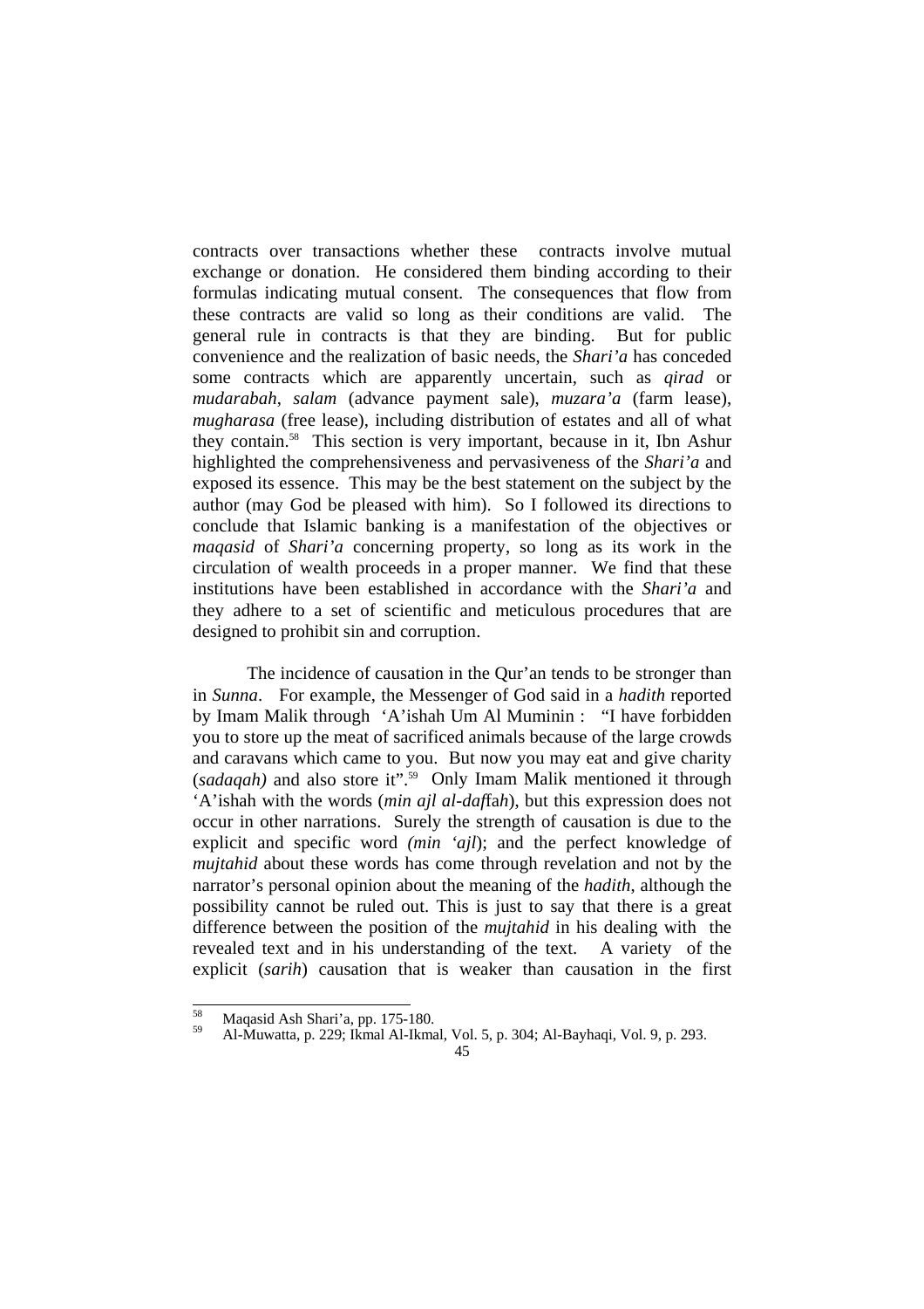contracts over transactions whether these contracts involve mutual exchange or donation. He considered them binding according to their formulas indicating mutual consent. The consequences that flow from these contracts are valid so long as their conditions are valid. The general rule in contracts is that they are binding. But for public convenience and the realization of basic needs, the *Shari'a* has conceded some contracts which are apparently uncertain, such as *qirad* or *mudarabah*, *salam* (advance payment sale), *muzara'a* (farm lease), *mugharasa* (free lease), including distribution of estates and all of what they contain.[58] This section is very important, because in it, Ibn Ashur highlighted the comprehensiveness and pervasiveness of the *Shari'a* and exposed its essence. This may be the best statement on the subject by the author (may God be pleased with him). So I followed its directions to conclude that Islamic banking is a manifestation of the objectives or *maqasid* of *Shari'a* concerning property, so long as its work in the circulation of wealth proceeds in a proper manner. We find that these institutions have been established in accordance with the *Shari'a* and they adhere to a set of scientific and meticulous procedures that are designed to prohibit sin and corruption.

The incidence of causation in the Qur'an tends to be stronger than in *Sunna*. For example, the Messenger of God said in a *hadith* reported by Imam Malik through 'A'ishah Um Al Muminin : "I have forbidden you to store up the meat of sacrificed animals because of the large crowds and caravans which came to you. But now you may eat and give charity (*sadaqah)* and also store it".[59] Only Imam Malik mentioned it through 'A'ishah with the words (*min ajl al-daf*fah), but this expression does not occur in other narrations. Surely the strength of causation is due to the explicit and specific word *(min 'ajl*); and the perfect knowledge of *mujtahid* about these words has come through revelation and not by the narrator's personal opinion about the meaning of the *hadith*, although the possibility cannot be ruled out. This is just to say that there is a great difference between the position of the *mujtahid* in his dealing with the revealed text and in his understanding of the text. A variety of the explicit (*sarih*) causation that is weaker than causation in the first

---

[58] Maqasid Ash Shari'a, pp. 175-180.

[59] Al-Muwatta, p. 229; Ikmal Al-Ikmal, Vol. 5, p. 304; Al-Bayhaqi, Vol. 9, p. 293.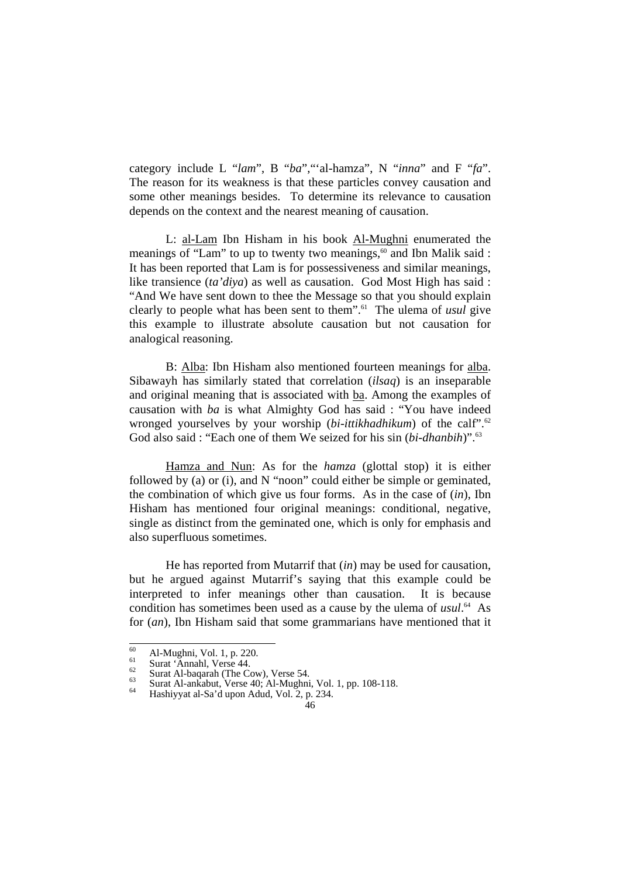category include L "*lam*", B "*ba*","'al-hamza", N "*inna*" and F "*fa*". The reason for its weakness is that these particles convey causation and some other meanings besides. To determine its relevance to causation depends on the context and the nearest meaning of causation.

L: <u>al-Lam</u> Ibn Hisham in his book <u>Al-Mughni</u> enumerated the meanings of "Lam" to up to twenty two meanings,[60] and Ibn Malik said : It has been reported that Lam is for possessiveness and similar meanings, like transience (*ta'diya*) as well as causation. God Most High has said : "And We have sent down to thee the Message so that you should explain clearly to people what has been sent to them".[61] The ulema of *usul* give this example to illustrate absolute causation but not causation for analogical reasoning.

B: <u>Alba</u>: Ibn Hisham also mentioned fourteen meanings for <u>alba</u>. Sibawayh has similarly stated that correlation (*ilsaq*) is an inseparable and original meaning that is associated with <u>ba</u>. Among the examples of causation with *ba* is what Almighty God has said : "You have indeed wronged yourselves by your worship (*bi-ittikhadhikum*) of the calf".[62] God also said : "Each one of them We seized for his sin (*bi-dhanbih*)".[63]

<u>Hamza and Nun</u>: As for the *hamza* (glottal stop) it is either followed by (a) or (i), and N "noon" could either be simple or geminated, the combination of which give us four forms. As in the case of (*in*), Ibn Hisham has mentioned four original meanings: conditional, negative, single as distinct from the geminated one, which is only for emphasis and also superfluous sometimes.

He has reported from Mutarrif that (*in*) may be used for causation, but he argued against Mutarrif's saying that this example could be interpreted to infer meanings other than causation. It is because condition has sometimes been used as a cause by the ulema of *usul*.[64] As for (*an*), Ibn Hisham said that some grammarians have mentioned that it

---

[60] Al-Mughni, Vol. 1, p. 220.

[61] Surat 'Annahl, Verse 44.

[62] Surat Al-baqarah (The Cow), Verse 54.

[63] Surat Al-ankabut, Verse 40; Al-Mughni, Vol. 1, pp. 108-118.

[64] Hashiyyat al-Sa'd upon Adud, Vol. 2, p. 234.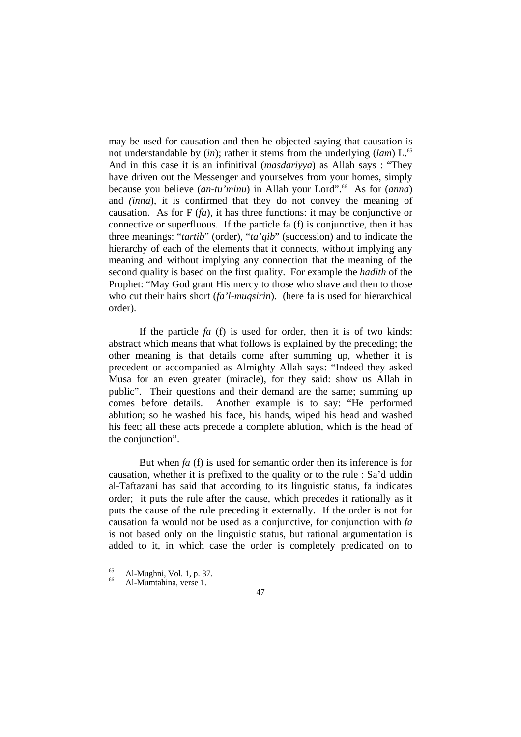may be used for causation and then he objected saying that causation is not understandable by (*in*); rather it stems from the underlying (*lam*) L.[65] And in this case it is an infinitival (*masdariyya*) as Allah says : "They have driven out the Messenger and yourselves from your homes, simply because you believe (*an-tu'minu*) in Allah your Lord".[66] As for (*anna*) and *(inna*), it is confirmed that they do not convey the meaning of causation. As for F (*fa*), it has three functions: it may be conjunctive or connective or superfluous. If the particle fa (f) is conjunctive, then it has three meanings: "*tartib*" (order), "*ta'qib*" (succession) and to indicate the hierarchy of each of the elements that it connects, without implying any meaning and without implying any connection that the meaning of the second quality is based on the first quality. For example the *hadith* of the Prophet: "May God grant His mercy to those who shave and then to those who cut their hairs short (*fa'l-muqsirin*). (here fa is used for hierarchical order).

If the particle *fa* (f) is used for order, then it is of two kinds: abstract which means that what follows is explained by the preceding; the other meaning is that details come after summing up, whether it is precedent or accompanied as Almighty Allah says: "Indeed they asked Musa for an even greater (miracle), for they said: show us Allah in public". Their questions and their demand are the same; summing up comes before details. Another example is to say: "He performed ablution; so he washed his face, his hands, wiped his head and washed his feet; all these acts precede a complete ablution, which is the head of the conjunction".

But when *fa* (f) is used for semantic order then its inference is for causation, whether it is prefixed to the quality or to the rule : Sa'd uddin al-Taftazani has said that according to its linguistic status, fa indicates order; it puts the rule after the cause, which precedes it rationally as it puts the cause of the rule preceding it externally. If the order is not for causation fa would not be used as a conjunctive, for conjunction with *fa* is not based only on the linguistic status, but rational argumentation is added to it, in which case the order is completely predicated on to

[65] Al-Mughni, Vol. 1, p. 37.

[66] Al-Mumtahina, verse 1.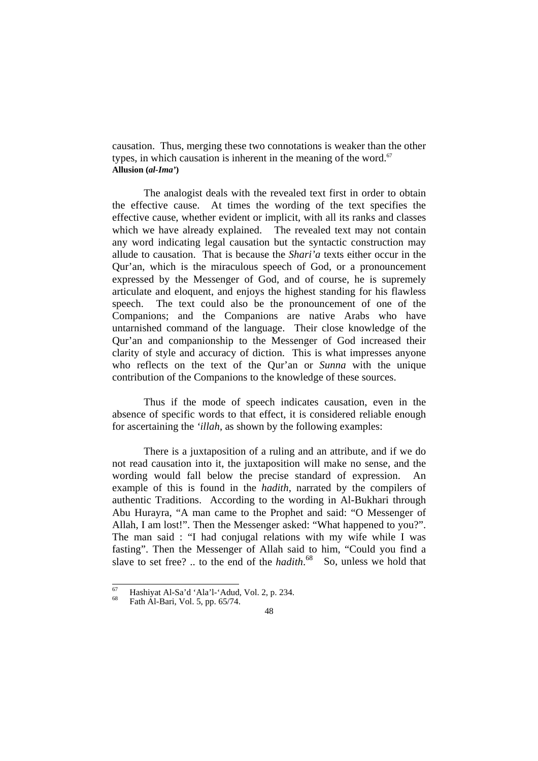causation. Thus, merging these two connotations is weaker than the other types, in which causation is inherent in the meaning of the word.[67]

**Allusion (*al-Ima'*)**

The analogist deals with the revealed text first in order to obtain the effective cause. At times the wording of the text specifies the effective cause, whether evident or implicit, with all its ranks and classes which we have already explained. The revealed text may not contain any word indicating legal causation but the syntactic construction may allude to causation. That is because the *Shari'a* texts either occur in the Qur'an, which is the miraculous speech of God, or a pronouncement expressed by the Messenger of God, and of course, he is supremely articulate and eloquent, and enjoys the highest standing for his flawless speech. The text could also be the pronouncement of one of the Companions; and the Companions are native Arabs who have untarnished command of the language. Their close knowledge of the Qur'an and companionship to the Messenger of God increased their clarity of style and accuracy of diction. This is what impresses anyone who reflects on the text of the Qur'an or *Sunna* with the unique contribution of the Companions to the knowledge of these sources.

Thus if the mode of speech indicates causation, even in the absence of specific words to that effect, it is considered reliable enough for ascertaining the *'illah*, as shown by the following examples:

There is a juxtaposition of a ruling and an attribute, and if we do not read causation into it, the juxtaposition will make no sense, and the wording would fall below the precise standard of expression. An example of this is found in the *hadith*, narrated by the compilers of authentic Traditions. According to the wording in Al-Bukhari through Abu Hurayra, "A man came to the Prophet and said: "O Messenger of Allah, I am lost!". Then the Messenger asked: "What happened to you?". The man said : "I had conjugal relations with my wife while I was fasting". Then the Messenger of Allah said to him, "Could you find a slave to set free? .. to the end of the *hadith*.[68] So, unless we hold that

---

[67] Hashiyat Al-Sa'd 'Ala'l-'Adud, Vol. 2, p. 234.

[68] Fath Al-Bari, Vol. 5, pp. 65/74.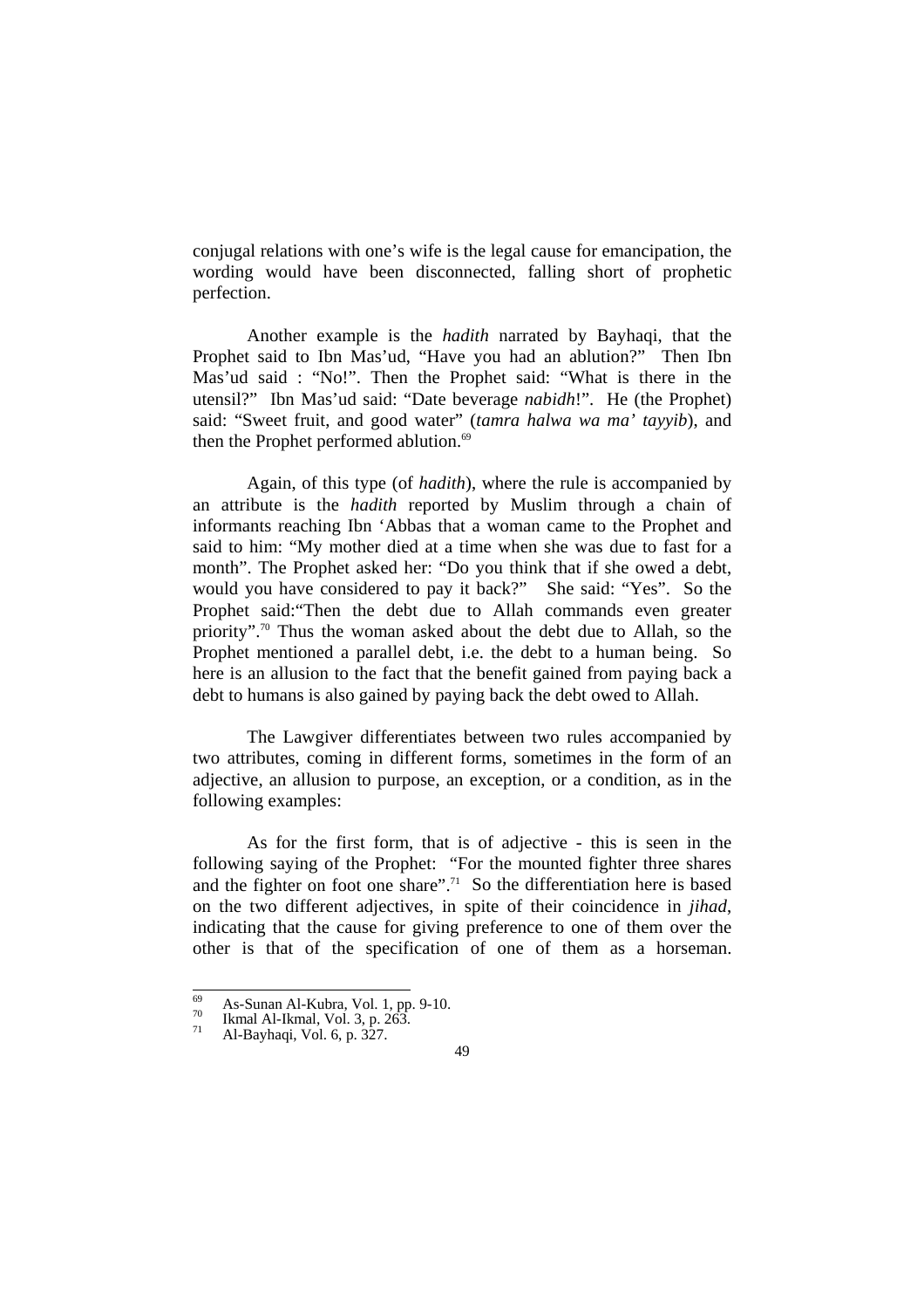conjugal relations with one's wife is the legal cause for emancipation, the wording would have been disconnected, falling short of prophetic perfection.

Another example is the *hadith* narrated by Bayhaqi, that the Prophet said to Ibn Mas'ud, "Have you had an ablution?" Then Ibn Mas'ud said : "No!". Then the Prophet said: "What is there in the utensil?" Ibn Mas'ud said: "Date beverage *nabidh*!". He (the Prophet) said: "Sweet fruit, and good water" (*tamra halwa wa ma' tayyib*), and then the Prophet performed ablution.[69]

Again, of this type (of *hadith*), where the rule is accompanied by an attribute is the *hadith* reported by Muslim through a chain of informants reaching Ibn 'Abbas that a woman came to the Prophet and said to him: "My mother died at a time when she was due to fast for a month". The Prophet asked her: "Do you think that if she owed a debt, would you have considered to pay it back?" She said: "Yes". So the Prophet said:"Then the debt due to Allah commands even greater priority".[70] Thus the woman asked about the debt due to Allah, so the Prophet mentioned a parallel debt, i.e. the debt to a human being. So here is an allusion to the fact that the benefit gained from paying back a debt to humans is also gained by paying back the debt owed to Allah.

The Lawgiver differentiates between two rules accompanied by two attributes, coming in different forms, sometimes in the form of an adjective, an allusion to purpose, an exception, or a condition, as in the following examples:

As for the first form, that is of adjective - this is seen in the following saying of the Prophet: "For the mounted fighter three shares and the fighter on foot one share".[71] So the differentiation here is based on the two different adjectives, in spite of their coincidence in *jihad*, indicating that the cause for giving preference to one of them over the other is that of the specification of one of them as a horseman.

---

[69] As-Sunan Al-Kubra, Vol. 1, pp. 9-10.

[70] Ikmal Al-Ikmal, Vol. 3, p. 263.

[71] Al-Bayhaqi, Vol. 6, p. 327.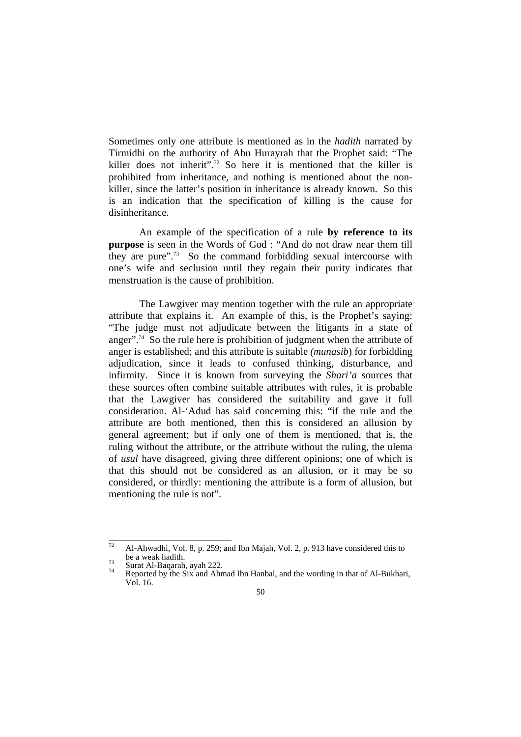Sometimes only one attribute is mentioned as in the *hadith* narrated by Tirmidhi on the authority of Abu Hurayrah that the Prophet said: "The killer does not inherit".[72] So here it is mentioned that the killer is prohibited from inheritance, and nothing is mentioned about the non-killer, since the latter's position in inheritance is already known. So this is an indication that the specification of killing is the cause for disinheritance.

An example of the specification of a rule **by reference to its purpose** is seen in the Words of God : "And do not draw near them till they are pure".[73] So the command forbidding sexual intercourse with one's wife and seclusion until they regain their purity indicates that menstruation is the cause of prohibition.

The Lawgiver may mention together with the rule an appropriate attribute that explains it. An example of this, is the Prophet's saying: "The judge must not adjudicate between the litigants in a state of anger".[74] So the rule here is prohibition of judgment when the attribute of anger is established; and this attribute is suitable *(munasib*) for forbidding adjudication, since it leads to confused thinking, disturbance, and infirmity. Since it is known from surveying the *Shari'a* sources that these sources often combine suitable attributes with rules, it is probable that the Lawgiver has considered the suitability and gave it full consideration. Al-'Adud has said concerning this: "if the rule and the attribute are both mentioned, then this is considered an allusion by general agreement; but if only one of them is mentioned, that is, the ruling without the attribute, or the attribute without the ruling, the ulema of *usul* have disagreed, giving three different opinions; one of which is that this should not be considered as an allusion, or it may be so considered, or thirdly: mentioning the attribute is a form of allusion, but mentioning the rule is not".

---

[72] Al-Ahwadhi, Vol. 8, p. 259; and Ibn Majah, Vol. 2, p. 913 have considered this to be a weak hadith.

[73] Surat Al-Baqarah, ayah 222.

[74] Reported by the Six and Ahmad Ibn Hanbal, and the wording in that of Al-Bukhari, Vol. 16.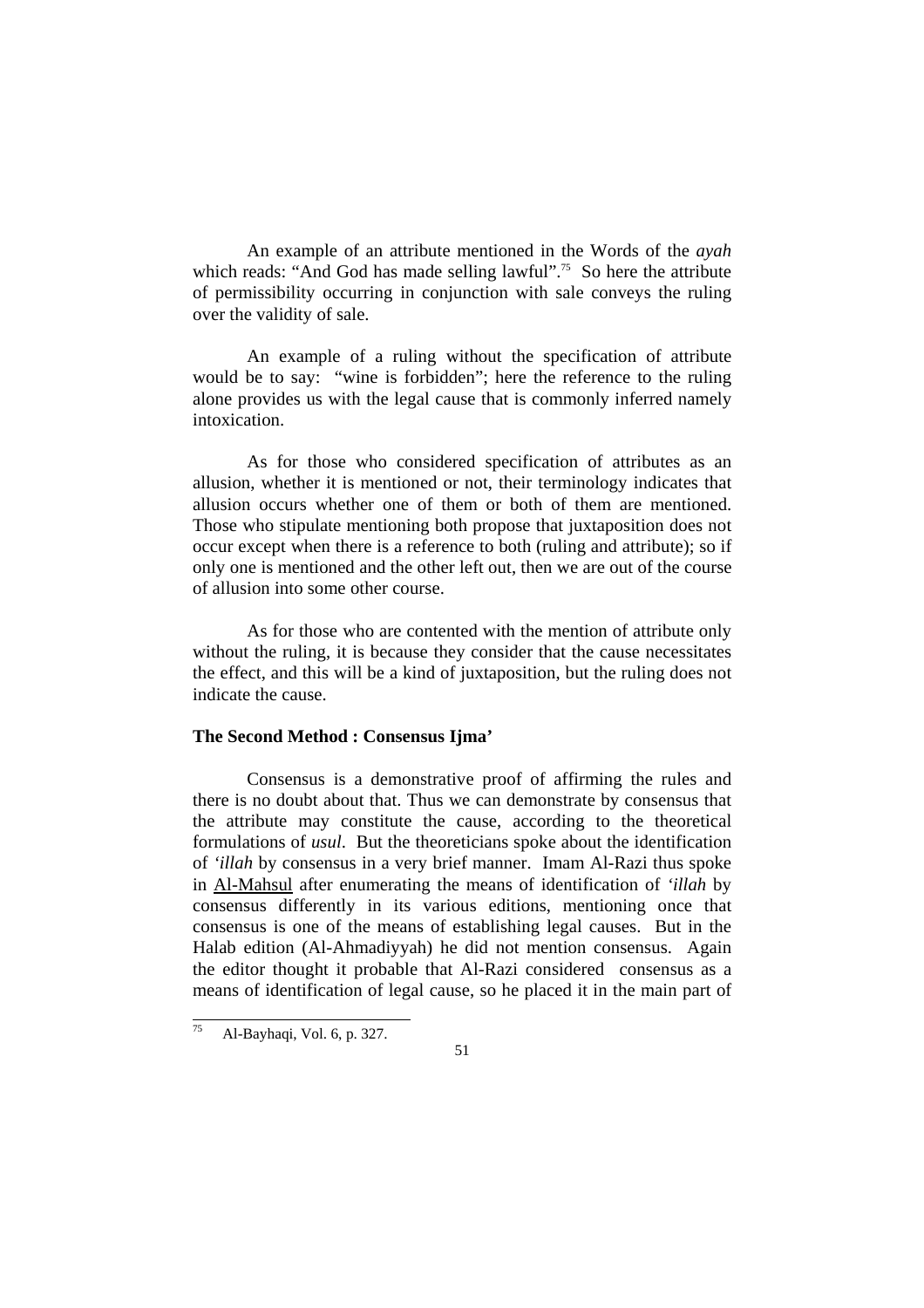An example of an attribute mentioned in the Words of the *ayah* which reads: "And God has made selling lawful".[75] So here the attribute of permissibility occurring in conjunction with sale conveys the ruling over the validity of sale.

An example of a ruling without the specification of attribute would be to say: "wine is forbidden"; here the reference to the ruling alone provides us with the legal cause that is commonly inferred namely intoxication.

As for those who considered specification of attributes as an allusion, whether it is mentioned or not, their terminology indicates that allusion occurs whether one of them or both of them are mentioned. Those who stipulate mentioning both propose that juxtaposition does not occur except when there is a reference to both (ruling and attribute); so if only one is mentioned and the other left out, then we are out of the course of allusion into some other course.

As for those who are contented with the mention of attribute only without the ruling, it is because they consider that the cause necessitates the effect, and this will be a kind of juxtaposition, but the ruling does not indicate the cause.

**The Second Method : Consensus Ijma'**

Consensus is a demonstrative proof of affirming the rules and there is no doubt about that. Thus we can demonstrate by consensus that the attribute may constitute the cause, according to the theoretical formulations of *usul*. But the theoreticians spoke about the identification of *'illah* by consensus in a very brief manner. Imam Al-Razi thus spoke in Al-Mahsul after enumerating the means of identification of *'illah* by consensus differently in its various editions, mentioning once that consensus is one of the means of establishing legal causes. But in the Halab edition (Al-Ahmadiyyah) he did not mention consensus. Again the editor thought it probable that Al-Razi considered consensus as a means of identification of legal cause, so he placed it in the main part of

[75] Al-Bayhaqi, Vol. 6, p. 327.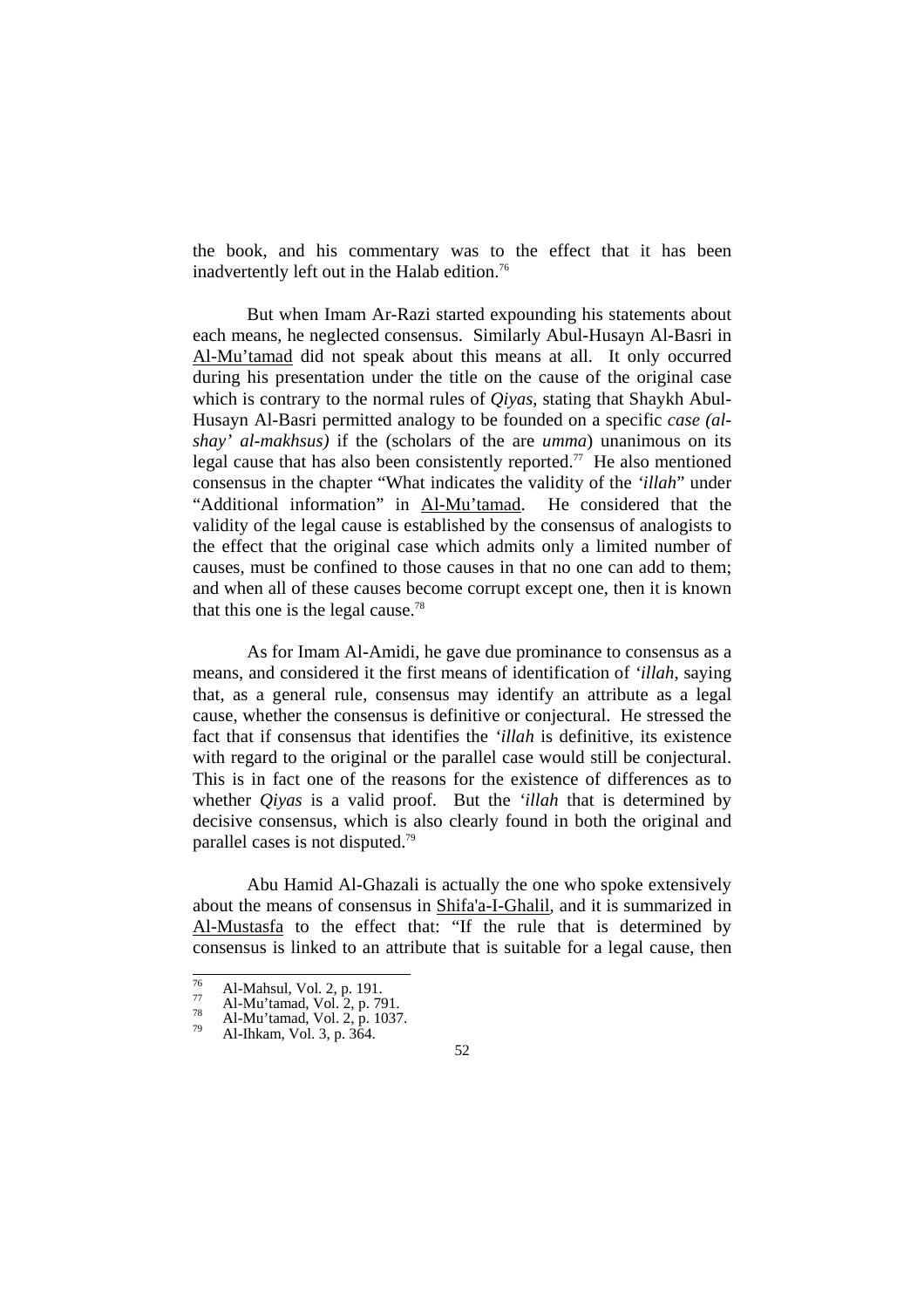the book, and his commentary was to the effect that it has been inadvertently left out in the Halab edition.[76]

But when Imam Ar-Razi started expounding his statements about each means, he neglected consensus. Similarly Abul-Husayn Al-Basri in Al-Mu'tamad did not speak about this means at all. It only occurred during his presentation under the title on the cause of the original case which is contrary to the normal rules of *Qiyas*, stating that Shaykh Abul-Husayn Al-Basri permitted analogy to be founded on a specific *case (al-shay' al-makhsus)* if the (scholars of the are *umma*) unanimous on its legal cause that has also been consistently reported.[77] He also mentioned consensus in the chapter "What indicates the validity of the *'illah*" under "Additional information" in Al-Mu'tamad. He considered that the validity of the legal cause is established by the consensus of analogists to the effect that the original case which admits only a limited number of causes, must be confined to those causes in that no one can add to them; and when all of these causes become corrupt except one, then it is known that this one is the legal cause.[78]

As for Imam Al-Amidi, he gave due prominance to consensus as a means, and considered it the first means of identification of *'illah*, saying that, as a general rule, consensus may identify an attribute as a legal cause, whether the consensus is definitive or conjectural. He stressed the fact that if consensus that identifies the *'illah* is definitive, its existence with regard to the original or the parallel case would still be conjectural. This is in fact one of the reasons for the existence of differences as to whether *Qiyas* is a valid proof. But the *'illah* that is determined by decisive consensus, which is also clearly found in both the original and parallel cases is not disputed.[79]

Abu Hamid Al-Ghazali is actually the one who spoke extensively about the means of consensus in Shifa'a-I-Ghalil, and it is summarized in Al-Mustasfa to the effect that: "If the rule that is determined by consensus is linked to an attribute that is suitable for a legal cause, then

---

[76] Al-Mahsul, Vol. 2, p. 191.
[77] Al-Mu'tamad, Vol. 2, p. 791.
[78] Al-Mu'tamad, Vol. 2, p. 1037.
[79] Al-Ihkam, Vol. 3, p. 364.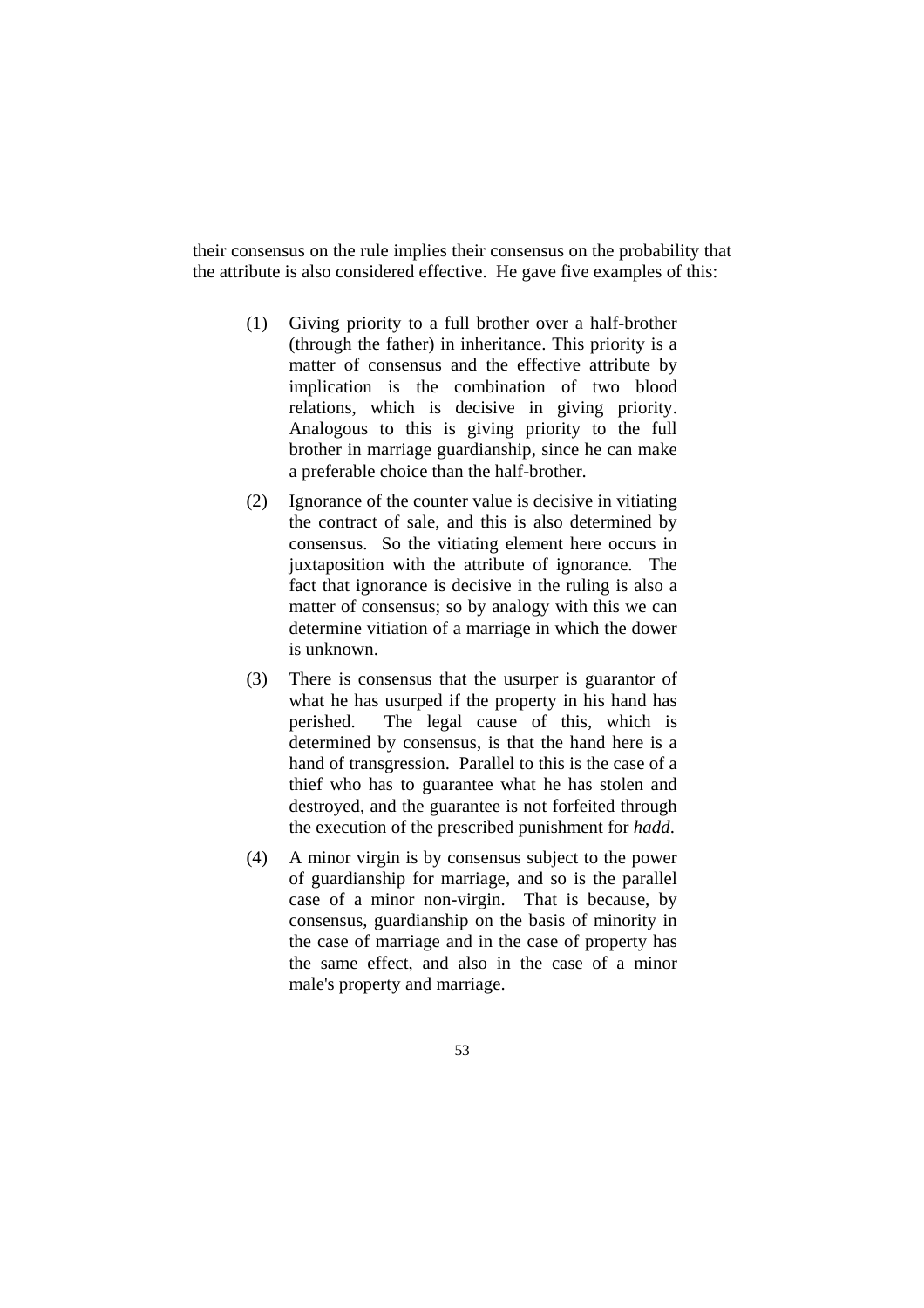their consensus on the rule implies their consensus on the probability that the attribute is also considered effective. He gave five examples of this:

(1) Giving priority to a full brother over a half-brother (through the father) in inheritance. This priority is a matter of consensus and the effective attribute by implication is the combination of two blood relations, which is decisive in giving priority. Analogous to this is giving priority to the full brother in marriage guardianship, since he can make a preferable choice than the half-brother.

(2) Ignorance of the counter value is decisive in vitiating the contract of sale, and this is also determined by consensus. So the vitiating element here occurs in juxtaposition with the attribute of ignorance. The fact that ignorance is decisive in the ruling is also a matter of consensus; so by analogy with this we can determine vitiation of a marriage in which the dower is unknown.

(3) There is consensus that the usurper is guarantor of what he has usurped if the property in his hand has perished. The legal cause of this, which is determined by consensus, is that the hand here is a hand of transgression. Parallel to this is the case of a thief who has to guarantee what he has stolen and destroyed, and the guarantee is not forfeited through the execution of the prescribed punishment for *hadd*.

(4) A minor virgin is by consensus subject to the power of guardianship for marriage, and so is the parallel case of a minor non-virgin. That is because, by consensus, guardianship on the basis of minority in the case of marriage and in the case of property has the same effect, and also in the case of a minor male's property and marriage.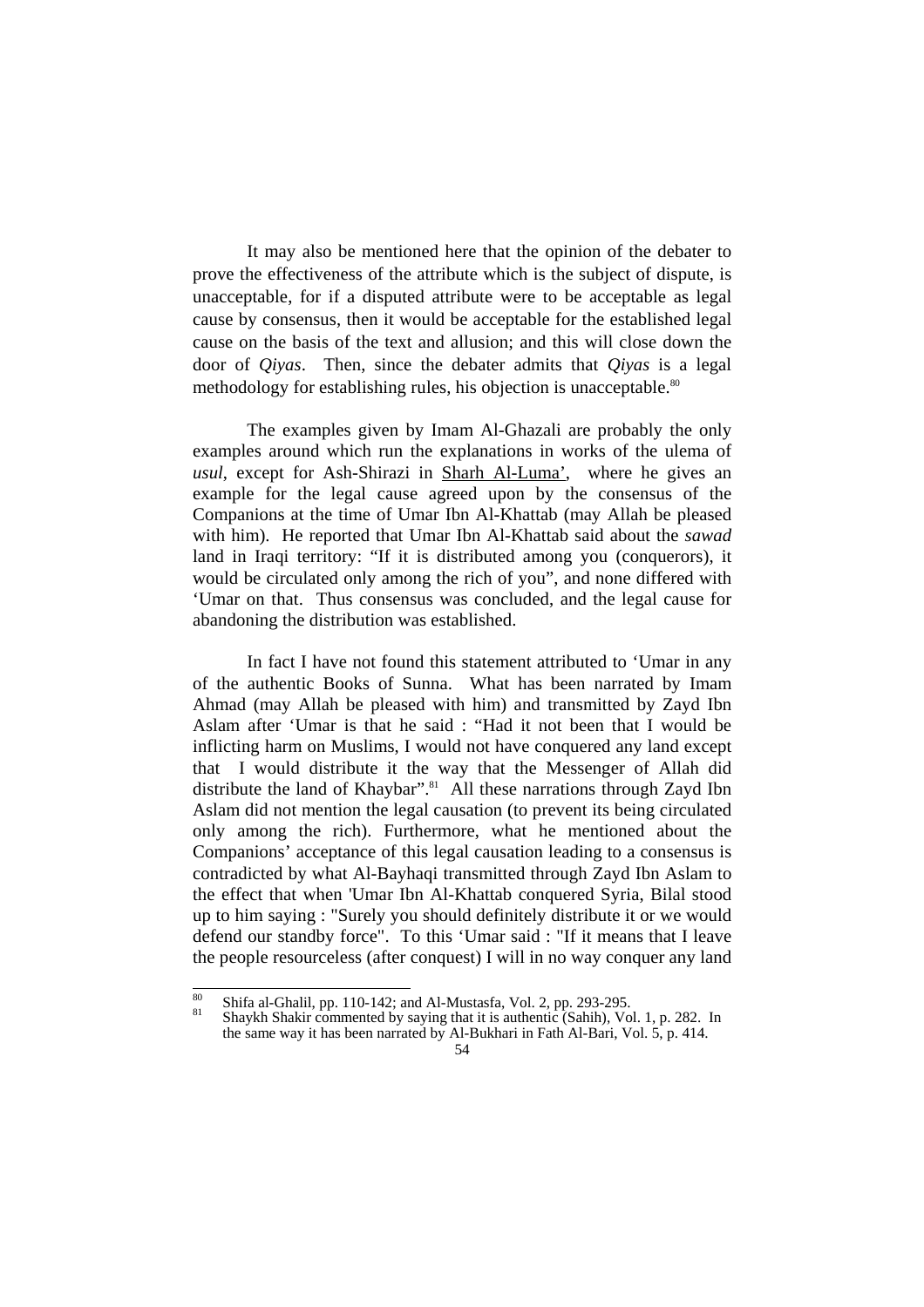It may also be mentioned here that the opinion of the debater to prove the effectiveness of the attribute which is the subject of dispute, is unacceptable, for if a disputed attribute were to be acceptable as legal cause by consensus, then it would be acceptable for the established legal cause on the basis of the text and allusion; and this will close down the door of *Qiyas*. Then, since the debater admits that *Qiyas* is a legal methodology for establishing rules, his objection is unacceptable.[80]

The examples given by Imam Al-Ghazali are probably the only examples around which run the explanations in works of the ulema of *usul*, except for Ash-Shirazi in Sharh Al-Luma', where he gives an example for the legal cause agreed upon by the consensus of the Companions at the time of Umar Ibn Al-Khattab (may Allah be pleased with him). He reported that Umar Ibn Al-Khattab said about the *sawad* land in Iraqi territory: "If it is distributed among you (conquerors), it would be circulated only among the rich of you", and none differed with 'Umar on that. Thus consensus was concluded, and the legal cause for abandoning the distribution was established.

In fact I have not found this statement attributed to 'Umar in any of the authentic Books of Sunna. What has been narrated by Imam Ahmad (may Allah be pleased with him) and transmitted by Zayd Ibn Aslam after 'Umar is that he said : "Had it not been that I would be inflicting harm on Muslims, I would not have conquered any land except that I would distribute it the way that the Messenger of Allah did distribute the land of Khaybar".[81] All these narrations through Zayd Ibn Aslam did not mention the legal causation (to prevent its being circulated only among the rich). Furthermore, what he mentioned about the Companions' acceptance of this legal causation leading to a consensus is contradicted by what Al-Bayhaqi transmitted through Zayd Ibn Aslam to the effect that when 'Umar Ibn Al-Khattab conquered Syria, Bilal stood up to him saying : "Surely you should definitely distribute it or we would defend our standby force". To this 'Umar said : "If it means that I leave the people resourceless (after conquest) I will in no way conquer any land

---

[80] Shifa al-Ghalil, pp. 110-142; and Al-Mustasfa, Vol. 2, pp. 293-295.

[81] Shaykh Shakir commented by saying that it is authentic (Sahih), Vol. 1, p. 282. In the same way it has been narrated by Al-Bukhari in Fath Al-Bari, Vol. 5, p. 414.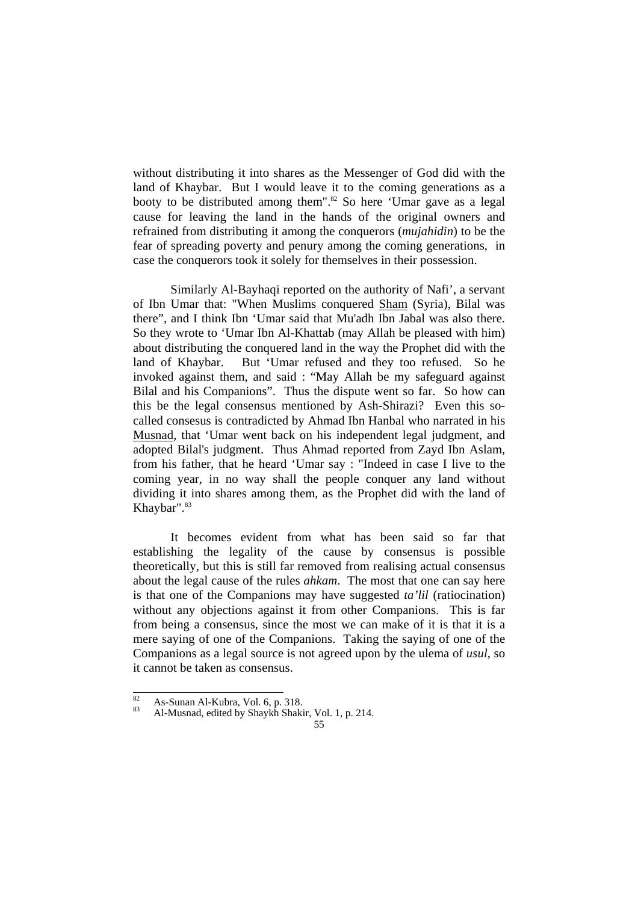without distributing it into shares as the Messenger of God did with the land of Khaybar. But I would leave it to the coming generations as a booty to be distributed among them".[82] So here 'Umar gave as a legal cause for leaving the land in the hands of the original owners and refrained from distributing it among the conquerors (*mujahidin*) to be the fear of spreading poverty and penury among the coming generations, in case the conquerors took it solely for themselves in their possession.

Similarly Al-Bayhaqi reported on the authority of Nafi', a servant of Ibn Umar that: "When Muslims conquered Sham (Syria), Bilal was there", and I think Ibn 'Umar said that Mu'adh Ibn Jabal was also there. So they wrote to 'Umar Ibn Al-Khattab (may Allah be pleased with him) about distributing the conquered land in the way the Prophet did with the land of Khaybar. But 'Umar refused and they too refused. So he invoked against them, and said : "May Allah be my safeguard against Bilal and his Companions". Thus the dispute went so far. So how can this be the legal consensus mentioned by Ash-Shirazi? Even this so-called consesus is contradicted by Ahmad Ibn Hanbal who narrated in his Musnad, that 'Umar went back on his independent legal judgment, and adopted Bilal's judgment. Thus Ahmad reported from Zayd Ibn Aslam, from his father, that he heard 'Umar say : "Indeed in case I live to the coming year, in no way shall the people conquer any land without dividing it into shares among them, as the Prophet did with the land of Khaybar".[83]

It becomes evident from what has been said so far that establishing the legality of the cause by consensus is possible theoretically, but this is still far removed from realising actual consensus about the legal cause of the rules *ahkam*. The most that one can say here is that one of the Companions may have suggested *ta'lil* (ratiocination) without any objections against it from other Companions. This is far from being a consensus, since the most we can make of it is that it is a mere saying of one of the Companions. Taking the saying of one of the Companions as a legal source is not agreed upon by the ulema of *usul*, so it cannot be taken as consensus.

---

[82] As-Sunan Al-Kubra, Vol. 6, p. 318.

[83] Al-Musnad, edited by Shaykh Shakir, Vol. 1, p. 214.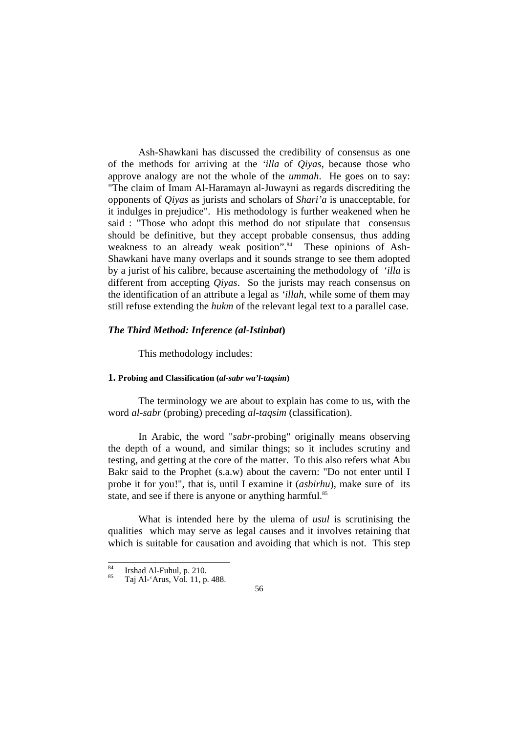Ash-Shawkani has discussed the credibility of consensus as one of the methods for arriving at the *'illa* of *Qiyas*, because those who approve analogy are not the whole of the *ummah*. He goes on to say: "The claim of Imam Al-Haramayn al-Juwayni as regards discrediting the opponents of *Qiyas* as jurists and scholars of *Shari'a* is unacceptable, for it indulges in prejudice". His methodology is further weakened when he said : "Those who adopt this method do not stipulate that consensus should be definitive, but they accept probable consensus, thus adding weakness to an already weak position".[84] These opinions of Ash-Shawkani have many overlaps and it sounds strange to see them adopted by a jurist of his calibre, because ascertaining the methodology of *'illa* is different from accepting *Qiyas*. So the jurists may reach consensus on the identification of an attribute a legal as *'illah*, while some of them may still refuse extending the *hukm* of the relevant legal text to a parallel case.

### *The Third Method: Inference (al-Istinbat)*

This methodology includes:

#### 1. Probing and Classification (*al-sabr wa'l-taqsim*)

The terminology we are about to explain has come to us, with the word *al-sabr* (probing) preceding *al-taqsim* (classification).

In Arabic, the word "*sabr*-probing" originally means observing the depth of a wound, and similar things; so it includes scrutiny and testing, and getting at the core of the matter. To this also refers what Abu Bakr said to the Prophet (s.a.w) about the cavern: "Do not enter until I probe it for you!", that is, until I examine it (*asbirhu*), make sure of its state, and see if there is anyone or anything harmful.[85]

What is intended here by the ulema of *usul* is scrutinising the qualities which may serve as legal causes and it involves retaining that which is suitable for causation and avoiding that which is not. This step

---

[84] Irshad Al-Fuhul, p. 210.

[85] Taj Al-'Arus, Vol. 11, p. 488.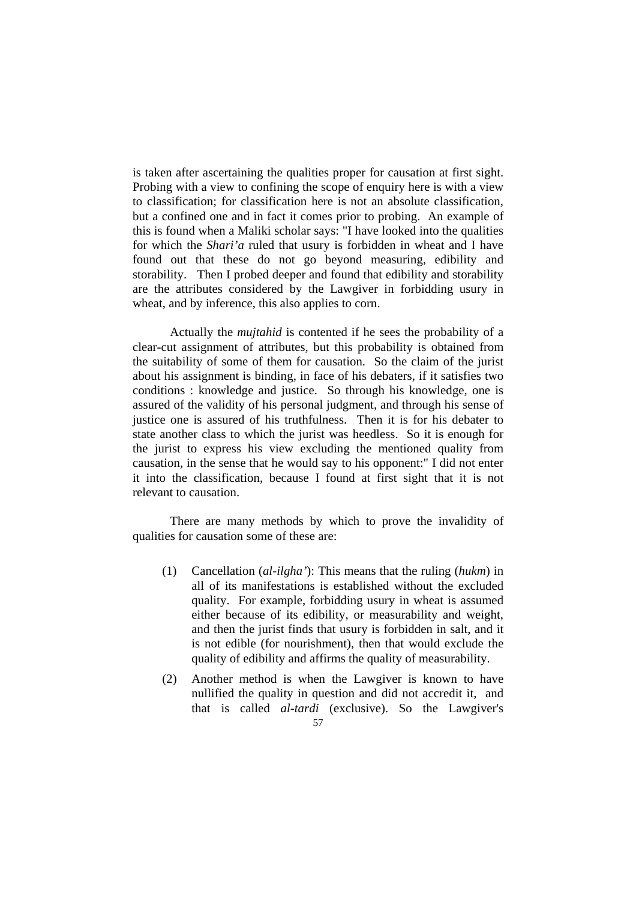is taken after ascertaining the qualities proper for causation at first sight. Probing with a view to confining the scope of enquiry here is with a view to classification; for classification here is not an absolute classification, but a confined one and in fact it comes prior to probing. An example of this is found when a Maliki scholar says: "I have looked into the qualities for which the *Shari'a* ruled that usury is forbidden in wheat and I have found out that these do not go beyond measuring, edibility and storability. Then I probed deeper and found that edibility and storability are the attributes considered by the Lawgiver in forbidding usury in wheat, and by inference, this also applies to corn.

Actually the *mujtahid* is contented if he sees the probability of a clear-cut assignment of attributes, but this probability is obtained from the suitability of some of them for causation. So the claim of the jurist about his assignment is binding, in face of his debaters, if it satisfies two conditions : knowledge and justice. So through his knowledge, one is assured of the validity of his personal judgment, and through his sense of justice one is assured of his truthfulness. Then it is for his debater to state another class to which the jurist was heedless. So it is enough for the jurist to express his view excluding the mentioned quality from causation, in the sense that he would say to his opponent:" I did not enter it into the classification, because I found at first sight that it is not relevant to causation.

There are many methods by which to prove the invalidity of qualities for causation some of these are:

(1) Cancellation (*al-ilgha'*): This means that the ruling (*hukm*) in all of its manifestations is established without the excluded quality. For example, forbidding usury in wheat is assumed either because of its edibility, or measurability and weight, and then the jurist finds that usury is forbidden in salt, and it is not edible (for nourishment), then that would exclude the quality of edibility and affirms the quality of measurability.

(2) Another method is when the Lawgiver is known to have nullified the quality in question and did not accredit it, and that is called *al-tardi* (exclusive). So the Lawgiver's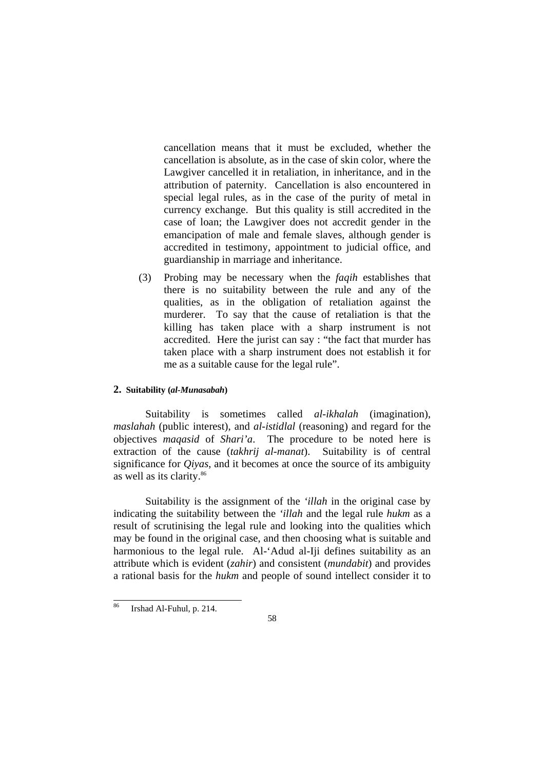cancellation means that it must be excluded, whether the cancellation is absolute, as in the case of skin color, where the Lawgiver cancelled it in retaliation, in inheritance, and in the attribution of paternity. Cancellation is also encountered in special legal rules, as in the case of the purity of metal in currency exchange. But this quality is still accredited in the case of loan; the Lawgiver does not accredit gender in the emancipation of male and female slaves, although gender is accredited in testimony, appointment to judicial office, and guardianship in marriage and inheritance.

(3) Probing may be necessary when the *faqih* establishes that there is no suitability between the rule and any of the qualities, as in the obligation of retaliation against the murderer. To say that the cause of retaliation is that the killing has taken place with a sharp instrument is not accredited. Here the jurist can say : "the fact that murder has taken place with a sharp instrument does not establish it for me as a suitable cause for the legal rule".

### 2. Suitability (*al-Munasabah*)

Suitability is sometimes called *al-ikhalah* (imagination), *maslahah* (public interest), and *al-istidlal* (reasoning) and regard for the objectives *maqasid* of *Shari'a*. The procedure to be noted here is extraction of the cause (*takhrij al-manat*). Suitability is of central significance for *Qiyas*, and it becomes at once the source of its ambiguity as well as its clarity.[86]

Suitability is the assignment of the *'illah* in the original case by indicating the suitability between the *'illah* and the legal rule *hukm* as a result of scrutinising the legal rule and looking into the qualities which may be found in the original case, and then choosing what is suitable and harmonious to the legal rule. Al-'Adud al-Iji defines suitability as an attribute which is evident (*zahir*) and consistent (*mundabit*) and provides a rational basis for the *hukm* and people of sound intellect consider it to

[86] Irshad Al-Fuhul, p. 214.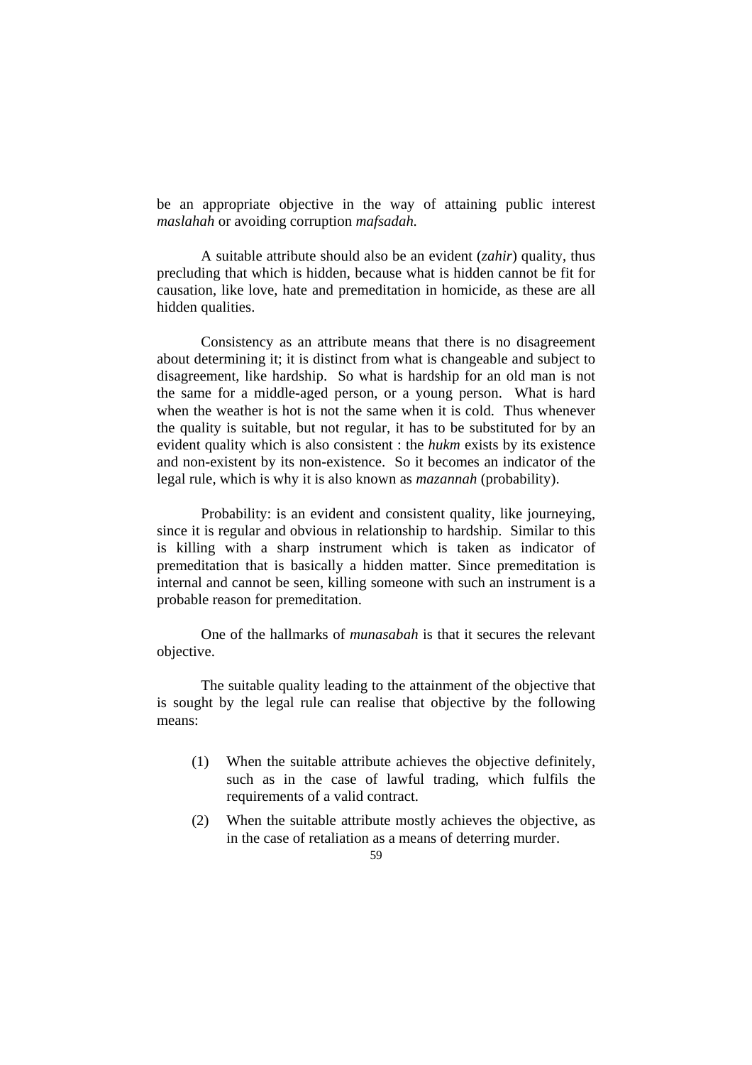be an appropriate objective in the way of attaining public interest *maslahah* or avoiding corruption *mafsadah.*

A suitable attribute should also be an evident (*zahir*) quality, thus precluding that which is hidden, because what is hidden cannot be fit for causation, like love, hate and premeditation in homicide, as these are all hidden qualities.

Consistency as an attribute means that there is no disagreement about determining it; it is distinct from what is changeable and subject to disagreement, like hardship. So what is hardship for an old man is not the same for a middle-aged person, or a young person. What is hard when the weather is hot is not the same when it is cold. Thus whenever the quality is suitable, but not regular, it has to be substituted for by an evident quality which is also consistent : the *hukm* exists by its existence and non-existent by its non-existence. So it becomes an indicator of the legal rule, which is why it is also known as *mazannah* (probability).

Probability: is an evident and consistent quality, like journeying, since it is regular and obvious in relationship to hardship. Similar to this is killing with a sharp instrument which is taken as indicator of premeditation that is basically a hidden matter. Since premeditation is internal and cannot be seen, killing someone with such an instrument is a probable reason for premeditation.

One of the hallmarks of *munasabah* is that it secures the relevant objective.

The suitable quality leading to the attainment of the objective that is sought by the legal rule can realise that objective by the following means:

(1) When the suitable attribute achieves the objective definitely, such as in the case of lawful trading, which fulfils the requirements of a valid contract.

(2) When the suitable attribute mostly achieves the objective, as in the case of retaliation as a means of deterring murder.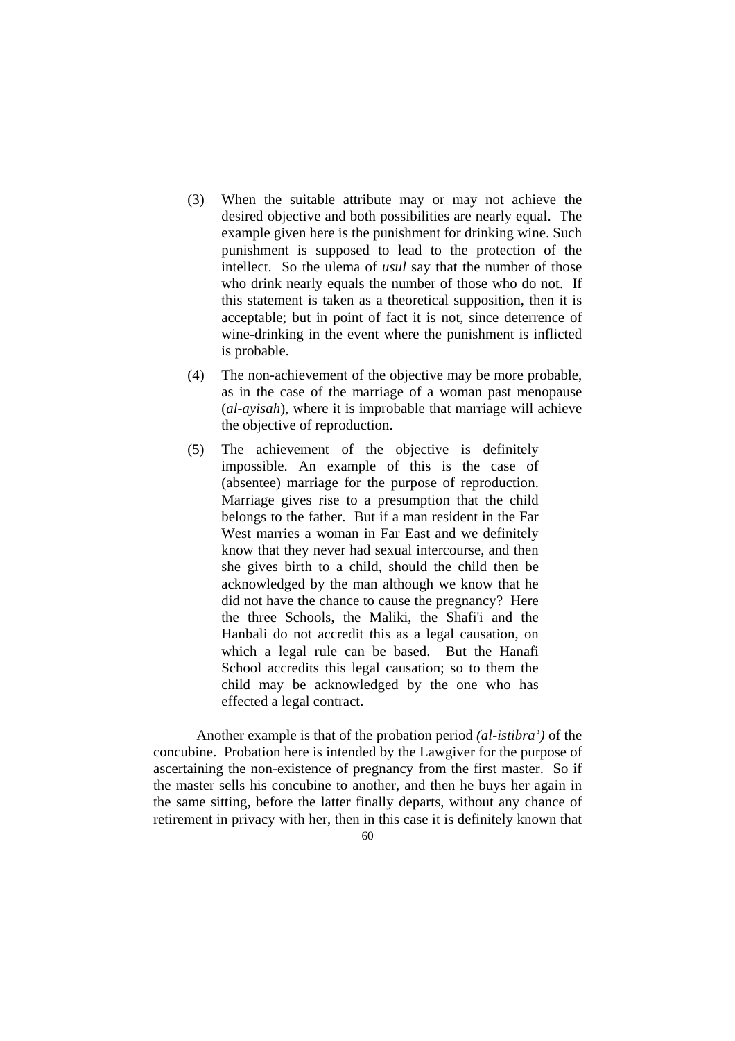(3) When the suitable attribute may or may not achieve the desired objective and both possibilities are nearly equal. The example given here is the punishment for drinking wine. Such punishment is supposed to lead to the protection of the intellect. So the ulema of *usul* say that the number of those who drink nearly equals the number of those who do not. If this statement is taken as a theoretical supposition, then it is acceptable; but in point of fact it is not, since deterrence of wine-drinking in the event where the punishment is inflicted is probable.

(4) The non-achievement of the objective may be more probable, as in the case of the marriage of a woman past menopause (*al-ayisah*), where it is improbable that marriage will achieve the objective of reproduction.

(5) The achievement of the objective is definitely impossible. An example of this is the case of (absentee) marriage for the purpose of reproduction. Marriage gives rise to a presumption that the child belongs to the father. But if a man resident in the Far West marries a woman in Far East and we definitely know that they never had sexual intercourse, and then she gives birth to a child, should the child then be acknowledged by the man although we know that he did not have the chance to cause the pregnancy? Here the three Schools, the Maliki, the Shafi'i and the Hanbali do not accredit this as a legal causation, on which a legal rule can be based. But the Hanafi School accredits this legal causation; so to them the child may be acknowledged by the one who has effected a legal contract.

Another example is that of the probation period *(al-istibra')* of the concubine. Probation here is intended by the Lawgiver for the purpose of ascertaining the non-existence of pregnancy from the first master. So if the master sells his concubine to another, and then he buys her again in the same sitting, before the latter finally departs, without any chance of retirement in privacy with her, then in this case it is definitely known that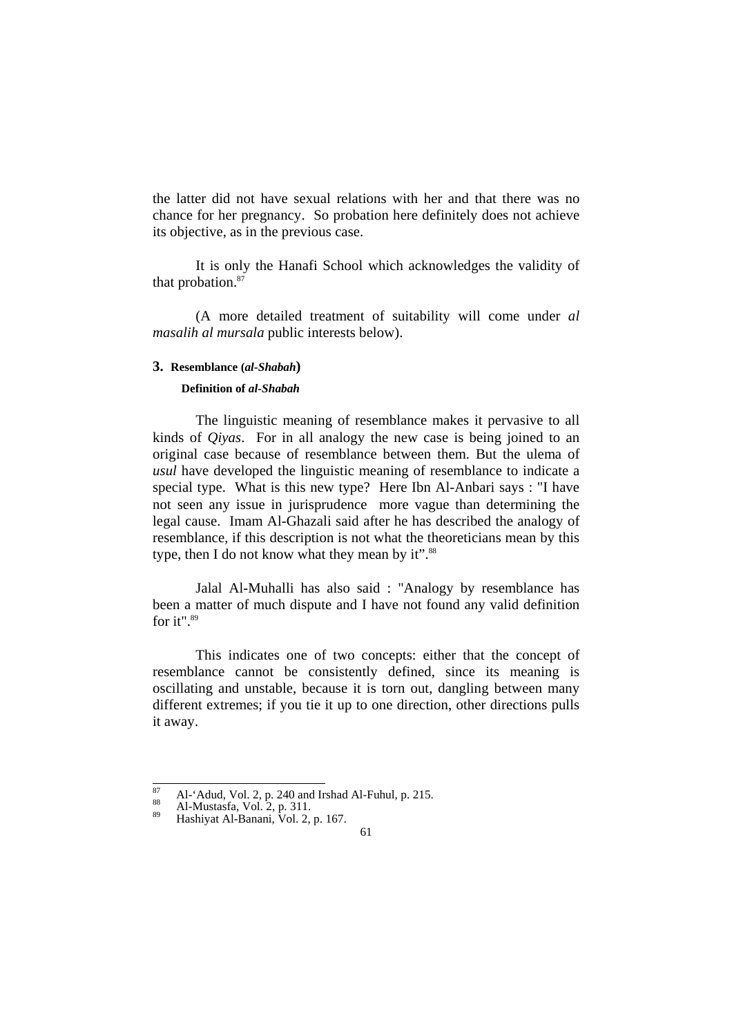the latter did not have sexual relations with her and that there was no chance for her pregnancy. So probation here definitely does not achieve its objective, as in the previous case.

It is only the Hanafi School which acknowledges the validity of that probation.[87]

(A more detailed treatment of suitability will come under *al masalih al mursala* public interests below).

### 3. Resemblance (*al-Shabah*)

#### Definition of *al-Shabah*

The linguistic meaning of resemblance makes it pervasive to all kinds of *Qiyas*. For in all analogy the new case is being joined to an original case because of resemblance between them. But the ulema of *usul* have developed the linguistic meaning of resemblance to indicate a special type. What is this new type? Here Ibn Al-Anbari says : "I have not seen any issue in jurisprudence more vague than determining the legal cause. Imam Al-Ghazali said after he has described the analogy of resemblance, if this description is not what the theoreticians mean by this type, then I do not know what they mean by it".[88]

Jalal Al-Muhalli has also said : "Analogy by resemblance has been a matter of much dispute and I have not found any valid definition for it".[89]

This indicates one of two concepts: either that the concept of resemblance cannot be consistently defined, since its meaning is oscillating and unstable, because it is torn out, dangling between many different extremes; if you tie it up to one direction, other directions pulls it away.

---

[87] Al-'Adud, Vol. 2, p. 240 and Irshad Al-Fuhul, p. 215.

[88] Al-Mustasfa, Vol. 2, p. 311.

[89] Hashiyat Al-Banani, Vol. 2, p. 167.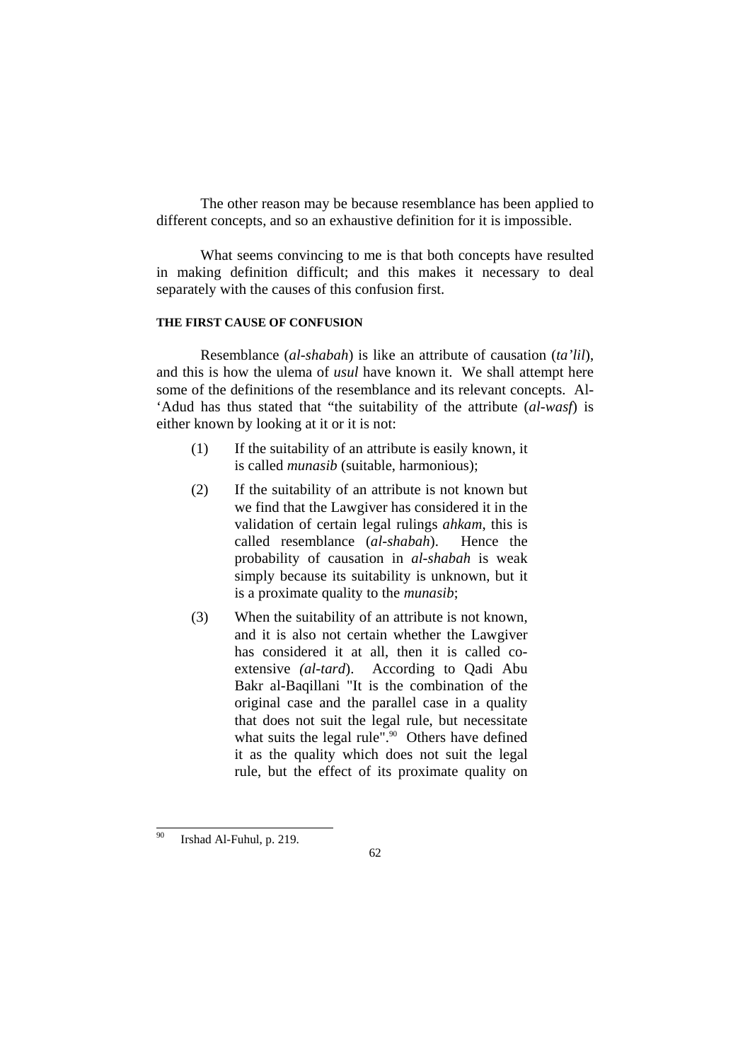The other reason may be because resemblance has been applied to different concepts, and so an exhaustive definition for it is impossible.

What seems convincing to me is that both concepts have resulted in making definition difficult; and this makes it necessary to deal separately with the causes of this confusion first.

#### THE FIRST CAUSE OF CONFUSION

Resemblance (*al-shabah*) is like an attribute of causation (*ta'lil*), and this is how the ulema of *usul* have known it. We shall attempt here some of the definitions of the resemblance and its relevant concepts. Al-'Adud has thus stated that "the suitability of the attribute (*al-wasf*) is either known by looking at it or it is not:

(1) If the suitability of an attribute is easily known, it is called *munasib* (suitable, harmonious);

(2) If the suitability of an attribute is not known but we find that the Lawgiver has considered it in the validation of certain legal rulings *ahkam*, this is called resemblance (*al-shabah*). Hence the probability of causation in *al-shabah* is weak simply because its suitability is unknown, but it is a proximate quality to the *munasib*;

(3) When the suitability of an attribute is not known, and it is also not certain whether the Lawgiver has considered it at all, then it is called co-extensive *(al-tard*). According to Qadi Abu Bakr al-Baqillani "It is the combination of the original case and the parallel case in a quality that does not suit the legal rule, but necessitate what suits the legal rule".[90] Others have defined it as the quality which does not suit the legal rule, but the effect of its proximate quality on

[90] Irshad Al-Fuhul, p. 219.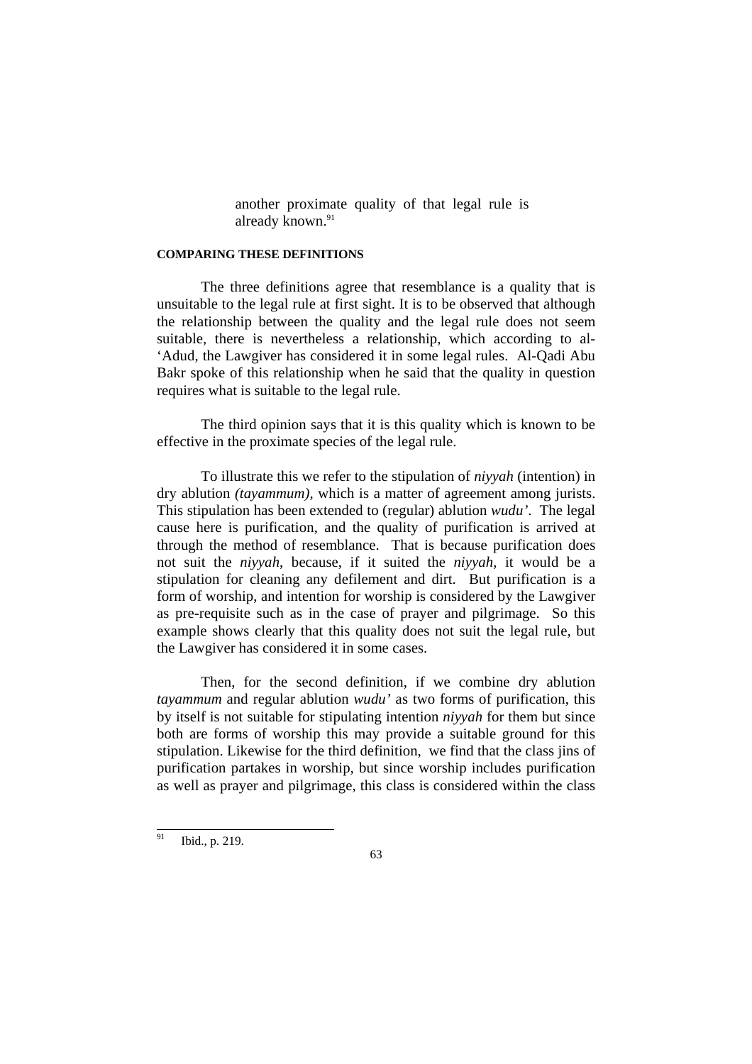> another proximate quality of that legal rule is already known.[91]

**COMPARING THESE DEFINITIONS**

The three definitions agree that resemblance is a quality that is unsuitable to the legal rule at first sight. It is to be observed that although the relationship between the quality and the legal rule does not seem suitable, there is nevertheless a relationship, which according to al-'Adud, the Lawgiver has considered it in some legal rules. Al-Qadi Abu Bakr spoke of this relationship when he said that the quality in question requires what is suitable to the legal rule.

The third opinion says that it is this quality which is known to be effective in the proximate species of the legal rule.

To illustrate this we refer to the stipulation of *niyyah* (intention) in dry ablution *(tayammum)*, which is a matter of agreement among jurists. This stipulation has been extended to (regular) ablution *wudu'*. The legal cause here is purification, and the quality of purification is arrived at through the method of resemblance. That is because purification does not suit the *niyyah*, because, if it suited the *niyyah*, it would be a stipulation for cleaning any defilement and dirt. But purification is a form of worship, and intention for worship is considered by the Lawgiver as pre-requisite such as in the case of prayer and pilgrimage. So this example shows clearly that this quality does not suit the legal rule, but the Lawgiver has considered it in some cases.

Then, for the second definition, if we combine dry ablution *tayammum* and regular ablution *wudu'* as two forms of purification, this by itself is not suitable for stipulating intention *niyyah* for them but since both are forms of worship this may provide a suitable ground for this stipulation. Likewise for the third definition, we find that the class jins of purification partakes in worship, but since worship includes purification as well as prayer and pilgrimage, this class is considered within the class

---

[91] Ibid., p. 219.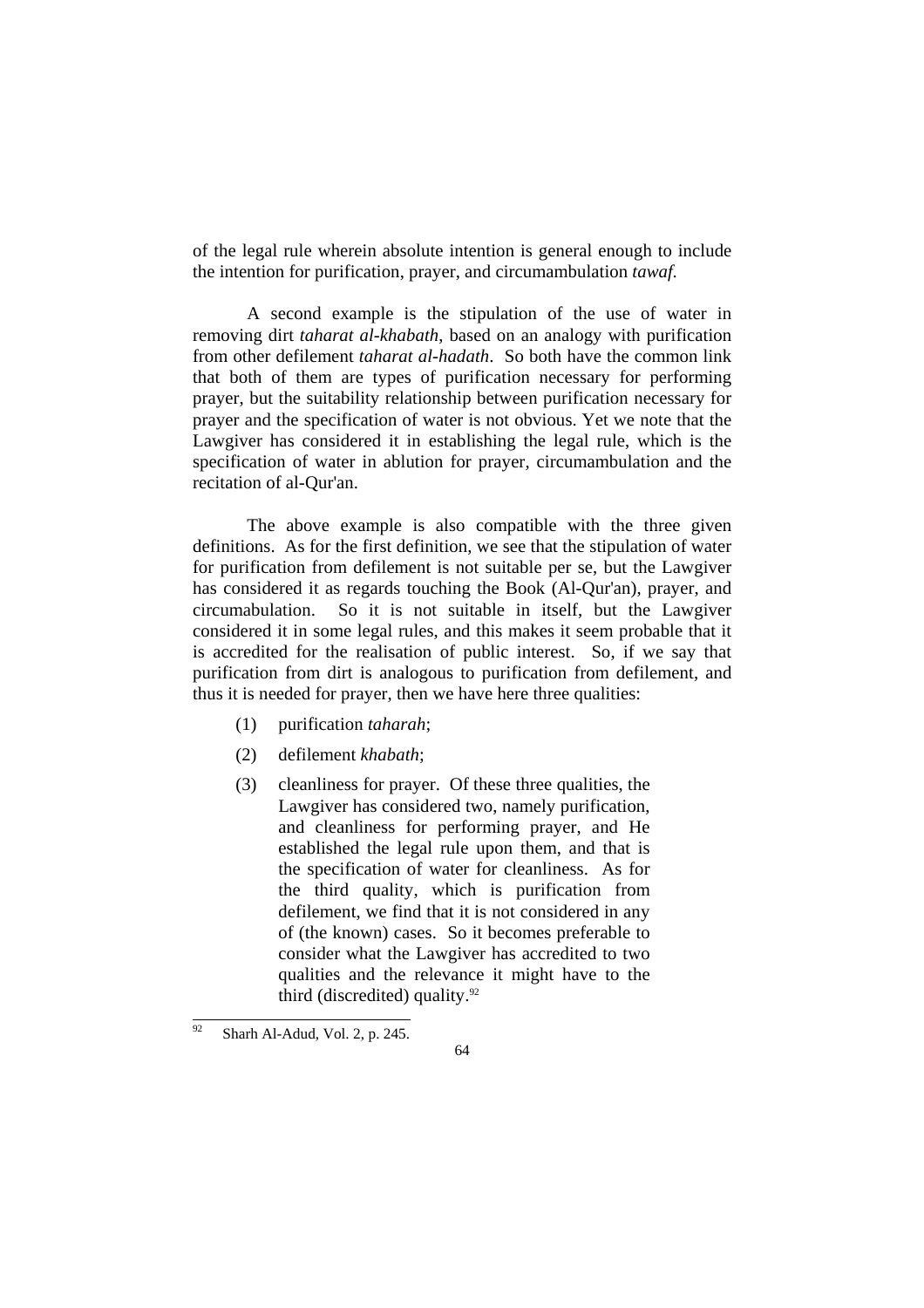of the legal rule wherein absolute intention is general enough to include the intention for purification, prayer, and circumambulation *tawaf.*

A second example is the stipulation of the use of water in removing dirt *taharat al-khabath*, based on an analogy with purification from other defilement *taharat al-hadath*. So both have the common link that both of them are types of purification necessary for performing prayer, but the suitability relationship between purification necessary for prayer and the specification of water is not obvious. Yet we note that the Lawgiver has considered it in establishing the legal rule, which is the specification of water in ablution for prayer, circumambulation and the recitation of al-Qur'an.

The above example is also compatible with the three given definitions. As for the first definition, we see that the stipulation of water for purification from defilement is not suitable per se, but the Lawgiver has considered it as regards touching the Book (Al-Qur'an), prayer, and circumabulation. So it is not suitable in itself, but the Lawgiver considered it in some legal rules, and this makes it seem probable that it is accredited for the realisation of public interest. So, if we say that purification from dirt is analogous to purification from defilement, and thus it is needed for prayer, then we have here three qualities:

(1) purification *taharah*;

(2) defilement *khabath*;

(3) cleanliness for prayer. Of these three qualities, the Lawgiver has considered two, namely purification, and cleanliness for performing prayer, and He established the legal rule upon them, and that is the specification of water for cleanliness. As for the third quality, which is purification from defilement, we find that it is not considered in any of (the known) cases. So it becomes preferable to consider what the Lawgiver has accredited to two qualities and the relevance it might have to the third (discredited) quality.[92]

---

[92] Sharh Al-Adud, Vol. 2, p. 245.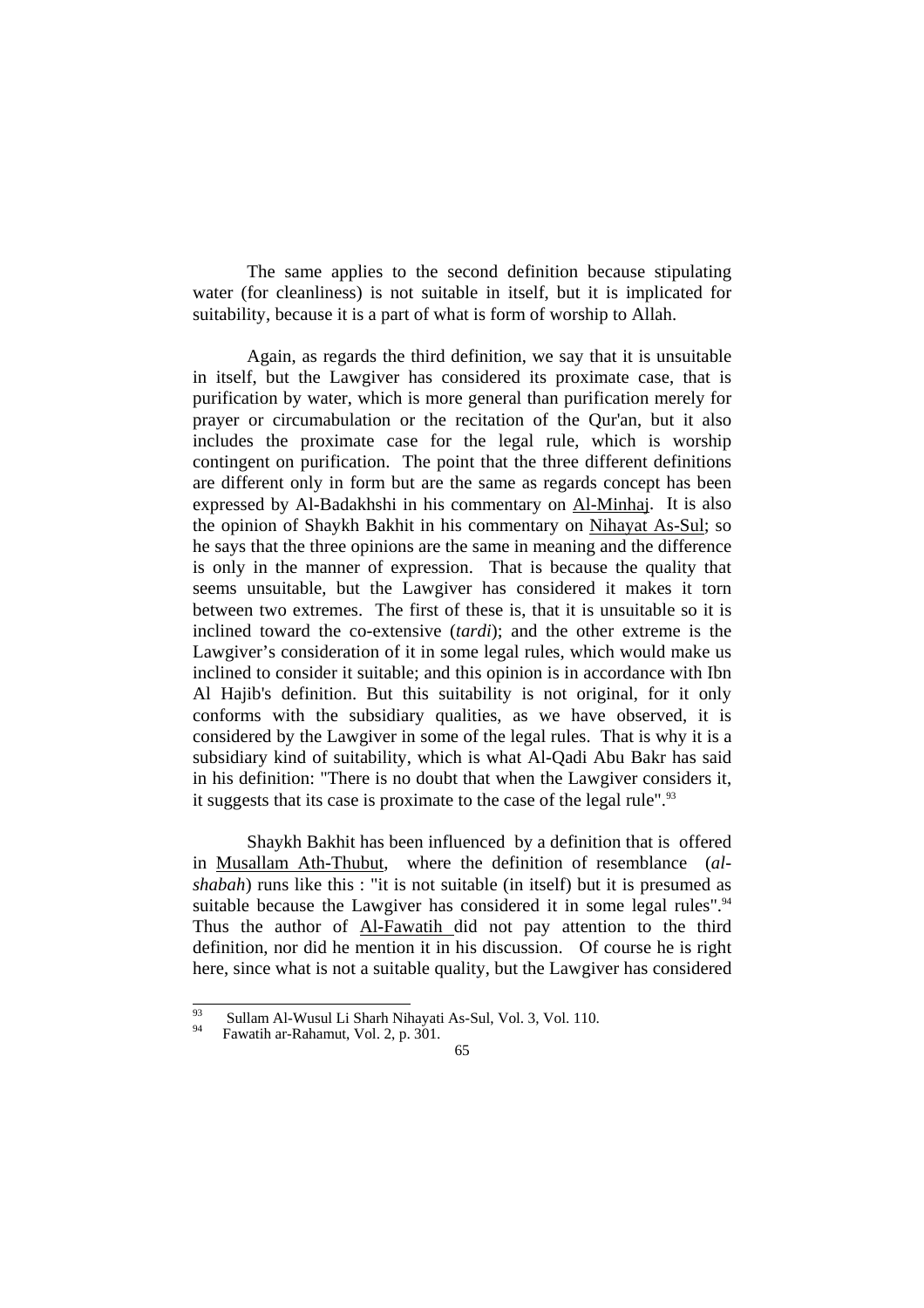The same applies to the second definition because stipulating water (for cleanliness) is not suitable in itself, but it is implicated for suitability, because it is a part of what is form of worship to Allah.

Again, as regards the third definition, we say that it is unsuitable in itself, but the Lawgiver has considered its proximate case, that is purification by water, which is more general than purification merely for prayer or circumabulation or the recitation of the Qur'an, but it also includes the proximate case for the legal rule, which is worship contingent on purification. The point that the three different definitions are different only in form but are the same as regards concept has been expressed by Al-Badakhshi in his commentary on Al-Minhaj. It is also the opinion of Shaykh Bakhit in his commentary on Nihayat As-Sul; so he says that the three opinions are the same in meaning and the difference is only in the manner of expression. That is because the quality that seems unsuitable, but the Lawgiver has considered it makes it torn between two extremes. The first of these is, that it is unsuitable so it is inclined toward the co-extensive (*tardi*); and the other extreme is the Lawgiver's consideration of it in some legal rules, which would make us inclined to consider it suitable; and this opinion is in accordance with Ibn Al Hajib's definition. But this suitability is not original, for it only conforms with the subsidiary qualities, as we have observed, it is considered by the Lawgiver in some of the legal rules. That is why it is a subsidiary kind of suitability, which is what Al-Qadi Abu Bakr has said in his definition: "There is no doubt that when the Lawgiver considers it, it suggests that its case is proximate to the case of the legal rule".[93]

Shaykh Bakhit has been influenced by a definition that is offered in Musallam Ath-Thubut, where the definition of resemblance (*al-shabah*) runs like this : "it is not suitable (in itself) but it is presumed as suitable because the Lawgiver has considered it in some legal rules".[94] Thus the author of Al-Fawatih did not pay attention to the third definition, nor did he mention it in his discussion. Of course he is right here, since what is not a suitable quality, but the Lawgiver has considered

---

[93] Sullam Al-Wusul Li Sharh Nihayati As-Sul, Vol. 3, Vol. 110.

[94] Fawatih ar-Rahamut, Vol. 2, p. 301.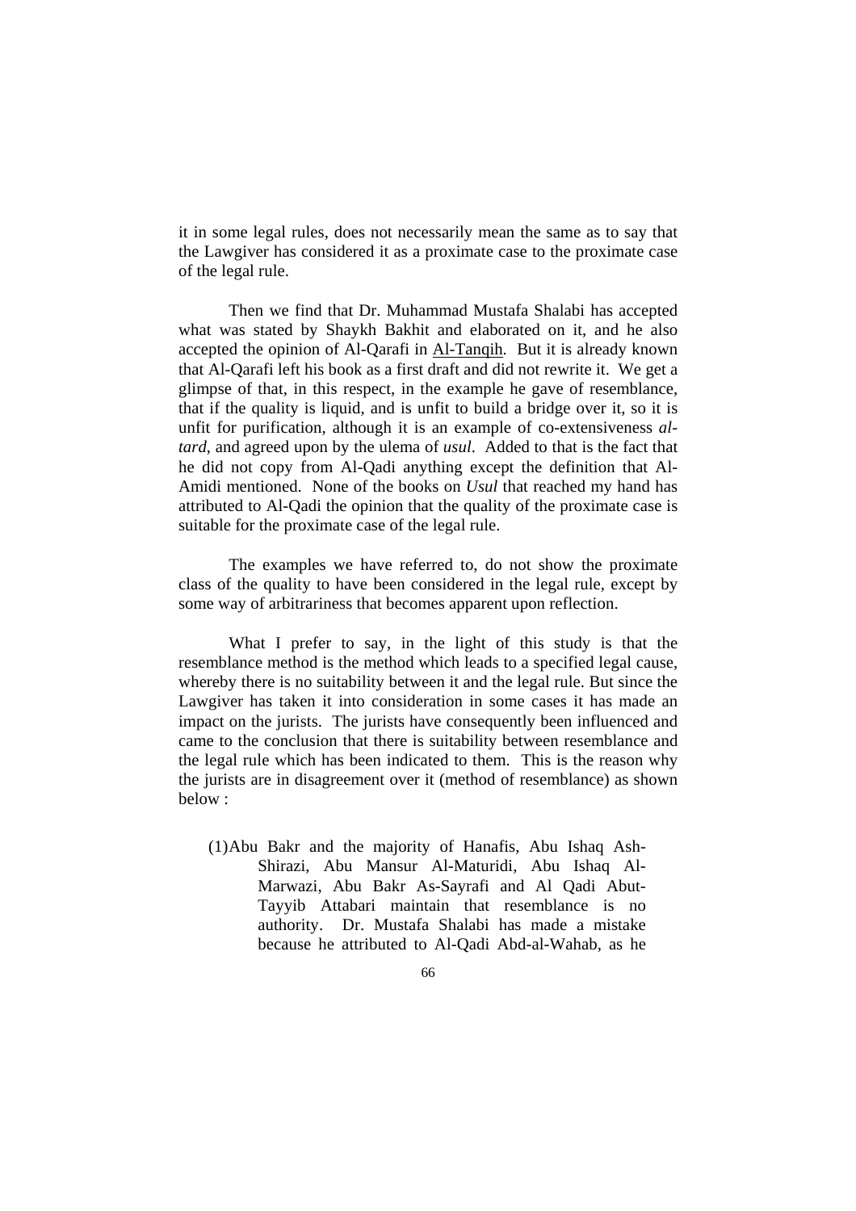it in some legal rules, does not necessarily mean the same as to say that the Lawgiver has considered it as a proximate case to the proximate case of the legal rule.

Then we find that Dr. Muhammad Mustafa Shalabi has accepted what was stated by Shaykh Bakhit and elaborated on it, and he also accepted the opinion of Al-Qarafi in Al-Tanqih. But it is already known that Al-Qarafi left his book as a first draft and did not rewrite it. We get a glimpse of that, in this respect, in the example he gave of resemblance, that if the quality is liquid, and is unfit to build a bridge over it, so it is unfit for purification, although it is an example of co-extensiveness *al-tard*, and agreed upon by the ulema of *usul*. Added to that is the fact that he did not copy from Al-Qadi anything except the definition that Al-Amidi mentioned. None of the books on *Usul* that reached my hand has attributed to Al-Qadi the opinion that the quality of the proximate case is suitable for the proximate case of the legal rule.

The examples we have referred to, do not show the proximate class of the quality to have been considered in the legal rule, except by some way of arbitrariness that becomes apparent upon reflection.

What I prefer to say, in the light of this study is that the resemblance method is the method which leads to a specified legal cause, whereby there is no suitability between it and the legal rule. But since the Lawgiver has taken it into consideration in some cases it has made an impact on the jurists. The jurists have consequently been influenced and came to the conclusion that there is suitability between resemblance and the legal rule which has been indicated to them. This is the reason why the jurists are in disagreement over it (method of resemblance) as shown below :

(1) Abu Bakr and the majority of Hanafis, Abu Ishaq Ash-Shirazi, Abu Mansur Al-Maturidi, Abu Ishaq Al-Marwazi, Abu Bakr As-Sayrafi and Al Qadi Abut-Tayyib Attabari maintain that resemblance is no authority. Dr. Mustafa Shalabi has made a mistake because he attributed to Al-Qadi Abd-al-Wahab, as he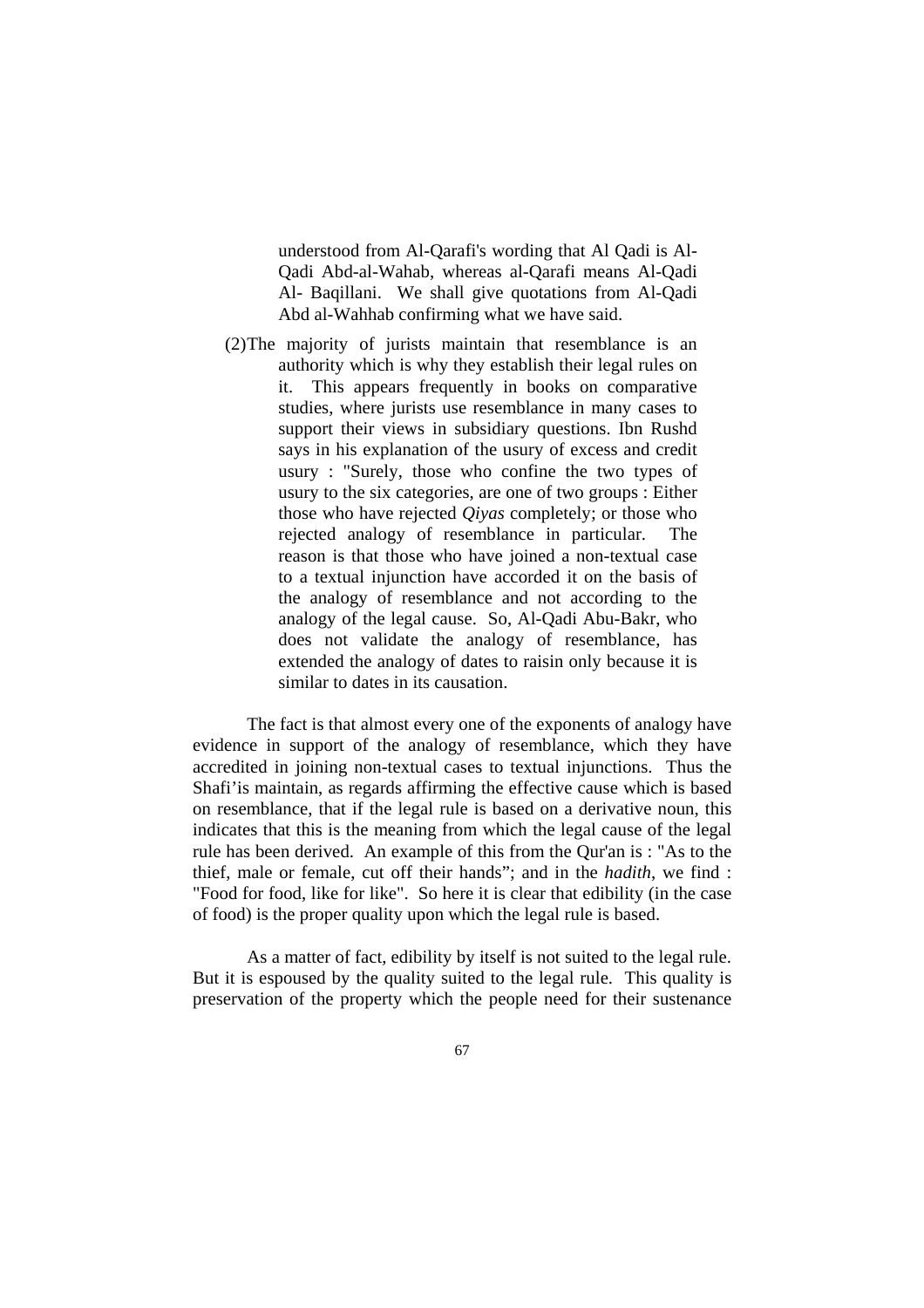understood from Al-Qarafi's wording that Al Qadi is Al-Qadi Abd-al-Wahab, whereas al-Qarafi means Al-Qadi Al- Baqillani. We shall give quotations from Al-Qadi Abd al-Wahhab confirming what we have said.

(2) The majority of jurists maintain that resemblance is an authority which is why they establish their legal rules on it. This appears frequently in books on comparative studies, where jurists use resemblance in many cases to support their views in subsidiary questions. Ibn Rushd says in his explanation of the usury of excess and credit usury : "Surely, those who confine the two types of usury to the six categories, are one of two groups : Either those who have rejected *Qiyas* completely; or those who rejected analogy of resemblance in particular. The reason is that those who have joined a non-textual case to a textual injunction have accorded it on the basis of the analogy of resemblance and not according to the analogy of the legal cause. So, Al-Qadi Abu-Bakr, who does not validate the analogy of resemblance, has extended the analogy of dates to raisin only because it is similar to dates in its causation.

The fact is that almost every one of the exponents of analogy have evidence in support of the analogy of resemblance, which they have accredited in joining non-textual cases to textual injunctions. Thus the Shafi'is maintain, as regards affirming the effective cause which is based on resemblance, that if the legal rule is based on a derivative noun, this indicates that this is the meaning from which the legal cause of the legal rule has been derived. An example of this from the Qur'an is : "As to the thief, male or female, cut off their hands"; and in the *hadith*, we find : "Food for food, like for like". So here it is clear that edibility (in the case of food) is the proper quality upon which the legal rule is based.

As a matter of fact, edibility by itself is not suited to the legal rule. But it is espoused by the quality suited to the legal rule. This quality is preservation of the property which the people need for their sustenance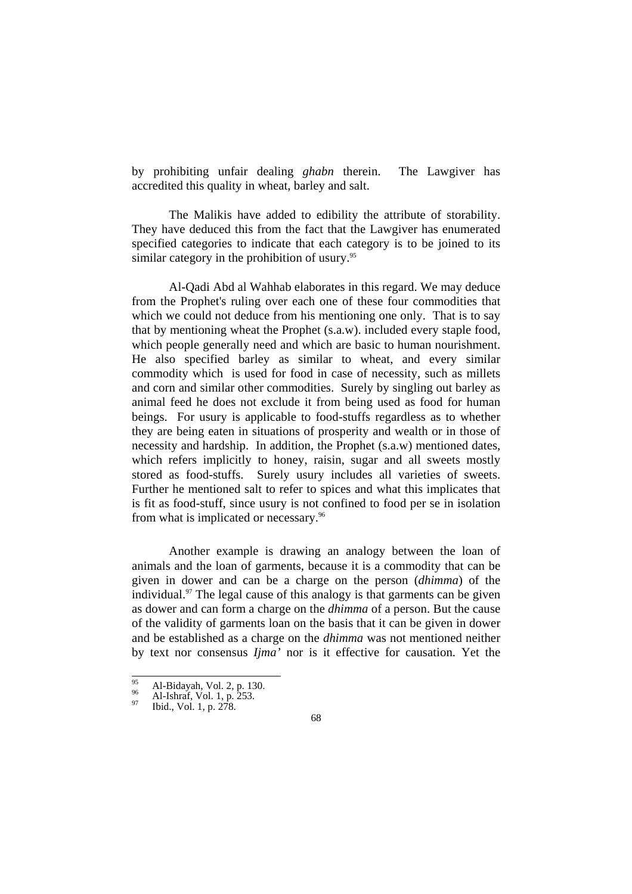by prohibiting unfair dealing *ghabn* therein. The Lawgiver has accredited this quality in wheat, barley and salt.

The Malikis have added to edibility the attribute of storability. They have deduced this from the fact that the Lawgiver has enumerated specified categories to indicate that each category is to be joined to its similar category in the prohibition of usury.[95]

Al-Qadi Abd al Wahhab elaborates in this regard. We may deduce from the Prophet's ruling over each one of these four commodities that which we could not deduce from his mentioning one only. That is to say that by mentioning wheat the Prophet (s.a.w). included every staple food, which people generally need and which are basic to human nourishment. He also specified barley as similar to wheat, and every similar commodity which is used for food in case of necessity, such as millets and corn and similar other commodities. Surely by singling out barley as animal feed he does not exclude it from being used as food for human beings. For usury is applicable to food-stuffs regardless as to whether they are being eaten in situations of prosperity and wealth or in those of necessity and hardship. In addition, the Prophet (s.a.w) mentioned dates, which refers implicitly to honey, raisin, sugar and all sweets mostly stored as food-stuffs. Surely usury includes all varieties of sweets. Further he mentioned salt to refer to spices and what this implicates that is fit as food-stuff, since usury is not confined to food per se in isolation from what is implicated or necessary.[96]

Another example is drawing an analogy between the loan of animals and the loan of garments, because it is a commodity that can be given in dower and can be a charge on the person (*dhimma*) of the individual.[97] The legal cause of this analogy is that garments can be given as dower and can form a charge on the *dhimma* of a person. But the cause of the validity of garments loan on the basis that it can be given in dower and be established as a charge on the *dhimma* was not mentioned neither by text nor consensus *Ijma'* nor is it effective for causation. Yet the

---

[95] Al-Bidayah, Vol. 2, p. 130.
[96] Al-Ishraf, Vol. 1, p. 253.
[97] Ibid., Vol. 1, p. 278.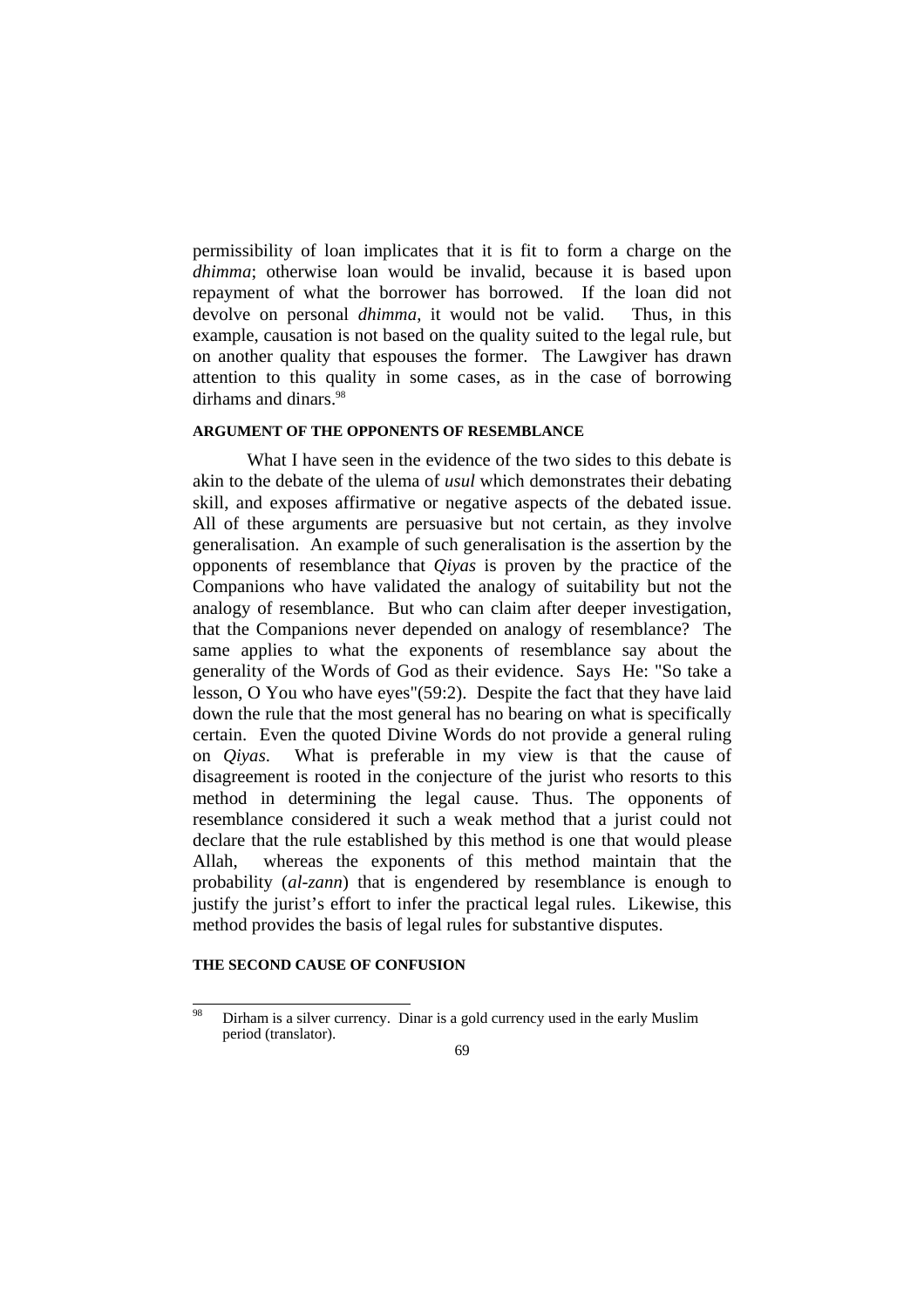permissibility of loan implicates that it is fit to form a charge on the *dhimma*; otherwise loan would be invalid, because it is based upon repayment of what the borrower has borrowed. If the loan did not devolve on personal *dhimma*, it would not be valid. Thus, in this example, causation is not based on the quality suited to the legal rule, but on another quality that espouses the former. The Lawgiver has drawn attention to this quality in some cases, as in the case of borrowing dirhams and dinars.[98]

#### ARGUMENT OF THE OPPONENTS OF RESEMBLANCE

What I have seen in the evidence of the two sides to this debate is akin to the debate of the ulema of *usul* which demonstrates their debating skill, and exposes affirmative or negative aspects of the debated issue. All of these arguments are persuasive but not certain, as they involve generalisation. An example of such generalisation is the assertion by the opponents of resemblance that *Qiyas* is proven by the practice of the Companions who have validated the analogy of suitability but not the analogy of resemblance. But who can claim after deeper investigation, that the Companions never depended on analogy of resemblance? The same applies to what the exponents of resemblance say about the generality of the Words of God as their evidence. Says He: "So take a lesson, O You who have eyes"(59:2). Despite the fact that they have laid down the rule that the most general has no bearing on what is specifically certain. Even the quoted Divine Words do not provide a general ruling on *Qiyas*. What is preferable in my view is that the cause of disagreement is rooted in the conjecture of the jurist who resorts to this method in determining the legal cause. Thus. The opponents of resemblance considered it such a weak method that a jurist could not declare that the rule established by this method is one that would please Allah, whereas the exponents of this method maintain that the probability (*al-zann*) that is engendered by resemblance is enough to justify the jurist's effort to infer the practical legal rules. Likewise, this method provides the basis of legal rules for substantive disputes.

#### THE SECOND CAUSE OF CONFUSION

---

[98] Dirham is a silver currency. Dinar is a gold currency used in the early Muslim period (translator).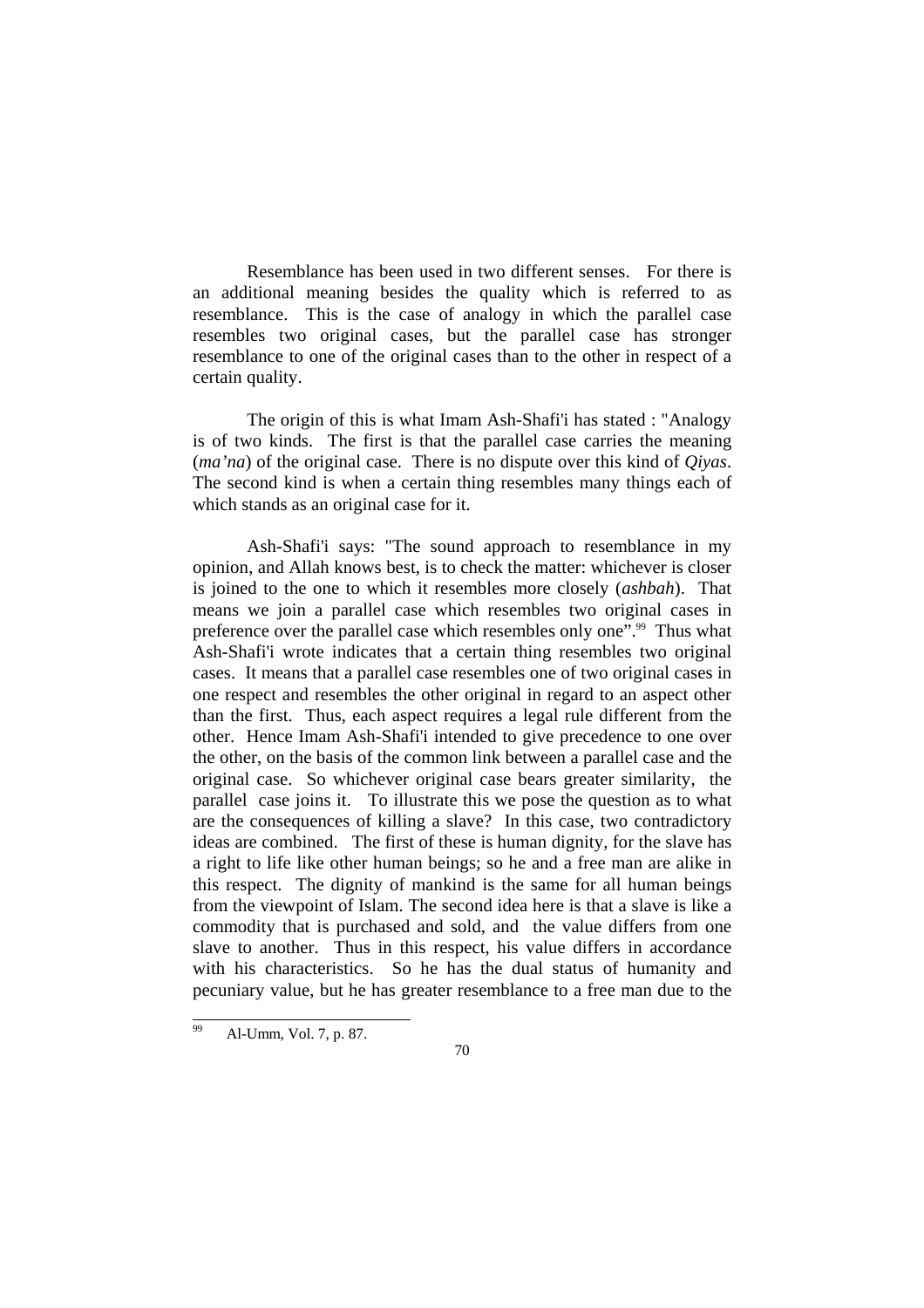Resemblance has been used in two different senses. For there is an additional meaning besides the quality which is referred to as resemblance. This is the case of analogy in which the parallel case resembles two original cases, but the parallel case has stronger resemblance to one of the original cases than to the other in respect of a certain quality.

The origin of this is what Imam Ash-Shafi'i has stated : "Analogy is of two kinds. The first is that the parallel case carries the meaning (*ma'na*) of the original case. There is no dispute over this kind of *Qiyas*. The second kind is when a certain thing resembles many things each of which stands as an original case for it.

Ash-Shafi'i says: "The sound approach to resemblance in my opinion, and Allah knows best, is to check the matter: whichever is closer is joined to the one to which it resembles more closely (*ashbah*). That means we join a parallel case which resembles two original cases in preference over the parallel case which resembles only one".[99] Thus what Ash-Shafi'i wrote indicates that a certain thing resembles two original cases. It means that a parallel case resembles one of two original cases in one respect and resembles the other original in regard to an aspect other than the first. Thus, each aspect requires a legal rule different from the other. Hence Imam Ash-Shafi'i intended to give precedence to one over the other, on the basis of the common link between a parallel case and the original case. So whichever original case bears greater similarity, the parallel case joins it. To illustrate this we pose the question as to what are the consequences of killing a slave? In this case, two contradictory ideas are combined. The first of these is human dignity, for the slave has a right to life like other human beings; so he and a free man are alike in this respect. The dignity of mankind is the same for all human beings from the viewpoint of Islam. The second idea here is that a slave is like a commodity that is purchased and sold, and the value differs from one slave to another. Thus in this respect, his value differs in accordance with his characteristics. So he has the dual status of humanity and pecuniary value, but he has greater resemblance to a free man due to the

[99] Al-Umm, Vol. 7, p. 87.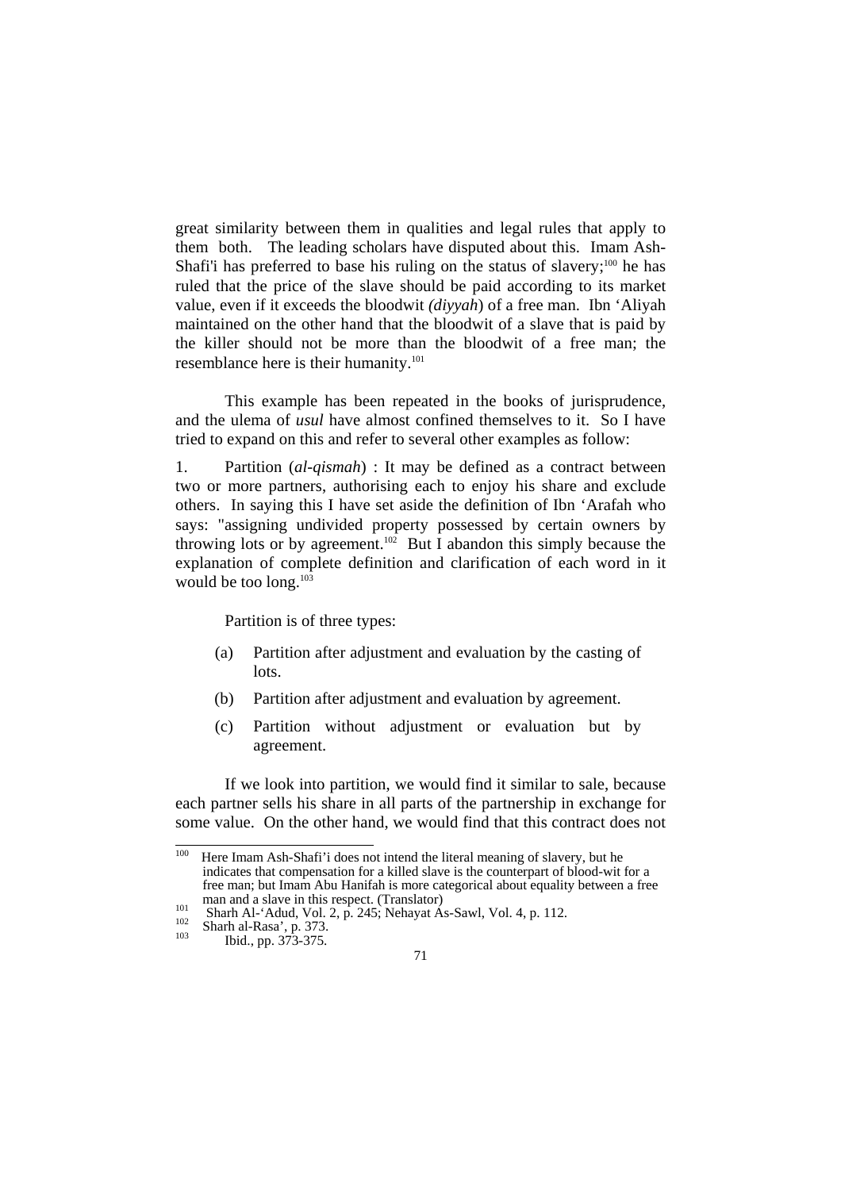great similarity between them in qualities and legal rules that apply to them both. The leading scholars have disputed about this. Imam Ash-Shafi'i has preferred to base his ruling on the status of slavery;[100] he has ruled that the price of the slave should be paid according to its market value, even if it exceeds the bloodwit *(diyyah*) of a free man. Ibn 'Aliyah maintained on the other hand that the bloodwit of a slave that is paid by the killer should not be more than the bloodwit of a free man; the resemblance here is their humanity.[101]

This example has been repeated in the books of jurisprudence, and the ulema of *usul* have almost confined themselves to it. So I have tried to expand on this and refer to several other examples as follow:

1. Partition (*al-qismah*) : It may be defined as a contract between two or more partners, authorising each to enjoy his share and exclude others. In saying this I have set aside the definition of Ibn 'Arafah who says: "assigning undivided property possessed by certain owners by throwing lots or by agreement.[102] But I abandon this simply because the explanation of complete definition and clarification of each word in it would be too long.[103]

Partition is of three types:

(a) Partition after adjustment and evaluation by the casting of lots.

(b) Partition after adjustment and evaluation by agreement.

(c) Partition without adjustment or evaluation but by agreement.

If we look into partition, we would find it similar to sale, because each partner sells his share in all parts of the partnership in exchange for some value. On the other hand, we would find that this contract does not

---

[100] Here Imam Ash-Shafi'i does not intend the literal meaning of slavery, but he indicates that compensation for a killed slave is the counterpart of blood-wit for a free man; but Imam Abu Hanifah is more categorical about equality between a free man and a slave in this respect. (Translator)

[101] Sharh Al-'Adud, Vol. 2, p. 245; Nehayat As-Sawl, Vol. 4, p. 112.

[102] Sharh al-Rasa', p. 373.

[103] Ibid., pp. 373-375.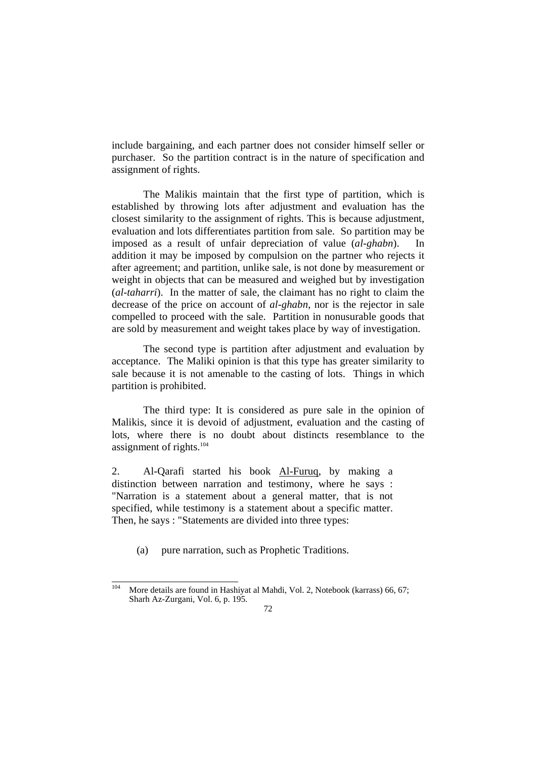include bargaining, and each partner does not consider himself seller or purchaser. So the partition contract is in the nature of specification and assignment of rights.

The Malikis maintain that the first type of partition, which is established by throwing lots after adjustment and evaluation has the closest similarity to the assignment of rights. This is because adjustment, evaluation and lots differentiates partition from sale. So partition may be imposed as a result of unfair depreciation of value (*al-ghabn*). In addition it may be imposed by compulsion on the partner who rejects it after agreement; and partition, unlike sale, is not done by measurement or weight in objects that can be measured and weighed but by investigation (*al-taharri*). In the matter of sale, the claimant has no right to claim the decrease of the price on account of *al-ghabn*, nor is the rejector in sale compelled to proceed with the sale. Partition in nonusurable goods that are sold by measurement and weight takes place by way of investigation.

The second type is partition after adjustment and evaluation by acceptance. The Maliki opinion is that this type has greater similarity to sale because it is not amenable to the casting of lots. Things in which partition is prohibited.

The third type: It is considered as pure sale in the opinion of Malikis, since it is devoid of adjustment, evaluation and the casting of lots, where there is no doubt about distincts resemblance to the assignment of rights.[104]

2. Al-Qarafi started his book <u>Al-Furuq</u>, by making a distinction between narration and testimony, where he says : "Narration is a statement about a general matter, that is not specified, while testimony is a statement about a specific matter. Then, he says : "Statements are divided into three types:

(a) pure narration, such as Prophetic Traditions.

---

[104] More details are found in Hashiyat al Mahdi, Vol. 2, Notebook (karrass) 66, 67; Sharh Az-Zurgani, Vol. 6, p. 195.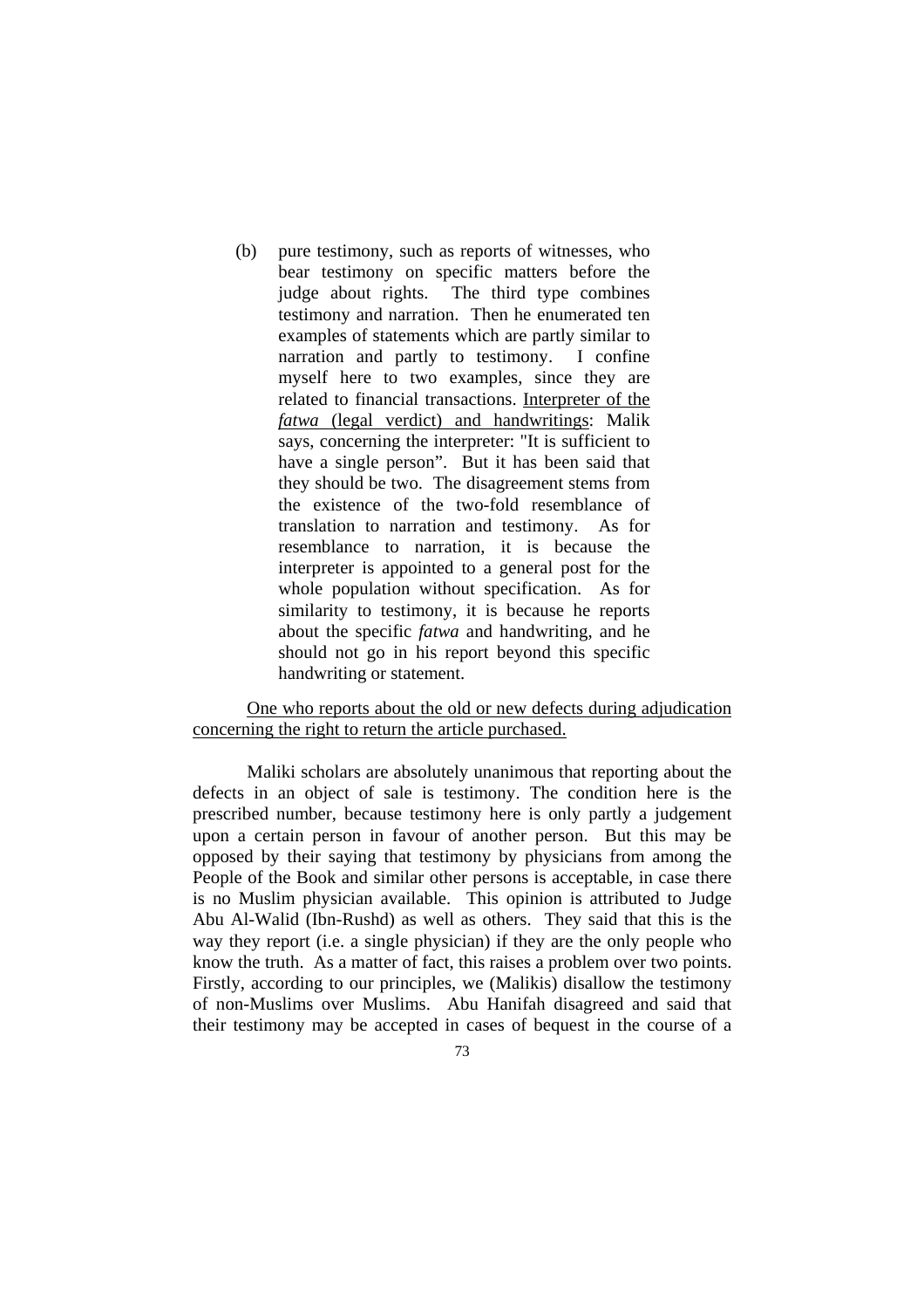(b) pure testimony, such as reports of witnesses, who bear testimony on specific matters before the judge about rights. The third type combines testimony and narration. Then he enumerated ten examples of statements which are partly similar to narration and partly to testimony. I confine myself here to two examples, since they are related to financial transactions. <u>Interpreter of the *fatwa* (legal verdict) and handwritings</u>: Malik says, concerning the interpreter: "It is sufficient to have a single person". But it has been said that they should be two. The disagreement stems from the existence of the two-fold resemblance of translation to narration and testimony. As for resemblance to narration, it is because the interpreter is appointed to a general post for the whole population without specification. As for similarity to testimony, it is because he reports about the specific *fatwa* and handwriting, and he should not go in his report beyond this specific handwriting or statement.

<u>One who reports about the old or new defects during adjudication concerning the right to return the article purchased.</u>

Maliki scholars are absolutely unanimous that reporting about the defects in an object of sale is testimony. The condition here is the prescribed number, because testimony here is only partly a judgement upon a certain person in favour of another person. But this may be opposed by their saying that testimony by physicians from among the People of the Book and similar other persons is acceptable, in case there is no Muslim physician available. This opinion is attributed to Judge Abu Al-Walid (Ibn-Rushd) as well as others. They said that this is the way they report (i.e. a single physician) if they are the only people who know the truth. As a matter of fact, this raises a problem over two points. Firstly, according to our principles, we (Malikis) disallow the testimony of non-Muslims over Muslims. Abu Hanifah disagreed and said that their testimony may be accepted in cases of bequest in the course of a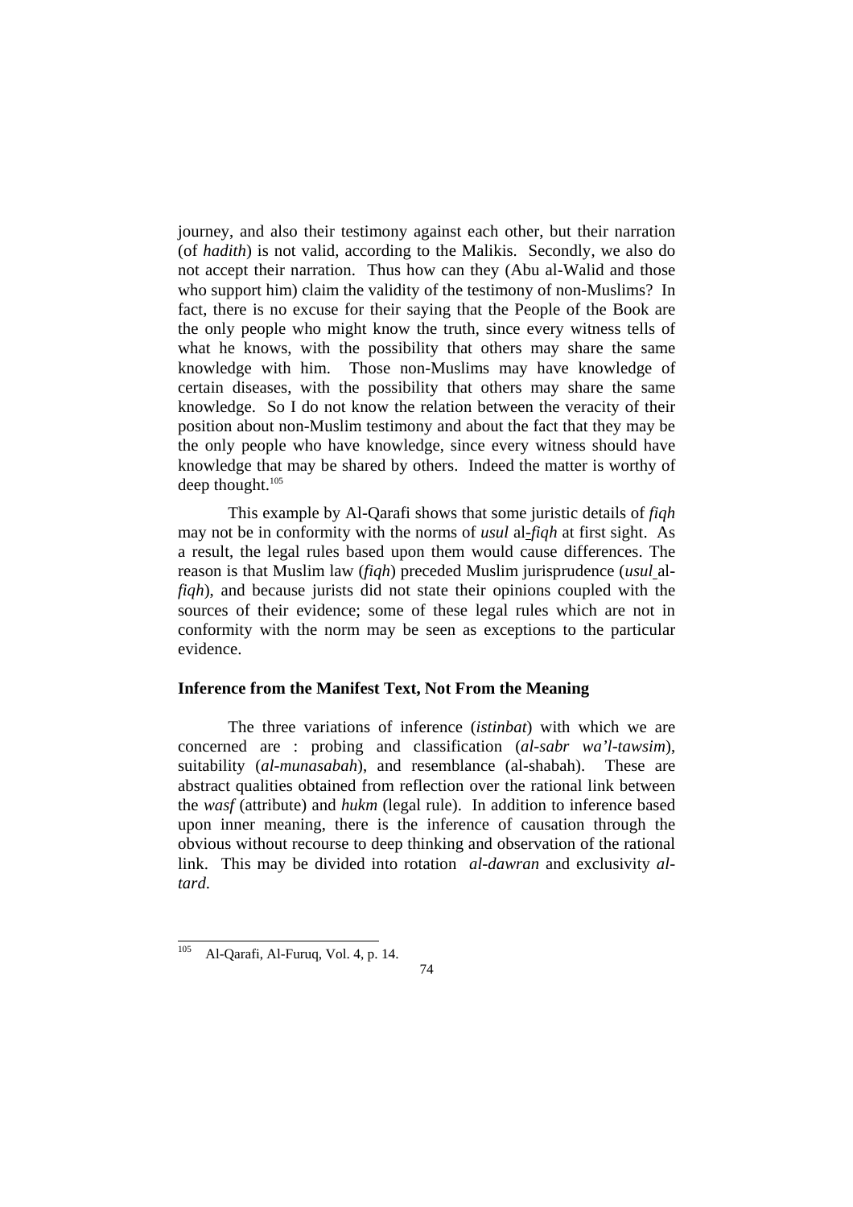journey, and also their testimony against each other, but their narration (of *hadith*) is not valid, according to the Malikis. Secondly, we also do not accept their narration. Thus how can they (Abu al-Walid and those who support him) claim the validity of the testimony of non-Muslims? In fact, there is no excuse for their saying that the People of the Book are the only people who might know the truth, since every witness tells of what he knows, with the possibility that others may share the same knowledge with him. Those non-Muslims may have knowledge of certain diseases, with the possibility that others may share the same knowledge. So I do not know the relation between the veracity of their position about non-Muslim testimony and about the fact that they may be the only people who have knowledge, since every witness should have knowledge that may be shared by others. Indeed the matter is worthy of deep thought.[105]

This example by Al-Qarafi shows that some juristic details of *fiqh* may not be in conformity with the norms of *usul* al-*fiqh* at first sight. As a result, the legal rules based upon them would cause differences. The reason is that Muslim law (*fiqh*) preceded Muslim jurisprudence (*usul* al-*fiqh*), and because jurists did not state their opinions coupled with the sources of their evidence; some of these legal rules which are not in conformity with the norm may be seen as exceptions to the particular evidence.

### Inference from the Manifest Text, Not From the Meaning

The three variations of inference (*istinbat*) with which we are concerned are : probing and classification (*al-sabr wa'l-tawsim*), suitability (*al-munasabah*), and resemblance (al-shabah). These are abstract qualities obtained from reflection over the rational link between the *wasf* (attribute) and *hukm* (legal rule). In addition to inference based upon inner meaning, there is the inference of causation through the obvious without recourse to deep thinking and observation of the rational link. This may be divided into rotation *al-dawran* and exclusivity *al-tard.*

---

[105] Al-Qarafi, Al-Furuq, Vol. 4, p. 14.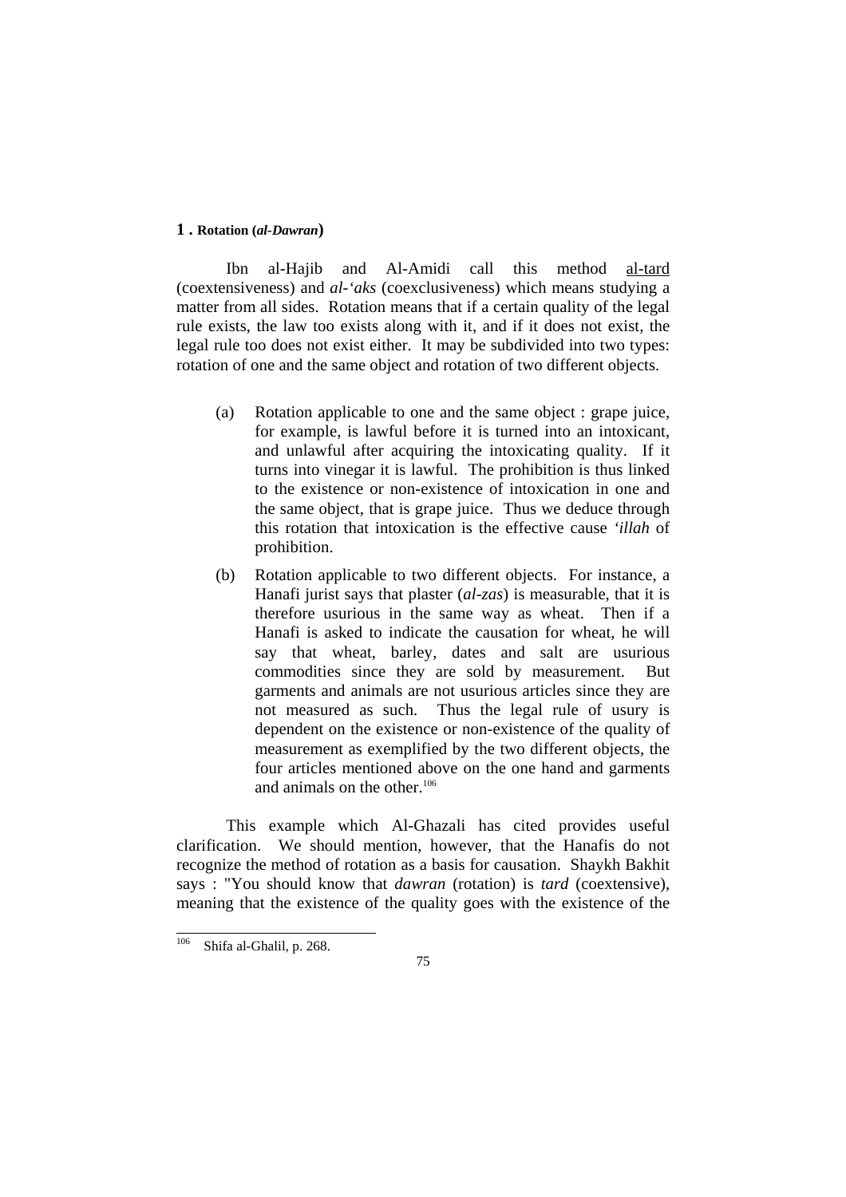### 1 . Rotation (*al-Dawran*)

Ibn al-Hajib and Al-Amidi call this method al-tard (coextensiveness) and *al-'aks* (coexclusiveness) which means studying a matter from all sides. Rotation means that if a certain quality of the legal rule exists, the law too exists along with it, and if it does not exist, the legal rule too does not exist either. It may be subdivided into two types: rotation of one and the same object and rotation of two different objects.

(a) Rotation applicable to one and the same object : grape juice, for example, is lawful before it is turned into an intoxicant, and unlawful after acquiring the intoxicating quality. If it turns into vinegar it is lawful. The prohibition is thus linked to the existence or non-existence of intoxication in one and the same object, that is grape juice. Thus we deduce through this rotation that intoxication is the effective cause *'illah* of prohibition.

(b) Rotation applicable to two different objects. For instance, a Hanafi jurist says that plaster (*al-zas*) is measurable, that it is therefore usurious in the same way as wheat. Then if a Hanafi is asked to indicate the causation for wheat, he will say that wheat, barley, dates and salt are usurious commodities since they are sold by measurement. But garments and animals are not usurious articles since they are not measured as such. Thus the legal rule of usury is dependent on the existence or non-existence of the quality of measurement as exemplified by the two different objects, the four articles mentioned above on the one hand and garments and animals on the other.[106]

This example which Al-Ghazali has cited provides useful clarification. We should mention, however, that the Hanafis do not recognize the method of rotation as a basis for causation. Shaykh Bakhit says : "You should know that *dawran* (rotation) is *tard* (coextensive), meaning that the existence of the quality goes with the existence of the

---

[106] Shifa al-Ghalil, p. 268.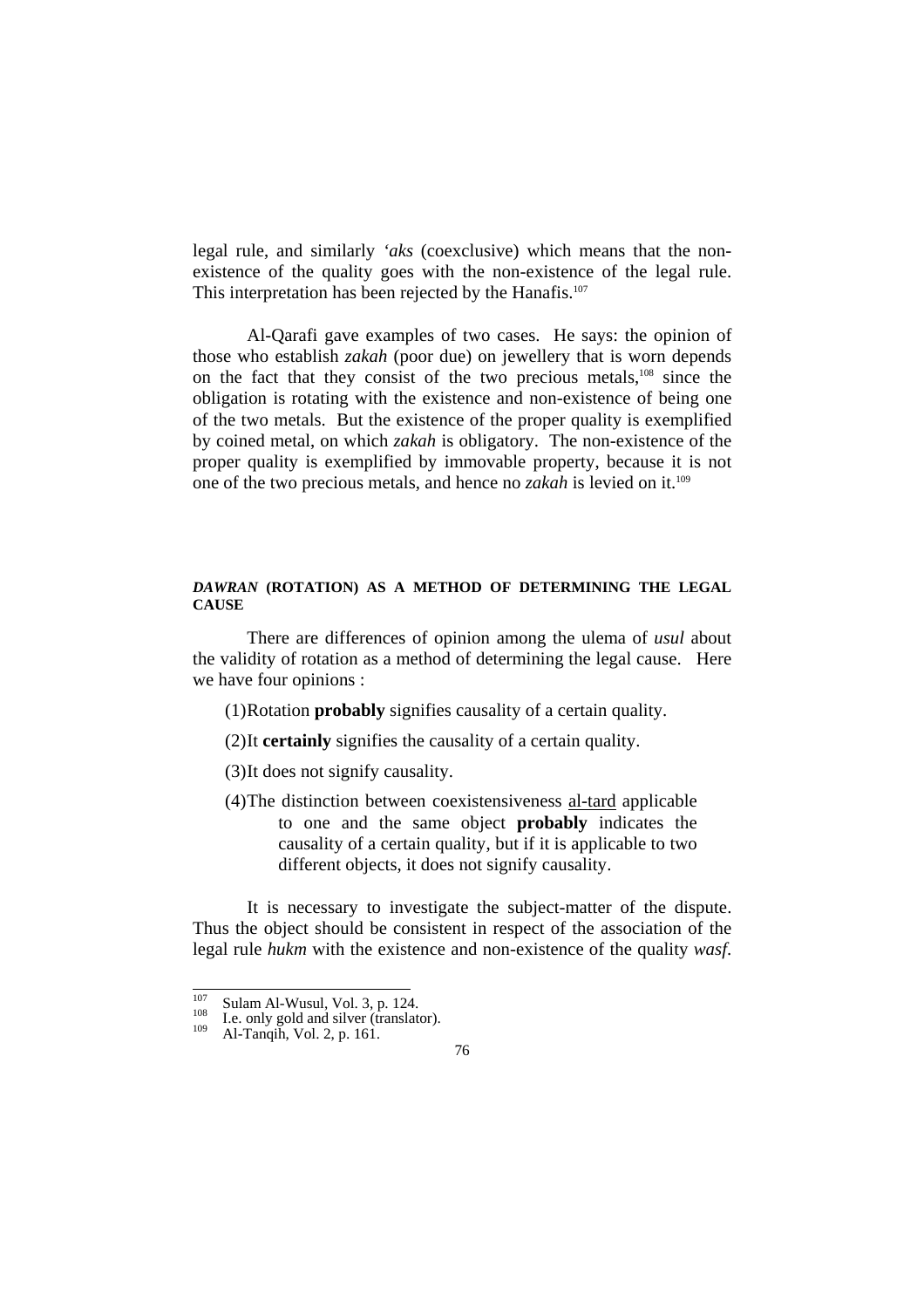legal rule, and similarly *'aks* (coexclusive) which means that the non-existence of the quality goes with the non-existence of the legal rule. This interpretation has been rejected by the Hanafis.[107]

Al-Qarafi gave examples of two cases. He says: the opinion of those who establish *zakah* (poor due) on jewellery that is worn depends on the fact that they consist of the two precious metals,[108] since the obligation is rotating with the existence and non-existence of being one of the two metals. But the existence of the proper quality is exemplified by coined metal, on which *zakah* is obligatory. The non-existence of the proper quality is exemplified by immovable property, because it is not one of the two precious metals, and hence no *zakah* is levied on it.[109]

#### ***DAWRAN* (ROTATION) AS A METHOD OF DETERMINING THE LEGAL CAUSE**

There are differences of opinion among the ulema of *usul* about the validity of rotation as a method of determining the legal cause. Here we have four opinions :

(1) Rotation **probably** signifies causality of a certain quality.

(2) It **certainly** signifies the causality of a certain quality.

(3) It does not signify causality.

(4) The distinction between coexistensiveness <u>al-tard</u> applicable to one and the same object **probably** indicates the causality of a certain quality, but if it is applicable to two different objects, it does not signify causality.

It is necessary to investigate the subject-matter of the dispute. Thus the object should be consistent in respect of the association of the legal rule *hukm* with the existence and non-existence of the quality *wasf*.

---

[107] Sulam Al-Wusul, Vol. 3, p. 124.

[108] I.e. only gold and silver (translator).

[109] Al-Tanqih, Vol. 2, p. 161.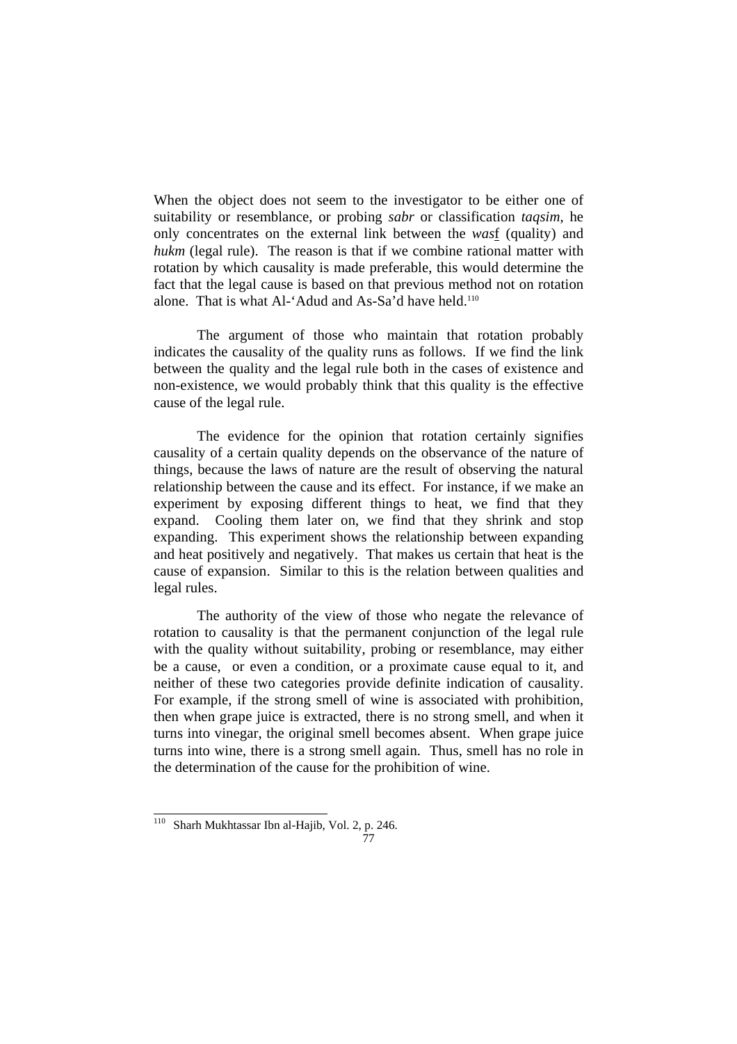When the object does not seem to the investigator to be either one of suitability or resemblance, or probing *sabr* or classification *taqsim*, he only concentrates on the external link between the *wasf* (quality) and *hukm* (legal rule). The reason is that if we combine rational matter with rotation by which causality is made preferable, this would determine the fact that the legal cause is based on that previous method not on rotation alone. That is what Al-'Adud and As-Sa'd have held.[110]

The argument of those who maintain that rotation probably indicates the causality of the quality runs as follows. If we find the link between the quality and the legal rule both in the cases of existence and non-existence, we would probably think that this quality is the effective cause of the legal rule.

The evidence for the opinion that rotation certainly signifies causality of a certain quality depends on the observance of the nature of things, because the laws of nature are the result of observing the natural relationship between the cause and its effect. For instance, if we make an experiment by exposing different things to heat, we find that they expand. Cooling them later on, we find that they shrink and stop expanding. This experiment shows the relationship between expanding and heat positively and negatively. That makes us certain that heat is the cause of expansion. Similar to this is the relation between qualities and legal rules.

The authority of the view of those who negate the relevance of rotation to causality is that the permanent conjunction of the legal rule with the quality without suitability, probing or resemblance, may either be a cause, or even a condition, or a proximate cause equal to it, and neither of these two categories provide definite indication of causality. For example, if the strong smell of wine is associated with prohibition, then when grape juice is extracted, there is no strong smell, and when it turns into vinegar, the original smell becomes absent. When grape juice turns into wine, there is a strong smell again. Thus, smell has no role in the determination of the cause for the prohibition of wine.

---

[110] Sharh Mukhtassar Ibn al-Hajib, Vol. 2, p. 246.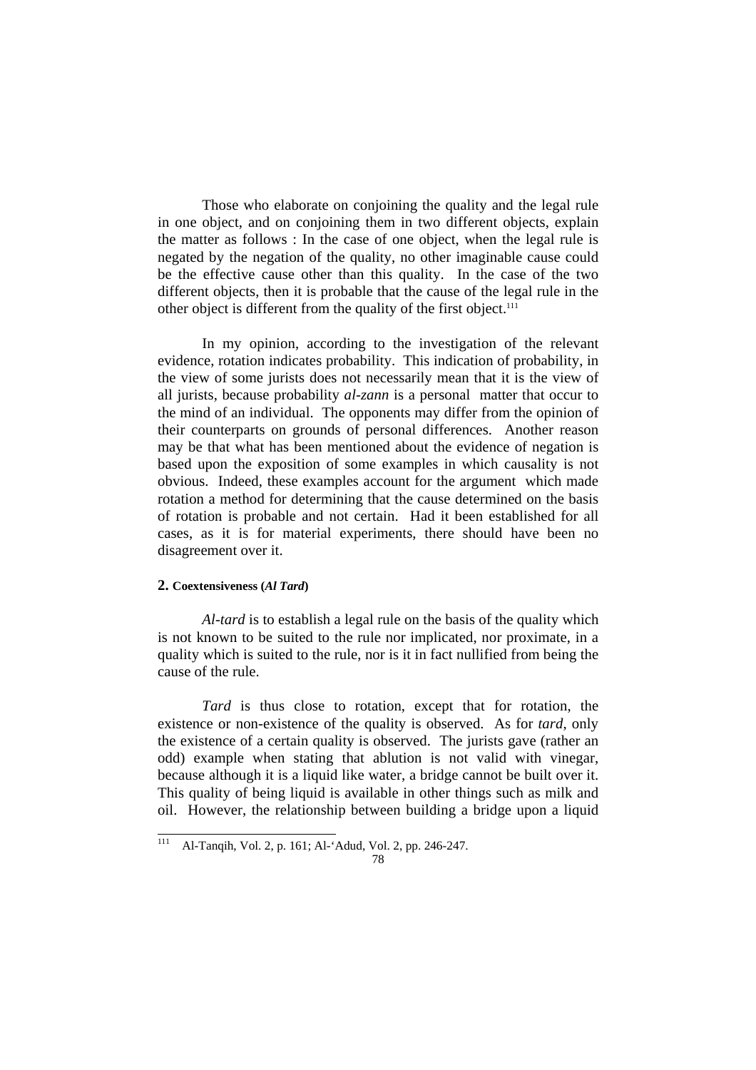Those who elaborate on conjoining the quality and the legal rule in one object, and on conjoining them in two different objects, explain the matter as follows : In the case of one object, when the legal rule is negated by the negation of the quality, no other imaginable cause could be the effective cause other than this quality. In the case of the two different objects, then it is probable that the cause of the legal rule in the other object is different from the quality of the first object.[111]

In my opinion, according to the investigation of the relevant evidence, rotation indicates probability. This indication of probability, in the view of some jurists does not necessarily mean that it is the view of all jurists, because probability *al-zann* is a personal matter that occur to the mind of an individual. The opponents may differ from the opinion of their counterparts on grounds of personal differences. Another reason may be that what has been mentioned about the evidence of negation is based upon the exposition of some examples in which causality is not obvious. Indeed, these examples account for the argument which made rotation a method for determining that the cause determined on the basis of rotation is probable and not certain. Had it been established for all cases, as it is for material experiments, there should have been no disagreement over it.

### 2. Coextensiveness (*Al Tard*)

*Al-tard* is to establish a legal rule on the basis of the quality which is not known to be suited to the rule nor implicated, nor proximate, in a quality which is suited to the rule, nor is it in fact nullified from being the cause of the rule.

*Tard* is thus close to rotation, except that for rotation, the existence or non-existence of the quality is observed. As for *tard*, only the existence of a certain quality is observed. The jurists gave (rather an odd) example when stating that ablution is not valid with vinegar, because although it is a liquid like water, a bridge cannot be built over it. This quality of being liquid is available in other things such as milk and oil. However, the relationship between building a bridge upon a liquid

[111] Al-Tanqih, Vol. 2, p. 161; Al-'Adud, Vol. 2, pp. 246-247.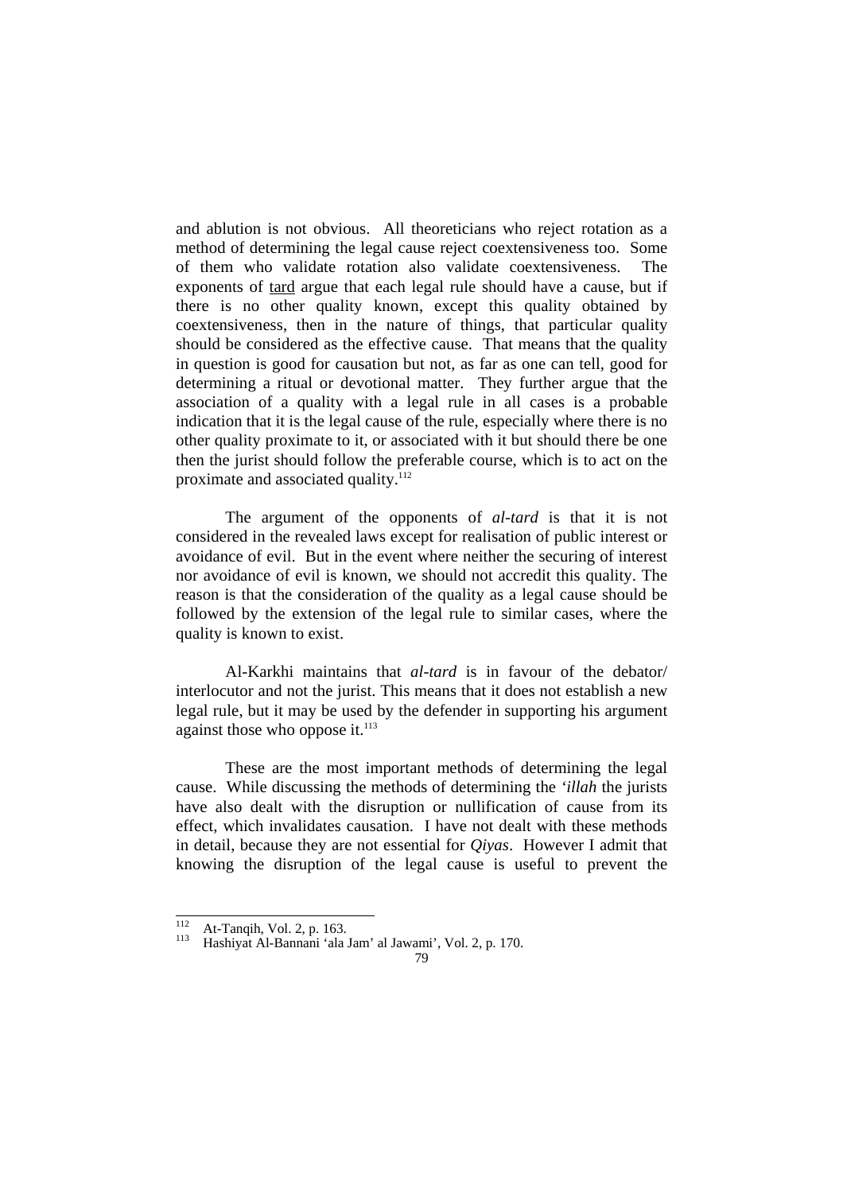and ablution is not obvious. All theoreticians who reject rotation as a method of determining the legal cause reject coextensiveness too. Some of them who validate rotation also validate coextensiveness. The exponents of tard argue that each legal rule should have a cause, but if there is no other quality known, except this quality obtained by coextensiveness, then in the nature of things, that particular quality should be considered as the effective cause. That means that the quality in question is good for causation but not, as far as one can tell, good for determining a ritual or devotional matter. They further argue that the association of a quality with a legal rule in all cases is a probable indication that it is the legal cause of the rule, especially where there is no other quality proximate to it, or associated with it but should there be one then the jurist should follow the preferable course, which is to act on the proximate and associated quality.[112]

The argument of the opponents of *al-tard* is that it is not considered in the revealed laws except for realisation of public interest or avoidance of evil. But in the event where neither the securing of interest nor avoidance of evil is known, we should not accredit this quality. The reason is that the consideration of the quality as a legal cause should be followed by the extension of the legal rule to similar cases, where the quality is known to exist.

Al-Karkhi maintains that *al-tard* is in favour of the debator/ interlocutor and not the jurist. This means that it does not establish a new legal rule, but it may be used by the defender in supporting his argument against those who oppose it.[113]

These are the most important methods of determining the legal cause. While discussing the methods of determining the *'illah* the jurists have also dealt with the disruption or nullification of cause from its effect, which invalidates causation. I have not dealt with these methods in detail, because they are not essential for *Qiyas*. However I admit that knowing the disruption of the legal cause is useful to prevent the

---

[112] At-Tanqih, Vol. 2, p. 163.

[113] Hashiyat Al-Bannani 'ala Jam' al Jawami', Vol. 2, p. 170.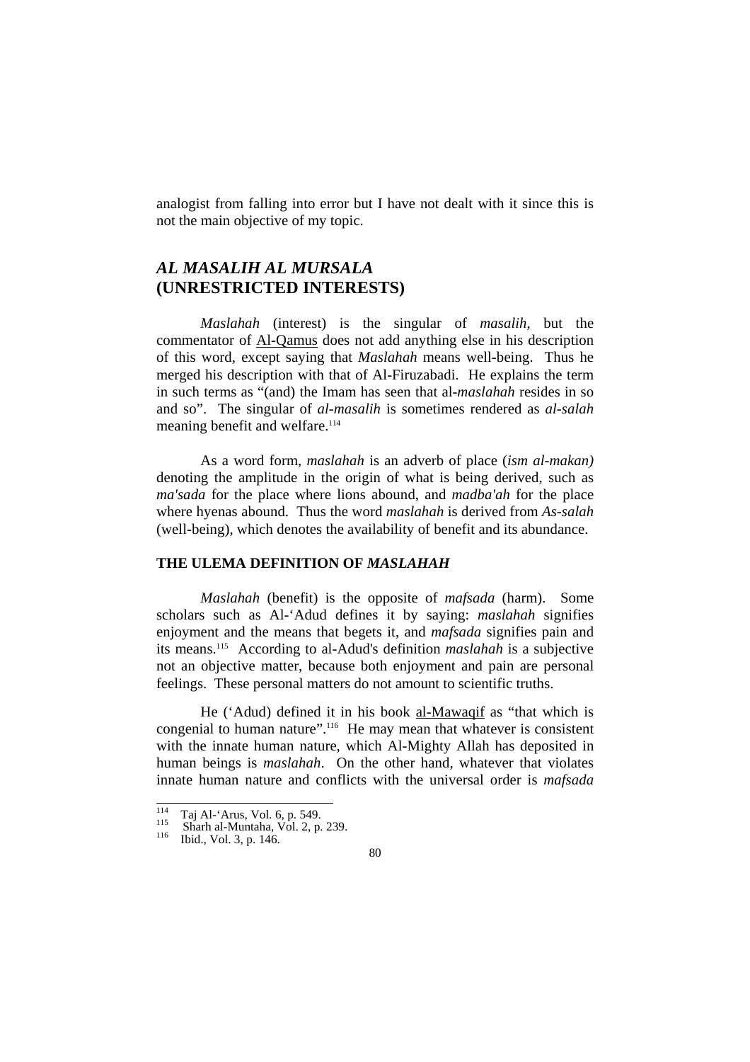analogist from falling into error but I have not dealt with it since this is not the main objective of my topic.

## *AL MASALIH AL MURSALA* (UNRESTRICTED INTERESTS)

*Maslahah* (interest) is the singular of *masalih,* but the commentator of Al-Qamus does not add anything else in his description of this word, except saying that *Maslahah* means well-being. Thus he merged his description with that of Al-Firuzabadi. He explains the term in such terms as "(and) the Imam has seen that al-*maslahah* resides in so and so". The singular of *al-masalih* is sometimes rendered as *al-salah* meaning benefit and welfare.[114]

As a word form, *maslahah* is an adverb of place (*ism al-makan)* denoting the amplitude in the origin of what is being derived, such as *ma'sada* for the place where lions abound, and *madba'ah* for the place where hyenas abound. Thus the word *maslahah* is derived from *As-salah* (well-being), which denotes the availability of benefit and its abundance.

### THE ULEMA DEFINITION OF *MASLAHAH*

*Maslahah* (benefit) is the opposite of *mafsada* (harm). Some scholars such as Al-'Adud defines it by saying: *maslahah* signifies enjoyment and the means that begets it, and *mafsada* signifies pain and its means.[115] According to al-Adud's definition *maslahah* is a subjective not an objective matter, because both enjoyment and pain are personal feelings. These personal matters do not amount to scientific truths.

He ('Adud) defined it in his book al-Mawaqif as "that which is congenial to human nature".[116] He may mean that whatever is consistent with the innate human nature, which Al-Mighty Allah has deposited in human beings is *maslahah*. On the other hand, whatever that violates innate human nature and conflicts with the universal order is *mafsada*

---

[114] Taj Al-'Arus, Vol. 6, p. 549.
[115] Sharh al-Muntaha, Vol. 2, p. 239.
[116] Ibid., Vol. 3, p. 146.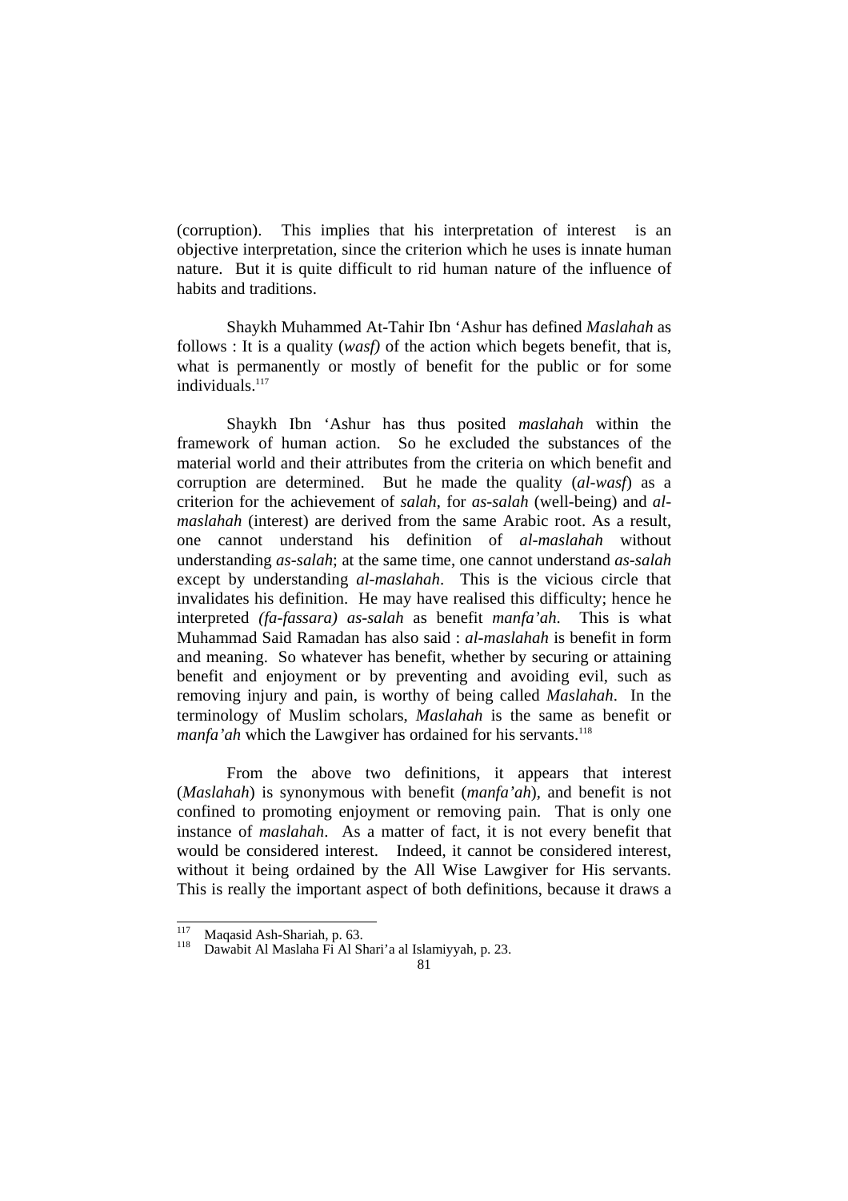(corruption). This implies that his interpretation of interest is an objective interpretation, since the criterion which he uses is innate human nature. But it is quite difficult to rid human nature of the influence of habits and traditions.

Shaykh Muhammed At-Tahir Ibn 'Ashur has defined *Maslahah* as follows : It is a quality (*wasf)* of the action which begets benefit, that is, what is permanently or mostly of benefit for the public or for some individuals.[117]

Shaykh Ibn 'Ashur has thus posited *maslahah* within the framework of human action. So he excluded the substances of the material world and their attributes from the criteria on which benefit and corruption are determined. But he made the quality (*al-wasf*) as a criterion for the achievement of *salah*, for *as-salah* (well-being) and *al-maslahah* (interest) are derived from the same Arabic root. As a result, one cannot understand his definition of *al-maslahah* without understanding *as-salah*; at the same time, one cannot understand *as-salah* except by understanding *al-maslahah*. This is the vicious circle that invalidates his definition. He may have realised this difficulty; hence he interpreted *(fa-fassara) as-salah* as benefit *manfa'ah*. This is what Muhammad Said Ramadan has also said : *al-maslahah* is benefit in form and meaning. So whatever has benefit, whether by securing or attaining benefit and enjoyment or by preventing and avoiding evil, such as removing injury and pain, is worthy of being called *Maslahah*. In the terminology of Muslim scholars, *Maslahah* is the same as benefit or *manfa'ah* which the Lawgiver has ordained for his servants.[118]

From the above two definitions, it appears that interest (*Maslahah*) is synonymous with benefit (*manfa'ah*), and benefit is not confined to promoting enjoyment or removing pain. That is only one instance of *maslahah*. As a matter of fact, it is not every benefit that would be considered interest. Indeed, it cannot be considered interest, without it being ordained by the All Wise Lawgiver for His servants. This is really the important aspect of both definitions, because it draws a

---

[117] Maqasid Ash-Shariah, p. 63.

[118] Dawabit Al Maslaha Fi Al Shari'a al Islamiyyah, p. 23.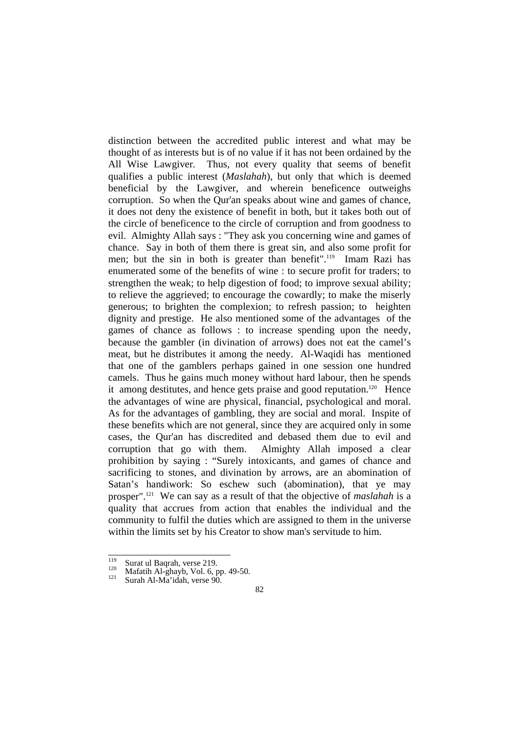distinction between the accredited public interest and what may be thought of as interests but is of no value if it has not been ordained by the All Wise Lawgiver. Thus, not every quality that seems of benefit qualifies a public interest (*Maslahah*), but only that which is deemed beneficial by the Lawgiver, and wherein beneficence outweighs corruption. So when the Qur'an speaks about wine and games of chance, it does not deny the existence of benefit in both, but it takes both out of the circle of beneficence to the circle of corruption and from goodness to evil. Almighty Allah says : "They ask you concerning wine and games of chance. Say in both of them there is great sin, and also some profit for men; but the sin in both is greater than benefit".[119] Imam Razi has enumerated some of the benefits of wine : to secure profit for traders; to strengthen the weak; to help digestion of food; to improve sexual ability; to relieve the aggrieved; to encourage the cowardly; to make the miserly generous; to brighten the complexion; to refresh passion; to heighten dignity and prestige. He also mentioned some of the advantages of the games of chance as follows : to increase spending upon the needy, because the gambler (in divination of arrows) does not eat the camel's meat, but he distributes it among the needy. Al-Waqidi has mentioned that one of the gamblers perhaps gained in one session one hundred camels. Thus he gains much money without hard labour, then he spends it among destitutes, and hence gets praise and good reputation.[120] Hence the advantages of wine are physical, financial, psychological and moral. As for the advantages of gambling, they are social and moral. Inspite of these benefits which are not general, since they are acquired only in some cases, the Qur'an has discredited and debased them due to evil and corruption that go with them. Almighty Allah imposed a clear prohibition by saying : "Surely intoxicants, and games of chance and sacrificing to stones, and divination by arrows, are an abomination of Satan's handiwork: So eschew such (abomination), that ye may prosper".[121] We can say as a result of that the objective of *maslahah* is a quality that accrues from action that enables the individual and the community to fulfil the duties which are assigned to them in the universe within the limits set by his Creator to show man's servitude to him.

---

[119] Surat ul Baqrah, verse 219.

[120] Mafatih Al-ghayb, Vol. 6, pp. 49-50.

[121] Surah Al-Ma'idah, verse 90.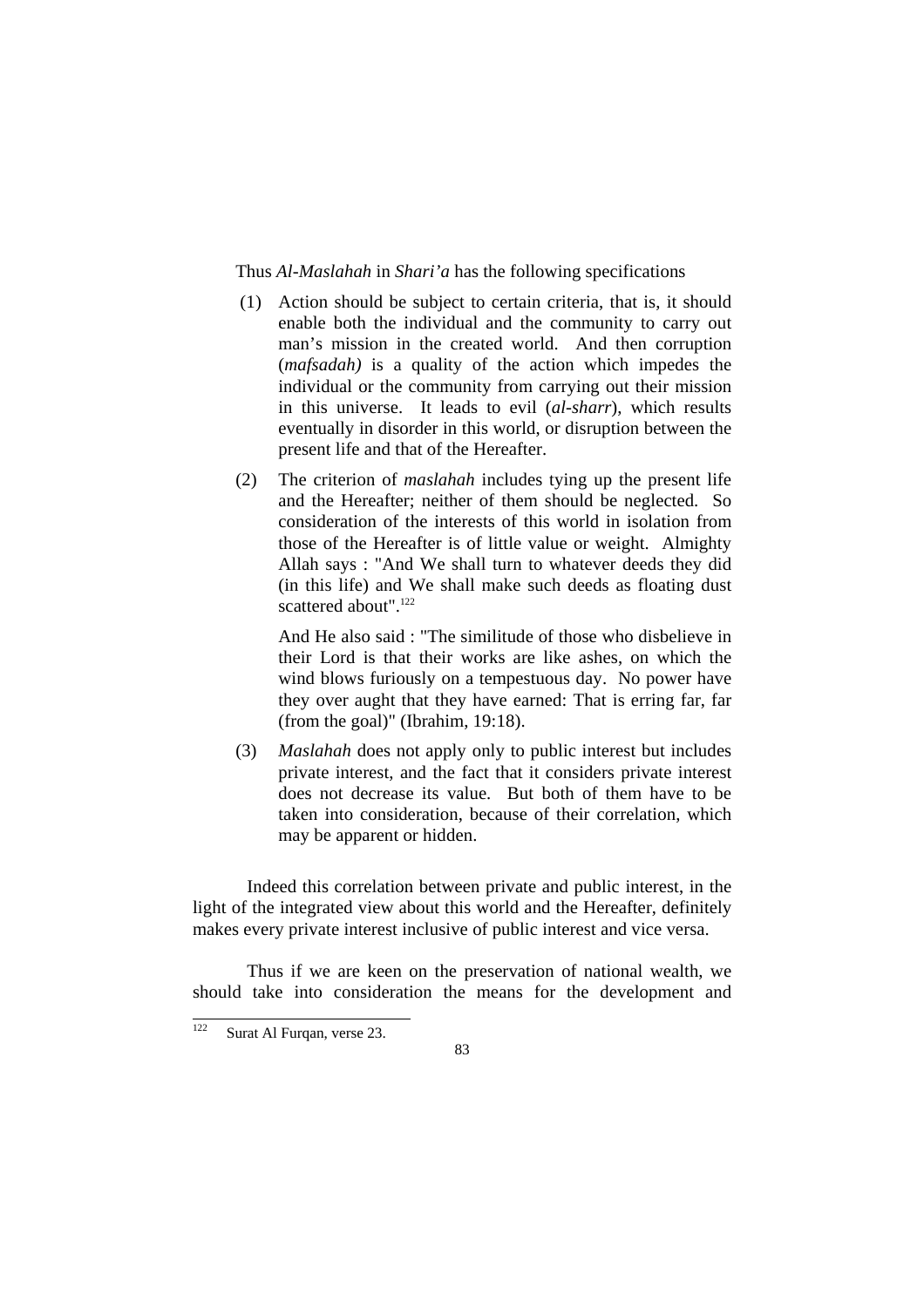Thus *Al-Maslahah* in *Shari'a* has the following specifications

(1) Action should be subject to certain criteria, that is, it should enable both the individual and the community to carry out man's mission in the created world. And then corruption (*mafsadah)* is a quality of the action which impedes the individual or the community from carrying out their mission in this universe. It leads to evil (*al-sharr*), which results eventually in disorder in this world, or disruption between the present life and that of the Hereafter.

(2) The criterion of *maslahah* includes tying up the present life and the Hereafter; neither of them should be neglected. So consideration of the interests of this world in isolation from those of the Hereafter is of little value or weight. Almighty Allah says : "And We shall turn to whatever deeds they did (in this life) and We shall make such deeds as floating dust scattered about".[122]

    And He also said : "The similitude of those who disbelieve in their Lord is that their works are like ashes, on which the wind blows furiously on a tempestuous day. No power have they over aught that they have earned: That is erring far, far (from the goal)" (Ibrahim, 19:18).

(3) *Maslahah* does not apply only to public interest but includes private interest, and the fact that it considers private interest does not decrease its value. But both of them have to be taken into consideration, because of their correlation, which may be apparent or hidden.

Indeed this correlation between private and public interest, in the light of the integrated view about this world and the Hereafter, definitely makes every private interest inclusive of public interest and vice versa.

Thus if we are keen on the preservation of national wealth, we should take into consideration the means for the development and

[122] Surat Al Furqan, verse 23.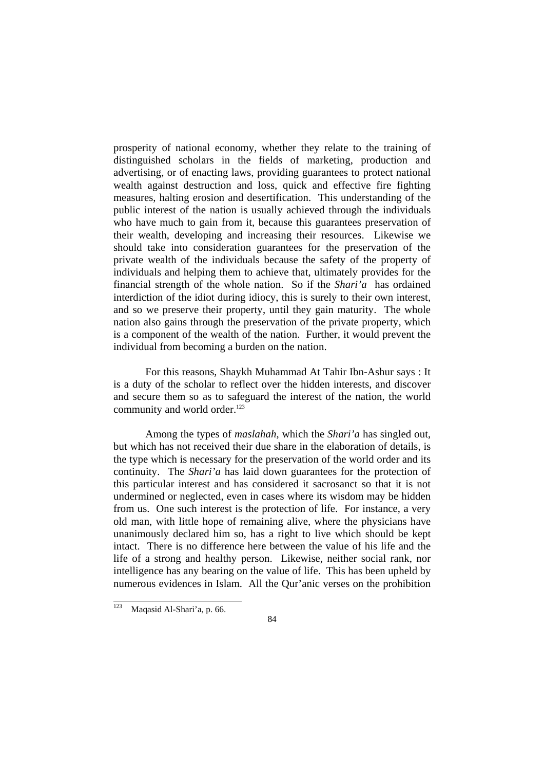prosperity of national economy, whether they relate to the training of distinguished scholars in the fields of marketing, production and advertising, or of enacting laws, providing guarantees to protect national wealth against destruction and loss, quick and effective fire fighting measures, halting erosion and desertification. This understanding of the public interest of the nation is usually achieved through the individuals who have much to gain from it, because this guarantees preservation of their wealth, developing and increasing their resources. Likewise we should take into consideration guarantees for the preservation of the private wealth of the individuals because the safety of the property of individuals and helping them to achieve that, ultimately provides for the financial strength of the whole nation. So if the *Shari'a* has ordained interdiction of the idiot during idiocy, this is surely to their own interest, and so we preserve their property, until they gain maturity. The whole nation also gains through the preservation of the private property, which is a component of the wealth of the nation. Further, it would prevent the individual from becoming a burden on the nation.

For this reasons, Shaykh Muhammad At Tahir Ibn-Ashur says : It is a duty of the scholar to reflect over the hidden interests, and discover and secure them so as to safeguard the interest of the nation, the world community and world order.[123]

Among the types of *maslahah*, which the *Shari'a* has singled out, but which has not received their due share in the elaboration of details, is the type which is necessary for the preservation of the world order and its continuity. The *Shari'a* has laid down guarantees for the protection of this particular interest and has considered it sacrosanct so that it is not undermined or neglected, even in cases where its wisdom may be hidden from us. One such interest is the protection of life. For instance, a very old man, with little hope of remaining alive, where the physicians have unanimously declared him so, has a right to live which should be kept intact. There is no difference here between the value of his life and the life of a strong and healthy person. Likewise, neither social rank, nor intelligence has any bearing on the value of life. This has been upheld by numerous evidences in Islam. All the Qur'anic verses on the prohibition

[123] Maqasid Al-Shari'a, p. 66.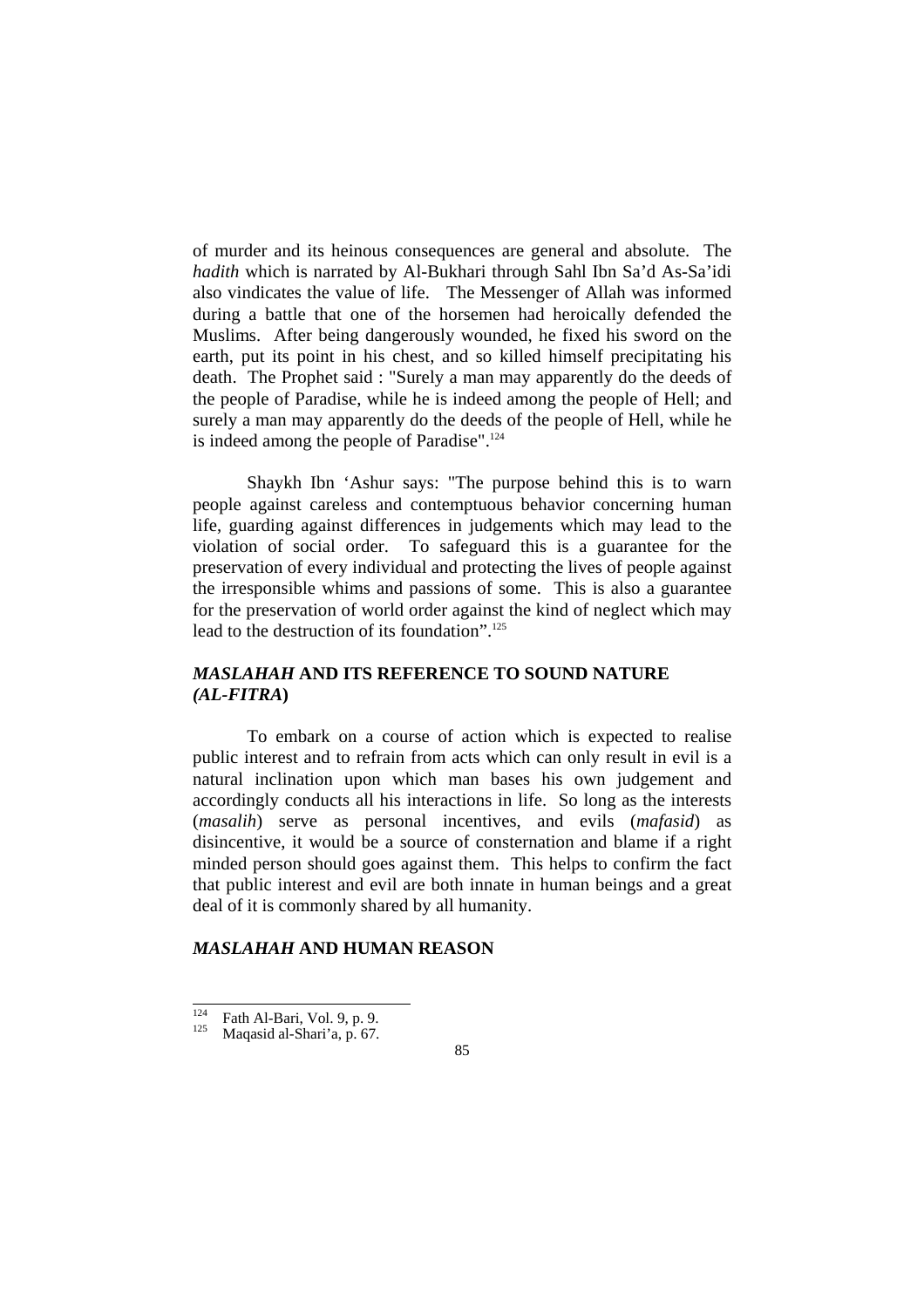of murder and its heinous consequences are general and absolute. The *hadith* which is narrated by Al-Bukhari through Sahl Ibn Sa'd As-Sa'idi also vindicates the value of life. The Messenger of Allah was informed during a battle that one of the horsemen had heroically defended the Muslims. After being dangerously wounded, he fixed his sword on the earth, put its point in his chest, and so killed himself precipitating his death. The Prophet said : "Surely a man may apparently do the deeds of the people of Paradise, while he is indeed among the people of Hell; and surely a man may apparently do the deeds of the people of Hell, while he is indeed among the people of Paradise".[124]

Shaykh Ibn 'Ashur says: "The purpose behind this is to warn people against careless and contemptuous behavior concerning human life, guarding against differences in judgements which may lead to the violation of social order. To safeguard this is a guarantee for the preservation of every individual and protecting the lives of people against the irresponsible whims and passions of some. This is also a guarantee for the preservation of world order against the kind of neglect which may lead to the destruction of its foundation".[125]

## *MASLAHAH* AND ITS REFERENCE TO SOUND NATURE *(AL-FITRA)*

To embark on a course of action which is expected to realise public interest and to refrain from acts which can only result in evil is a natural inclination upon which man bases his own judgement and accordingly conducts all his interactions in life. So long as the interests (*masalih*) serve as personal incentives, and evils (*mafasid*) as disincentive, it would be a source of consternation and blame if a right minded person should goes against them. This helps to confirm the fact that public interest and evil are both innate in human beings and a great deal of it is commonly shared by all humanity.

## *MASLAHAH* AND HUMAN REASON

---

[124] Fath Al-Bari, Vol. 9, p. 9.
[125] Maqasid al-Shari'a, p. 67.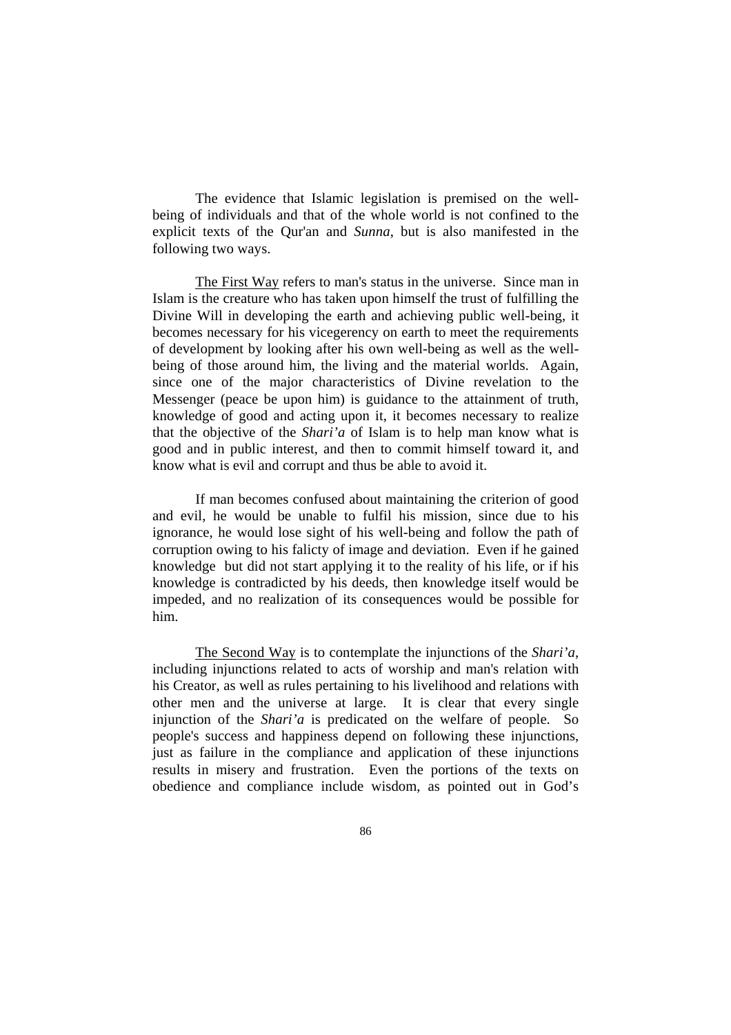The evidence that Islamic legislation is premised on the well-being of individuals and that of the whole world is not confined to the explicit texts of the Qur'an and *Sunna*, but is also manifested in the following two ways.

The First Way refers to man's status in the universe. Since man in Islam is the creature who has taken upon himself the trust of fulfilling the Divine Will in developing the earth and achieving public well-being, it becomes necessary for his vicegerency on earth to meet the requirements of development by looking after his own well-being as well as the well-being of those around him, the living and the material worlds. Again, since one of the major characteristics of Divine revelation to the Messenger (peace be upon him) is guidance to the attainment of truth, knowledge of good and acting upon it, it becomes necessary to realize that the objective of the *Shari'a* of Islam is to help man know what is good and in public interest, and then to commit himself toward it, and know what is evil and corrupt and thus be able to avoid it.

If man becomes confused about maintaining the criterion of good and evil, he would be unable to fulfil his mission, since due to his ignorance, he would lose sight of his well-being and follow the path of corruption owing to his falicty of image and deviation. Even if he gained knowledge but did not start applying it to the reality of his life, or if his knowledge is contradicted by his deeds, then knowledge itself would be impeded, and no realization of its consequences would be possible for him.

The Second Way is to contemplate the injunctions of the *Shari'a*, including injunctions related to acts of worship and man's relation with his Creator, as well as rules pertaining to his livelihood and relations with other men and the universe at large. It is clear that every single injunction of the *Shari'a* is predicated on the welfare of people. So people's success and happiness depend on following these injunctions, just as failure in the compliance and application of these injunctions results in misery and frustration. Even the portions of the texts on obedience and compliance include wisdom, as pointed out in God's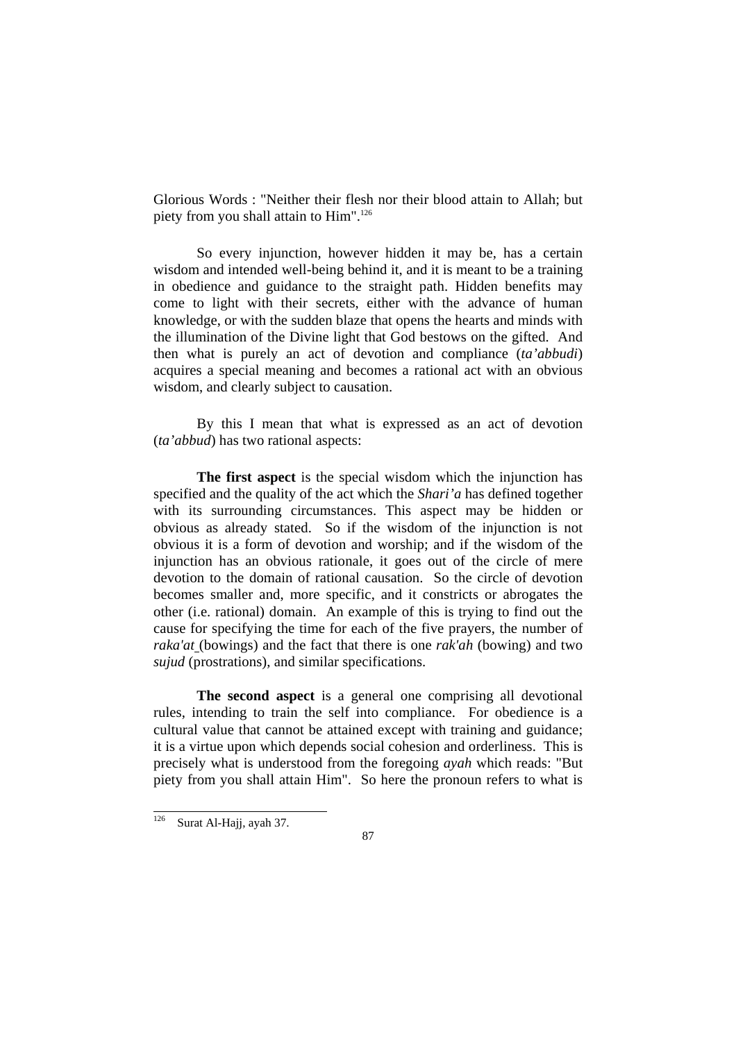Glorious Words : "Neither their flesh nor their blood attain to Allah; but piety from you shall attain to Him".[126]

So every injunction, however hidden it may be, has a certain wisdom and intended well-being behind it, and it is meant to be a training in obedience and guidance to the straight path. Hidden benefits may come to light with their secrets, either with the advance of human knowledge, or with the sudden blaze that opens the hearts and minds with the illumination of the Divine light that God bestows on the gifted. And then what is purely an act of devotion and compliance (*ta'abbudi*) acquires a special meaning and becomes a rational act with an obvious wisdom, and clearly subject to causation.

By this I mean that what is expressed as an act of devotion (*ta'abbud*) has two rational aspects:

**The first aspect** is the special wisdom which the injunction has specified and the quality of the act which the *Shari'a* has defined together with its surrounding circumstances. This aspect may be hidden or obvious as already stated. So if the wisdom of the injunction is not obvious it is a form of devotion and worship; and if the wisdom of the injunction has an obvious rationale, it goes out of the circle of mere devotion to the domain of rational causation. So the circle of devotion becomes smaller and, more specific, and it constricts or abrogates the other (i.e. rational) domain. An example of this is trying to find out the cause for specifying the time for each of the five prayers, the number of *raka'at* (bowings) and the fact that there is one *rak'ah* (bowing) and two *sujud* (prostrations), and similar specifications.

**The second aspect** is a general one comprising all devotional rules, intending to train the self into compliance. For obedience is a cultural value that cannot be attained except with training and guidance; it is a virtue upon which depends social cohesion and orderliness. This is precisely what is understood from the foregoing *ayah* which reads: "But piety from you shall attain Him". So here the pronoun refers to what is

---

[126] Surat Al-Hajj, ayah 37.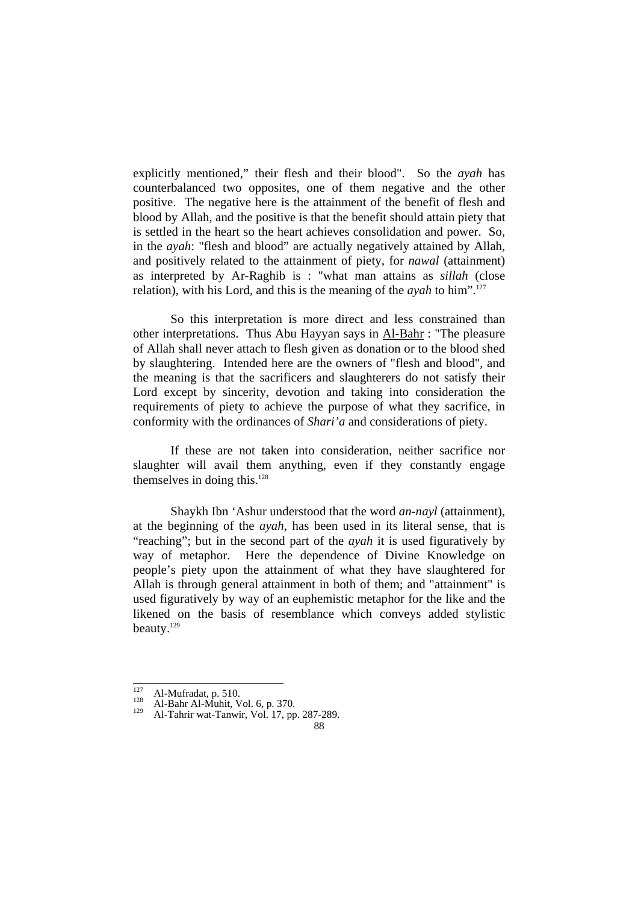explicitly mentioned," their flesh and their blood". So the *ayah* has counterbalanced two opposites, one of them negative and the other positive. The negative here is the attainment of the benefit of flesh and blood by Allah, and the positive is that the benefit should attain piety that is settled in the heart so the heart achieves consolidation and power. So, in the *ayah*: "flesh and blood" are actually negatively attained by Allah, and positively related to the attainment of piety, for *nawal* (attainment) as interpreted by Ar-Raghib is : "what man attains as *sillah* (close relation), with his Lord, and this is the meaning of the *ayah* to him".[127]

So this interpretation is more direct and less constrained than other interpretations. Thus Abu Hayyan says in <u>Al-Bahr</u> : "The pleasure of Allah shall never attach to flesh given as donation or to the blood shed by slaughtering. Intended here are the owners of "flesh and blood", and the meaning is that the sacrificers and slaughterers do not satisfy their Lord except by sincerity, devotion and taking into consideration the requirements of piety to achieve the purpose of what they sacrifice, in conformity with the ordinances of *Shari'a* and considerations of piety.

If these are not taken into consideration, neither sacrifice nor slaughter will avail them anything, even if they constantly engage themselves in doing this.[128]

Shaykh Ibn 'Ashur understood that the word *an-nayl* (attainment), at the beginning of the *ayah*, has been used in its literal sense, that is "reaching"; but in the second part of the *ayah* it is used figuratively by way of metaphor. Here the dependence of Divine Knowledge on people's piety upon the attainment of what they have slaughtered for Allah is through general attainment in both of them; and "attainment" is used figuratively by way of an euphemistic metaphor for the like and the likened on the basis of resemblance which conveys added stylistic beauty.[129]

---

[127] Al-Mufradat, p. 510.
[128] Al-Bahr Al-Muhit, Vol. 6, p. 370.
[129] Al-Tahrir wat-Tanwir, Vol. 17, pp. 287-289.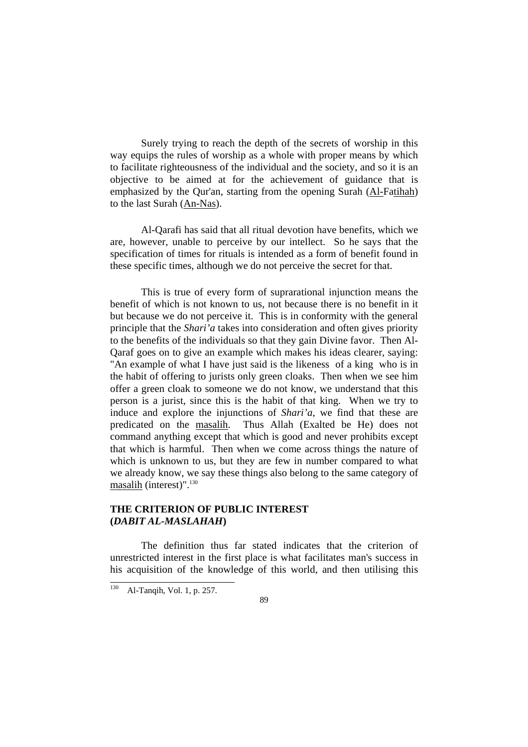Surely trying to reach the depth of the secrets of worship in this way equips the rules of worship as a whole with proper means by which to facilitate righteousness of the individual and the society, and so it is an objective to be aimed at for the achievement of guidance that is emphasized by the Qur'an, starting from the opening Surah (Al-Fatihah) to the last Surah (An-Nas).

Al-Qarafi has said that all ritual devotion have benefits, which we are, however, unable to perceive by our intellect. So he says that the specification of times for rituals is intended as a form of benefit found in these specific times, although we do not perceive the secret for that.

This is true of every form of suprarational injunction means the benefit of which is not known to us, not because there is no benefit in it but because we do not perceive it. This is in conformity with the general principle that the *Shari'a* takes into consideration and often gives priority to the benefits of the individuals so that they gain Divine favor. Then Al-Qaraf goes on to give an example which makes his ideas clearer, saying: "An example of what I have just said is the likeness of a king who is in the habit of offering to jurists only green cloaks. Then when we see him offer a green cloak to someone we do not know, we understand that this person is a jurist, since this is the habit of that king. When we try to induce and explore the injunctions of *Shari'a*, we find that these are predicated on the masalih. Thus Allah (Exalted be He) does not command anything except that which is good and never prohibits except that which is harmful. Then when we come across things the nature of which is unknown to us, but they are few in number compared to what we already know, we say these things also belong to the same category of masalih (interest)".[130]

### THE CRITERION OF PUBLIC INTEREST (*DABIT AL-MASLAHAH*)

The definition thus far stated indicates that the criterion of unrestricted interest in the first place is what facilitates man's success in his acquisition of the knowledge of this world, and then utilising this

---

[130] Al-Tanqih, Vol. 1, p. 257.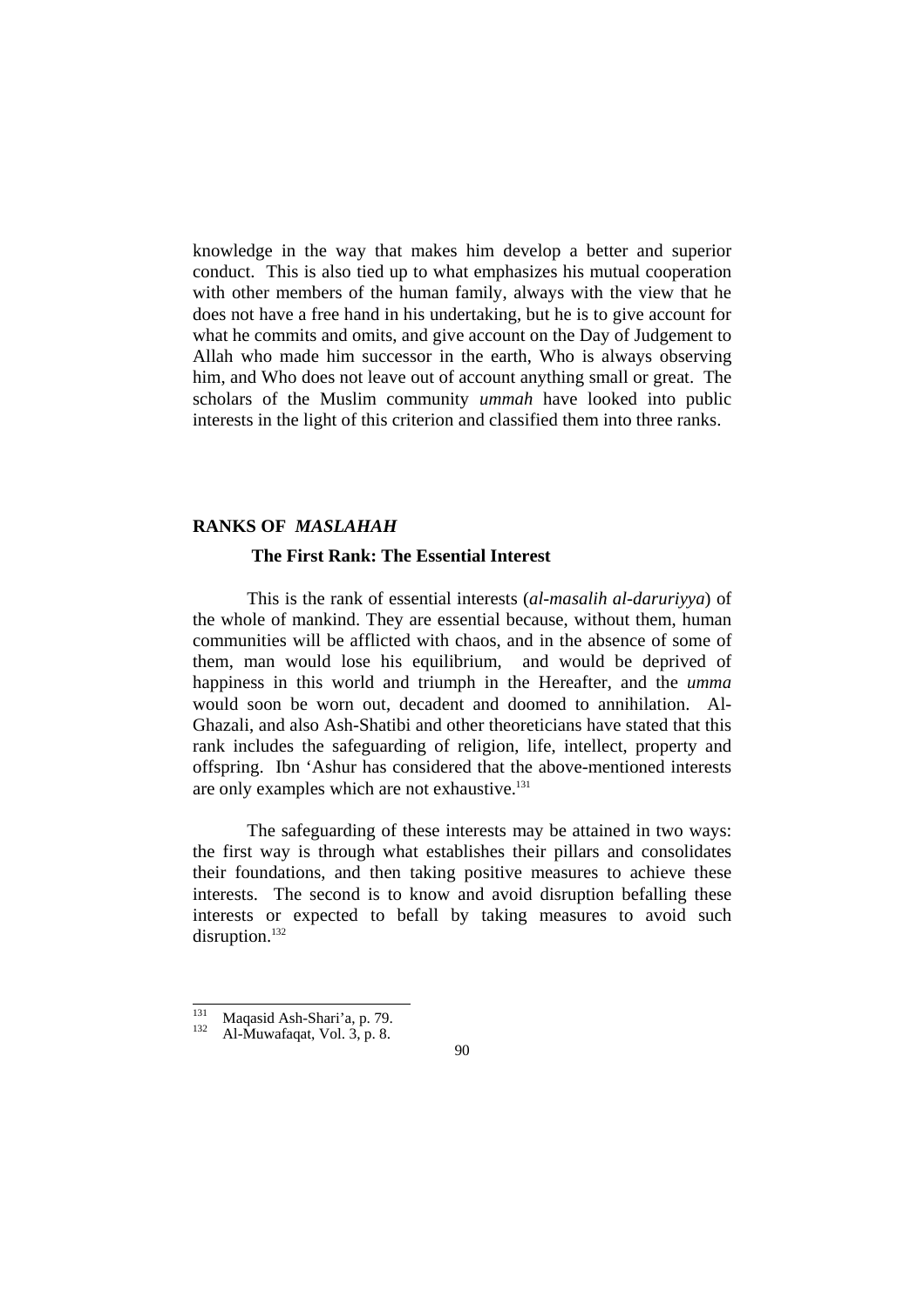knowledge in the way that makes him develop a better and superior conduct. This is also tied up to what emphasizes his mutual cooperation with other members of the human family, always with the view that he does not have a free hand in his undertaking, but he is to give account for what he commits and omits, and give account on the Day of Judgement to Allah who made him successor in the earth, Who is always observing him, and Who does not leave out of account anything small or great. The scholars of the Muslim community *ummah* have looked into public interests in the light of this criterion and classified them into three ranks.

## RANKS OF *MASLAHAH*

### The First Rank: The Essential Interest

This is the rank of essential interests (*al-masalih al-daruriyya*) of the whole of mankind. They are essential because, without them, human communities will be afflicted with chaos, and in the absence of some of them, man would lose his equilibrium, and would be deprived of happiness in this world and triumph in the Hereafter, and the *umma* would soon be worn out, decadent and doomed to annihilation. Al-Ghazali, and also Ash-Shatibi and other theoreticians have stated that this rank includes the safeguarding of religion, life, intellect, property and offspring. Ibn 'Ashur has considered that the above-mentioned interests are only examples which are not exhaustive.[131]

The safeguarding of these interests may be attained in two ways: the first way is through what establishes their pillars and consolidates their foundations, and then taking positive measures to achieve these interests. The second is to know and avoid disruption befalling these interests or expected to befall by taking measures to avoid such disruption.[132]

---

[131] Maqasid Ash-Shari'a, p. 79.

[132] Al-Muwafaqat, Vol. 3, p. 8.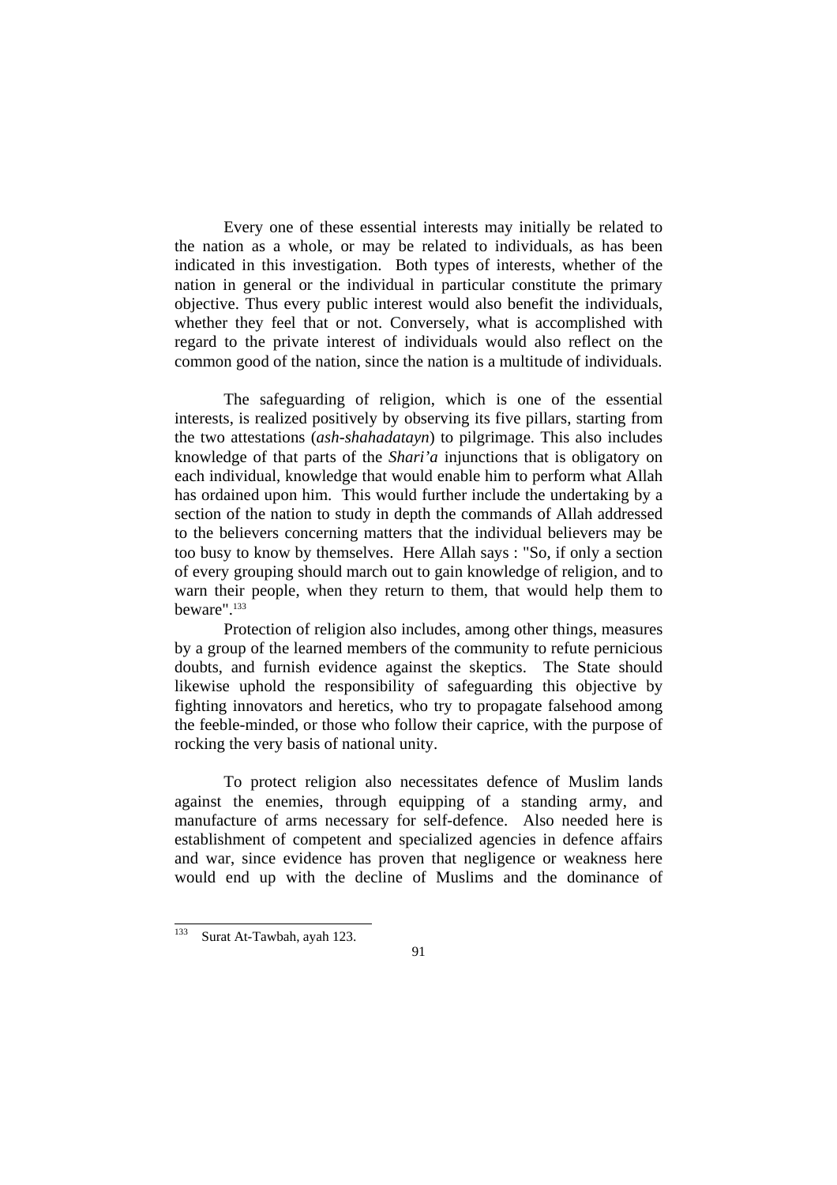Every one of these essential interests may initially be related to the nation as a whole, or may be related to individuals, as has been indicated in this investigation. Both types of interests, whether of the nation in general or the individual in particular constitute the primary objective. Thus every public interest would also benefit the individuals, whether they feel that or not. Conversely, what is accomplished with regard to the private interest of individuals would also reflect on the common good of the nation, since the nation is a multitude of individuals.

The safeguarding of religion, which is one of the essential interests, is realized positively by observing its five pillars, starting from the two attestations (*ash-shahadatayn*) to pilgrimage. This also includes knowledge of that parts of the *Shari'a* injunctions that is obligatory on each individual, knowledge that would enable him to perform what Allah has ordained upon him. This would further include the undertaking by a section of the nation to study in depth the commands of Allah addressed to the believers concerning matters that the individual believers may be too busy to know by themselves. Here Allah says : "So, if only a section of every grouping should march out to gain knowledge of religion, and to warn their people, when they return to them, that would help them to beware".[133]

Protection of religion also includes, among other things, measures by a group of the learned members of the community to refute pernicious doubts, and furnish evidence against the skeptics. The State should likewise uphold the responsibility of safeguarding this objective by fighting innovators and heretics, who try to propagate falsehood among the feeble-minded, or those who follow their caprice, with the purpose of rocking the very basis of national unity.

To protect religion also necessitates defence of Muslim lands against the enemies, through equipping of a standing army, and manufacture of arms necessary for self-defence. Also needed here is establishment of competent and specialized agencies in defence affairs and war, since evidence has proven that negligence or weakness here would end up with the decline of Muslims and the dominance of

---

[133] Surat At-Tawbah, ayah 123.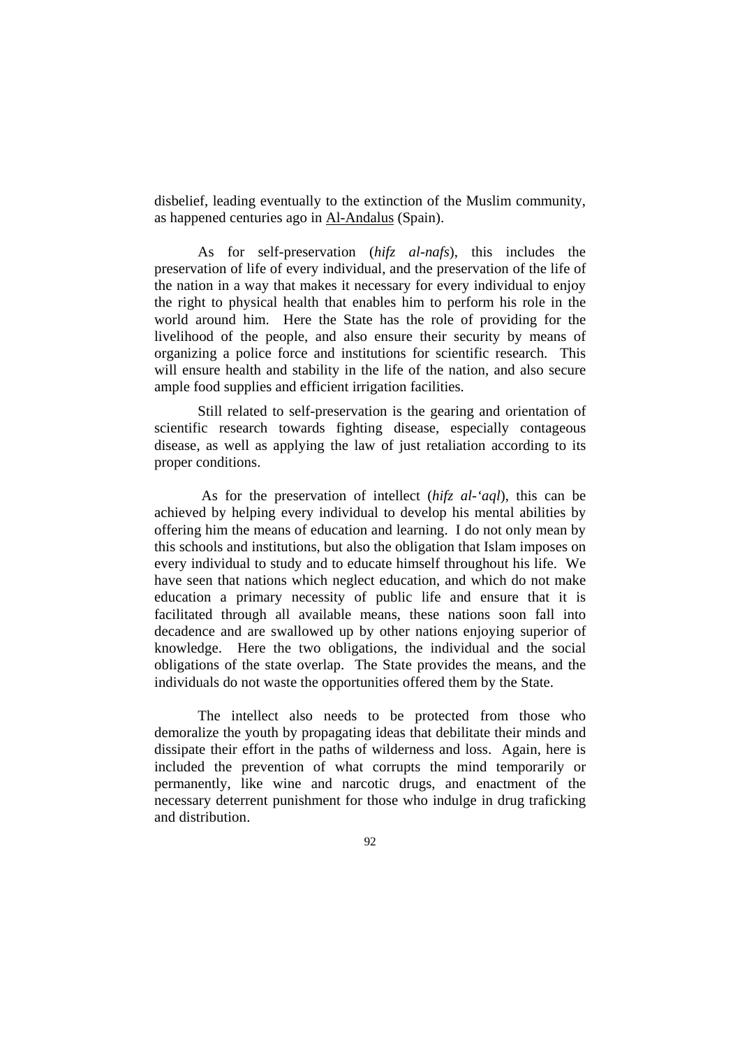disbelief, leading eventually to the extinction of the Muslim community, as happened centuries ago in Al-Andalus (Spain).

As for self-preservation (*hifz al-nafs*), this includes the preservation of life of every individual, and the preservation of the life of the nation in a way that makes it necessary for every individual to enjoy the right to physical health that enables him to perform his role in the world around him. Here the State has the role of providing for the livelihood of the people, and also ensure their security by means of organizing a police force and institutions for scientific research. This will ensure health and stability in the life of the nation, and also secure ample food supplies and efficient irrigation facilities.

Still related to self-preservation is the gearing and orientation of scientific research towards fighting disease, especially contageous disease, as well as applying the law of just retaliation according to its proper conditions.

As for the preservation of intellect (*hifz al-'aql*), this can be achieved by helping every individual to develop his mental abilities by offering him the means of education and learning. I do not only mean by this schools and institutions, but also the obligation that Islam imposes on every individual to study and to educate himself throughout his life. We have seen that nations which neglect education, and which do not make education a primary necessity of public life and ensure that it is facilitated through all available means, these nations soon fall into decadence and are swallowed up by other nations enjoying superior of knowledge. Here the two obligations, the individual and the social obligations of the state overlap. The State provides the means, and the individuals do not waste the opportunities offered them by the State.

The intellect also needs to be protected from those who demoralize the youth by propagating ideas that debilitate their minds and dissipate their effort in the paths of wilderness and loss. Again, here is included the prevention of what corrupts the mind temporarily or permanently, like wine and narcotic drugs, and enactment of the necessary deterrent punishment for those who indulge in drug traficking and distribution.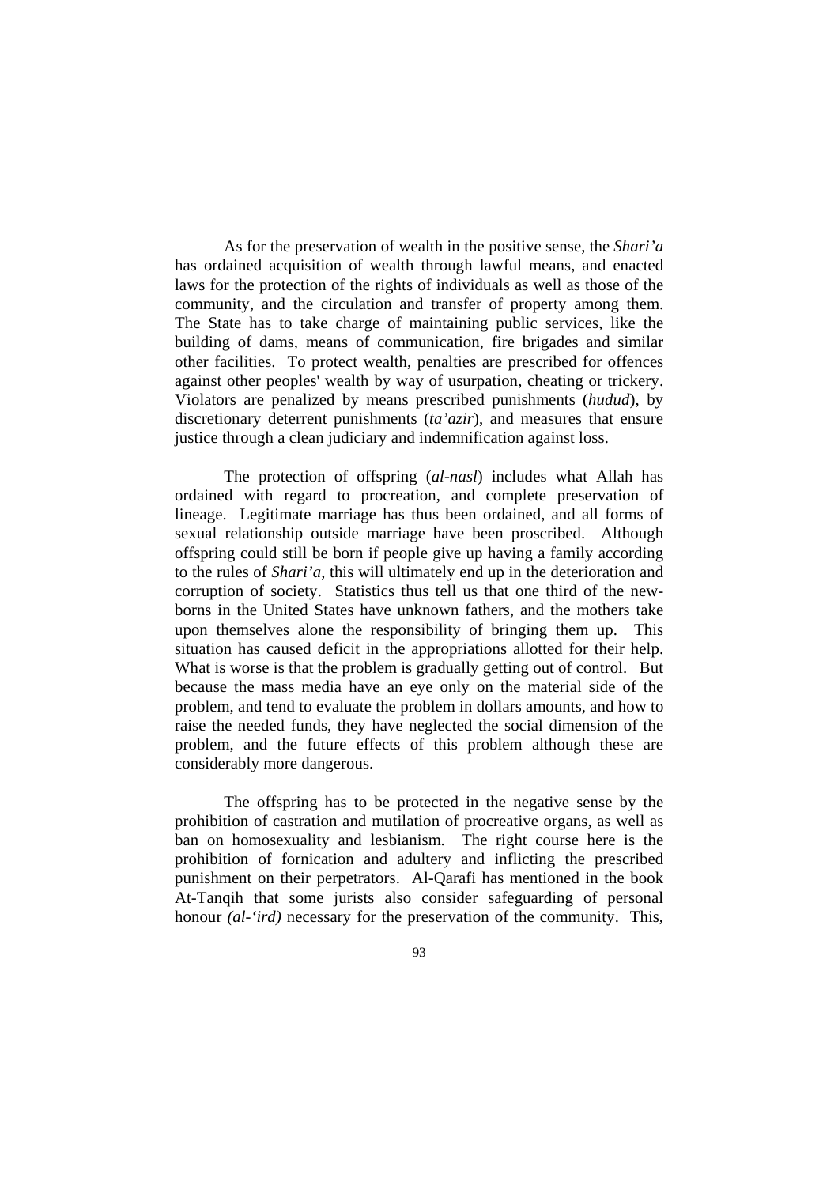As for the preservation of wealth in the positive sense, the *Shari'a* has ordained acquisition of wealth through lawful means, and enacted laws for the protection of the rights of individuals as well as those of the community, and the circulation and transfer of property among them. The State has to take charge of maintaining public services, like the building of dams, means of communication, fire brigades and similar other facilities. To protect wealth, penalties are prescribed for offences against other peoples' wealth by way of usurpation, cheating or trickery. Violators are penalized by means prescribed punishments (*hudud*), by discretionary deterrent punishments (*ta'azir*), and measures that ensure justice through a clean judiciary and indemnification against loss.

The protection of offspring (*al-nasl*) includes what Allah has ordained with regard to procreation, and complete preservation of lineage. Legitimate marriage has thus been ordained, and all forms of sexual relationship outside marriage have been proscribed. Although offspring could still be born if people give up having a family according to the rules of *Shari'a*, this will ultimately end up in the deterioration and corruption of society. Statistics thus tell us that one third of the new-borns in the United States have unknown fathers, and the mothers take upon themselves alone the responsibility of bringing them up. This situation has caused deficit in the appropriations allotted for their help. What is worse is that the problem is gradually getting out of control. But because the mass media have an eye only on the material side of the problem, and tend to evaluate the problem in dollars amounts, and how to raise the needed funds, they have neglected the social dimension of the problem, and the future effects of this problem although these are considerably more dangerous.

The offspring has to be protected in the negative sense by the prohibition of castration and mutilation of procreative organs, as well as ban on homosexuality and lesbianism. The right course here is the prohibition of fornication and adultery and inflicting the prescribed punishment on their perpetrators. Al-Qarafi has mentioned in the book At-Tanqih that some jurists also consider safeguarding of personal honour *(al-'ird)* necessary for the preservation of the community. This,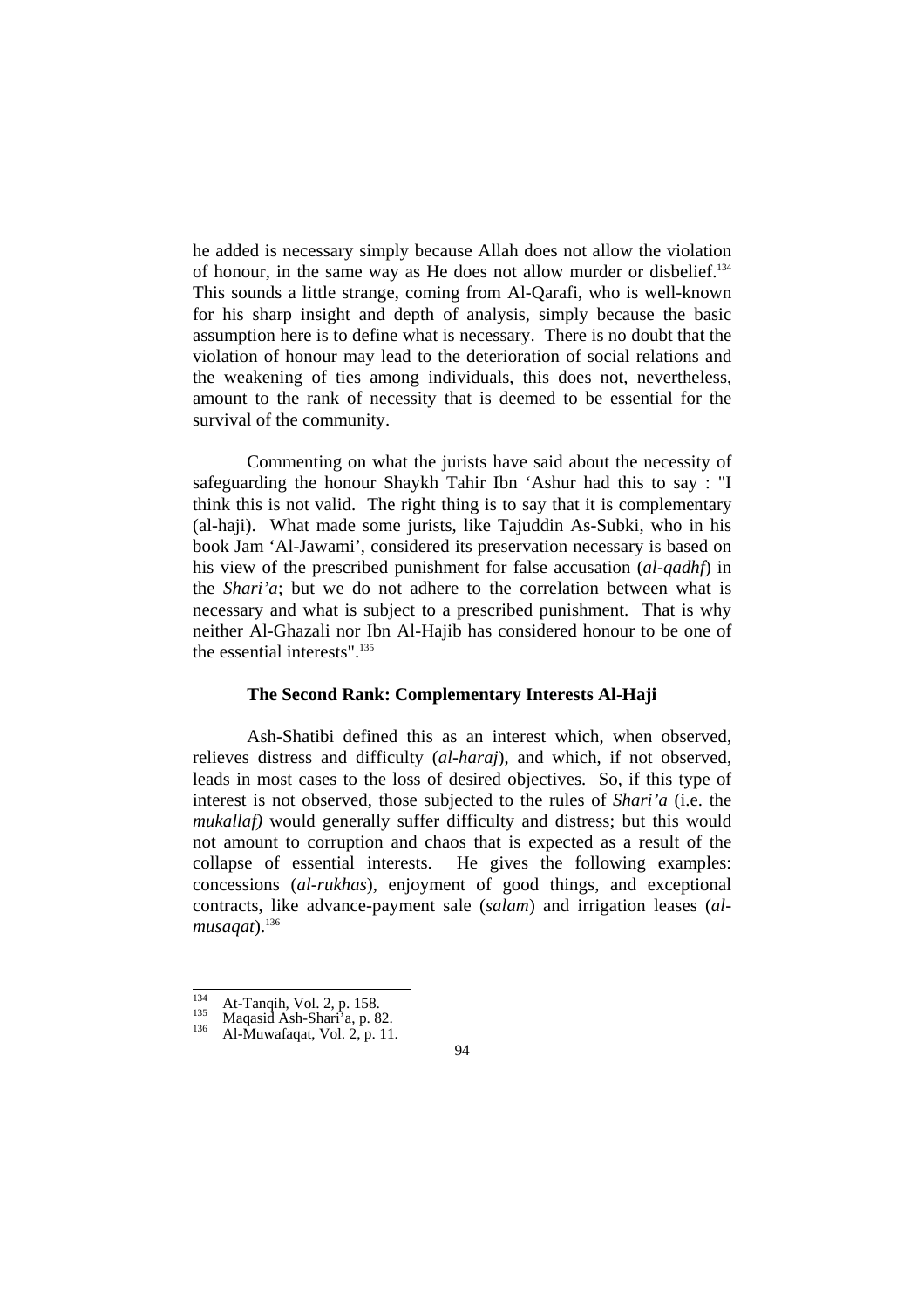he added is necessary simply because Allah does not allow the violation of honour, in the same way as He does not allow murder or disbelief.[134] This sounds a little strange, coming from Al-Qarafi, who is well-known for his sharp insight and depth of analysis, simply because the basic assumption here is to define what is necessary. There is no doubt that the violation of honour may lead to the deterioration of social relations and the weakening of ties among individuals, this does not, nevertheless, amount to the rank of necessity that is deemed to be essential for the survival of the community.

Commenting on what the jurists have said about the necessity of safeguarding the honour Shaykh Tahir Ibn 'Ashur had this to say : "I think this is not valid. The right thing is to say that it is complementary (al-haji). What made some jurists, like Tajuddin As-Subki, who in his book Jam 'Al-Jawami', considered its preservation necessary is based on his view of the prescribed punishment for false accusation (*al-qadhf*) in the *Shari'a*; but we do not adhere to the correlation between what is necessary and what is subject to a prescribed punishment. That is why neither Al-Ghazali nor Ibn Al-Hajib has considered honour to be one of the essential interests".[135]

### The Second Rank: Complementary Interests Al-Haji

Ash-Shatibi defined this as an interest which, when observed, relieves distress and difficulty (*al-haraj*), and which, if not observed, leads in most cases to the loss of desired objectives. So, if this type of interest is not observed, those subjected to the rules of *Shari'a* (i.e. the *mukallaf)* would generally suffer difficulty and distress; but this would not amount to corruption and chaos that is expected as a result of the collapse of essential interests. He gives the following examples: concessions (*al-rukhas*), enjoyment of good things, and exceptional contracts, like advance-payment sale (*salam*) and irrigation leases (*al-musaqat*).[136]

---

[134] At-Tanqih, Vol. 2, p. 158.
[135] Maqasid Ash-Shari'a, p. 82.
[136] Al-Muwafaqat, Vol. 2, p. 11.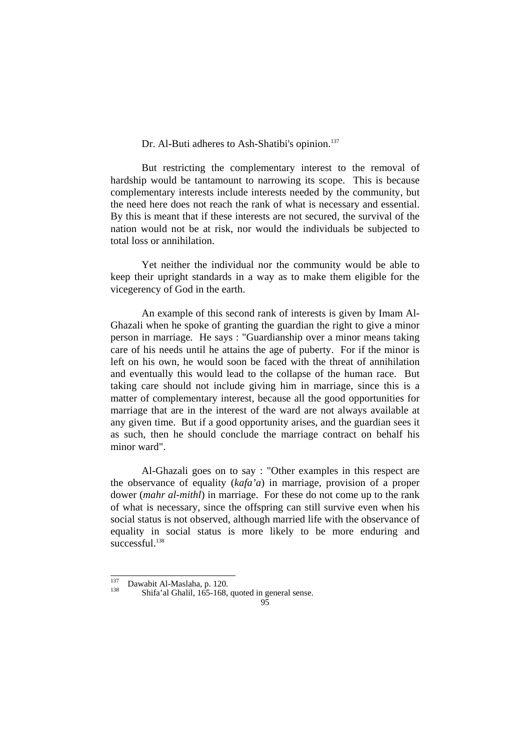Dr. Al-Buti adheres to Ash-Shatibi's opinion.[137]

But restricting the complementary interest to the removal of hardship would be tantamount to narrowing its scope. This is because complementary interests include interests needed by the community, but the need here does not reach the rank of what is necessary and essential. By this is meant that if these interests are not secured, the survival of the nation would not be at risk, nor would the individuals be subjected to total loss or annihilation.

Yet neither the individual nor the community would be able to keep their upright standards in a way as to make them eligible for the vicegerency of God in the earth.

An example of this second rank of interests is given by Imam Al-Ghazali when he spoke of granting the guardian the right to give a minor person in marriage. He says : "Guardianship over a minor means taking care of his needs until he attains the age of puberty. For if the minor is left on his own, he would soon be faced with the threat of annihilation and eventually this would lead to the collapse of the human race. But taking care should not include giving him in marriage, since this is a matter of complementary interest, because all the good opportunities for marriage that are in the interest of the ward are not always available at any given time. But if a good opportunity arises, and the guardian sees it as such, then he should conclude the marriage contract on behalf his minor ward".

Al-Ghazali goes on to say : "Other examples in this respect are the observance of equality (*kafa'a*) in marriage, provision of a proper dower (*mahr al-mithl*) in marriage. For these do not come up to the rank of what is necessary, since the offspring can still survive even when his social status is not observed, although married life with the observance of equality in social status is more likely to be more enduring and successful.[138]

---

[137] Dawabit Al-Maslaha, p. 120.

[138] Shifa'al Ghalil, 165-168, quoted in general sense.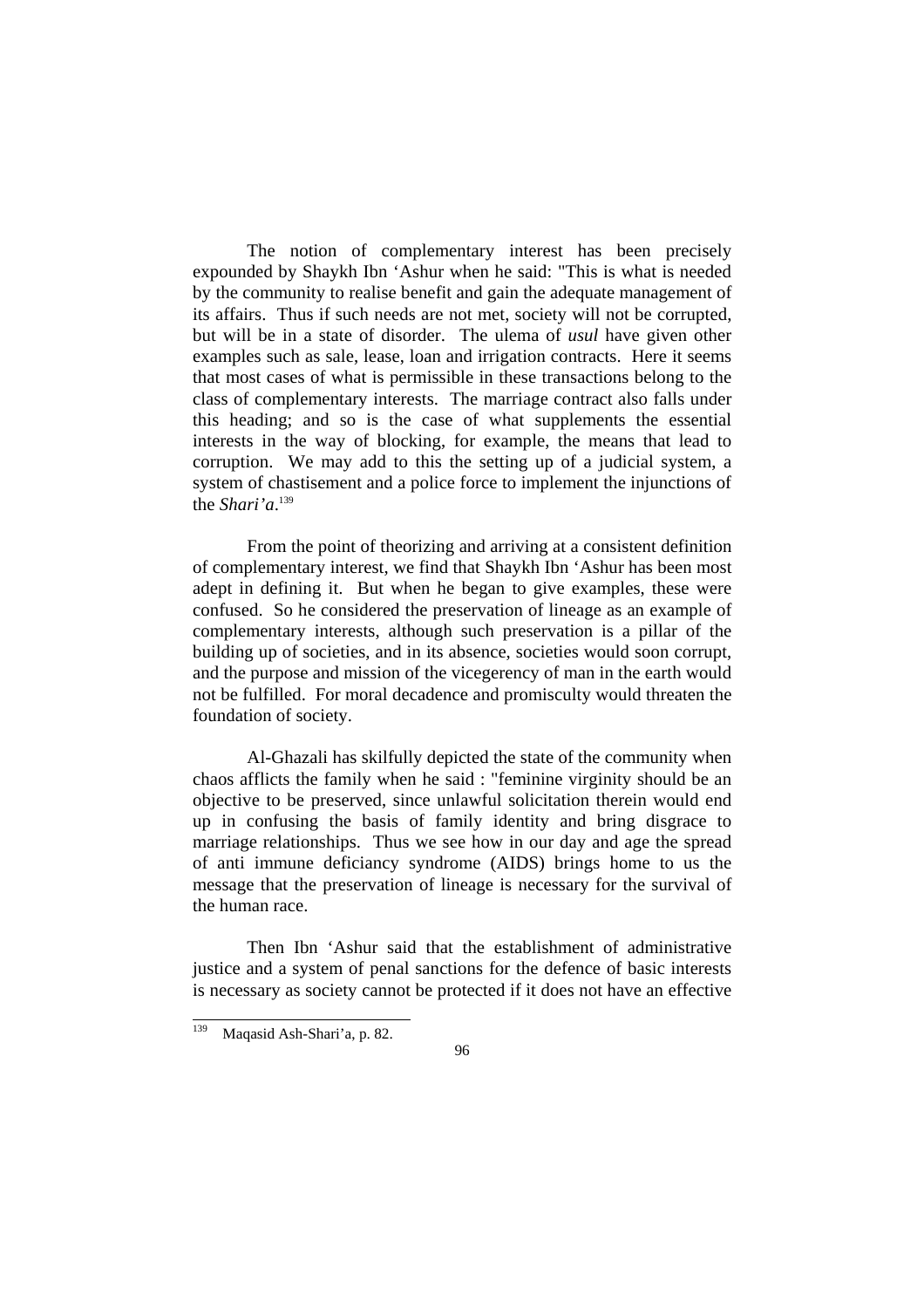The notion of complementary interest has been precisely expounded by Shaykh Ibn ‘Ashur when he said: "This is what is needed by the community to realise benefit and gain the adequate management of its affairs. Thus if such needs are not met, society will not be corrupted, but will be in a state of disorder. The ulema of *usul* have given other examples such as sale, lease, loan and irrigation contracts. Here it seems that most cases of what is permissible in these transactions belong to the class of complementary interests. The marriage contract also falls under this heading; and so is the case of what supplements the essential interests in the way of blocking, for example, the means that lead to corruption. We may add to this the setting up of a judicial system, a system of chastisement and a police force to implement the injunctions of the *Shari'a*.[139]

From the point of theorizing and arriving at a consistent definition of complementary interest, we find that Shaykh Ibn ‘Ashur has been most adept in defining it. But when he began to give examples, these were confused. So he considered the preservation of lineage as an example of complementary interests, although such preservation is a pillar of the building up of societies, and in its absence, societies would soon corrupt, and the purpose and mission of the vicegerency of man in the earth would not be fulfilled. For moral decadence and promiscuity would threaten the foundation of society.

Al-Ghazali has skilfully depicted the state of the community when chaos afflicts the family when he said : "feminine virginity should be an objective to be preserved, since unlawful solicitation therein would end up in confusing the basis of family identity and bring disgrace to marriage relationships. Thus we see how in our day and age the spread of anti immune deficiency syndrome (AIDS) brings home to us the message that the preservation of lineage is necessary for the survival of the human race.

Then Ibn ‘Ashur said that the establishment of administrative justice and a system of penal sanctions for the defence of basic interests is necessary as society cannot be protected if it does not have an effective

---

[139] Maqasid Ash-Shari’a, p. 82.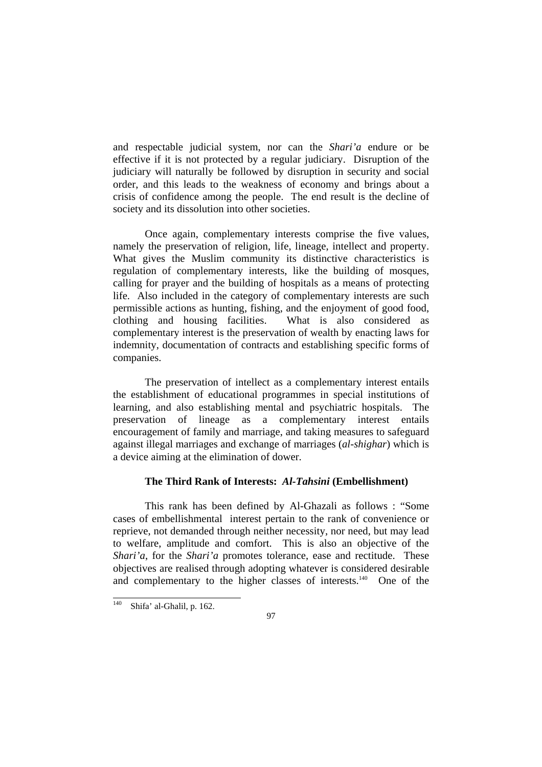and respectable judicial system, nor can the *Shari'a* endure or be effective if it is not protected by a regular judiciary. Disruption of the judiciary will naturally be followed by disruption in security and social order, and this leads to the weakness of economy and brings about a crisis of confidence among the people. The end result is the decline of society and its dissolution into other societies.

Once again, complementary interests comprise the five values, namely the preservation of religion, life, lineage, intellect and property. What gives the Muslim community its distinctive characteristics is regulation of complementary interests, like the building of mosques, calling for prayer and the building of hospitals as a means of protecting life. Also included in the category of complementary interests are such permissible actions as hunting, fishing, and the enjoyment of good food, clothing and housing facilities. What is also considered as complementary interest is the preservation of wealth by enacting laws for indemnity, documentation of contracts and establishing specific forms of companies.

The preservation of intellect as a complementary interest entails the establishment of educational programmes in special institutions of learning, and also establishing mental and psychiatric hospitals. The preservation of lineage as a complementary interest entails encouragement of family and marriage, and taking measures to safeguard against illegal marriages and exchange of marriages (*al-shighar*) which is a device aiming at the elimination of dower.

### The Third Rank of Interests: *Al-Tahsini* (Embellishment)

This rank has been defined by Al-Ghazali as follows : "Some cases of embellishmental interest pertain to the rank of convenience or reprieve, not demanded through neither necessity, nor need, but may lead to welfare, amplitude and comfort. This is also an objective of the *Shari'a*, for the *Shari'a* promotes tolerance, ease and rectitude. These objectives are realised through adopting whatever is considered desirable and complementary to the higher classes of interests.[140] One of the

---

[140] Shifa' al-Ghalil, p. 162.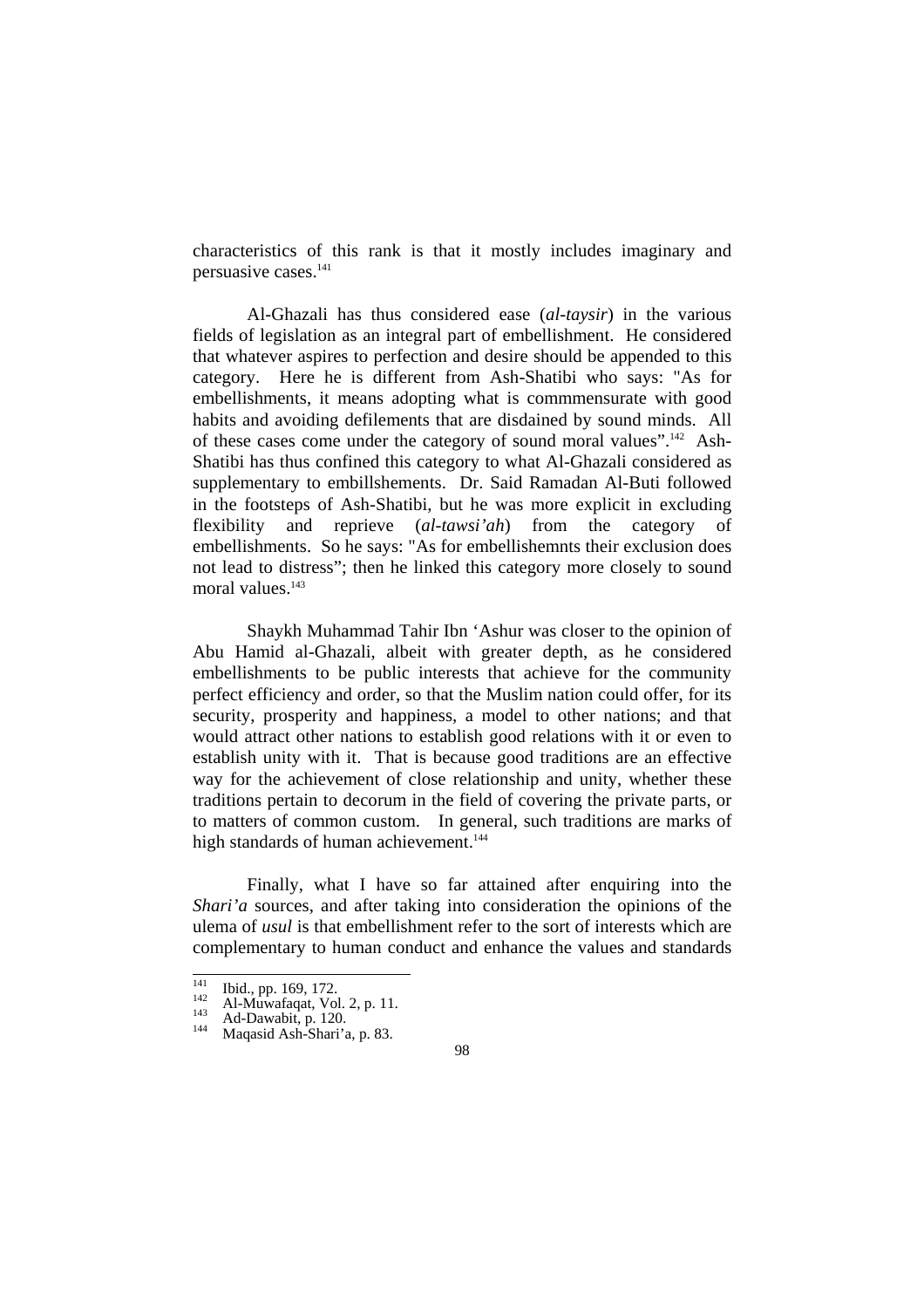characteristics of this rank is that it mostly includes imaginary and persuasive cases.[141]

Al-Ghazali has thus considered ease (*al-taysir*) in the various fields of legislation as an integral part of embellishment. He considered that whatever aspires to perfection and desire should be appended to this category. Here he is different from Ash-Shatibi who says: "As for embellishments, it means adopting what is commmensurate with good habits and avoiding defilements that are disdained by sound minds. All of these cases come under the category of sound moral values".[142] Ash-Shatibi has thus confined this category to what Al-Ghazali considered as supplementary to embillshements. Dr. Said Ramadan Al-Buti followed in the footsteps of Ash-Shatibi, but he was more explicit in excluding flexibility and reprieve (*al-tawsi'ah*) from the category of embellishments. So he says: "As for embellishemnts their exclusion does not lead to distress"; then he linked this category more closely to sound moral values.[143]

Shaykh Muhammad Tahir Ibn 'Ashur was closer to the opinion of Abu Hamid al-Ghazali, albeit with greater depth, as he considered embellishments to be public interests that achieve for the community perfect efficiency and order, so that the Muslim nation could offer, for its security, prosperity and happiness, a model to other nations; and that would attract other nations to establish good relations with it or even to establish unity with it. That is because good traditions are an effective way for the achievement of close relationship and unity, whether these traditions pertain to decorum in the field of covering the private parts, or to matters of common custom. In general, such traditions are marks of high standards of human achievement.[144]

Finally, what I have so far attained after enquiring into the *Shari'a* sources, and after taking into consideration the opinions of the ulema of *usul* is that embellishment refer to the sort of interests which are complementary to human conduct and enhance the values and standards

---

[141] Ibid., pp. 169, 172.
[142] Al-Muwafaqat, Vol. 2, p. 11.
[143] Ad-Dawabit, p. 120.
[144] Maqasid Ash-Shari'a, p. 83.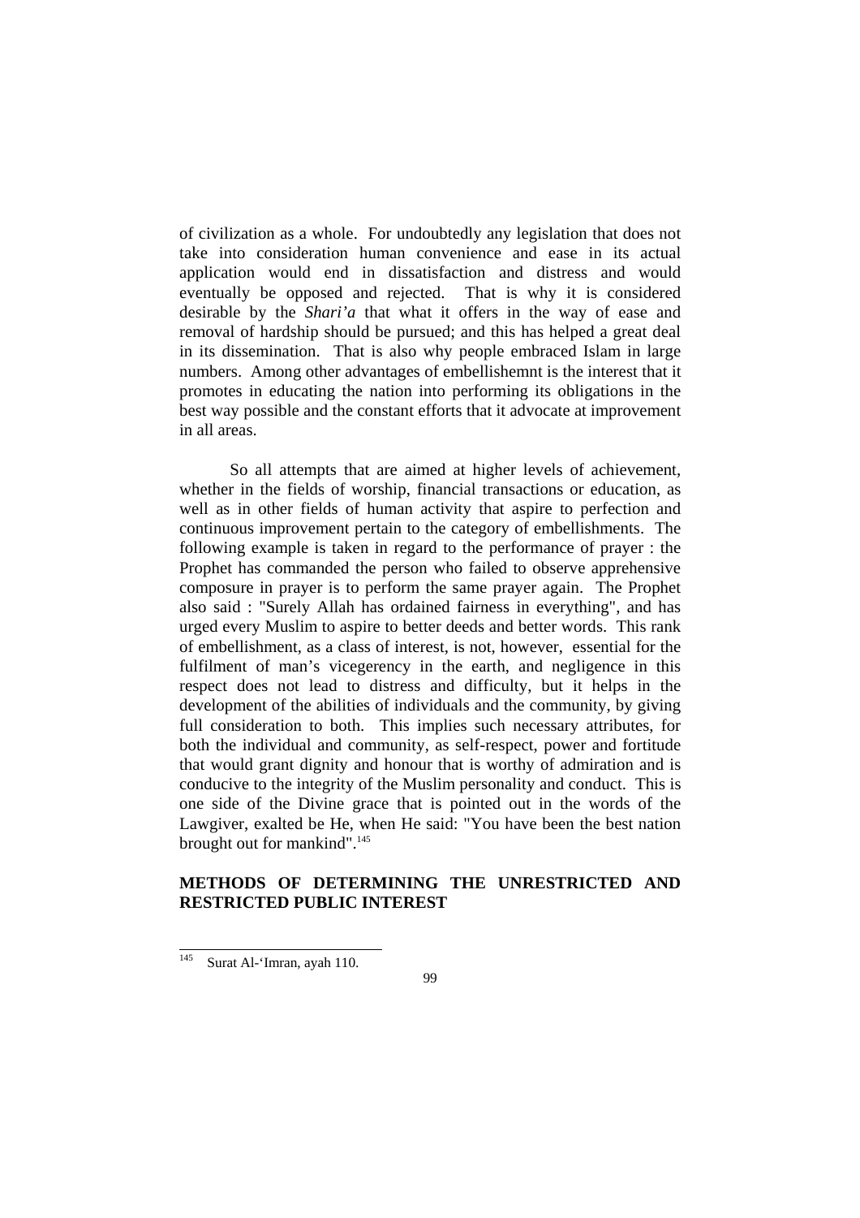of civilization as a whole. For undoubtedly any legislation that does not take into consideration human convenience and ease in its actual application would end in dissatisfaction and distress and would eventually be opposed and rejected. That is why it is considered desirable by the *Shari'a* that what it offers in the way of ease and removal of hardship should be pursued; and this has helped a great deal in its dissemination. That is also why people embraced Islam in large numbers. Among other advantages of embellishemnt is the interest that it promotes in educating the nation into performing its obligations in the best way possible and the constant efforts that it advocate at improvement in all areas.

So all attempts that are aimed at higher levels of achievement, whether in the fields of worship, financial transactions or education, as well as in other fields of human activity that aspire to perfection and continuous improvement pertain to the category of embellishments. The following example is taken in regard to the performance of prayer : the Prophet has commanded the person who failed to observe apprehensive composure in prayer is to perform the same prayer again. The Prophet also said : "Surely Allah has ordained fairness in everything", and has urged every Muslim to aspire to better deeds and better words. This rank of embellishment, as a class of interest, is not, however, essential for the fulfilment of man's vicegerency in the earth, and negligence in this respect does not lead to distress and difficulty, but it helps in the development of the abilities of individuals and the community, by giving full consideration to both. This implies such necessary attributes, for both the individual and community, as self-respect, power and fortitude that would grant dignity and honour that is worthy of admiration and is conducive to the integrity of the Muslim personality and conduct. This is one side of the Divine grace that is pointed out in the words of the Lawgiver, exalted be He, when He said: "You have been the best nation brought out for mankind".[145]

## METHODS OF DETERMINING THE UNRESTRICTED AND RESTRICTED PUBLIC INTEREST

[145] Surat Al-'Imran, ayah 110.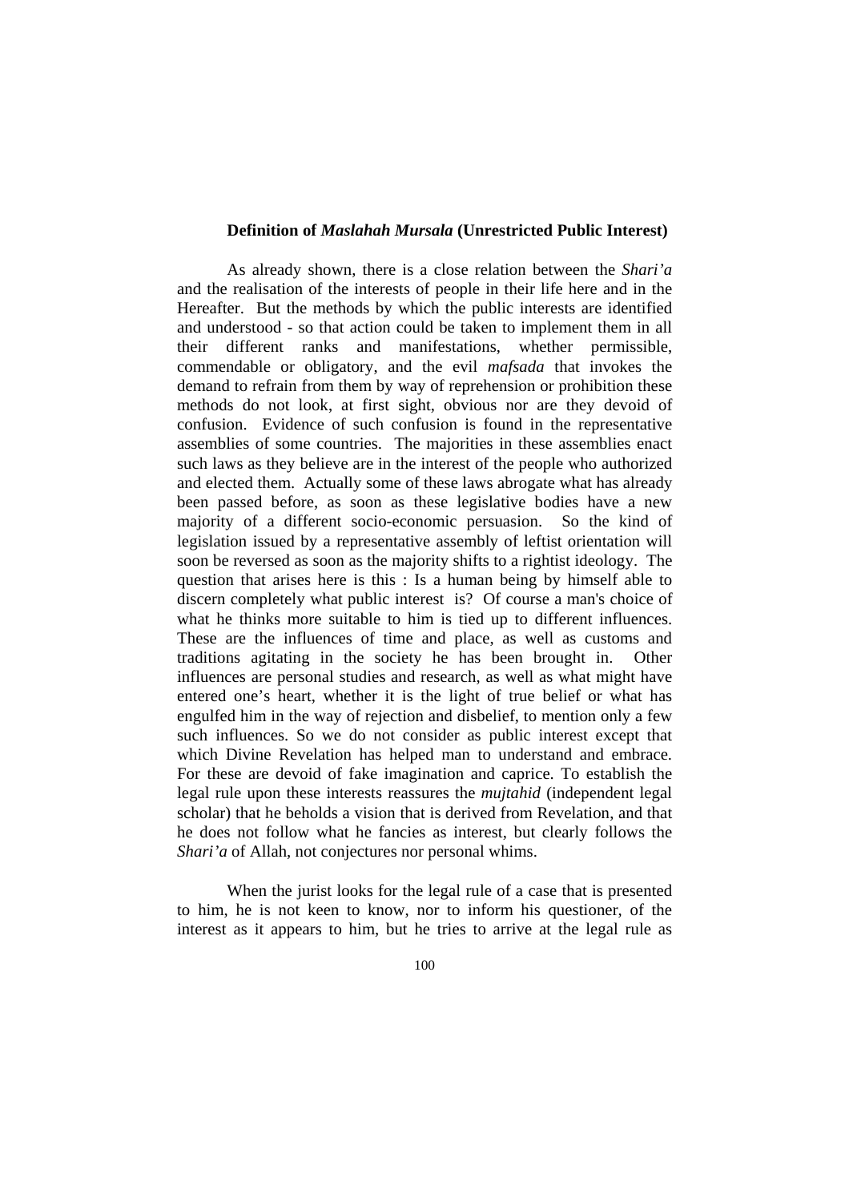### Definition of *Maslahah Mursala* (Unrestricted Public Interest)

As already shown, there is a close relation between the *Shari'a* and the realisation of the interests of people in their life here and in the Hereafter. But the methods by which the public interests are identified and understood - so that action could be taken to implement them in all their different ranks and manifestations, whether permissible, commendable or obligatory, and the evil *mafsada* that invokes the demand to refrain from them by way of reprehension or prohibition these methods do not look, at first sight, obvious nor are they devoid of confusion. Evidence of such confusion is found in the representative assemblies of some countries. The majorities in these assemblies enact such laws as they believe are in the interest of the people who authorized and elected them. Actually some of these laws abrogate what has already been passed before, as soon as these legislative bodies have a new majority of a different socio-economic persuasion. So the kind of legislation issued by a representative assembly of leftist orientation will soon be reversed as soon as the majority shifts to a rightist ideology. The question that arises here is this : Is a human being by himself able to discern completely what public interest is? Of course a man's choice of what he thinks more suitable to him is tied up to different influences. These are the influences of time and place, as well as customs and traditions agitating in the society he has been brought in. Other influences are personal studies and research, as well as what might have entered one's heart, whether it is the light of true belief or what has engulfed him in the way of rejection and disbelief, to mention only a few such influences. So we do not consider as public interest except that which Divine Revelation has helped man to understand and embrace. For these are devoid of fake imagination and caprice. To establish the legal rule upon these interests reassures the *mujtahid* (independent legal scholar) that he beholds a vision that is derived from Revelation, and that he does not follow what he fancies as interest, but clearly follows the *Shari'a* of Allah, not conjectures nor personal whims.

When the jurist looks for the legal rule of a case that is presented to him, he is not keen to know, nor to inform his questioner, of the interest as it appears to him, but he tries to arrive at the legal rule as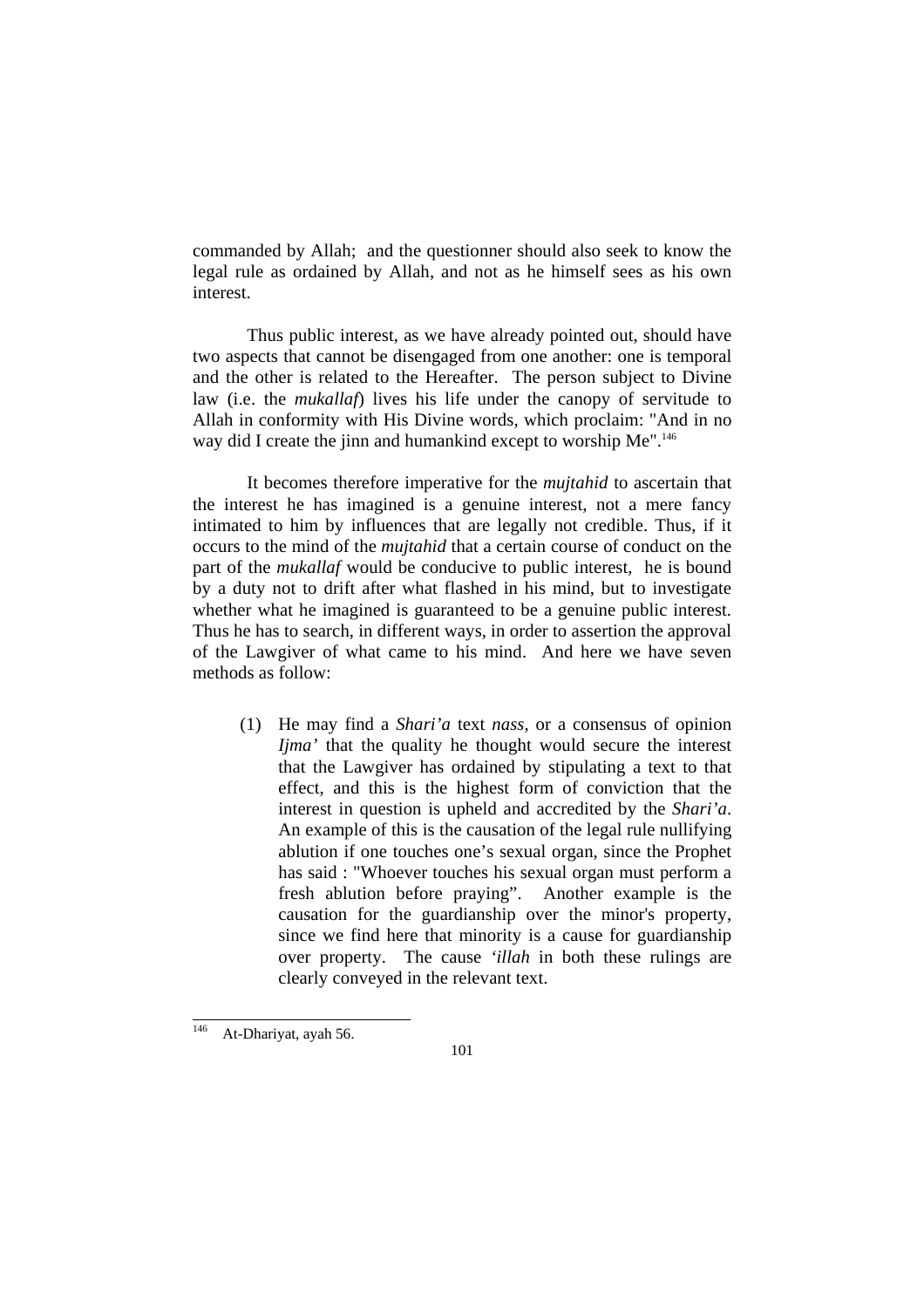commanded by Allah; and the questionner should also seek to know the legal rule as ordained by Allah, and not as he himself sees as his own interest.

Thus public interest, as we have already pointed out, should have two aspects that cannot be disengaged from one another: one is temporal and the other is related to the Hereafter. The person subject to Divine law (i.e. the *mukallaf*) lives his life under the canopy of servitude to Allah in conformity with His Divine words, which proclaim: "And in no way did I create the jinn and humankind except to worship Me".[146]

It becomes therefore imperative for the *mujtahid* to ascertain that the interest he has imagined is a genuine interest, not a mere fancy intimated to him by influences that are legally not credible. Thus, if it occurs to the mind of the *mujtahid* that a certain course of conduct on the part of the *mukallaf* would be conducive to public interest, he is bound by a duty not to drift after what flashed in his mind, but to investigate whether what he imagined is guaranteed to be a genuine public interest. Thus he has to search, in different ways, in order to assertion the approval of the Lawgiver of what came to his mind. And here we have seven methods as follow:

(1) He may find a *Shari'a* text *nass*, or a consensus of opinion *Ijma'* that the quality he thought would secure the interest that the Lawgiver has ordained by stipulating a text to that effect, and this is the highest form of conviction that the interest in question is upheld and accredited by the *Shari'a*. An example of this is the causation of the legal rule nullifying ablution if one touches one's sexual organ, since the Prophet has said : "Whoever touches his sexual organ must perform a fresh ablution before praying". Another example is the causation for the guardianship over the minor's property, since we find here that minority is a cause for guardianship over property. The cause *'illah* in both these rulings are clearly conveyed in the relevant text.

---

[146] At-Dhariyat, ayah 56.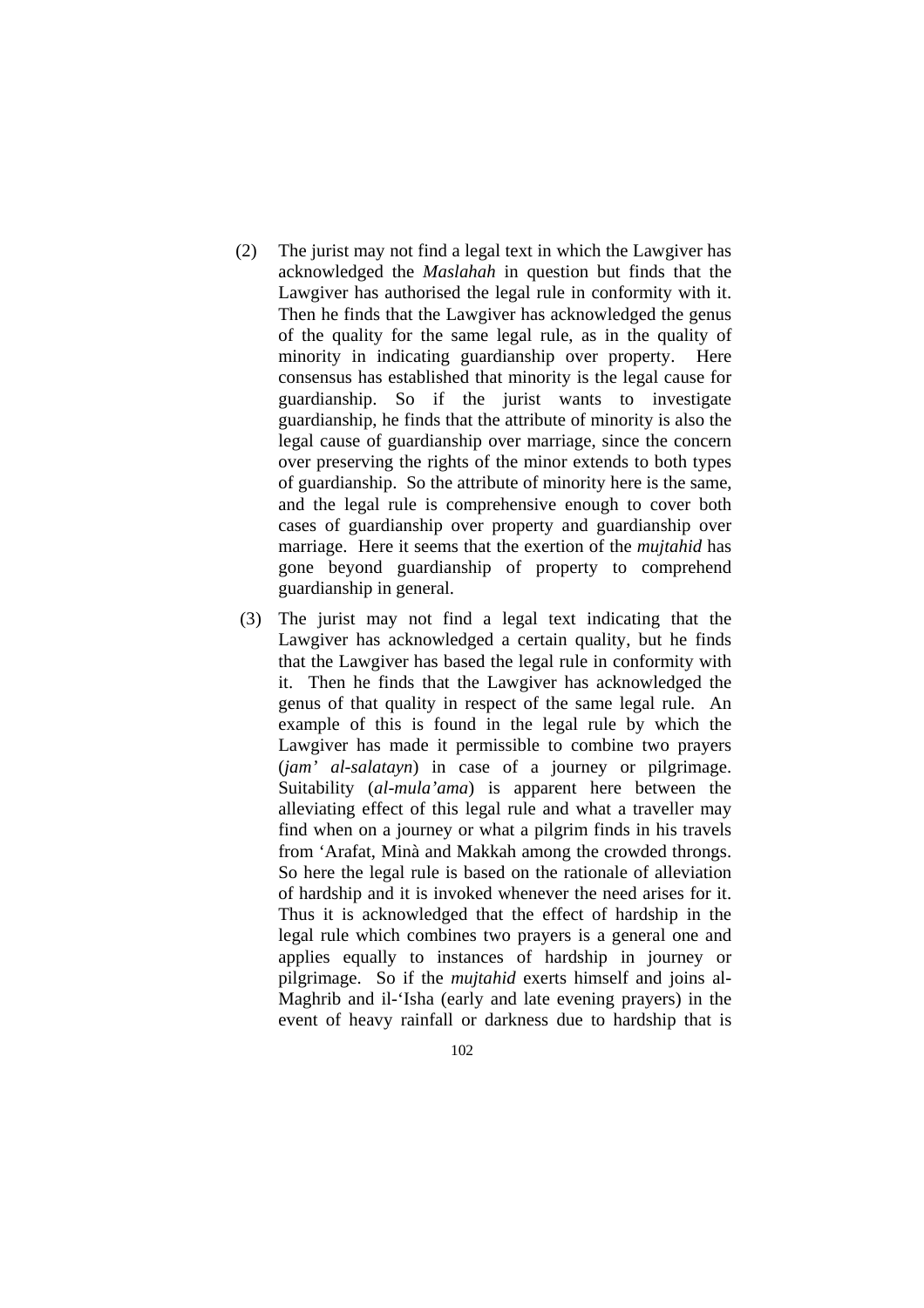(2) The jurist may not find a legal text in which the Lawgiver has acknowledged the *Maslahah* in question but finds that the Lawgiver has authorised the legal rule in conformity with it. Then he finds that the Lawgiver has acknowledged the genus of the quality for the same legal rule, as in the quality of minority in indicating guardianship over property. Here consensus has established that minority is the legal cause for guardianship. So if the jurist wants to investigate guardianship, he finds that the attribute of minority is also the legal cause of guardianship over marriage, since the concern over preserving the rights of the minor extends to both types of guardianship. So the attribute of minority here is the same, and the legal rule is comprehensive enough to cover both cases of guardianship over property and guardianship over marriage. Here it seems that the exertion of the *mujtahid* has gone beyond guardianship of property to comprehend guardianship in general.

(3) The jurist may not find a legal text indicating that the Lawgiver has acknowledged a certain quality, but he finds that the Lawgiver has based the legal rule in conformity with it. Then he finds that the Lawgiver has acknowledged the genus of that quality in respect of the same legal rule. An example of this is found in the legal rule by which the Lawgiver has made it permissible to combine two prayers (*jam' al-salatayn*) in case of a journey or pilgrimage. Suitability (*al-mula'ama*) is apparent here between the alleviating effect of this legal rule and what a traveller may find when on a journey or what a pilgrim finds in his travels from 'Arafat, Minà and Makkah among the crowded throngs. So here the legal rule is based on the rationale of alleviation of hardship and it is invoked whenever the need arises for it. Thus it is acknowledged that the effect of hardship in the legal rule which combines two prayers is a general one and applies equally to instances of hardship in journey or pilgrimage. So if the *mujtahid* exerts himself and joins al-Maghrib and il-'Isha (early and late evening prayers) in the event of heavy rainfall or darkness due to hardship that is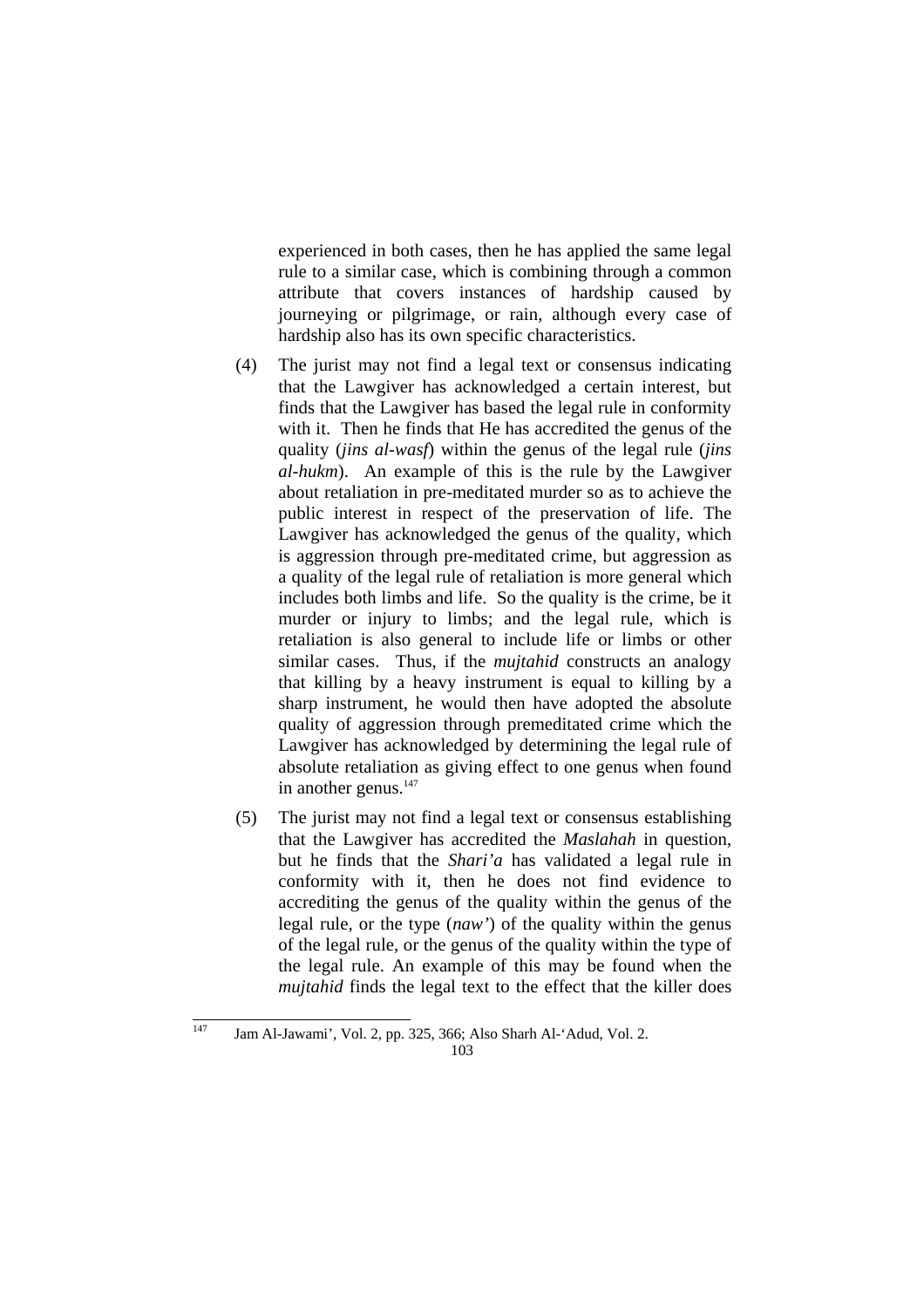experienced in both cases, then he has applied the same legal rule to a similar case, which is combining through a common attribute that covers instances of hardship caused by journeying or pilgrimage, or rain, although every case of hardship also has its own specific characteristics.

(4) The jurist may not find a legal text or consensus indicating that the Lawgiver has acknowledged a certain interest, but finds that the Lawgiver has based the legal rule in conformity with it. Then he finds that He has accredited the genus of the quality (*jins al-wasf*) within the genus of the legal rule (*jins al-hukm*). An example of this is the rule by the Lawgiver about retaliation in pre-meditated murder so as to achieve the public interest in respect of the preservation of life. The Lawgiver has acknowledged the genus of the quality, which is aggression through pre-meditated crime, but aggression as a quality of the legal rule of retaliation is more general which includes both limbs and life. So the quality is the crime, be it murder or injury to limbs; and the legal rule, which is retaliation is also general to include life or limbs or other similar cases. Thus, if the *mujtahid* constructs an analogy that killing by a heavy instrument is equal to killing by a sharp instrument, he would then have adopted the absolute quality of aggression through premeditated crime which the Lawgiver has acknowledged by determining the legal rule of absolute retaliation as giving effect to one genus when found in another genus.[147]

(5) The jurist may not find a legal text or consensus establishing that the Lawgiver has accredited the *Maslahah* in question, but he finds that the *Shari'a* has validated a legal rule in conformity with it, then he does not find evidence to accrediting the genus of the quality within the genus of the legal rule, or the type (*naw'*) of the quality within the genus of the legal rule, or the genus of the quality within the type of the legal rule. An example of this may be found when the *mujtahid* finds the legal text to the effect that the killer does

---

[147] Jam Al-Jawami', Vol. 2, pp. 325, 366; Also Sharh Al-'Adud, Vol. 2.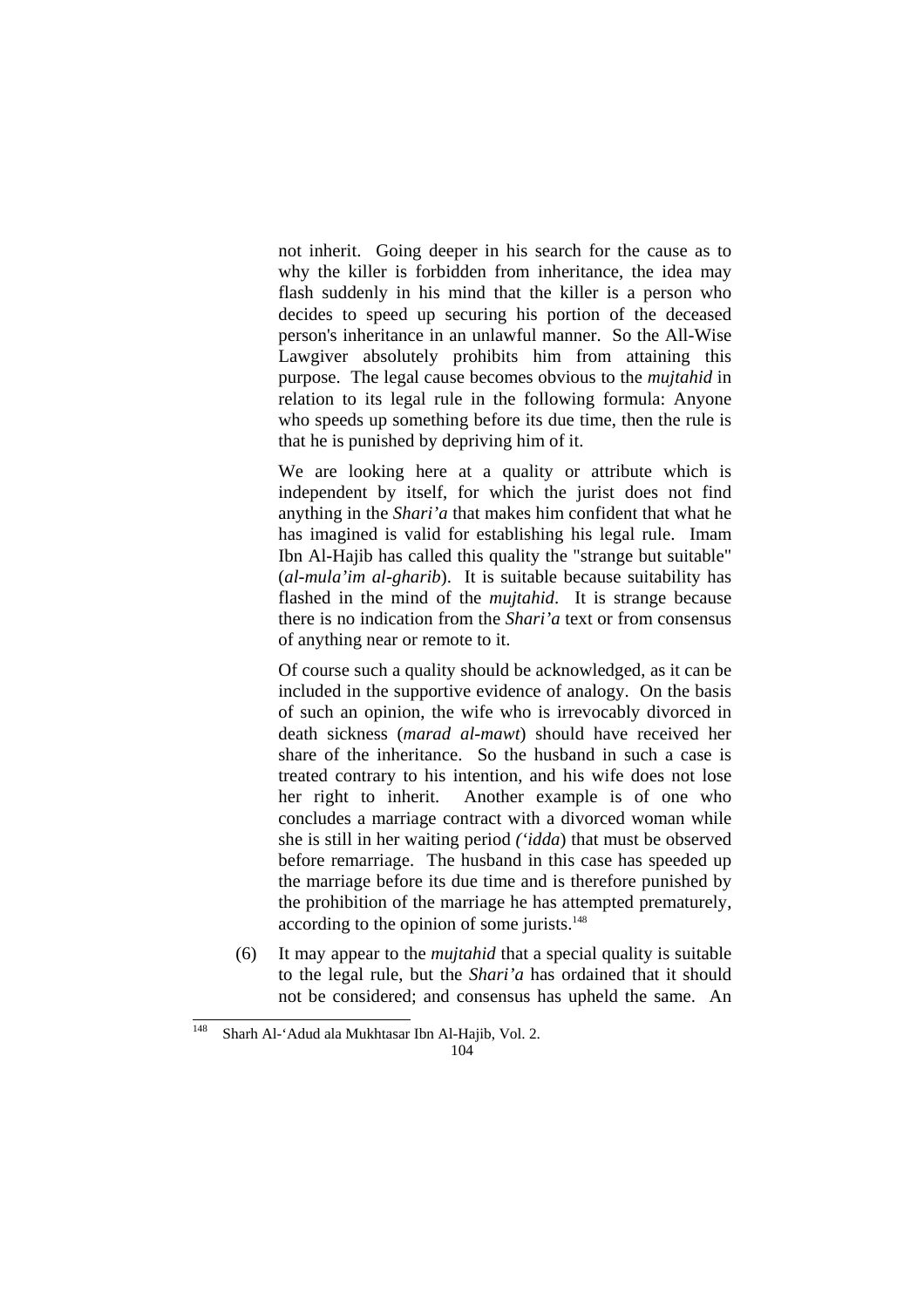not inherit. Going deeper in his search for the cause as to why the killer is forbidden from inheritance, the idea may flash suddenly in his mind that the killer is a person who decides to speed up securing his portion of the deceased person's inheritance in an unlawful manner. So the All-Wise Lawgiver absolutely prohibits him from attaining this purpose. The legal cause becomes obvious to the *mujtahid* in relation to its legal rule in the following formula: Anyone who speeds up something before its due time, then the rule is that he is punished by depriving him of it.

We are looking here at a quality or attribute which is independent by itself, for which the jurist does not find anything in the *Shari'a* that makes him confident that what he has imagined is valid for establishing his legal rule. Imam Ibn Al-Hajib has called this quality the "strange but suitable" (*al-mula'im al-gharib*). It is suitable because suitability has flashed in the mind of the *mujtahid*. It is strange because there is no indication from the *Shari'a* text or from consensus of anything near or remote to it.

Of course such a quality should be acknowledged, as it can be included in the supportive evidence of analogy. On the basis of such an opinion, the wife who is irrevocably divorced in death sickness (*marad al-mawt*) should have received her share of the inheritance. So the husband in such a case is treated contrary to his intention, and his wife does not lose her right to inherit. Another example is of one who concludes a marriage contract with a divorced woman while she is still in her waiting period (*'idda*) that must be observed before remarriage. The husband in this case has speeded up the marriage before its due time and is therefore punished by the prohibition of the marriage he has attempted prematurely, according to the opinion of some jurists.[148]

(6) It may appear to the *mujtahid* that a special quality is suitable to the legal rule, but the *Shari'a* has ordained that it should not be considered; and consensus has upheld the same. An

---

[148] Sharh Al-'Adud ala Mukhtasar Ibn Al-Hajib, Vol. 2.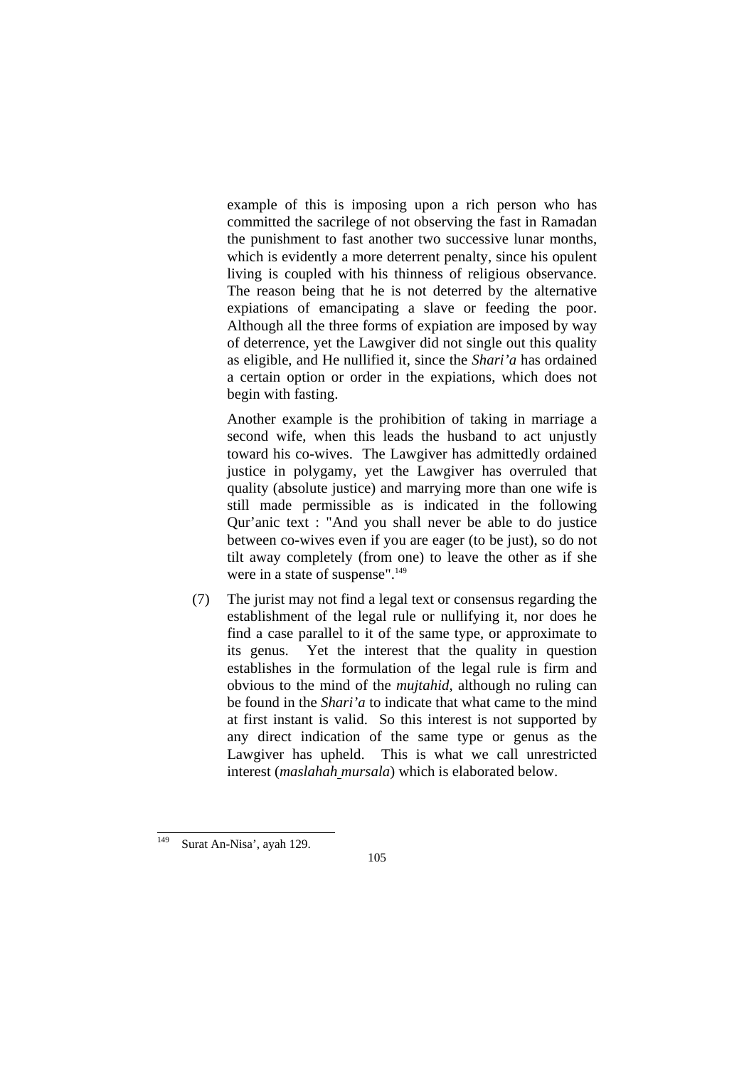example of this is imposing upon a rich person who has committed the sacrilege of not observing the fast in Ramadan the punishment to fast another two successive lunar months, which is evidently a more deterrent penalty, since his opulent living is coupled with his thinness of religious observance. The reason being that he is not deterred by the alternative expiations of emancipating a slave or feeding the poor. Although all the three forms of expiation are imposed by way of deterrence, yet the Lawgiver did not single out this quality as eligible, and He nullified it, since the *Shari'a* has ordained a certain option or order in the expiations, which does not begin with fasting.

Another example is the prohibition of taking in marriage a second wife, when this leads the husband to act unjustly toward his co-wives. The Lawgiver has admittedly ordained justice in polygamy, yet the Lawgiver has overruled that quality (absolute justice) and marrying more than one wife is still made permissible as is indicated in the following Qur'anic text : "And you shall never be able to do justice between co-wives even if you are eager (to be just), so do not tilt away completely (from one) to leave the other as if she were in a state of suspense".[149]

(7) The jurist may not find a legal text or consensus regarding the establishment of the legal rule or nullifying it, nor does he find a case parallel to it of the same type, or approximate to its genus. Yet the interest that the quality in question establishes in the formulation of the legal rule is firm and obvious to the mind of the *mujtahid*, although no ruling can be found in the *Shari'a* to indicate that what came to the mind at first instant is valid. So this interest is not supported by any direct indication of the same type or genus as the Lawgiver has upheld. This is what we call unrestricted interest (*maslahah mursala*) which is elaborated below.

---

[149] Surat An-Nisa', ayah 129.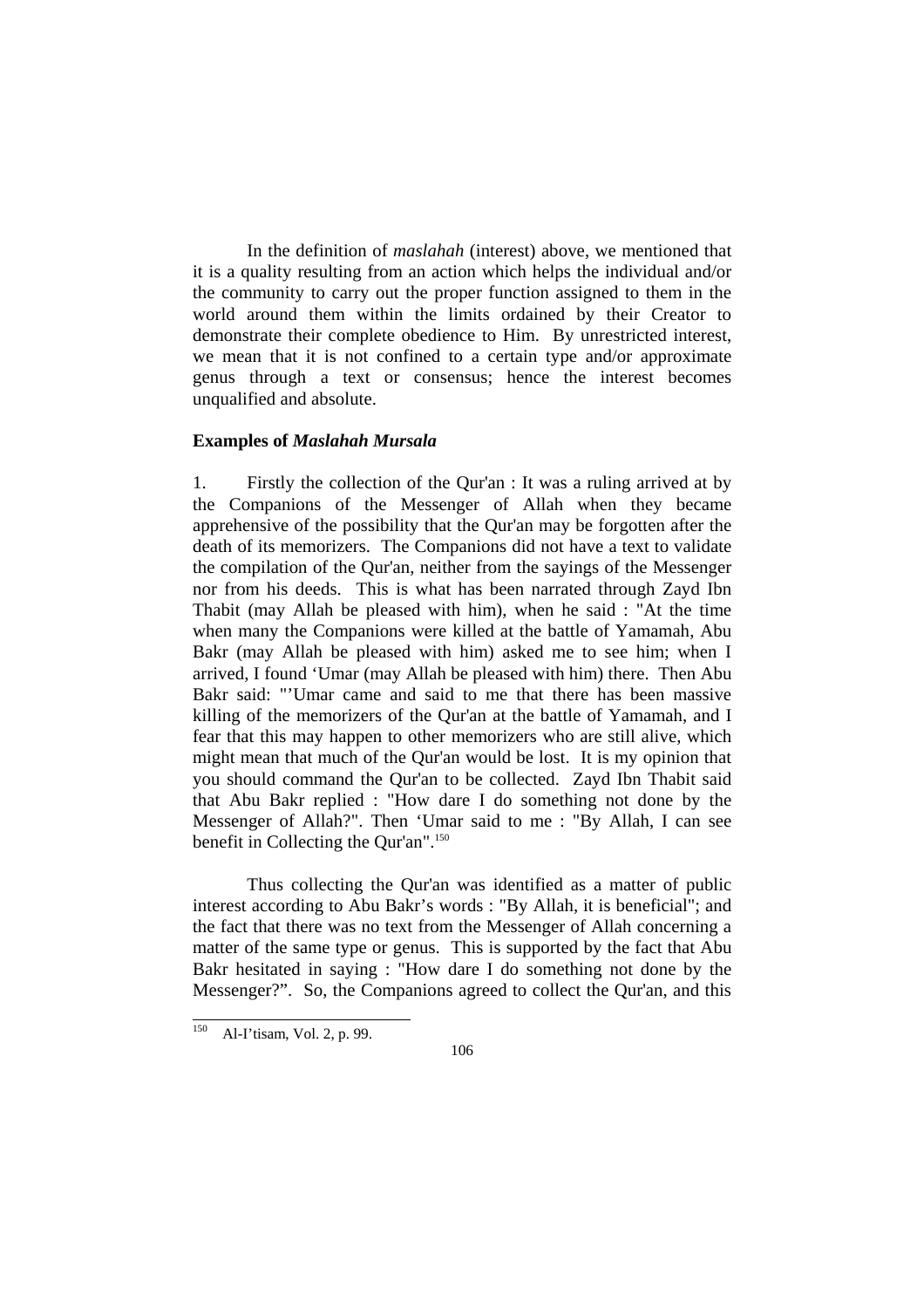In the definition of *maslahah* (interest) above, we mentioned that it is a quality resulting from an action which helps the individual and/or the community to carry out the proper function assigned to them in the world around them within the limits ordained by their Creator to demonstrate their complete obedience to Him. By unrestricted interest, we mean that it is not confined to a certain type and/or approximate genus through a text or consensus; hence the interest becomes unqualified and absolute.

**Examples of *Maslahah Mursala***

1. Firstly the collection of the Qur'an : It was a ruling arrived at by the Companions of the Messenger of Allah when they became apprehensive of the possibility that the Qur'an may be forgotten after the death of its memorizers. The Companions did not have a text to validate the compilation of the Qur'an, neither from the sayings of the Messenger nor from his deeds. This is what has been narrated through Zayd Ibn Thabit (may Allah be pleased with him), when he said : "At the time when many the Companions were killed at the battle of Yamamah, Abu Bakr (may Allah be pleased with him) asked me to see him; when I arrived, I found ‘Umar (may Allah be pleased with him) there. Then Abu Bakr said: "’Umar came and said to me that there has been massive killing of the memorizers of the Qur'an at the battle of Yamamah, and I fear that this may happen to other memorizers who are still alive, which might mean that much of the Qur'an would be lost. It is my opinion that you should command the Qur'an to be collected. Zayd Ibn Thabit said that Abu Bakr replied : "How dare I do something not done by the Messenger of Allah?". Then ‘Umar said to me : "By Allah, I can see benefit in Collecting the Qur'an".[150]

Thus collecting the Qur'an was identified as a matter of public interest according to Abu Bakr’s words : "By Allah, it is beneficial"; and the fact that there was no text from the Messenger of Allah concerning a matter of the same type or genus. This is supported by the fact that Abu Bakr hesitated in saying : "How dare I do something not done by the Messenger?”. So, the Companions agreed to collect the Qur'an, and this

[150] Al-I’tisam, Vol. 2, p. 99.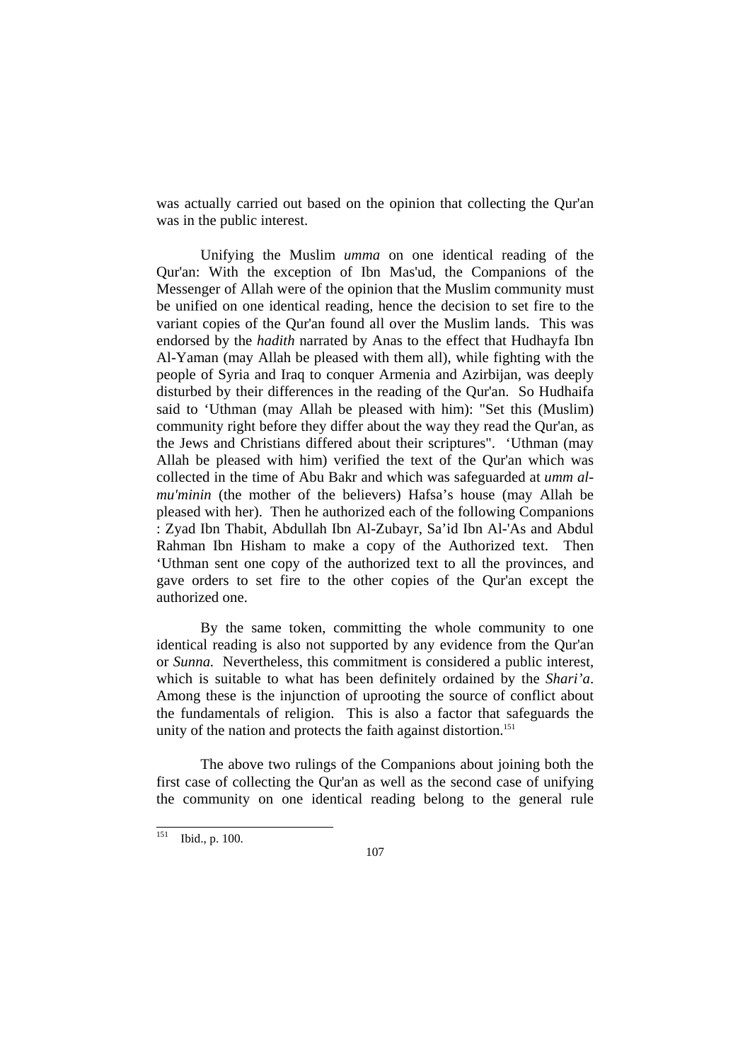was actually carried out based on the opinion that collecting the Qur'an was in the public interest.

Unifying the Muslim *umma* on one identical reading of the Qur'an: With the exception of Ibn Mas'ud, the Companions of the Messenger of Allah were of the opinion that the Muslim community must be unified on one identical reading, hence the decision to set fire to the variant copies of the Qur'an found all over the Muslim lands. This was endorsed by the *hadith* narrated by Anas to the effect that Hudhayfa Ibn Al-Yaman (may Allah be pleased with them all), while fighting with the people of Syria and Iraq to conquer Armenia and Azirbijan, was deeply disturbed by their differences in the reading of the Qur'an. So Hudhaifa said to 'Uthman (may Allah be pleased with him): "Set this (Muslim) community right before they differ about the way they read the Qur'an, as the Jews and Christians differed about their scriptures". 'Uthman (may Allah be pleased with him) verified the text of the Qur'an which was collected in the time of Abu Bakr and which was safeguarded at *umm al-mu'minin* (the mother of the believers) Hafsa's house (may Allah be pleased with her). Then he authorized each of the following Companions : Zyad Ibn Thabit, Abdullah Ibn Al-Zubayr, Sa'id Ibn Al-'As and Abdul Rahman Ibn Hisham to make a copy of the Authorized text. Then 'Uthman sent one copy of the authorized text to all the provinces, and gave orders to set fire to the other copies of the Qur'an except the authorized one.

By the same token, committing the whole community to one identical reading is also not supported by any evidence from the Qur'an or *Sunna.* Nevertheless, this commitment is considered a public interest, which is suitable to what has been definitely ordained by the *Shari'a*. Among these is the injunction of uprooting the source of conflict about the fundamentals of religion. This is also a factor that safeguards the unity of the nation and protects the faith against distortion.[151]

The above two rulings of the Companions about joining both the first case of collecting the Qur'an as well as the second case of unifying the community on one identical reading belong to the general rule

---

[151] Ibid., p. 100.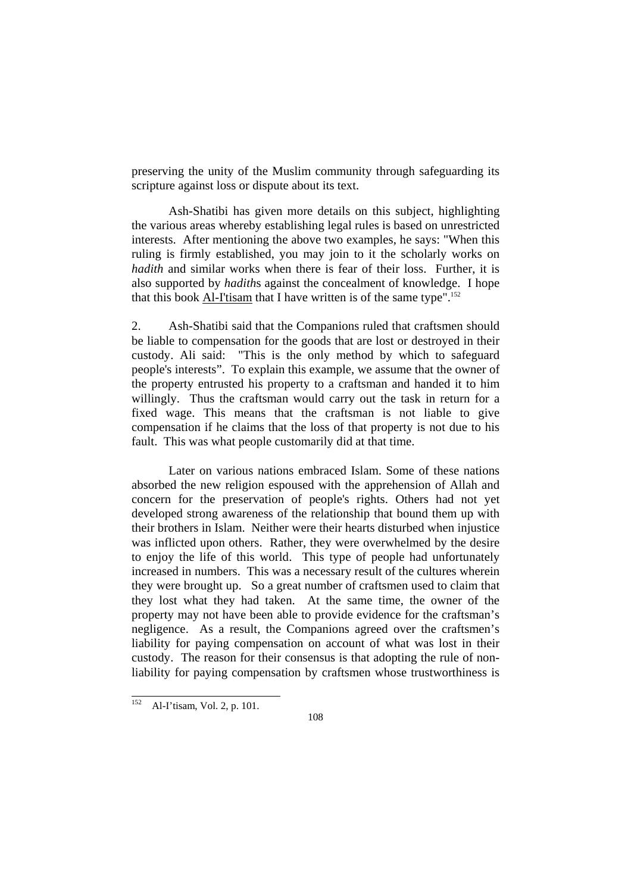preserving the unity of the Muslim community through safeguarding its scripture against loss or dispute about its text.

Ash-Shatibi has given more details on this subject, highlighting the various areas whereby establishing legal rules is based on unrestricted interests. After mentioning the above two examples, he says: "When this ruling is firmly established, you may join to it the scholarly works on *hadith* and similar works when there is fear of their loss. Further, it is also supported by *hadith*s against the concealment of knowledge. I hope that this book Al-I'tisam that I have written is of the same type".[152]

2. Ash-Shatibi said that the Companions ruled that craftsmen should be liable to compensation for the goods that are lost or destroyed in their custody. Ali said: "This is the only method by which to safeguard people's interests". To explain this example, we assume that the owner of the property entrusted his property to a craftsman and handed it to him willingly. Thus the craftsman would carry out the task in return for a fixed wage. This means that the craftsman is not liable to give compensation if he claims that the loss of that property is not due to his fault. This was what people customarily did at that time.

Later on various nations embraced Islam. Some of these nations absorbed the new religion espoused with the apprehension of Allah and concern for the preservation of people's rights. Others had not yet developed strong awareness of the relationship that bound them up with their brothers in Islam. Neither were their hearts disturbed when injustice was inflicted upon others. Rather, they were overwhelmed by the desire to enjoy the life of this world. This type of people had unfortunately increased in numbers. This was a necessary result of the cultures wherein they were brought up. So a great number of craftsmen used to claim that they lost what they had taken. At the same time, the owner of the property may not have been able to provide evidence for the craftsman's negligence. As a result, the Companions agreed over the craftsmen's liability for paying compensation on account of what was lost in their custody. The reason for their consensus is that adopting the rule of non-liability for paying compensation by craftsmen whose trustworthiness is

[152] Al-I'tisam, Vol. 2, p. 101.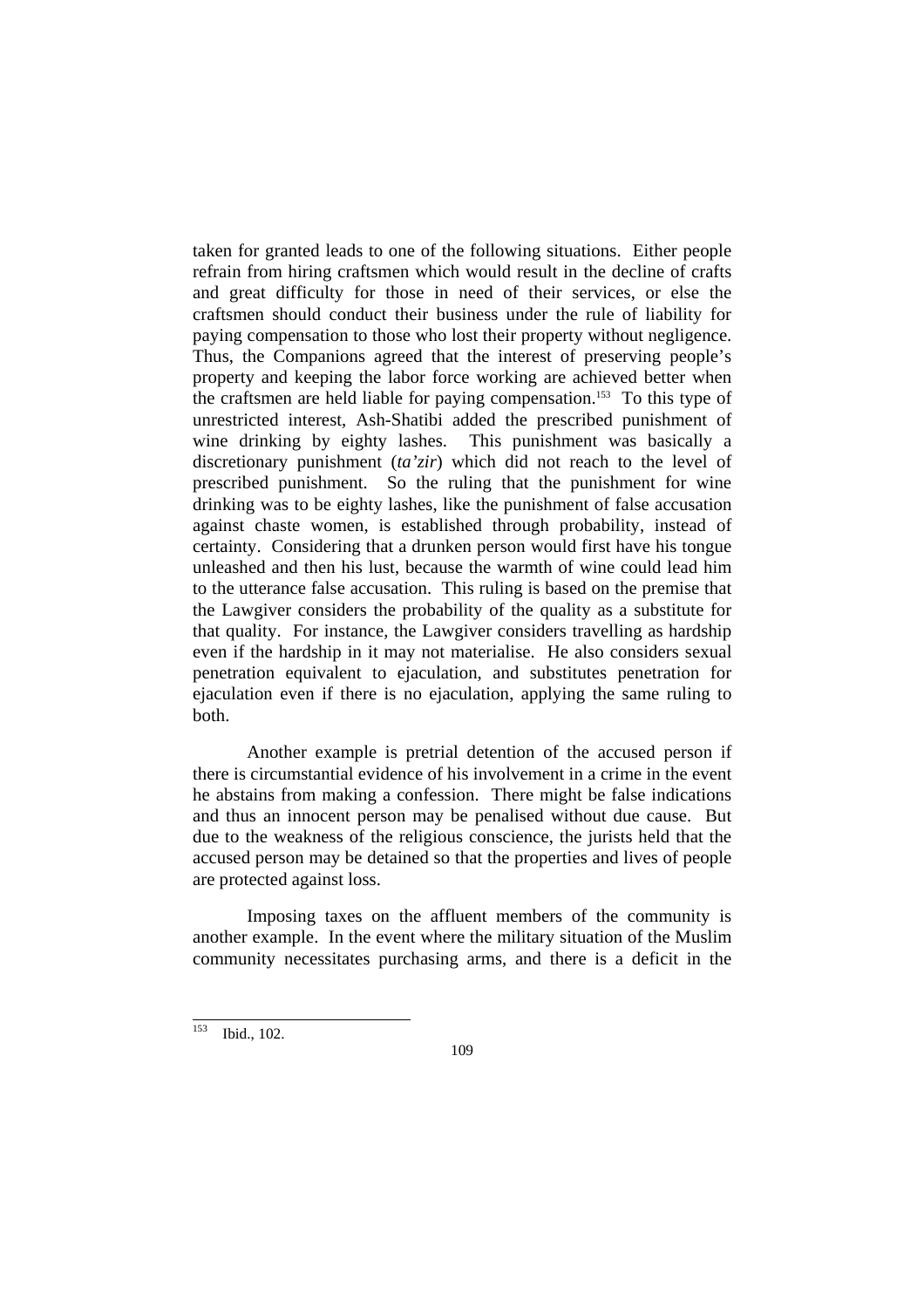taken for granted leads to one of the following situations. Either people refrain from hiring craftsmen which would result in the decline of crafts and great difficulty for those in need of their services, or else the craftsmen should conduct their business under the rule of liability for paying compensation to those who lost their property without negligence. Thus, the Companions agreed that the interest of preserving people's property and keeping the labor force working are achieved better when the craftsmen are held liable for paying compensation.[153] To this type of unrestricted interest, Ash-Shatibi added the prescribed punishment of wine drinking by eighty lashes. This punishment was basically a discretionary punishment (*ta'zir*) which did not reach to the level of prescribed punishment. So the ruling that the punishment for wine drinking was to be eighty lashes, like the punishment of false accusation against chaste women, is established through probability, instead of certainty. Considering that a drunken person would first have his tongue unleashed and then his lust, because the warmth of wine could lead him to the utterance false accusation. This ruling is based on the premise that the Lawgiver considers the probability of the quality as a substitute for that quality. For instance, the Lawgiver considers travelling as hardship even if the hardship in it may not materialise. He also considers sexual penetration equivalent to ejaculation, and substitutes penetration for ejaculation even if there is no ejaculation, applying the same ruling to both.

Another example is pretrial detention of the accused person if there is circumstantial evidence of his involvement in a crime in the event he abstains from making a confession. There might be false indications and thus an innocent person may be penalised without due cause. But due to the weakness of the religious conscience, the jurists held that the accused person may be detained so that the properties and lives of people are protected against loss.

Imposing taxes on the affluent members of the community is another example. In the event where the military situation of the Muslim community necessitates purchasing arms, and there is a deficit in the

---

[153] Ibid., 102.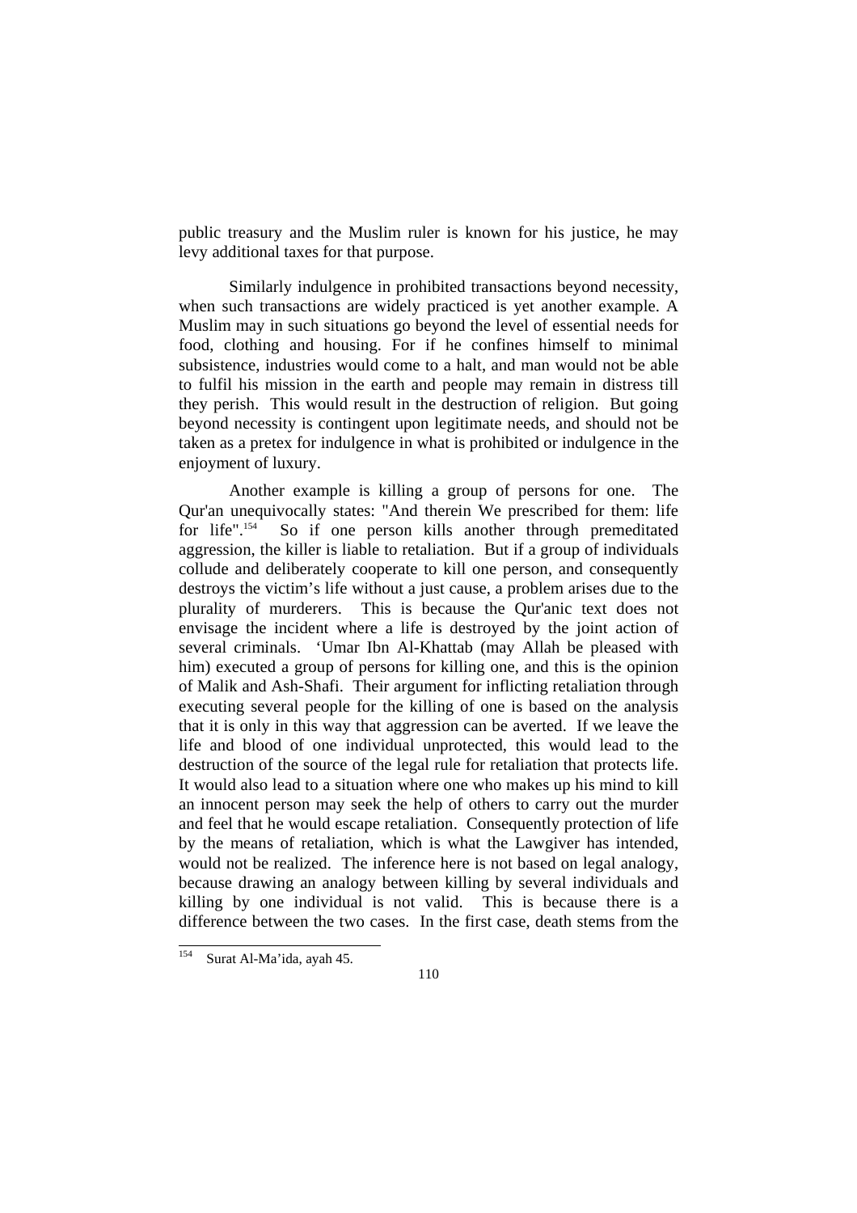public treasury and the Muslim ruler is known for his justice, he may levy additional taxes for that purpose.

Similarly indulgence in prohibited transactions beyond necessity, when such transactions are widely practiced is yet another example. A Muslim may in such situations go beyond the level of essential needs for food, clothing and housing. For if he confines himself to minimal subsistence, industries would come to a halt, and man would not be able to fulfil his mission in the earth and people may remain in distress till they perish. This would result in the destruction of religion. But going beyond necessity is contingent upon legitimate needs, and should not be taken as a pretex for indulgence in what is prohibited or indulgence in the enjoyment of luxury.

Another example is killing a group of persons for one. The Qur'an unequivocally states: "And therein We prescribed for them: life for life".[154] So if one person kills another through premeditated aggression, the killer is liable to retaliation. But if a group of individuals collude and deliberately cooperate to kill one person, and consequently destroys the victim's life without a just cause, a problem arises due to the plurality of murderers. This is because the Qur'anic text does not envisage the incident where a life is destroyed by the joint action of several criminals. 'Umar Ibn Al-Khattab (may Allah be pleased with him) executed a group of persons for killing one, and this is the opinion of Malik and Ash-Shafi. Their argument for inflicting retaliation through executing several people for the killing of one is based on the analysis that it is only in this way that aggression can be averted. If we leave the life and blood of one individual unprotected, this would lead to the destruction of the source of the legal rule for retaliation that protects life. It would also lead to a situation where one who makes up his mind to kill an innocent person may seek the help of others to carry out the murder and feel that he would escape retaliation. Consequently protection of life by the means of retaliation, which is what the Lawgiver has intended, would not be realized. The inference here is not based on legal analogy, because drawing an analogy between killing by several individuals and killing by one individual is not valid. This is because there is a difference between the two cases. In the first case, death stems from the

[154] Surat Al-Ma'ida, ayah 45.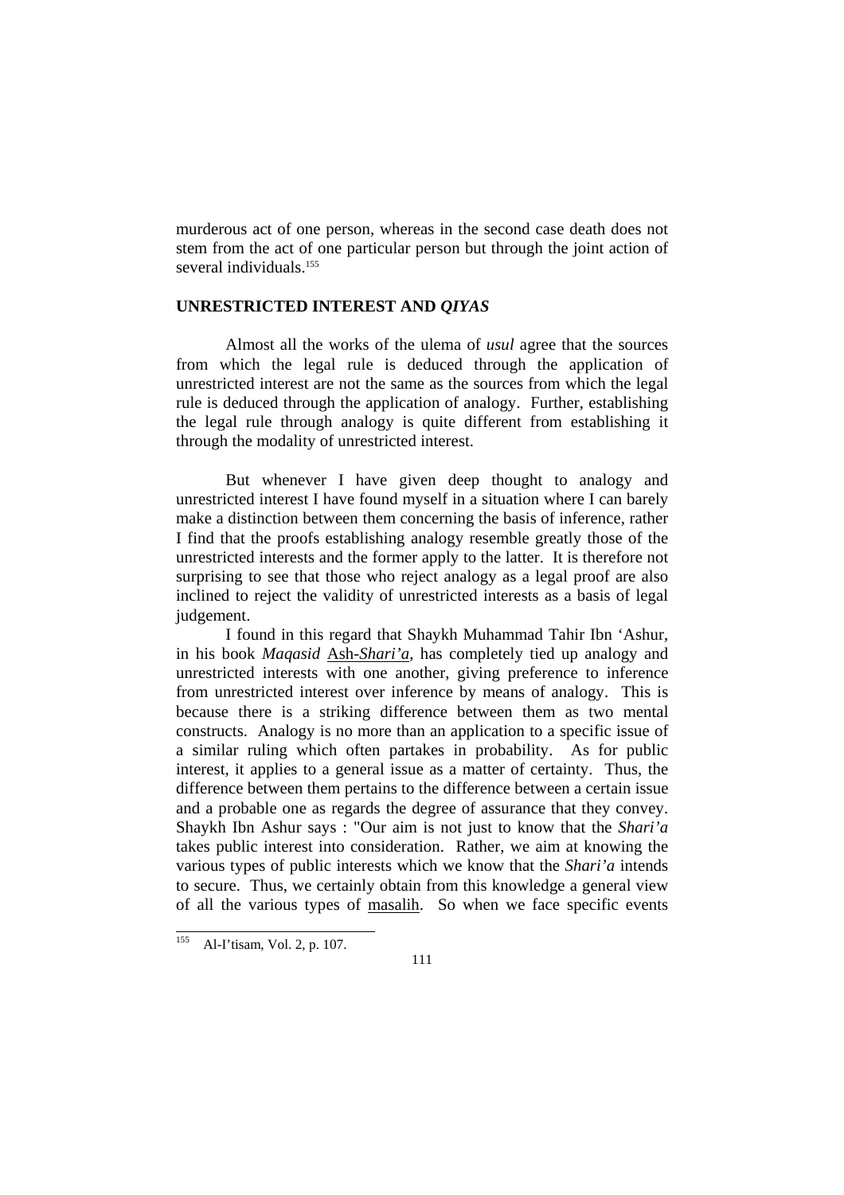murderous act of one person, whereas in the second case death does not stem from the act of one particular person but through the joint action of several individuals.[155]

### UNRESTRICTED INTEREST AND *QIYAS*

Almost all the works of the ulema of *usul* agree that the sources from which the legal rule is deduced through the application of unrestricted interest are not the same as the sources from which the legal rule is deduced through the application of analogy. Further, establishing the legal rule through analogy is quite different from establishing it through the modality of unrestricted interest.

But whenever I have given deep thought to analogy and unrestricted interest I have found myself in a situation where I can barely make a distinction between them concerning the basis of inference, rather I find that the proofs establishing analogy resemble greatly those of the unrestricted interests and the former apply to the latter. It is therefore not surprising to see that those who reject analogy as a legal proof are also inclined to reject the validity of unrestricted interests as a basis of legal judgement.

I found in this regard that Shaykh Muhammad Tahir Ibn 'Ashur, in his book *Maqasid* Ash-*Shari'a*, has completely tied up analogy and unrestricted interests with one another, giving preference to inference from unrestricted interest over inference by means of analogy. This is because there is a striking difference between them as two mental constructs. Analogy is no more than an application to a specific issue of a similar ruling which often partakes in probability. As for public interest, it applies to a general issue as a matter of certainty. Thus, the difference between them pertains to the difference between a certain issue and a probable one as regards the degree of assurance that they convey. Shaykh Ibn Ashur says : "Our aim is not just to know that the *Shari'a* takes public interest into consideration. Rather, we aim at knowing the various types of public interests which we know that the *Shari'a* intends to secure. Thus, we certainly obtain from this knowledge a general view of all the various types of masalih. So when we face specific events

[155] Al-I'tisam, Vol. 2, p. 107.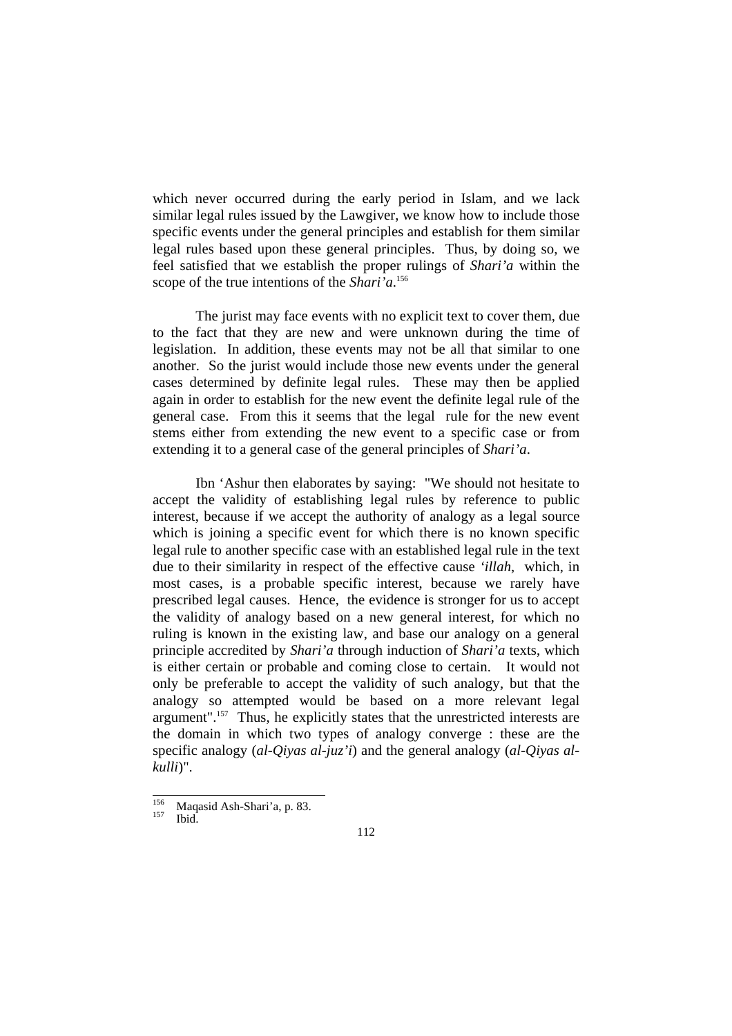which never occurred during the early period in Islam, and we lack similar legal rules issued by the Lawgiver, we know how to include those specific events under the general principles and establish for them similar legal rules based upon these general principles. Thus, by doing so, we feel satisfied that we establish the proper rulings of *Shari'a* within the scope of the true intentions of the *Shari'a*.[156]

The jurist may face events with no explicit text to cover them, due to the fact that they are new and were unknown during the time of legislation. In addition, these events may not be all that similar to one another. So the jurist would include those new events under the general cases determined by definite legal rules. These may then be applied again in order to establish for the new event the definite legal rule of the general case. From this it seems that the legal rule for the new event stems either from extending the new event to a specific case or from extending it to a general case of the general principles of *Shari'a*.

Ibn 'Ashur then elaborates by saying: "We should not hesitate to accept the validity of establishing legal rules by reference to public interest, because if we accept the authority of analogy as a legal source which is joining a specific event for which there is no known specific legal rule to another specific case with an established legal rule in the text due to their similarity in respect of the effective cause *'illah*, which, in most cases, is a probable specific interest, because we rarely have prescribed legal causes. Hence, the evidence is stronger for us to accept the validity of analogy based on a new general interest, for which no ruling is known in the existing law, and base our analogy on a general principle accredited by *Shari'a* through induction of *Shari'a* texts, which is either certain or probable and coming close to certain. It would not only be preferable to accept the validity of such analogy, but that the analogy so attempted would be based on a more relevant legal argument".[157] Thus, he explicitly states that the unrestricted interests are the domain in which two types of analogy converge : these are the specific analogy (*al-Qiyas al-juz'i*) and the general analogy (*al-Qiyas al-kulli*)".

---

[156] Maqasid Ash-Shari'a, p. 83.
[157] Ibid.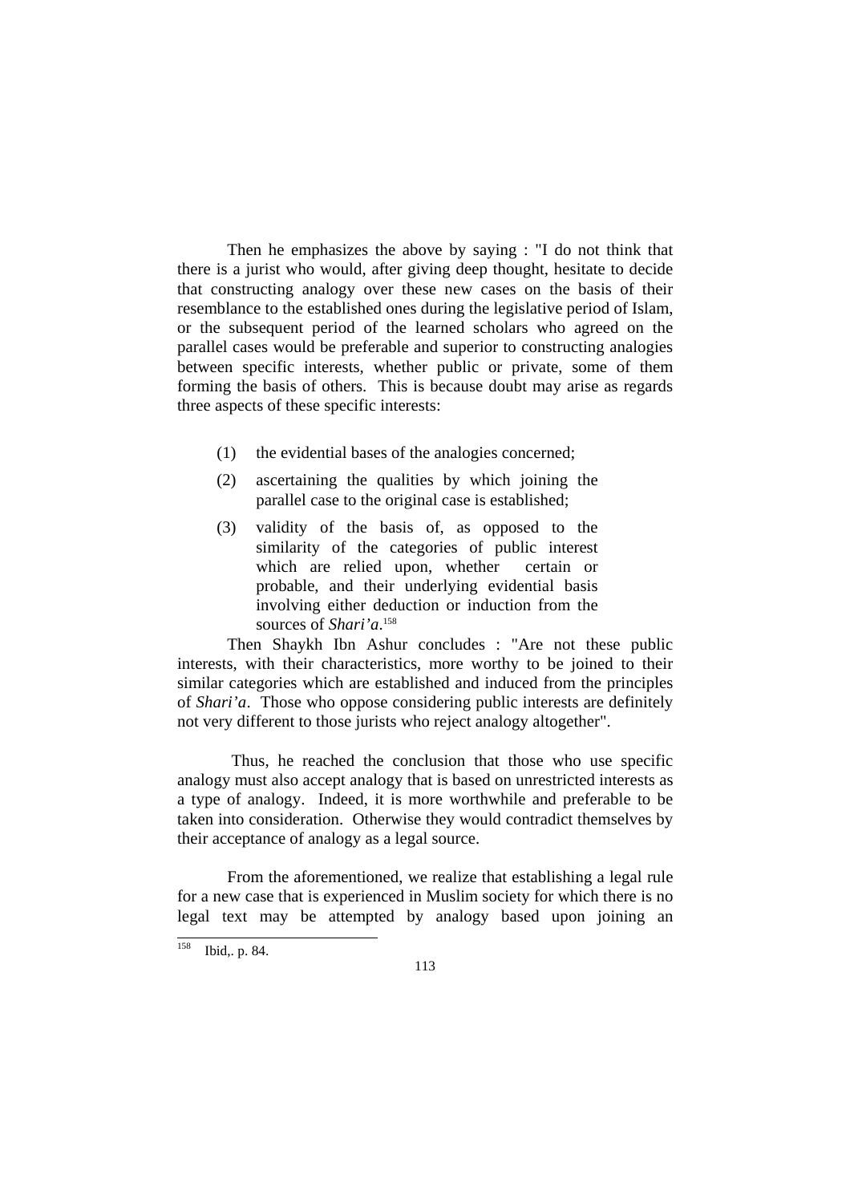Then he emphasizes the above by saying : "I do not think that there is a jurist who would, after giving deep thought, hesitate to decide that constructing analogy over these new cases on the basis of their resemblance to the established ones during the legislative period of Islam, or the subsequent period of the learned scholars who agreed on the parallel cases would be preferable and superior to constructing analogies between specific interests, whether public or private, some of them forming the basis of others. This is because doubt may arise as regards three aspects of these specific interests:

(1) the evidential bases of the analogies concerned;

(2) ascertaining the qualities by which joining the parallel case to the original case is established;

(3) validity of the basis of, as opposed to the similarity of the categories of public interest which are relied upon, whether certain or probable, and their underlying evidential basis involving either deduction or induction from the sources of *Shari'a*.[158]

Then Shaykh Ibn Ashur concludes : "Are not these public interests, with their characteristics, more worthy to be joined to their similar categories which are established and induced from the principles of *Shari'a*. Those who oppose considering public interests are definitely not very different to those jurists who reject analogy altogether".

Thus, he reached the conclusion that those who use specific analogy must also accept analogy that is based on unrestricted interests as a type of analogy. Indeed, it is more worthwhile and preferable to be taken into consideration. Otherwise they would contradict themselves by their acceptance of analogy as a legal source.

From the aforementioned, we realize that establishing a legal rule for a new case that is experienced in Muslim society for which there is no legal text may be attempted by analogy based upon joining an

---

[158] Ibid,. p. 84.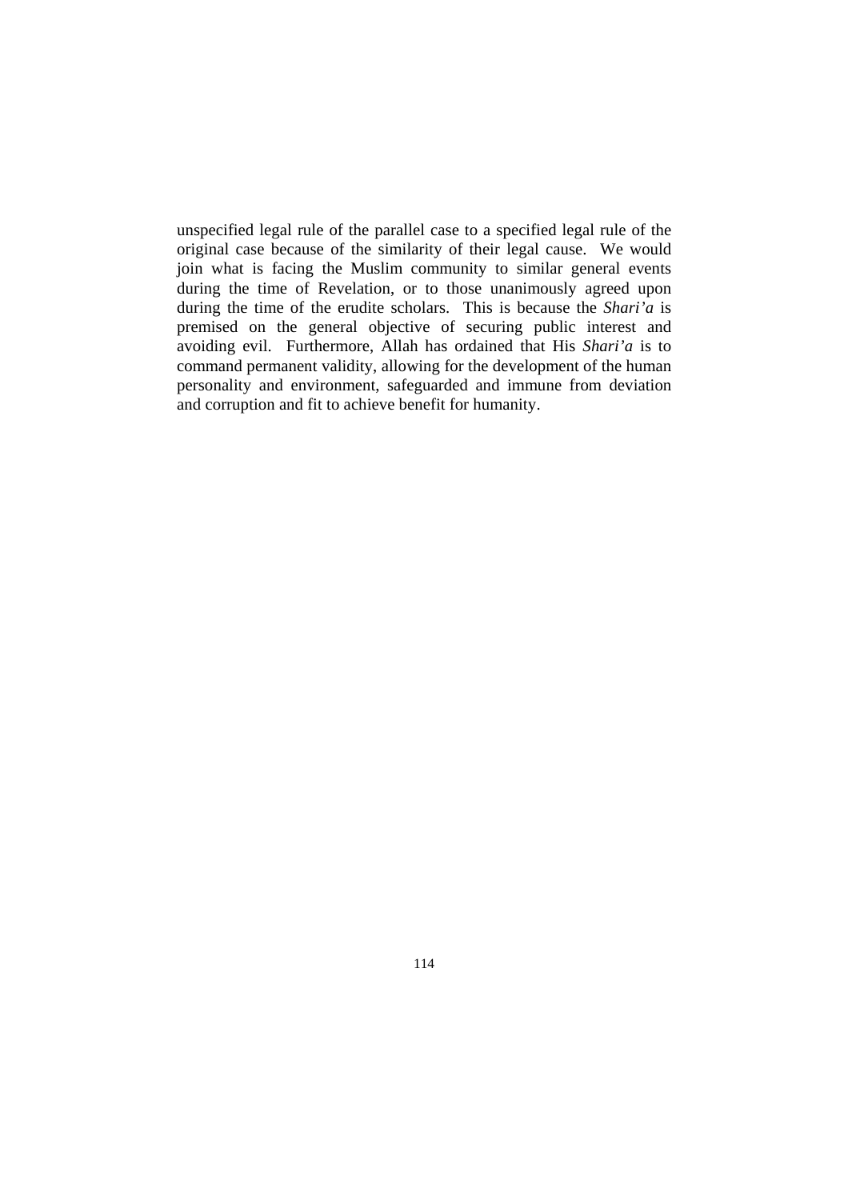unspecified legal rule of the parallel case to a specified legal rule of the original case because of the similarity of their legal cause. We would join what is facing the Muslim community to similar general events during the time of Revelation, or to those unanimously agreed upon during the time of the erudite scholars. This is because the *Shari'a* is premised on the general objective of securing public interest and avoiding evil. Furthermore, Allah has ordained that His *Shari'a* is to command permanent validity, allowing for the development of the human personality and environment, safeguarded and immune from deviation and corruption and fit to achieve benefit for humanity.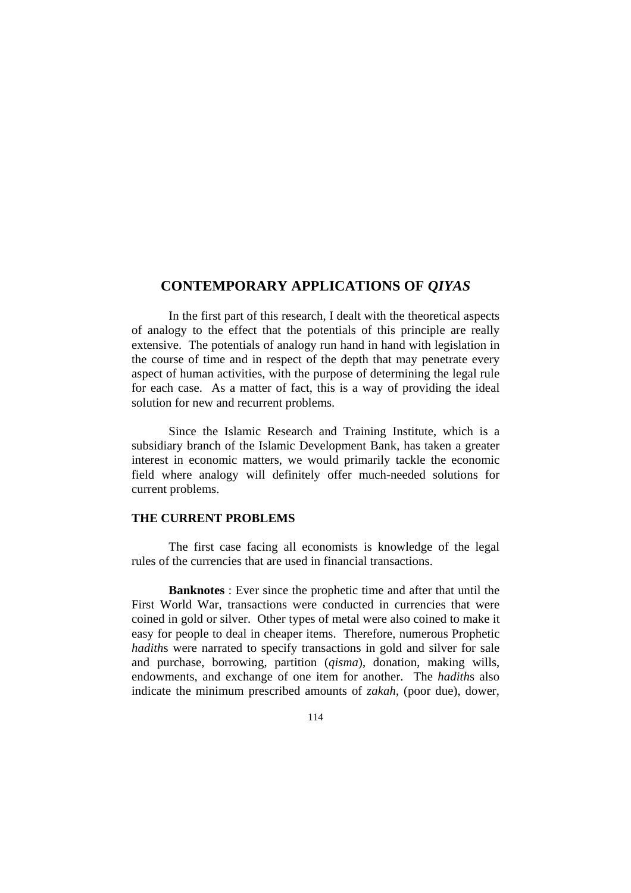## CONTEMPORARY APPLICATIONS OF *QIYAS*

In the first part of this research, I dealt with the theoretical aspects of analogy to the effect that the potentials of this principle are really extensive. The potentials of analogy run hand in hand with legislation in the course of time and in respect of the depth that may penetrate every aspect of human activities, with the purpose of determining the legal rule for each case. As a matter of fact, this is a way of providing the ideal solution for new and recurrent problems.

Since the Islamic Research and Training Institute, which is a subsidiary branch of the Islamic Development Bank, has taken a greater interest in economic matters, we would primarily tackle the economic field where analogy will definitely offer much-needed solutions for current problems.

### THE CURRENT PROBLEMS

The first case facing all economists is knowledge of the legal rules of the currencies that are used in financial transactions.

**Banknotes** : Ever since the prophetic time and after that until the First World War, transactions were conducted in currencies that were coined in gold or silver. Other types of metal were also coined to make it easy for people to deal in cheaper items. Therefore, numerous Prophetic *hadith*s were narrated to specify transactions in gold and silver for sale and purchase, borrowing, partition (*qisma*), donation, making wills, endowments, and exchange of one item for another. The *hadith*s also indicate the minimum prescribed amounts of *zakah*, (poor due), dower,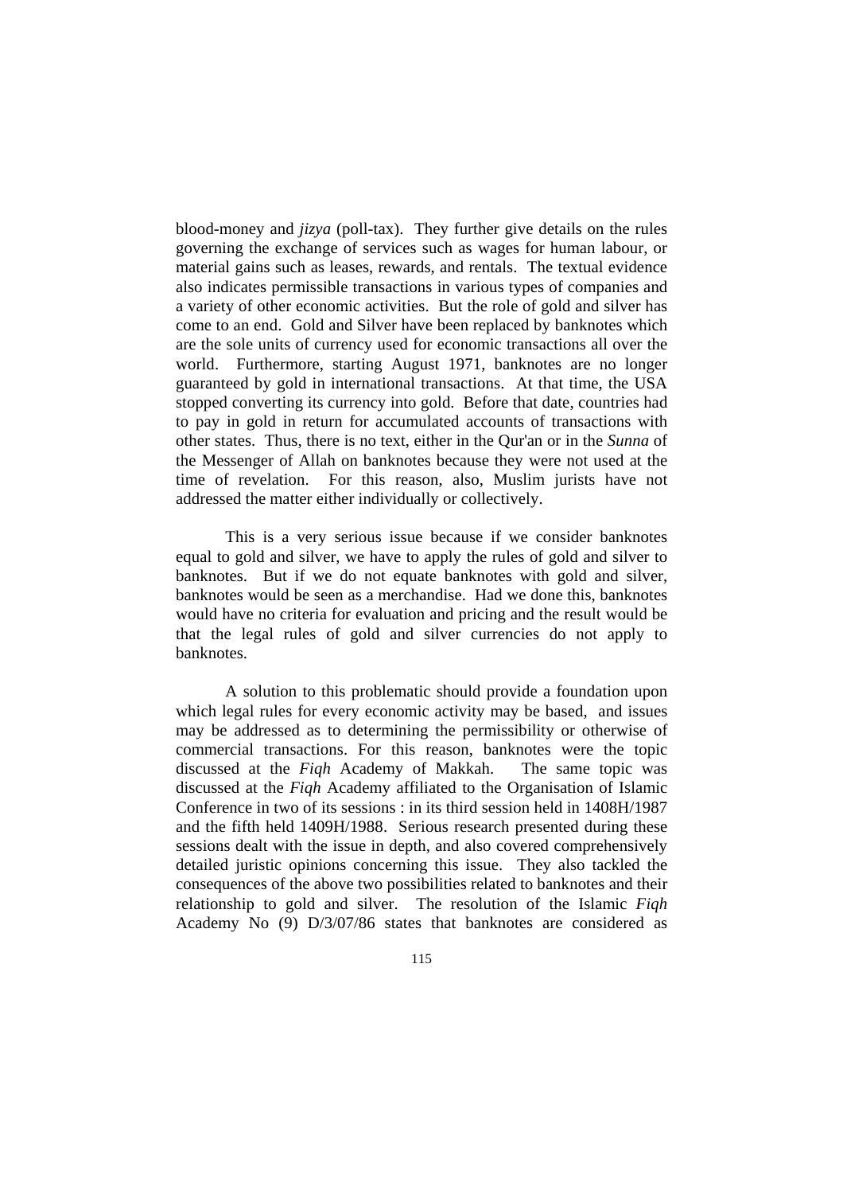blood-money and *jizya* (poll-tax). They further give details on the rules governing the exchange of services such as wages for human labour, or material gains such as leases, rewards, and rentals. The textual evidence also indicates permissible transactions in various types of companies and a variety of other economic activities. But the role of gold and silver has come to an end. Gold and Silver have been replaced by banknotes which are the sole units of currency used for economic transactions all over the world. Furthermore, starting August 1971, banknotes are no longer guaranteed by gold in international transactions. At that time, the USA stopped converting its currency into gold. Before that date, countries had to pay in gold in return for accumulated accounts of transactions with other states. Thus, there is no text, either in the Qur'an or in the *Sunna* of the Messenger of Allah on banknotes because they were not used at the time of revelation. For this reason, also, Muslim jurists have not addressed the matter either individually or collectively.

This is a very serious issue because if we consider banknotes equal to gold and silver, we have to apply the rules of gold and silver to banknotes. But if we do not equate banknotes with gold and silver, banknotes would be seen as a merchandise. Had we done this, banknotes would have no criteria for evaluation and pricing and the result would be that the legal rules of gold and silver currencies do not apply to banknotes.

A solution to this problematic should provide a foundation upon which legal rules for every economic activity may be based, and issues may be addressed as to determining the permissibility or otherwise of commercial transactions. For this reason, banknotes were the topic discussed at the *Fiqh* Academy of Makkah. The same topic was discussed at the *Fiqh* Academy affiliated to the Organisation of Islamic Conference in two of its sessions : in its third session held in 1408H/1987 and the fifth held 1409H/1988. Serious research presented during these sessions dealt with the issue in depth, and also covered comprehensively detailed juristic opinions concerning this issue. They also tackled the consequences of the above two possibilities related to banknotes and their relationship to gold and silver. The resolution of the Islamic *Fiqh* Academy No (9) D/3/07/86 states that banknotes are considered as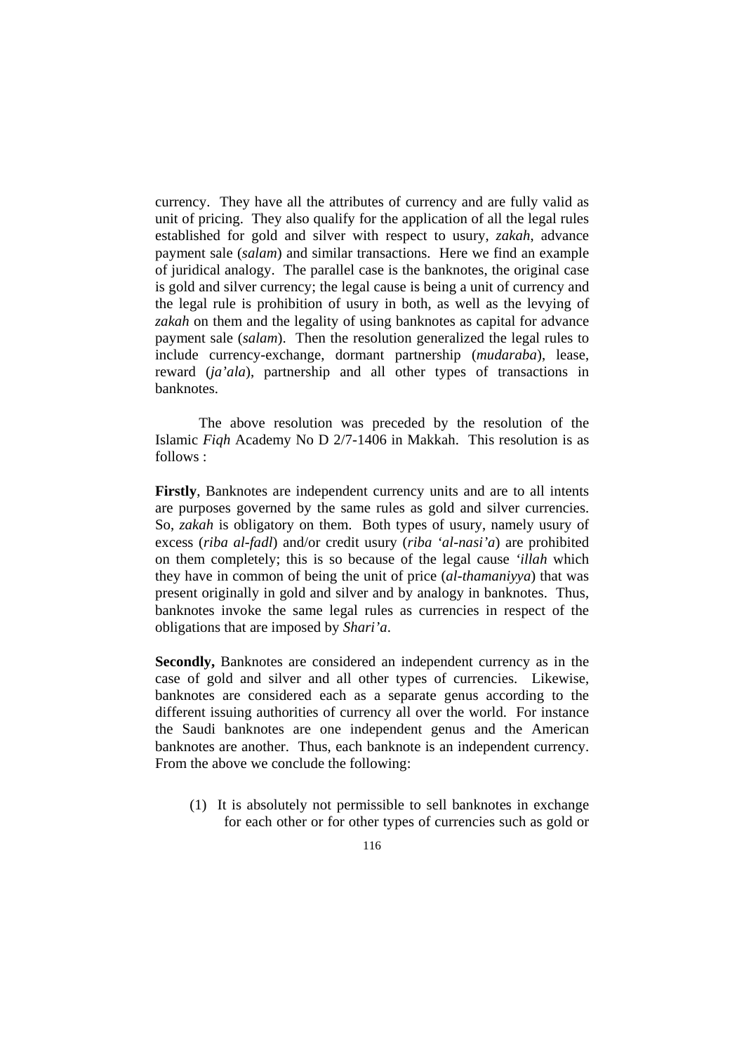currency. They have all the attributes of currency and are fully valid as unit of pricing. They also qualify for the application of all the legal rules established for gold and silver with respect to usury, *zakah*, advance payment sale (*salam*) and similar transactions. Here we find an example of juridical analogy. The parallel case is the banknotes, the original case is gold and silver currency; the legal cause is being a unit of currency and the legal rule is prohibition of usury in both, as well as the levying of *zakah* on them and the legality of using banknotes as capital for advance payment sale (*salam*). Then the resolution generalized the legal rules to include currency-exchange, dormant partnership (*mudaraba*), lease, reward (*ja'ala*), partnership and all other types of transactions in banknotes.

The above resolution was preceded by the resolution of the Islamic *Fiqh* Academy No D 2/7-1406 in Makkah. This resolution is as follows :

**Firstly**, Banknotes are independent currency units and are to all intents are purposes governed by the same rules as gold and silver currencies. So, *zakah* is obligatory on them. Both types of usury, namely usury of excess (*riba al-fadl*) and/or credit usury (*riba 'al-nasi'a*) are prohibited on them completely; this is so because of the legal cause *'illah* which they have in common of being the unit of price (*al-thamaniyya*) that was present originally in gold and silver and by analogy in banknotes. Thus, banknotes invoke the same legal rules as currencies in respect of the obligations that are imposed by *Shari'a*.

**Secondly,** Banknotes are considered an independent currency as in the case of gold and silver and all other types of currencies. Likewise, banknotes are considered each as a separate genus according to the different issuing authorities of currency all over the world. For instance the Saudi banknotes are one independent genus and the American banknotes are another. Thus, each banknote is an independent currency. From the above we conclude the following:

(1) It is absolutely not permissible to sell banknotes in exchange for each other or for other types of currencies such as gold or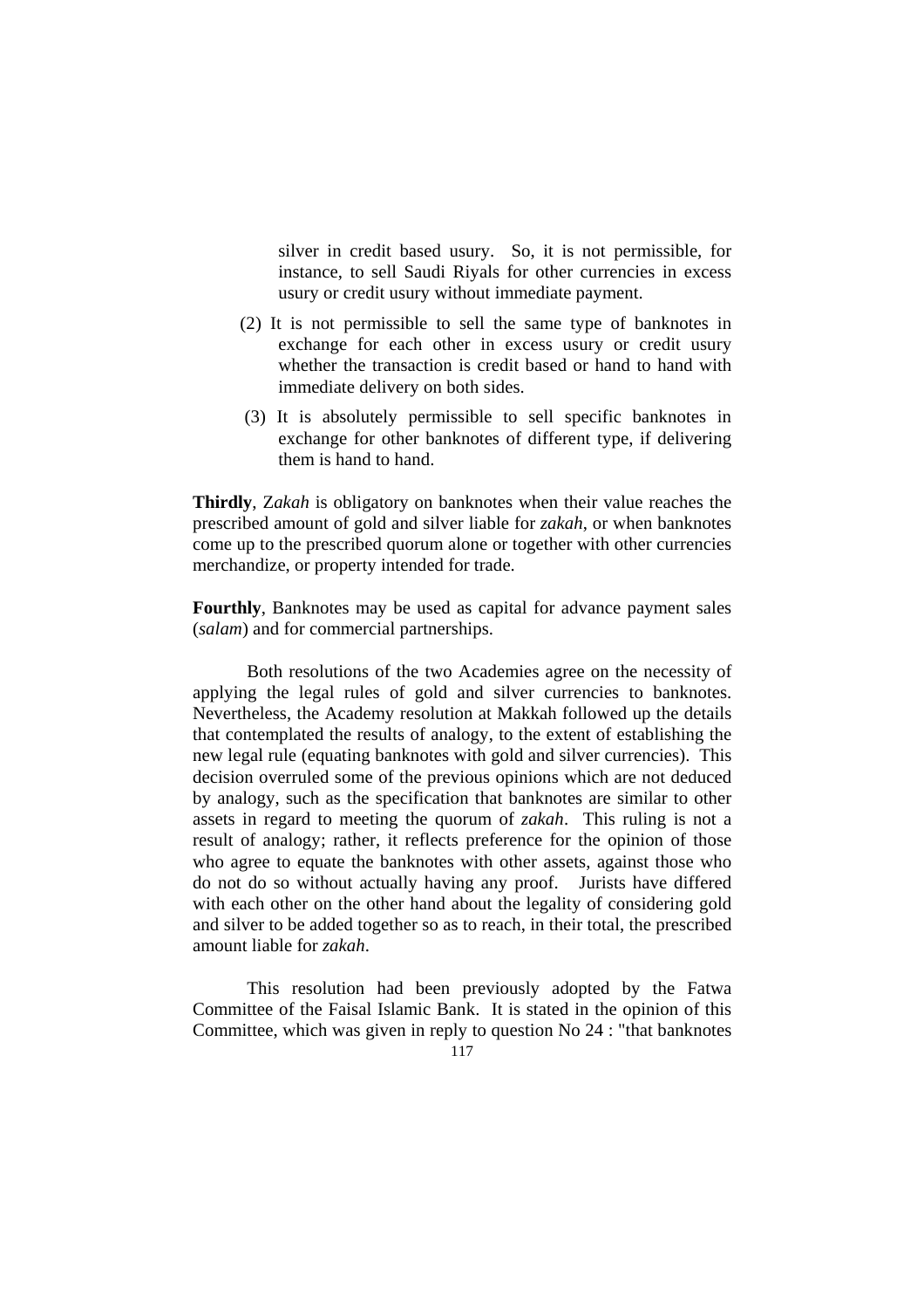silver in credit based usury. So, it is not permissible, for instance, to sell Saudi Riyals for other currencies in excess usury or credit usury without immediate payment.

(2) It is not permissible to sell the same type of banknotes in exchange for each other in excess usury or credit usury whether the transaction is credit based or hand to hand with immediate delivery on both sides.

(3) It is absolutely permissible to sell specific banknotes in exchange for other banknotes of different type, if delivering them is hand to hand.

**Thirdly**, Z*akah* is obligatory on banknotes when their value reaches the prescribed amount of gold and silver liable for *zakah*, or when banknotes come up to the prescribed quorum alone or together with other currencies merchandize, or property intended for trade.

**Fourthly**, Banknotes may be used as capital for advance payment sales (*salam*) and for commercial partnerships.

Both resolutions of the two Academies agree on the necessity of applying the legal rules of gold and silver currencies to banknotes. Nevertheless, the Academy resolution at Makkah followed up the details that contemplated the results of analogy, to the extent of establishing the new legal rule (equating banknotes with gold and silver currencies). This decision overruled some of the previous opinions which are not deduced by analogy, such as the specification that banknotes are similar to other assets in regard to meeting the quorum of *zakah*. This ruling is not a result of analogy; rather, it reflects preference for the opinion of those who agree to equate the banknotes with other assets, against those who do not do so without actually having any proof. Jurists have differed with each other on the other hand about the legality of considering gold and silver to be added together so as to reach, in their total, the prescribed amount liable for *zakah*.

This resolution had been previously adopted by the Fatwa Committee of the Faisal Islamic Bank. It is stated in the opinion of this Committee, which was given in reply to question No 24 : "that banknotes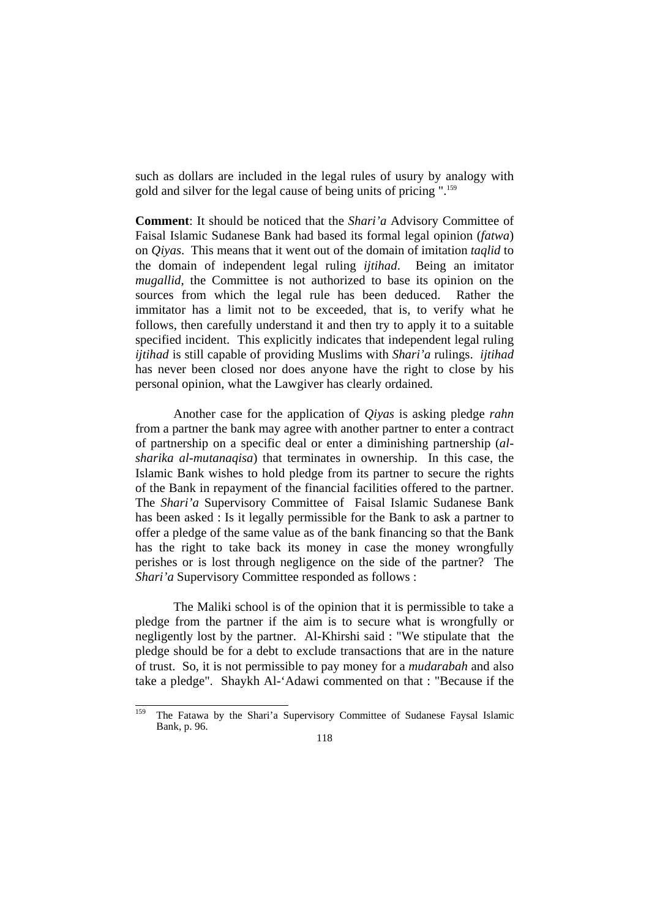such as dollars are included in the legal rules of usury by analogy with gold and silver for the legal cause of being units of pricing ".[159]

**Comment**: It should be noticed that the *Shari'a* Advisory Committee of Faisal Islamic Sudanese Bank had based its formal legal opinion (*fatwa*) on *Qiyas*. This means that it went out of the domain of imitation *taqlid* to the domain of independent legal ruling *ijtihad*. Being an imitator *mugallid*, the Committee is not authorized to base its opinion on the sources from which the legal rule has been deduced. Rather the immitator has a limit not to be exceeded, that is, to verify what he follows, then carefully understand it and then try to apply it to a suitable specified incident. This explicitly indicates that independent legal ruling *ijtihad* is still capable of providing Muslims with *Shari'a* rulings. *ijtihad* has never been closed nor does anyone have the right to close by his personal opinion, what the Lawgiver has clearly ordained.

Another case for the application of *Qiyas* is asking pledge *rahn* from a partner the bank may agree with another partner to enter a contract of partnership on a specific deal or enter a diminishing partnership (*al-sharika al-mutanaqisa*) that terminates in ownership. In this case, the Islamic Bank wishes to hold pledge from its partner to secure the rights of the Bank in repayment of the financial facilities offered to the partner. The *Shari'a* Supervisory Committee of Faisal Islamic Sudanese Bank has been asked : Is it legally permissible for the Bank to ask a partner to offer a pledge of the same value as of the bank financing so that the Bank has the right to take back its money in case the money wrongfully perishes or is lost through negligence on the side of the partner? The *Shari'a* Supervisory Committee responded as follows :

The Maliki school is of the opinion that it is permissible to take a pledge from the partner if the aim is to secure what is wrongfully or negligently lost by the partner. Al-Khirshi said : "We stipulate that the pledge should be for a debt to exclude transactions that are in the nature of trust. So, it is not permissible to pay money for a *mudarabah* and also take a pledge". Shaykh Al-'Adawi commented on that : "Because if the

---

[159] The Fatawa by the Shari'a Supervisory Committee of Sudanese Faysal Islamic Bank, p. 96.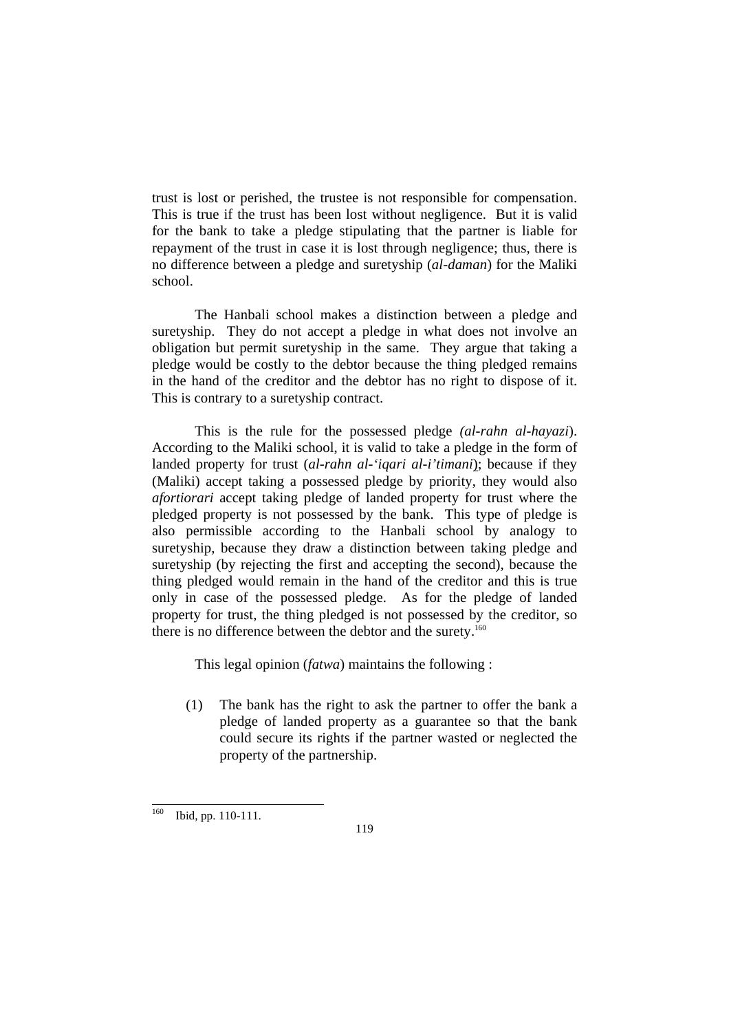trust is lost or perished, the trustee is not responsible for compensation. This is true if the trust has been lost without negligence. But it is valid for the bank to take a pledge stipulating that the partner is liable for repayment of the trust in case it is lost through negligence; thus, there is no difference between a pledge and suretyship (*al-daman*) for the Maliki school.

The Hanbali school makes a distinction between a pledge and suretyship. They do not accept a pledge in what does not involve an obligation but permit suretyship in the same. They argue that taking a pledge would be costly to the debtor because the thing pledged remains in the hand of the creditor and the debtor has no right to dispose of it. This is contrary to a suretyship contract.

This is the rule for the possessed pledge *(al-rahn al-hayazi*). According to the Maliki school, it is valid to take a pledge in the form of landed property for trust (*al-rahn al-'iqari al-i'timani*); because if they (Maliki) accept taking a possessed pledge by priority, they would also *afortiorari* accept taking pledge of landed property for trust where the pledged property is not possessed by the bank. This type of pledge is also permissible according to the Hanbali school by analogy to suretyship, because they draw a distinction between taking pledge and suretyship (by rejecting the first and accepting the second), because the thing pledged would remain in the hand of the creditor and this is true only in case of the possessed pledge. As for the pledge of landed property for trust, the thing pledged is not possessed by the creditor, so there is no difference between the debtor and the surety.[160]

This legal opinion (*fatwa*) maintains the following :

(1) The bank has the right to ask the partner to offer the bank a pledge of landed property as a guarantee so that the bank could secure its rights if the partner wasted or neglected the property of the partnership.

---

[160] Ibid, pp. 110-111.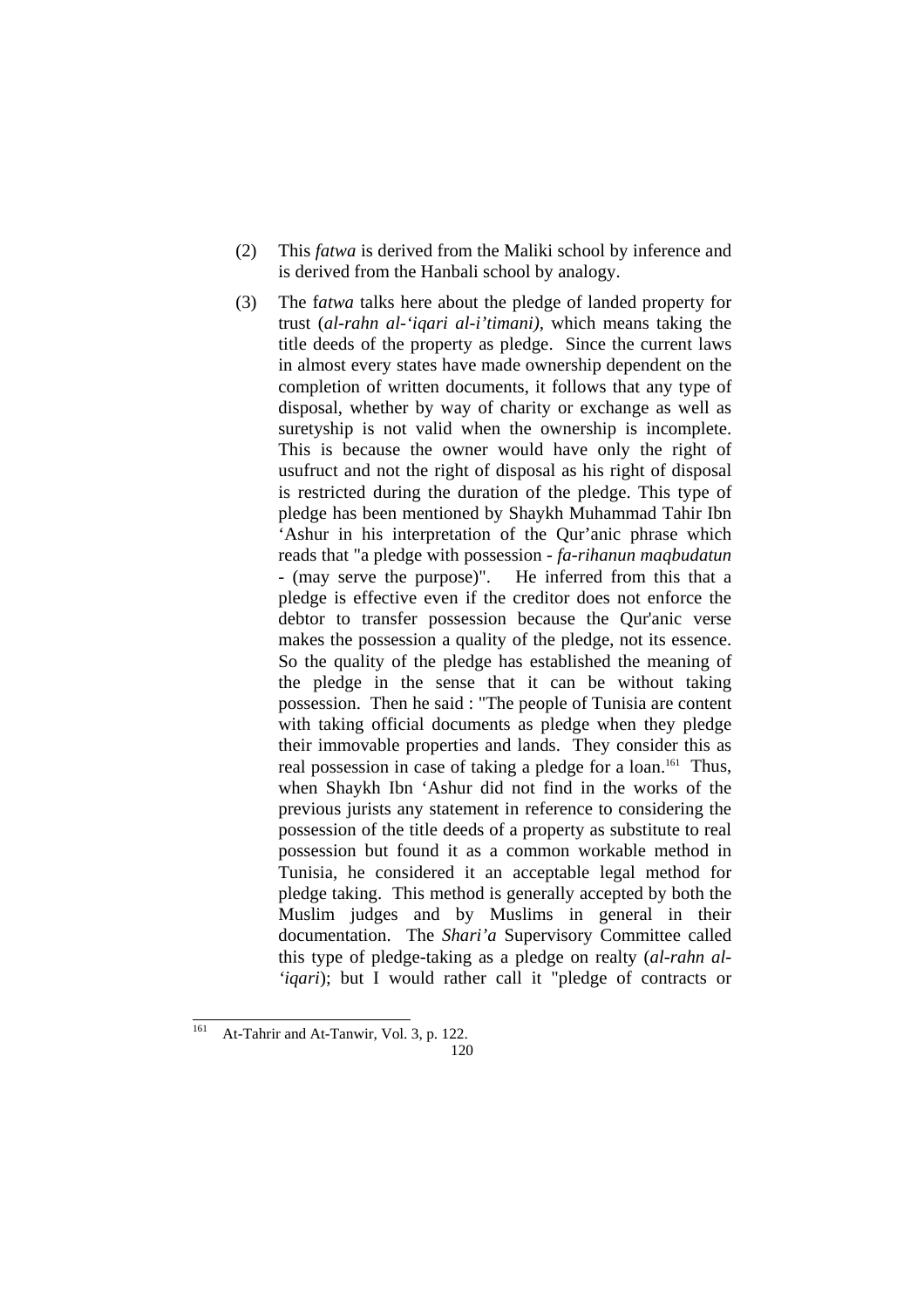(2) This *fatwa* is derived from the Maliki school by inference and is derived from the Hanbali school by analogy.

(3) The f*atwa* talks here about the pledge of landed property for trust (*al-rahn al-'iqari al-i'timani),* which means taking the title deeds of the property as pledge. Since the current laws in almost every states have made ownership dependent on the completion of written documents, it follows that any type of disposal, whether by way of charity or exchange as well as suretyship is not valid when the ownership is incomplete. This is because the owner would have only the right of usufruct and not the right of disposal as his right of disposal is restricted during the duration of the pledge. This type of pledge has been mentioned by Shaykh Muhammad Tahir Ibn 'Ashur in his interpretation of the Qur'anic phrase which reads that "a pledge with possession - *fa-rihanun maqbudatun* - (may serve the purpose)". He inferred from this that a pledge is effective even if the creditor does not enforce the debtor to transfer possession because the Qur'anic verse makes the possession a quality of the pledge, not its essence. So the quality of the pledge has established the meaning of the pledge in the sense that it can be without taking possession. Then he said : "The people of Tunisia are content with taking official documents as pledge when they pledge their immovable properties and lands. They consider this as real possession in case of taking a pledge for a loan.[161] Thus, when Shaykh Ibn 'Ashur did not find in the works of the previous jurists any statement in reference to considering the possession of the title deeds of a property as substitute to real possession but found it as a common workable method in Tunisia, he considered it an acceptable legal method for pledge taking. This method is generally accepted by both the Muslim judges and by Muslims in general in their documentation. The *Shari'a* Supervisory Committee called this type of pledge-taking as a pledge on realty (*al-rahn al-'iqari*); but I would rather call it "pledge of contracts or

[161] At-Tahrir and At-Tanwir, Vol. 3, p. 122.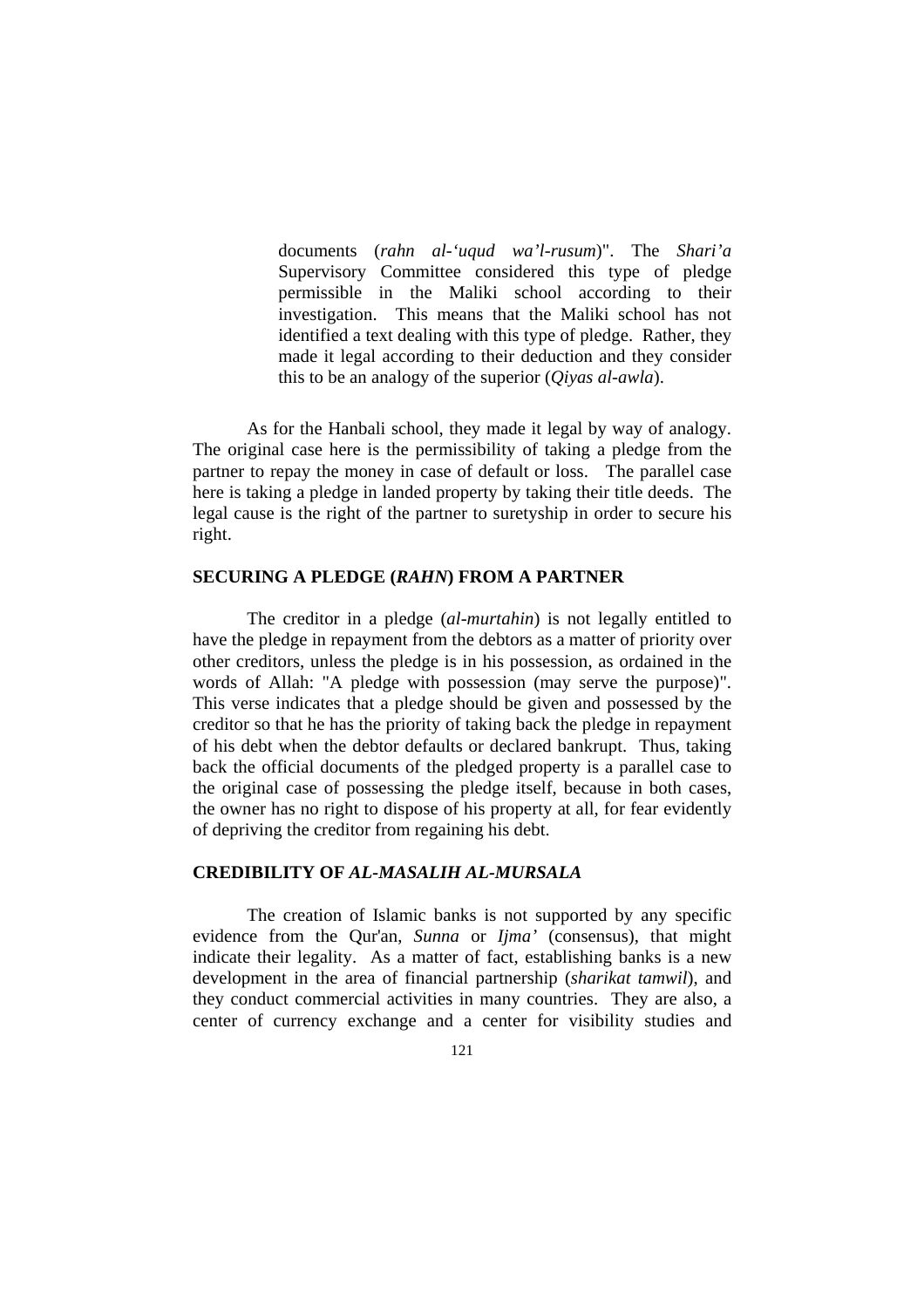> documents (*rahn al-'uqud wa'l-rusum*)". The *Shari'a* Supervisory Committee considered this type of pledge permissible in the Maliki school according to their investigation. This means that the Maliki school has not identified a text dealing with this type of pledge. Rather, they made it legal according to their deduction and they consider this to be an analogy of the superior (*Qiyas al-awla*).

As for the Hanbali school, they made it legal by way of analogy. The original case here is the permissibility of taking a pledge from the partner to repay the money in case of default or loss. The parallel case here is taking a pledge in landed property by taking their title deeds. The legal cause is the right of the partner to suretyship in order to secure his right.

## SECURING A PLEDGE (*RAHN*) FROM A PARTNER

The creditor in a pledge (*al-murtahin*) is not legally entitled to have the pledge in repayment from the debtors as a matter of priority over other creditors, unless the pledge is in his possession, as ordained in the words of Allah: "A pledge with possession (may serve the purpose)". This verse indicates that a pledge should be given and possessed by the creditor so that he has the priority of taking back the pledge in repayment of his debt when the debtor defaults or declared bankrupt. Thus, taking back the official documents of the pledged property is a parallel case to the original case of possessing the pledge itself, because in both cases, the owner has no right to dispose of his property at all, for fear evidently of depriving the creditor from regaining his debt.

## CREDIBILITY OF *AL-MASALIH AL-MURSALA*

The creation of Islamic banks is not supported by any specific evidence from the Qur'an, *Sunna* or *Ijma'* (consensus), that might indicate their legality. As a matter of fact, establishing banks is a new development in the area of financial partnership (*sharikat tamwil*), and they conduct commercial activities in many countries. They are also, a center of currency exchange and a center for visibility studies and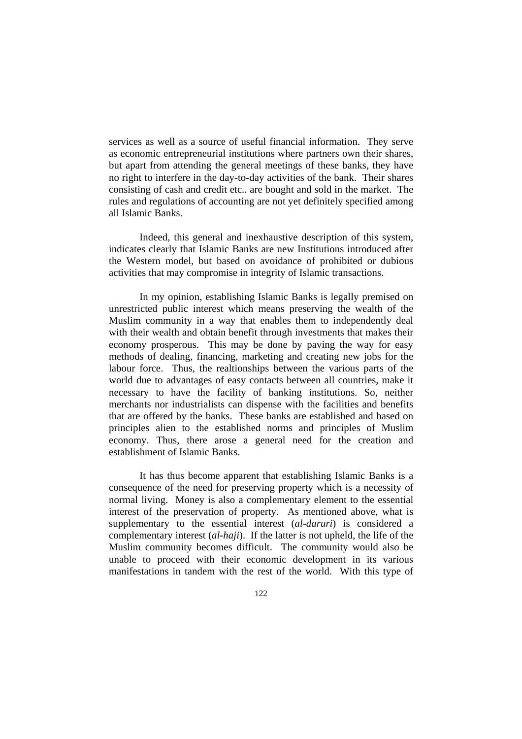services as well as a source of useful financial information. They serve as economic entrepreneurial institutions where partners own their shares, but apart from attending the general meetings of these banks, they have no right to interfere in the day-to-day activities of the bank. Their shares consisting of cash and credit etc.. are bought and sold in the market. The rules and regulations of accounting are not yet definitely specified among all Islamic Banks.

Indeed, this general and inexhaustive description of this system, indicates clearly that Islamic Banks are new Institutions introduced after the Western model, but based on avoidance of prohibited or dubious activities that may compromise in integrity of Islamic transactions.

In my opinion, establishing Islamic Banks is legally premised on unrestricted public interest which means preserving the wealth of the Muslim community in a way that enables them to independently deal with their wealth and obtain benefit through investments that makes their economy prosperous. This may be done by paving the way for easy methods of dealing, financing, marketing and creating new jobs for the labour force. Thus, the realtionships between the various parts of the world due to advantages of easy contacts between all countries, make it necessary to have the facility of banking institutions. So, neither merchants nor industrialists can dispense with the facilities and benefits that are offered by the banks. These banks are established and based on principles alien to the established norms and principles of Muslim economy. Thus, there arose a general need for the creation and establishment of Islamic Banks.

It has thus become apparent that establishing Islamic Banks is a consequence of the need for preserving property which is a necessity of normal living. Money is also a complementary element to the essential interest of the preservation of property. As mentioned above, what is supplementary to the essential interest (*al-daruri*) is considered a complementary interest (*al-haji*). If the latter is not upheld, the life of the Muslim community becomes difficult. The community would also be unable to proceed with their economic development in its various manifestations in tandem with the rest of the world. With this type of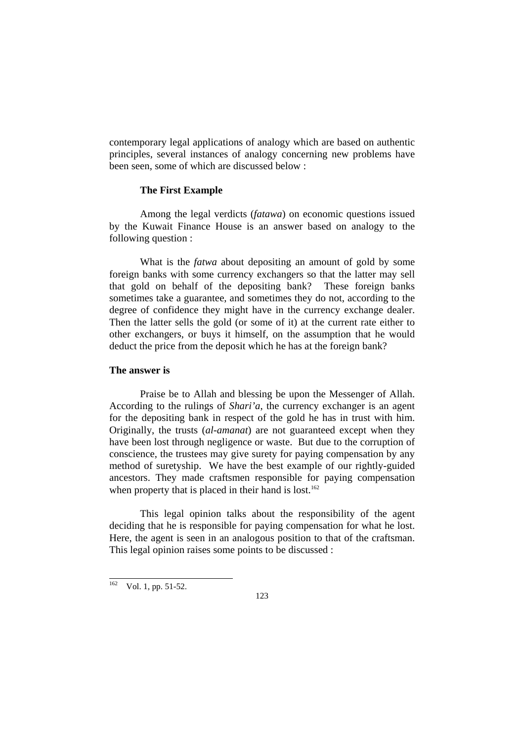contemporary legal applications of analogy which are based on authentic principles, several instances of analogy concerning new problems have been seen, some of which are discussed below :

### The First Example

Among the legal verdicts (*fatawa*) on economic questions issued by the Kuwait Finance House is an answer based on analogy to the following question :

What is the *fatwa* about depositing an amount of gold by some foreign banks with some currency exchangers so that the latter may sell that gold on behalf of the depositing bank? These foreign banks sometimes take a guarantee, and sometimes they do not, according to the degree of confidence they might have in the currency exchange dealer. Then the latter sells the gold (or some of it) at the current rate either to other exchangers, or buys it himself, on the assumption that he would deduct the price from the deposit which he has at the foreign bank?

### The answer is

Praise be to Allah and blessing be upon the Messenger of Allah. According to the rulings of *Shari'a*, the currency exchanger is an agent for the depositing bank in respect of the gold he has in trust with him. Originally, the trusts (*al-amanat*) are not guaranteed except when they have been lost through negligence or waste. But due to the corruption of conscience, the trustees may give surety for paying compensation by any method of suretyship. We have the best example of our rightly-guided ancestors. They made craftsmen responsible for paying compensation when property that is placed in their hand is lost.[162]

This legal opinion talks about the responsibility of the agent deciding that he is responsible for paying compensation for what he lost. Here, the agent is seen in an analogous position to that of the craftsman. This legal opinion raises some points to be discussed :

---

[162] Vol. 1, pp. 51-52.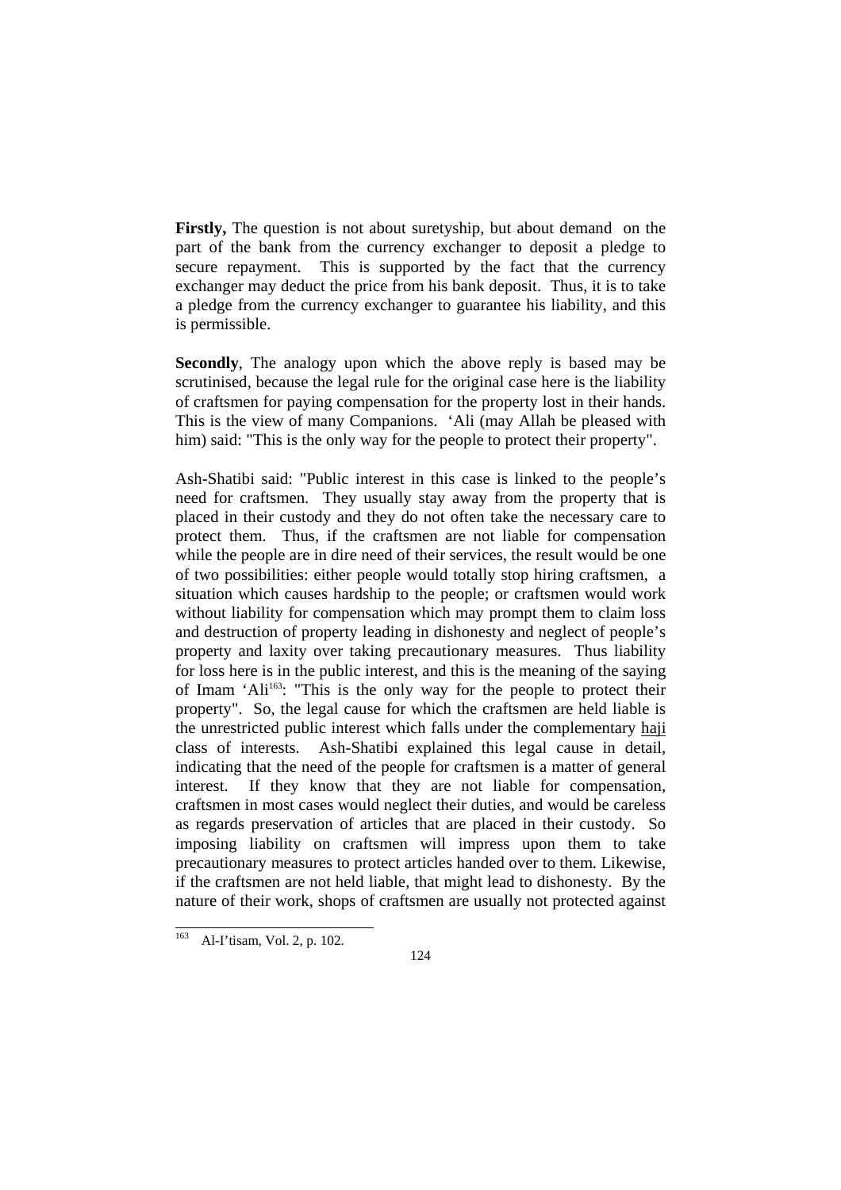**Firstly,** The question is not about suretyship, but about demand on the part of the bank from the currency exchanger to deposit a pledge to secure repayment. This is supported by the fact that the currency exchanger may deduct the price from his bank deposit. Thus, it is to take a pledge from the currency exchanger to guarantee his liability, and this is permissible.

**Secondly**, The analogy upon which the above reply is based may be scrutinised, because the legal rule for the original case here is the liability of craftsmen for paying compensation for the property lost in their hands. This is the view of many Companions. ‘Ali (may Allah be pleased with him) said: "This is the only way for the people to protect their property".

Ash-Shatibi said: "Public interest in this case is linked to the people’s need for craftsmen. They usually stay away from the property that is placed in their custody and they do not often take the necessary care to protect them. Thus, if the craftsmen are not liable for compensation while the people are in dire need of their services, the result would be one of two possibilities: either people would totally stop hiring craftsmen, a situation which causes hardship to the people; or craftsmen would work without liability for compensation which may prompt them to claim loss and destruction of property leading in dishonesty and neglect of people’s property and laxity over taking precautionary measures. Thus liability for loss here is in the public interest, and this is the meaning of the saying of Imam ‘Ali[163]: "This is the only way for the people to protect their property". So, the legal cause for which the craftsmen are held liable is the unrestricted public interest which falls under the complementary haji class of interests. Ash-Shatibi explained this legal cause in detail, indicating that the need of the people for craftsmen is a matter of general interest. If they know that they are not liable for compensation, craftsmen in most cases would neglect their duties, and would be careless as regards preservation of articles that are placed in their custody. So imposing liability on craftsmen will impress upon them to take precautionary measures to protect articles handed over to them. Likewise, if the craftsmen are not held liable, that might lead to dishonesty. By the nature of their work, shops of craftsmen are usually not protected against

[163] Al-I’tisam, Vol. 2, p. 102.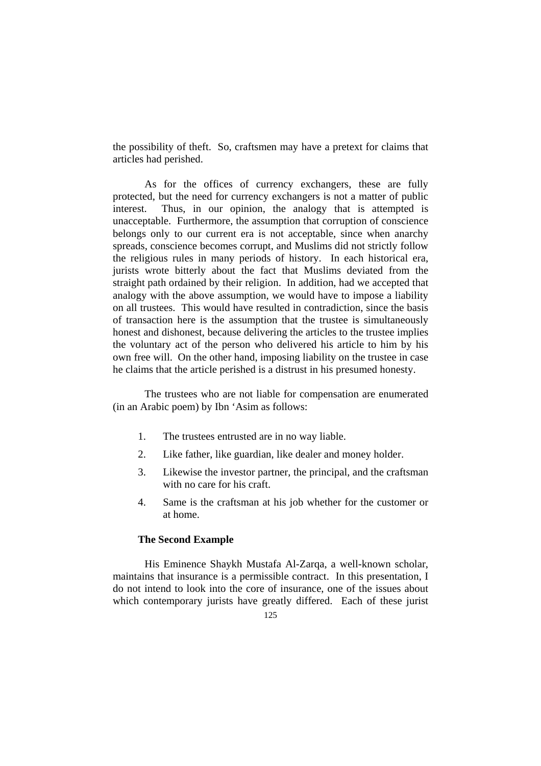the possibility of theft. So, craftsmen may have a pretext for claims that articles had perished.

As for the offices of currency exchangers, these are fully protected, but the need for currency exchangers is not a matter of public interest. Thus, in our opinion, the analogy that is attempted is unacceptable. Furthermore, the assumption that corruption of conscience belongs only to our current era is not acceptable, since when anarchy spreads, conscience becomes corrupt, and Muslims did not strictly follow the religious rules in many periods of history. In each historical era, jurists wrote bitterly about the fact that Muslims deviated from the straight path ordained by their religion. In addition, had we accepted that analogy with the above assumption, we would have to impose a liability on all trustees. This would have resulted in contradiction, since the basis of transaction here is the assumption that the trustee is simultaneously honest and dishonest, because delivering the articles to the trustee implies the voluntary act of the person who delivered his article to him by his own free will. On the other hand, imposing liability on the trustee in case he claims that the article perished is a distrust in his presumed honesty.

The trustees who are not liable for compensation are enumerated (in an Arabic poem) by Ibn 'Asim as follows:

1. The trustees entrusted are in no way liable.
2. Like father, like guardian, like dealer and money holder.
3. Likewise the investor partner, the principal, and the craftsman with no care for his craft.
4. Same is the craftsman at his job whether for the customer or at home.

**The Second Example**

His Eminence Shaykh Mustafa Al-Zarqa, a well-known scholar, maintains that insurance is a permissible contract. In this presentation, I do not intend to look into the core of insurance, one of the issues about which contemporary jurists have greatly differed. Each of these jurist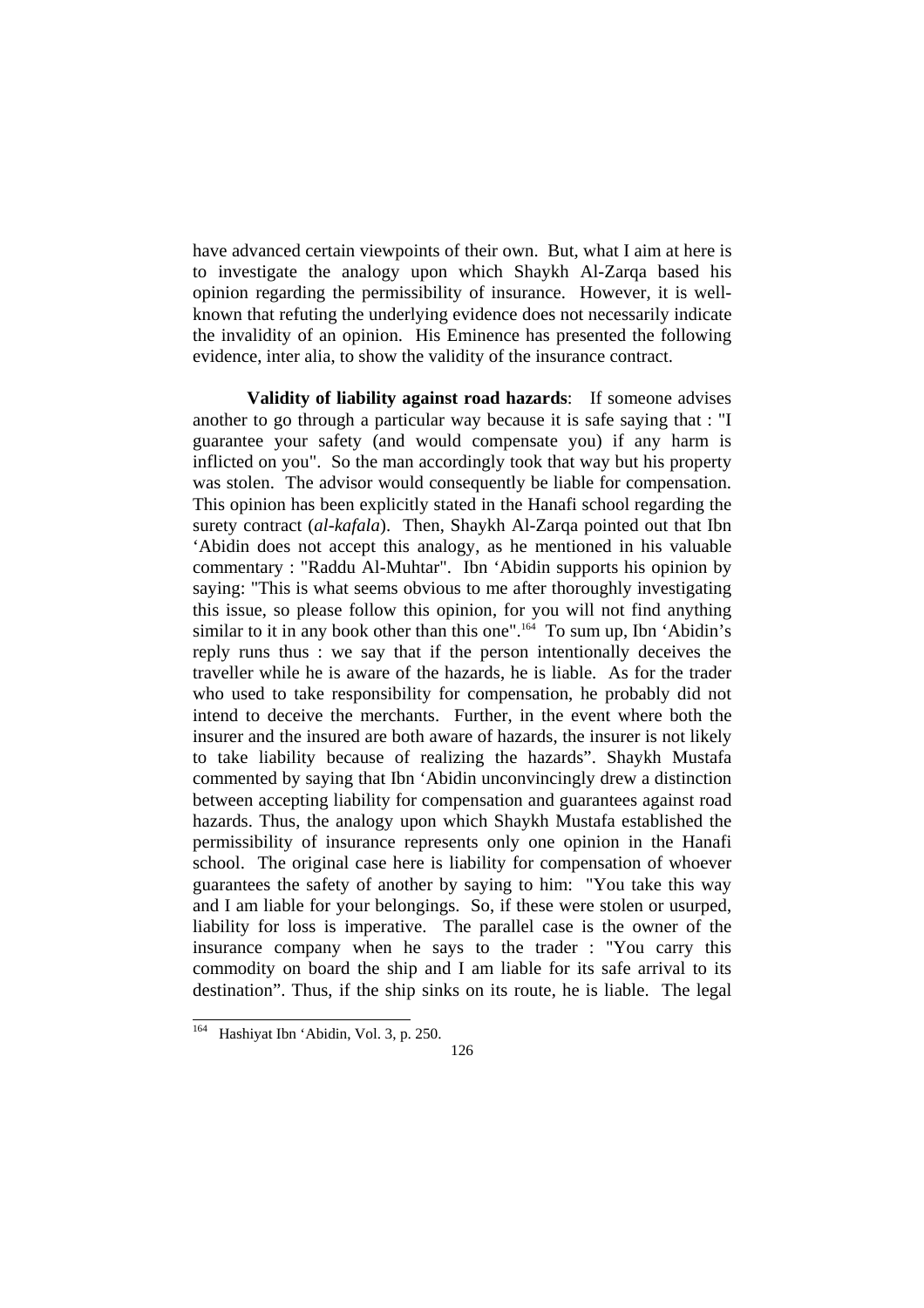have advanced certain viewpoints of their own. But, what I aim at here is to investigate the analogy upon which Shaykh Al-Zarqa based his opinion regarding the permissibility of insurance. However, it is well-known that refuting the underlying evidence does not necessarily indicate the invalidity of an opinion. His Eminence has presented the following evidence, inter alia, to show the validity of the insurance contract.

**Validity of liability against road hazards**: If someone advises another to go through a particular way because it is safe saying that : "I guarantee your safety (and would compensate you) if any harm is inflicted on you". So the man accordingly took that way but his property was stolen. The advisor would consequently be liable for compensation. This opinion has been explicitly stated in the Hanafi school regarding the surety contract (*al-kafala*). Then, Shaykh Al-Zarqa pointed out that Ibn 'Abidin does not accept this analogy, as he mentioned in his valuable commentary : "Raddu Al-Muhtar". Ibn 'Abidin supports his opinion by saying: "This is what seems obvious to me after thoroughly investigating this issue, so please follow this opinion, for you will not find anything similar to it in any book other than this one".[164] To sum up, Ibn 'Abidin's reply runs thus : we say that if the person intentionally deceives the traveller while he is aware of the hazards, he is liable. As for the trader who used to take responsibility for compensation, he probably did not intend to deceive the merchants. Further, in the event where both the insurer and the insured are both aware of hazards, the insurer is not likely to take liability because of realizing the hazards". Shaykh Mustafa commented by saying that Ibn 'Abidin unconvincingly drew a distinction between accepting liability for compensation and guarantees against road hazards. Thus, the analogy upon which Shaykh Mustafa established the permissibility of insurance represents only one opinion in the Hanafi school. The original case here is liability for compensation of whoever guarantees the safety of another by saying to him: "You take this way and I am liable for your belongings. So, if these were stolen or usurped, liability for loss is imperative. The parallel case is the owner of the insurance company when he says to the trader : "You carry this commodity on board the ship and I am liable for its safe arrival to its destination". Thus, if the ship sinks on its route, he is liable. The legal

[164] Hashiyat Ibn 'Abidin, Vol. 3, p. 250.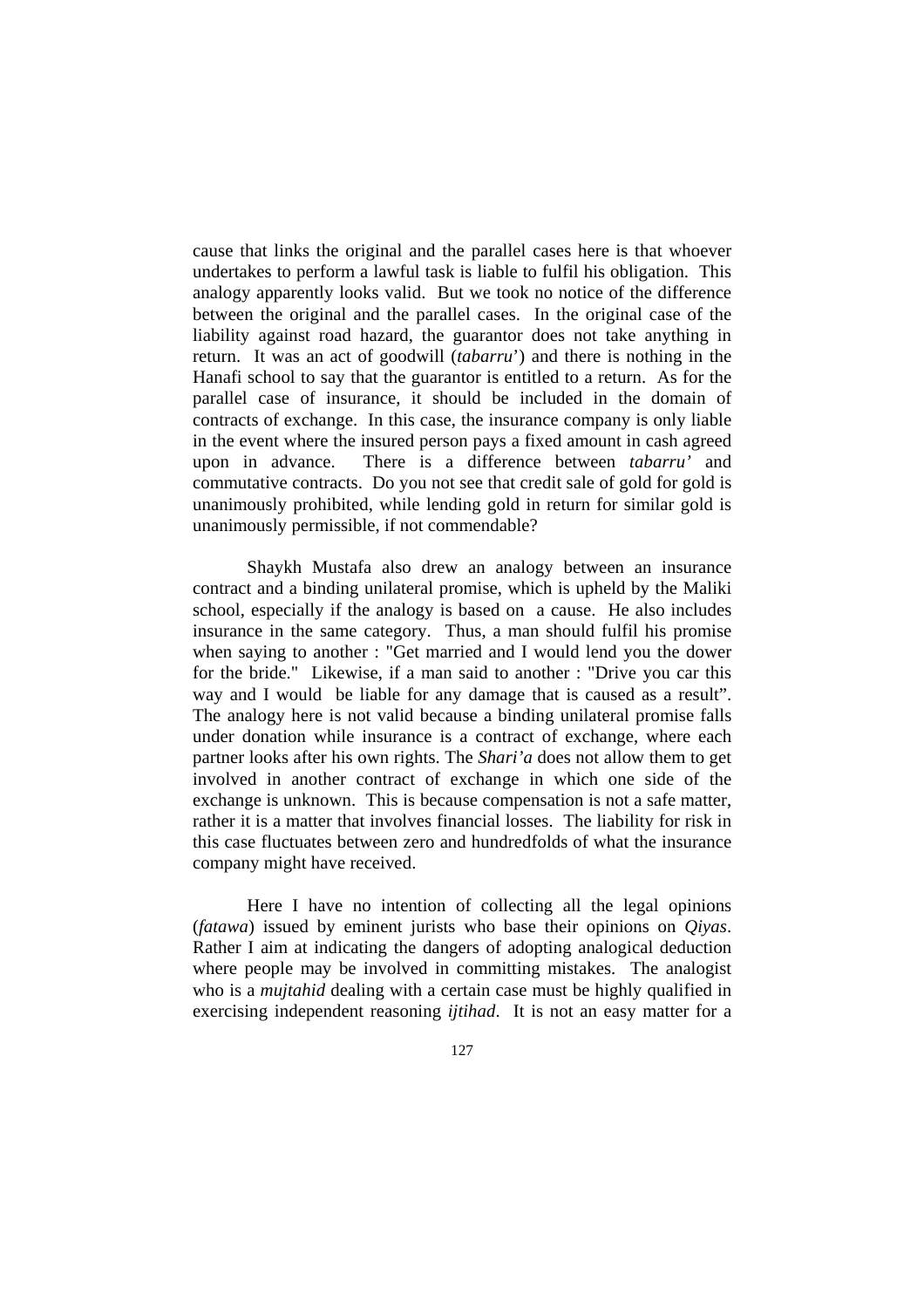cause that links the original and the parallel cases here is that whoever undertakes to perform a lawful task is liable to fulfil his obligation. This analogy apparently looks valid. But we took no notice of the difference between the original and the parallel cases. In the original case of the liability against road hazard, the guarantor does not take anything in return. It was an act of goodwill (*tabarru*') and there is nothing in the Hanafi school to say that the guarantor is entitled to a return. As for the parallel case of insurance, it should be included in the domain of contracts of exchange. In this case, the insurance company is only liable in the event where the insured person pays a fixed amount in cash agreed upon in advance. There is a difference between *tabarru'* and commutative contracts. Do you not see that credit sale of gold for gold is unanimously prohibited, while lending gold in return for similar gold is unanimously permissible, if not commendable?

Shaykh Mustafa also drew an analogy between an insurance contract and a binding unilateral promise, which is upheld by the Maliki school, especially if the analogy is based on a cause. He also includes insurance in the same category. Thus, a man should fulfil his promise when saying to another : "Get married and I would lend you the dower for the bride." Likewise, if a man said to another : "Drive you car this way and I would be liable for any damage that is caused as a result". The analogy here is not valid because a binding unilateral promise falls under donation while insurance is a contract of exchange, where each partner looks after his own rights. The *Shari'a* does not allow them to get involved in another contract of exchange in which one side of the exchange is unknown. This is because compensation is not a safe matter, rather it is a matter that involves financial losses. The liability for risk in this case fluctuates between zero and hundredfolds of what the insurance company might have received.

Here I have no intention of collecting all the legal opinions (*fatawa*) issued by eminent jurists who base their opinions on *Qiyas*. Rather I aim at indicating the dangers of adopting analogical deduction where people may be involved in committing mistakes. The analogist who is a *mujtahid* dealing with a certain case must be highly qualified in exercising independent reasoning *ijtihad*. It is not an easy matter for a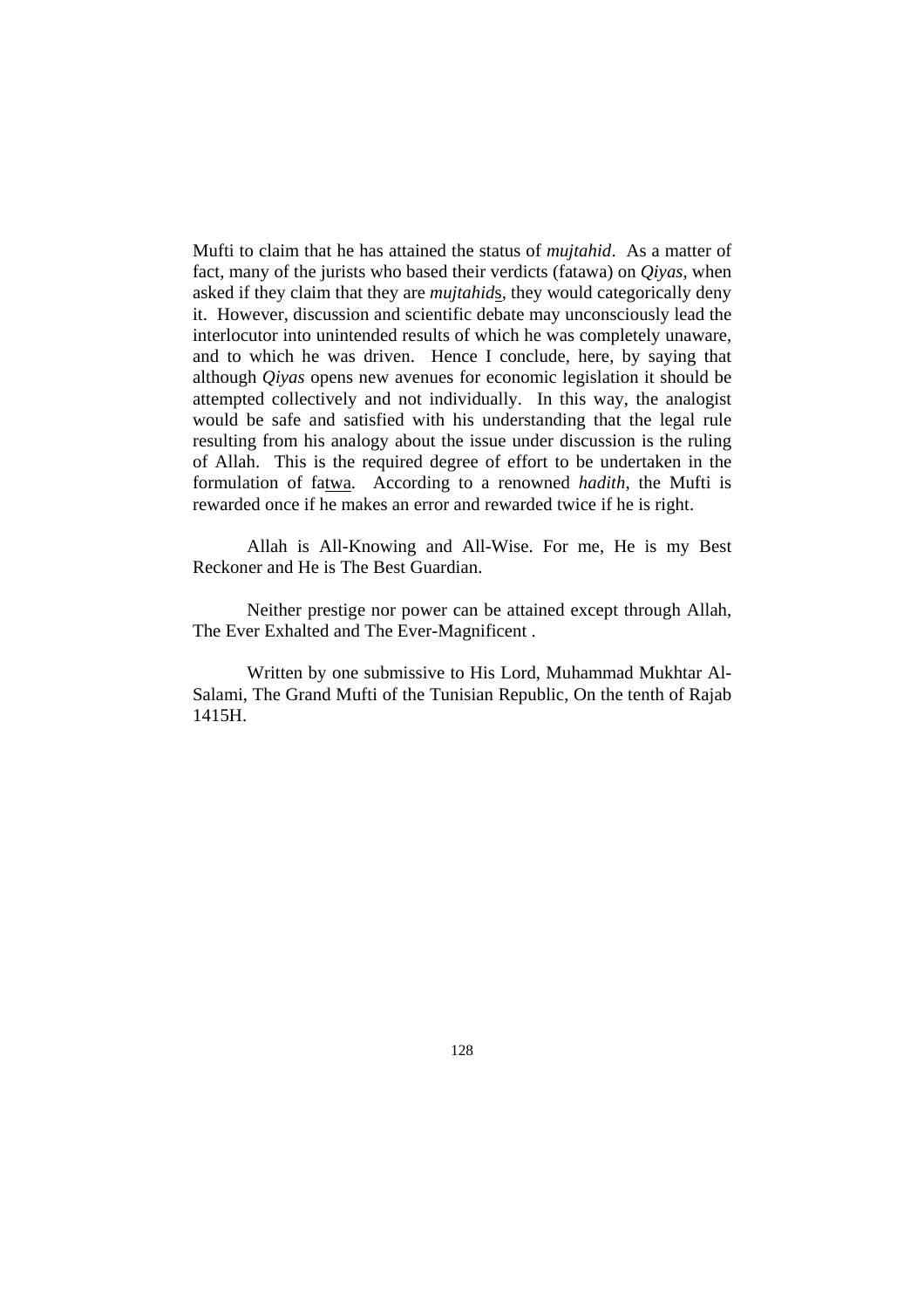Mufti to claim that he has attained the status of *mujtahid*. As a matter of fact, many of the jurists who based their verdicts (fatawa) on *Qiyas*, when asked if they claim that they are *mujtahid*s, they would categorically deny it. However, discussion and scientific debate may unconsciously lead the interlocutor into unintended results of which he was completely unaware, and to which he was driven. Hence I conclude, here, by saying that although *Qiyas* opens new avenues for economic legislation it should be attempted collectively and not individually. In this way, the analogist would be safe and satisfied with his understanding that the legal rule resulting from his analogy about the issue under discussion is the ruling of Allah. This is the required degree of effort to be undertaken in the formulation of fatwa. According to a renowned *hadith*, the Mufti is rewarded once if he makes an error and rewarded twice if he is right.

Allah is All-Knowing and All-Wise. For me, He is my Best Reckoner and He is The Best Guardian.

Neither prestige nor power can be attained except through Allah, The Ever Exhalted and The Ever-Magnificent .

Written by one submissive to His Lord, Muhammad Mukhtar Al-Salami, The Grand Mufti of the Tunisian Republic, On the tenth of Rajab 1415H.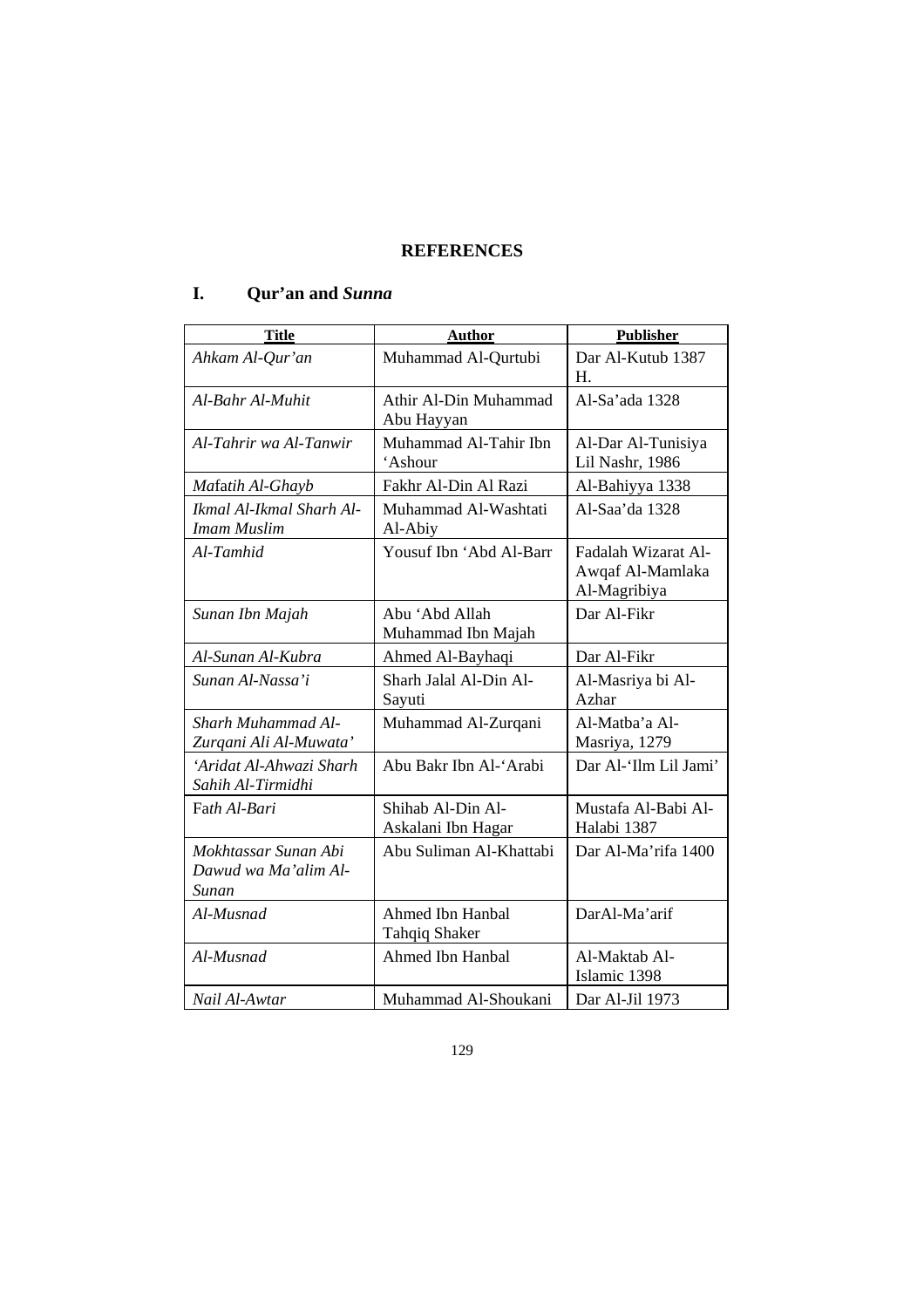# REFERENCES

## I. Qur'an and *Sunna*

| Title | Author | Publisher |
|---|---|---|
| *Ahkam Al-Qur'an* | Muhammad Al-Qurtubi | Dar Al-Kutub 1387 H. |
| *Al-Bahr Al-Muhit* | Athir Al-Din Muhammad Abu Hayyan | Al-Sa'ada 1328 |
| *Al-Tahrir wa Al-Tanwir* | Muhammad Al-Tahir Ibn 'Ashour | Al-Dar Al-Tunisiya Lil Nashr, 1986 |
| *Mafatih Al-Ghayb* | Fakhr Al-Din Al Razi | Al-Bahiyya 1338 |
| *Ikmal Al-Ikmal Sharh Al-Imam Muslim* | Muhammad Al-Washtati Al-Abiy | Al-Saa'da 1328 |
| *Al-Tamhid* | Yousuf Ibn 'Abd Al-Barr | Fadalah Wizarat Al-Awqaf Al-Mamlaka Al-Magribiya |
| *Sunan Ibn Majah* | Abu 'Abd Allah Muhammad Ibn Majah | Dar Al-Fikr |
| *Al-Sunan Al-Kubra* | Ahmed Al-Bayhaqi | Dar Al-Fikr |
| *Sunan Al-Nassa'i* | Sharh Jalal Al-Din Al-Sayuti | Al-Masriya bi Al-Azhar |
| *Sharh Muhammad Al-Zurqani Ali Al-Muwata'* | Muhammad Al-Zurqani | Al-Matba'a Al-Masriya, 1279 |
| *'Aridat Al-Ahwazi Sharh Sahih Al-Tirmidhi* | Abu Bakr Ibn Al-'Arabi | Dar Al-'Ilm Lil Jami' |
| Fath *Al-Bari* | Shihab Al-Din Al-Askalani Ibn Hagar | Mustafa Al-Babi Al-Halabi 1387 |
| *Mokhtassar Sunan Abi Dawud wa Ma'alim Al-Sunan* | Abu Suliman Al-Khattabi | Dar Al-Ma'rifa 1400 |
| *Al-Musnad* | Ahmed Ibn Hanbal Tahqiq Shaker | DarAl-Ma'arif |
| *Al-Musnad* | Ahmed Ibn Hanbal | Al-Maktab Al-Islamic 1398 |
| *Nail Al-Awtar* | Muhammad Al-Shoukani | Dar Al-Jil 1973 |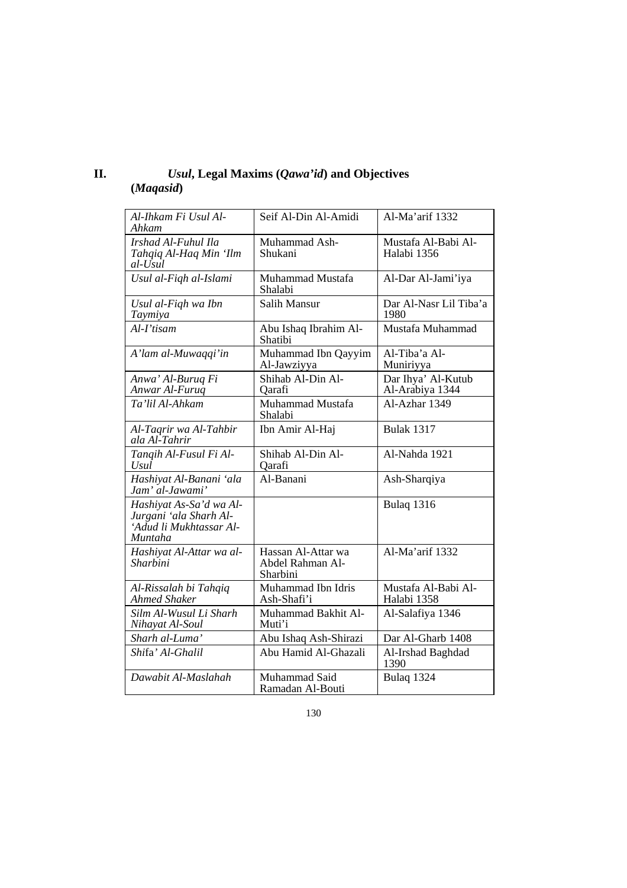## II. *Usul*, Legal Maxims (*Qawa'id*) and Objectives (*Maqasid*)

| | | |
|---|---|---|
| *Al-Ihkam Fi Usul Al-Ahkam* | Seif Al-Din Al-Amidi | Al-Ma'arif 1332 |
| *Irshad Al-Fuhul Ila Tahqiq Al-Haq Min 'Ilm al-Usul* | Muhammad Ash-Shukani | Mustafa Al-Babi Al-Halabi 1356 |
| *Usul al-Fiqh al-Islami* | Muhammad Mustafa Shalabi | Al-Dar Al-Jami'iya |
| *Usul al-Fiqh wa Ibn Taymiya* | Salih Mansur | Dar Al-Nasr Lil Tiba'a 1980 |
| *Al-I'tisam* | Abu Ishaq Ibrahim Al-Shatibi | Mustafa Muhammad |
| *A'lam al-Muwaqqi'in* | Muhammad Ibn Qayyim Al-Jawziyya | Al-Tiba'a Al-Muniriyya |
| *Anwa' Al-Buruq Fi Anwar Al-Furuq* | Shihab Al-Din Al-Qarafi | Dar Ihya' Al-Kutub Al-Arabiya 1344 |
| *Ta'lil Al-Ahkam* | Muhammad Mustafa Shalabi | Al-Azhar 1349 |
| *Al-Taqrir wa Al-Tahbir ala Al-Tahrir* | Ibn Amir Al-Haj | Bulak 1317 |
| *Tanqih Al-Fusul Fi Al-Usul* | Shihab Al-Din Al-Qarafi | Al-Nahda 1921 |
| *Hashiyat Al-Banani 'ala Jam' al-Jawami'* | Al-Banani | Ash-Sharqiya |
| *Hashiyat As-Sa'd wa Al-Jurgani 'ala Sharh Al-'Adud li Mukhtassar Al-Muntaha* | | Bulaq 1316 |
| *Hashiyat Al-Attar wa al-Sharbini* | Hassan Al-Attar wa Abdel Rahman Al-Sharbini | Al-Ma'arif 1332 |
| *Al-Rissalah bi Tahqiq Ahmed Shaker* | Muhammad Ibn Idris Ash-Shafi'i | Mustafa Al-Babi Al-Halabi 1358 |
| *Silm Al-Wusul Li Sharh Nihayat Al-Soul* | Muhammad Bakhit Al-Muti'i | Al-Salafiya 1346 |
| *Sharh al-Luma'* | Abu Ishaq Ash-Shirazi | Dar Al-Gharb 1408 |
| *Shifa' Al-Ghalil* | Abu Hamid Al-Ghazali | Al-Irshad Baghdad 1390 |
| *Dawabit Al-Maslahah* | Muhammad Said Ramadan Al-Bouti | Bulaq 1324 |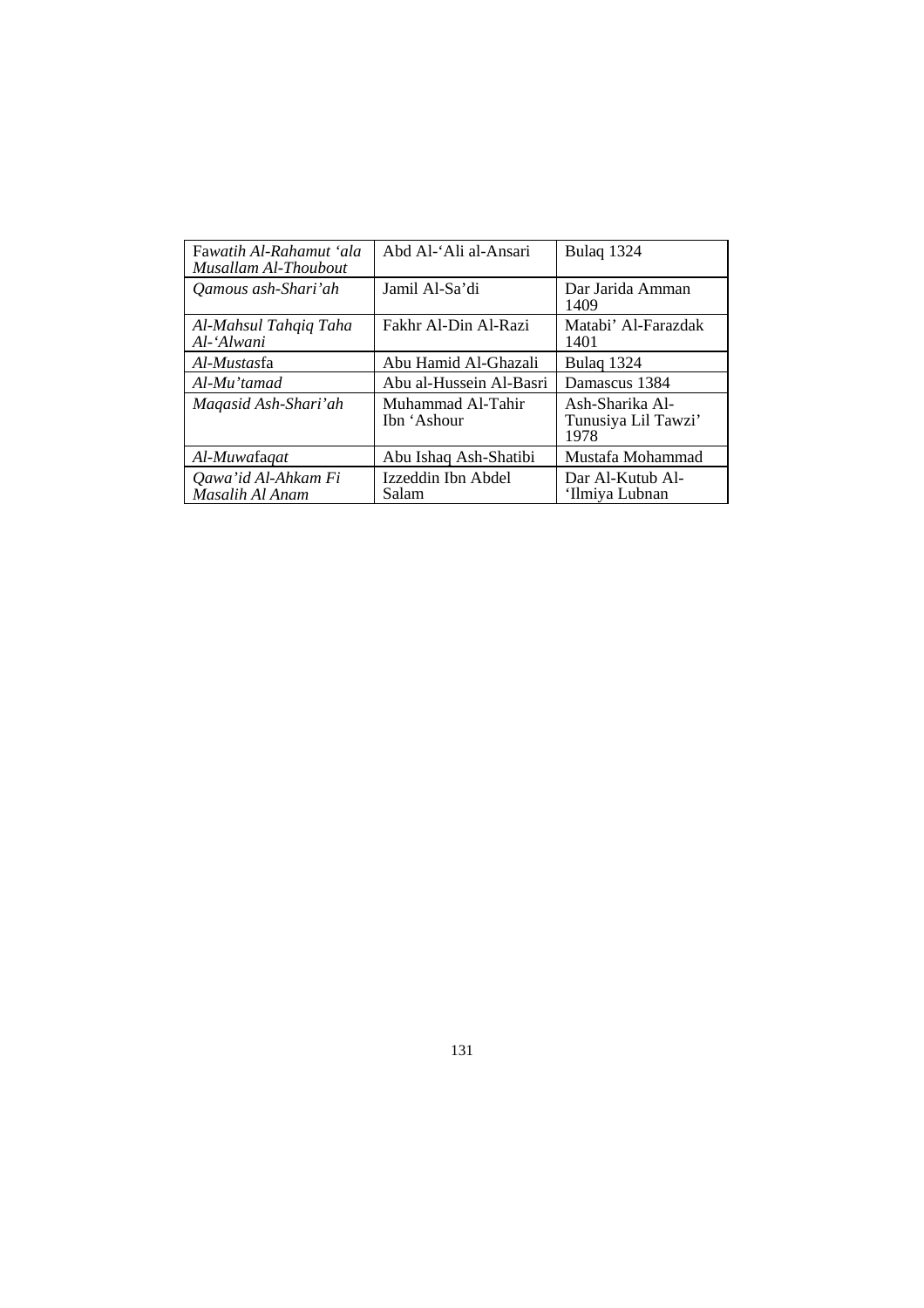| Fa*watih Al-Rahamut 'ala Musallam Al-Thoubout* | Abd Al-'Ali al-Ansari | Bulaq 1324 |
|---|---|---|
| *Qamous ash-Shari'ah* | Jamil Al-Sa'di | Dar Jarida Amman 1409 |
| *Al-Mahsul Tahqiq Taha Al-'Alwani* | Fakhr Al-Din Al-Razi | Matabi' Al-Farazdak 1401 |
| *Al-Mustas*fa | Abu Hamid Al-Ghazali | Bulaq 1324 |
| *Al-Mu'tamad* | Abu al-Hussein Al-Basri | Damascus 1384 |
| *Maqasid Ash-Shari'ah* | Muhammad Al-Tahir Ibn 'Ashour | Ash-Sharika Al-Tunusiya Lil Tawzi' 1978 |
| *Al-Muwa*fa*qat* | Abu Ishaq Ash-Shatibi | Mustafa Mohammad |
| *Qawa'id Al-Ahkam Fi Masalih Al Anam* | Izzeddin Ibn Abdel Salam | Dar Al-Kutub Al-'Ilmiya Lubnan |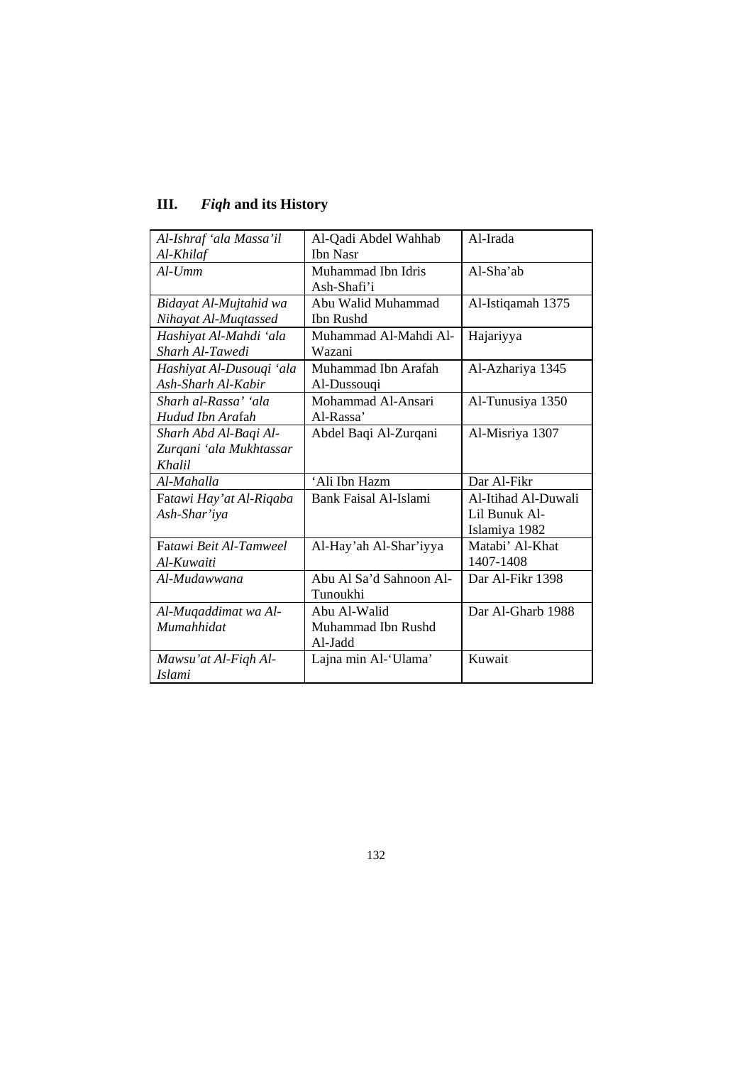## III. *Fiqh* and its History

| | | |
|---|---|---|
| *Al-Ishraf 'ala Massa'il Al-Khilaf* | Al-Qadi Abdel Wahhab Ibn Nasr | Al-Irada |
| *Al-Umm* | Muhammad Ibn Idris Ash-Shafi'i | Al-Sha'ab |
| *Bidayat Al-Mujtahid wa Nihayat Al-Muqtassed* | Abu Walid Muhammad Ibn Rushd | Al-Istiqamah 1375 |
| *Hashiyat Al-Mahdi 'ala Sharh Al-Tawedi* | Muhammad Al-Mahdi Al-Wazani | Hajariyya |
| *Hashiyat Al-Dusouqi 'ala Ash-Sharh Al-Kabir* | Muhammad Ibn Arafah Al-Dussouqi | Al-Azhariya 1345 |
| *Sharh al-Rassa' 'ala Hudud Ibn Ara*fah | Mohammad Al-Ansari Al-Rassa' | Al-Tunusiya 1350 |
| *Sharh Abd Al-Baqi Al-Zurqani 'ala Mukhtassar Khalil* | Abdel Baqi Al-Zurqani | Al-Misriya 1307 |
| *Al-Mahalla* | 'Ali Ibn Hazm | Dar Al-Fikr |
| Fa*tawi Hay'at Al-Riqaba Ash-Shar'iya* | Bank Faisal Al-Islami | Al-Itihad Al-Duwali Lil Bunuk Al-Islamiya 1982 |
| Fa*tawi Beit Al-Tamweel Al-Kuwaiti* | Al-Hay'ah Al-Shar'iyya | Matabi' Al-Khat 1407-1408 |
| *Al-Mudawwana* | Abu Al Sa'd Sahnoon Al-Tunoukhi | Dar Al-Fikr 1398 |
| *Al-Muqaddimat wa Al-Mumahhidat* | Abu Al-Walid Muhammad Ibn Rushd Al-Jadd | Dar Al-Gharb 1988 |
| *Mawsu'at Al-Fiqh Al-Islami* | Lajna min Al-'Ulama' | Kuwait |